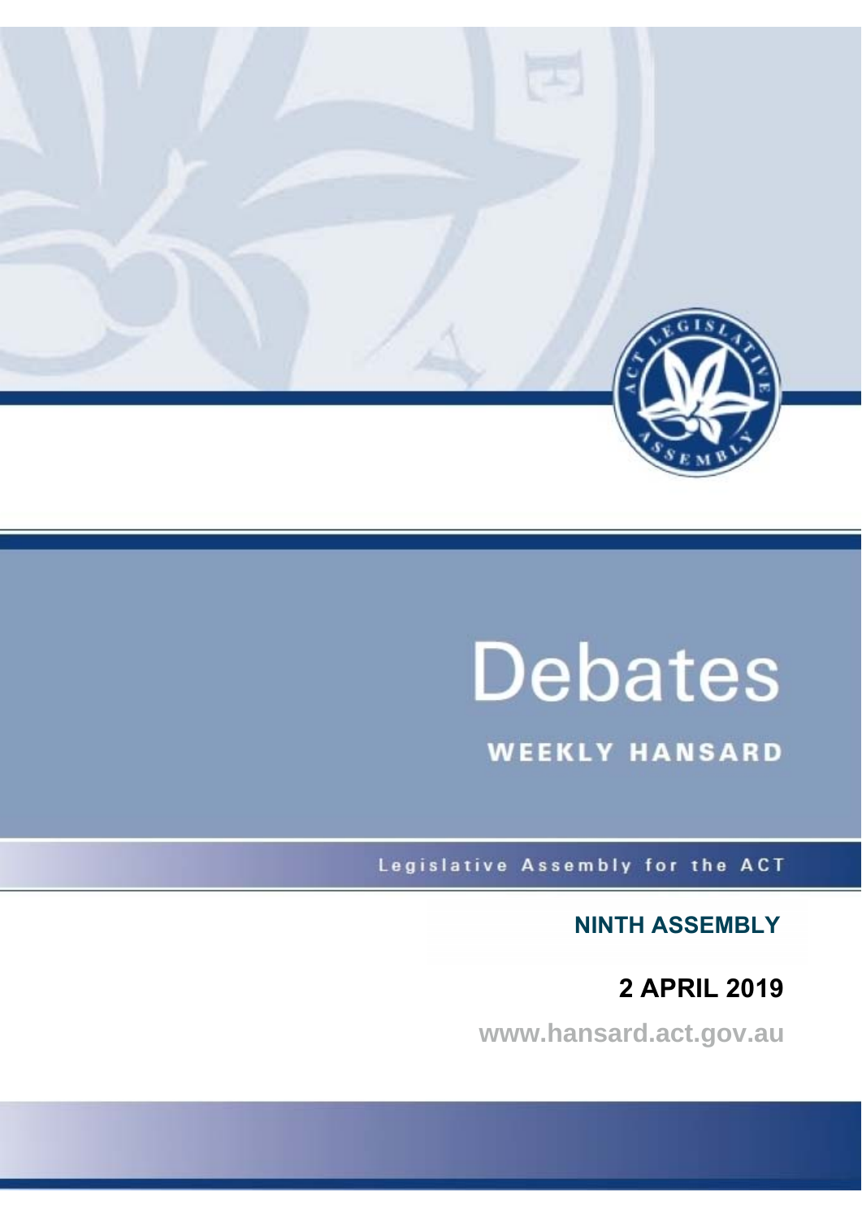# Debates

## WEEKLY HANSARD

Legislative Assembly for the ACT

**NINTH ASSEMBLY**

**2 APRIL 2019**

www.hansard.act.gov.au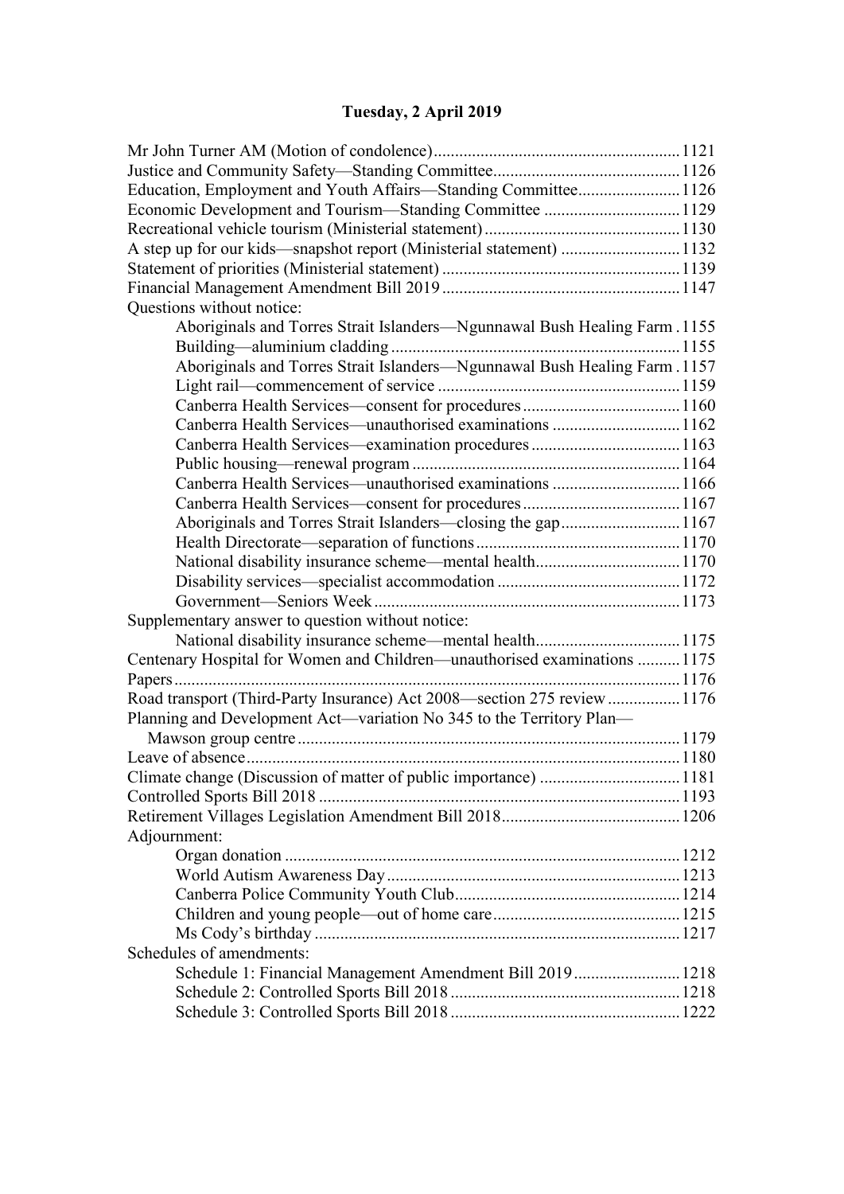**Tuesday, 2 April 2019**

Mr John Turner AM (Motion of condolence) .......... 1121
Justice and Community Safety—Standing Committee .......... 1126
Education, Employment and Youth Affairs—Standing Committee .......... 1126
Economic Development and Tourism—Standing Committee .......... 1129
Recreational vehicle tourism (Ministerial statement) .......... 1130
A step up for our kids—snapshot report (Ministerial statement) .......... 1132
Statement of priorities (Ministerial statement) .......... 1139
Financial Management Amendment Bill 2019 .......... 1147
Questions without notice:
- Aboriginals and Torres Strait Islanders—Ngunnawal Bush Healing Farm .......... 1155
- Building—aluminium cladding .......... 1155
- Aboriginals and Torres Strait Islanders—Ngunnawal Bush Healing Farm .......... 1157
- Light rail—commencement of service .......... 1159
- Canberra Health Services—consent for procedures .......... 1160
- Canberra Health Services—unauthorised examinations .......... 1162
- Canberra Health Services—examination procedures .......... 1163
- Public housing—renewal program .......... 1164
- Canberra Health Services—unauthorised examinations .......... 1166
- Canberra Health Services—consent for procedures .......... 1167
- Aboriginals and Torres Strait Islanders—closing the gap .......... 1167
- Health Directorate—separation of functions .......... 1170
- National disability insurance scheme—mental health .......... 1170
- Disability services—specialist accommodation .......... 1172
- Government—Seniors Week .......... 1173

Supplementary answer to question without notice:
- National disability insurance scheme—mental health .......... 1175

Centenary Hospital for Women and Children—unauthorised examinations .......... 1175
Papers .......... 1176
Road transport (Third-Party Insurance) Act 2008—section 275 review .......... 1176
Planning and Development Act—variation No 345 to the Territory Plan—Mawson group centre .......... 1179
Leave of absence .......... 1180
Climate change (Discussion of matter of public importance) .......... 1181
Controlled Sports Bill 2018 .......... 1193
Retirement Villages Legislation Amendment Bill 2018 .......... 1206
Adjournment:
- Organ donation .......... 1212
- World Autism Awareness Day .......... 1213
- Canberra Police Community Youth Club .......... 1214
- Children and young people—out of home care .......... 1215
- Ms Cody's birthday .......... 1217

Schedules of amendments:
- Schedule 1: Financial Management Amendment Bill 2019 .......... 1218
- Schedule 2: Controlled Sports Bill 2018 .......... 1218
- Schedule 3: Controlled Sports Bill 2018 .......... 1222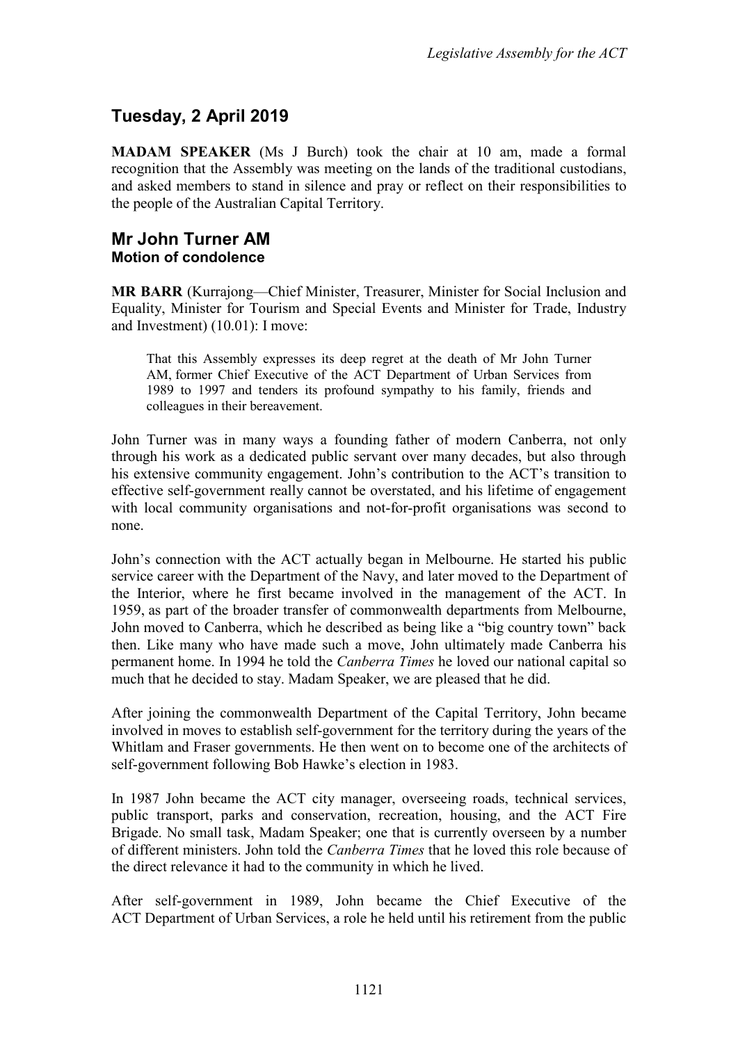## Tuesday, 2 April 2019

**MADAM SPEAKER** (Ms J Burch) took the chair at 10 am, made a formal recognition that the Assembly was meeting on the lands of the traditional custodians, and asked members to stand in silence and pray or reflect on their responsibilities to the people of the Australian Capital Territory.

## Mr John Turner AM

### Motion of condolence

**MR BARR** (Kurrajong—Chief Minister, Treasurer, Minister for Social Inclusion and Equality, Minister for Tourism and Special Events and Minister for Trade, Industry and Investment) (10.01): I move:

> That this Assembly expresses its deep regret at the death of Mr John Turner AM, former Chief Executive of the ACT Department of Urban Services from 1989 to 1997 and tenders its profound sympathy to his family, friends and colleagues in their bereavement.

John Turner was in many ways a founding father of modern Canberra, not only through his work as a dedicated public servant over many decades, but also through his extensive community engagement. John's contribution to the ACT's transition to effective self-government really cannot be overstated, and his lifetime of engagement with local community organisations and not-for-profit organisations was second to none.

John's connection with the ACT actually began in Melbourne. He started his public service career with the Department of the Navy, and later moved to the Department of the Interior, where he first became involved in the management of the ACT. In 1959, as part of the broader transfer of commonwealth departments from Melbourne, John moved to Canberra, which he described as being like a "big country town" back then. Like many who have made such a move, John ultimately made Canberra his permanent home. In 1994 he told the *Canberra Times* he loved our national capital so much that he decided to stay. Madam Speaker, we are pleased that he did.

After joining the commonwealth Department of the Capital Territory, John became involved in moves to establish self-government for the territory during the years of the Whitlam and Fraser governments. He then went on to become one of the architects of self-government following Bob Hawke's election in 1983.

In 1987 John became the ACT city manager, overseeing roads, technical services, public transport, parks and conservation, recreation, housing, and the ACT Fire Brigade. No small task, Madam Speaker; one that is currently overseen by a number of different ministers. John told the *Canberra Times* that he loved this role because of the direct relevance it had to the community in which he lived.

After self-government in 1989, John became the Chief Executive of the ACT Department of Urban Services, a role he held until his retirement from the public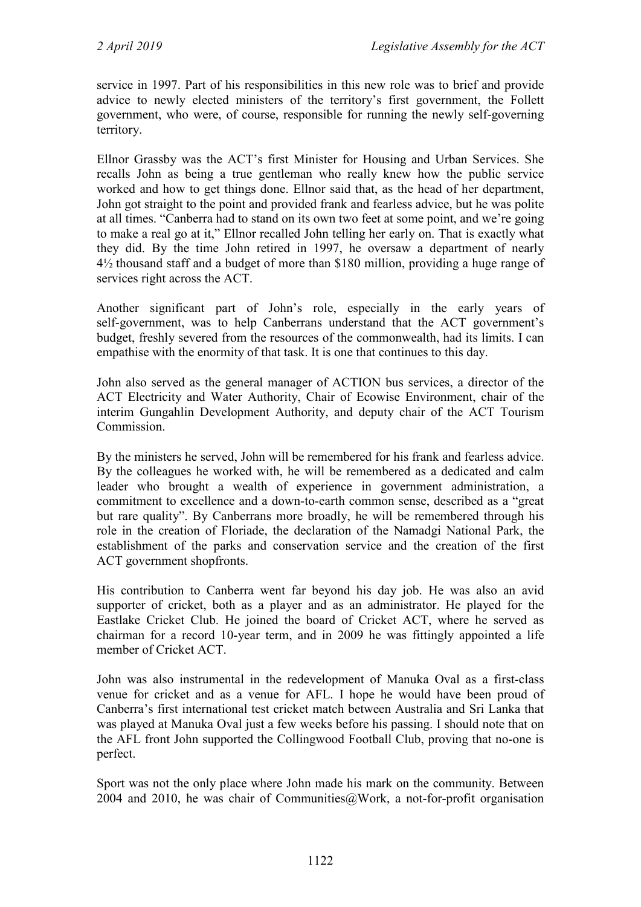service in 1997. Part of his responsibilities in this new role was to brief and provide advice to newly elected ministers of the territory's first government, the Follett government, who were, of course, responsible for running the newly self-governing territory.

Ellnor Grassby was the ACT's first Minister for Housing and Urban Services. She recalls John as being a true gentleman who really knew how the public service worked and how to get things done. Ellnor said that, as the head of her department, John got straight to the point and provided frank and fearless advice, but he was polite at all times. "Canberra had to stand on its own two feet at some point, and we're going to make a real go at it," Ellnor recalled John telling her early on. That is exactly what they did. By the time John retired in 1997, he oversaw a department of nearly 4½ thousand staff and a budget of more than $180 million, providing a huge range of services right across the ACT.

Another significant part of John's role, especially in the early years of self-government, was to help Canberrans understand that the ACT government's budget, freshly severed from the resources of the commonwealth, had its limits. I can empathise with the enormity of that task. It is one that continues to this day.

John also served as the general manager of ACTION bus services, a director of the ACT Electricity and Water Authority, Chair of Ecowise Environment, chair of the interim Gungahlin Development Authority, and deputy chair of the ACT Tourism Commission.

By the ministers he served, John will be remembered for his frank and fearless advice. By the colleagues he worked with, he will be remembered as a dedicated and calm leader who brought a wealth of experience in government administration, a commitment to excellence and a down-to-earth common sense, described as a "great but rare quality". By Canberrans more broadly, he will be remembered through his role in the creation of Floriade, the declaration of the Namadgi National Park, the establishment of the parks and conservation service and the creation of the first ACT government shopfronts.

His contribution to Canberra went far beyond his day job. He was also an avid supporter of cricket, both as a player and as an administrator. He played for the Eastlake Cricket Club. He joined the board of Cricket ACT, where he served as chairman for a record 10-year term, and in 2009 he was fittingly appointed a life member of Cricket ACT.

John was also instrumental in the redevelopment of Manuka Oval as a first-class venue for cricket and as a venue for AFL. I hope he would have been proud of Canberra's first international test cricket match between Australia and Sri Lanka that was played at Manuka Oval just a few weeks before his passing. I should note that on the AFL front John supported the Collingwood Football Club, proving that no-one is perfect.

Sport was not the only place where John made his mark on the community. Between 2004 and 2010, he was chair of Communities@Work, a not-for-profit organisation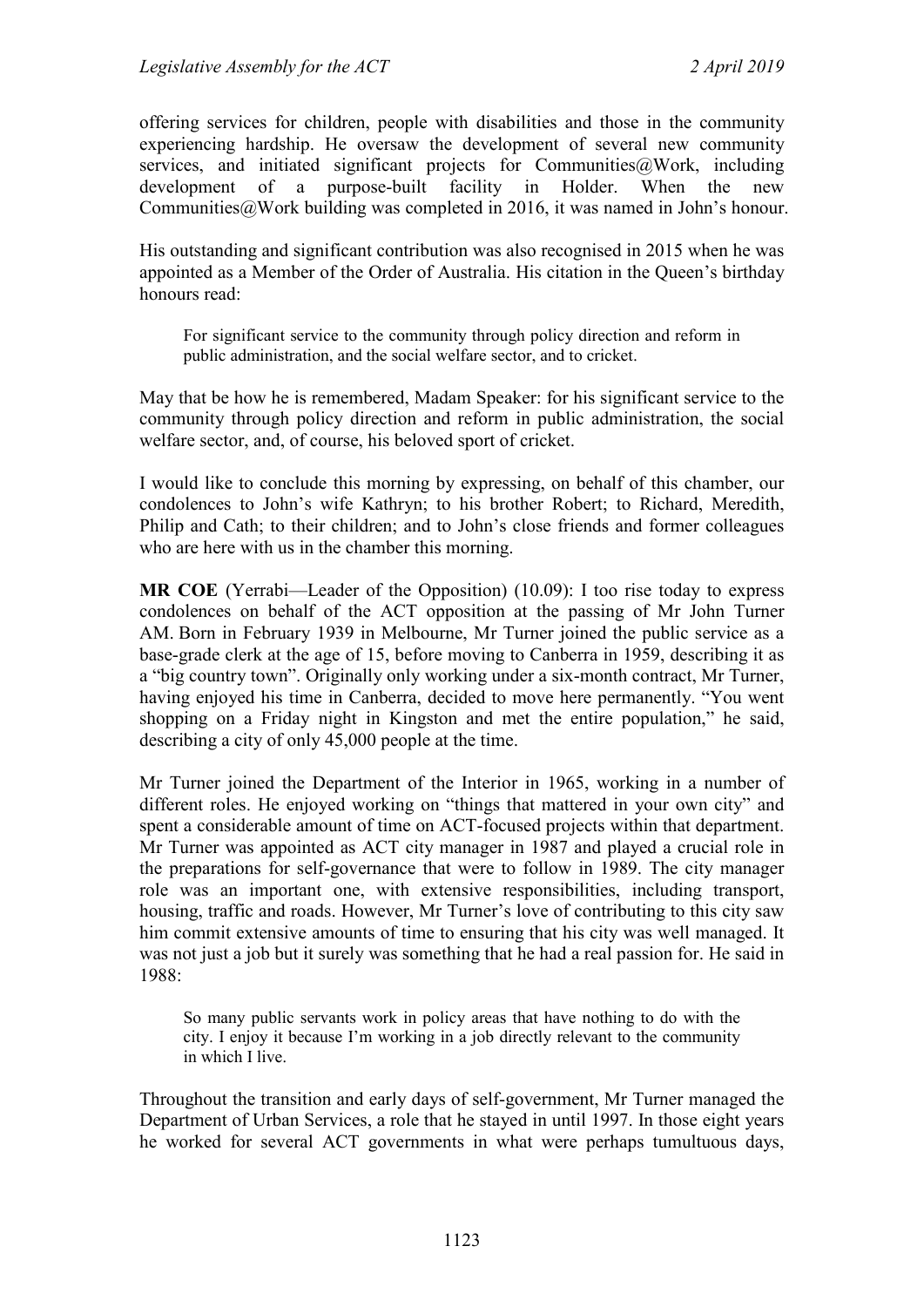offering services for children, people with disabilities and those in the community experiencing hardship. He oversaw the development of several new community services, and initiated significant projects for Communities@Work, including development of a purpose-built facility in Holder. When the new Communities@Work building was completed in 2016, it was named in John's honour.

His outstanding and significant contribution was also recognised in 2015 when he was appointed as a Member of the Order of Australia. His citation in the Queen's birthday honours read:

> For significant service to the community through policy direction and reform in public administration, and the social welfare sector, and to cricket.

May that be how he is remembered, Madam Speaker: for his significant service to the community through policy direction and reform in public administration, the social welfare sector, and, of course, his beloved sport of cricket.

I would like to conclude this morning by expressing, on behalf of this chamber, our condolences to John's wife Kathryn; to his brother Robert; to Richard, Meredith, Philip and Cath; to their children; and to John's close friends and former colleagues who are here with us in the chamber this morning.

**MR COE** (Yerrabi—Leader of the Opposition) (10.09): I too rise today to express condolences on behalf of the ACT opposition at the passing of Mr John Turner AM. Born in February 1939 in Melbourne, Mr Turner joined the public service as a base-grade clerk at the age of 15, before moving to Canberra in 1959, describing it as a "big country town". Originally only working under a six-month contract, Mr Turner, having enjoyed his time in Canberra, decided to move here permanently. "You went shopping on a Friday night in Kingston and met the entire population," he said, describing a city of only 45,000 people at the time.

Mr Turner joined the Department of the Interior in 1965, working in a number of different roles. He enjoyed working on "things that mattered in your own city" and spent a considerable amount of time on ACT-focused projects within that department. Mr Turner was appointed as ACT city manager in 1987 and played a crucial role in the preparations for self-governance that were to follow in 1989. The city manager role was an important one, with extensive responsibilities, including transport, housing, traffic and roads. However, Mr Turner's love of contributing to this city saw him commit extensive amounts of time to ensuring that his city was well managed. It was not just a job but it surely was something that he had a real passion for. He said in 1988:

> So many public servants work in policy areas that have nothing to do with the city. I enjoy it because I'm working in a job directly relevant to the community in which I live.

Throughout the transition and early days of self-government, Mr Turner managed the Department of Urban Services, a role that he stayed in until 1997. In those eight years he worked for several ACT governments in what were perhaps tumultuous days,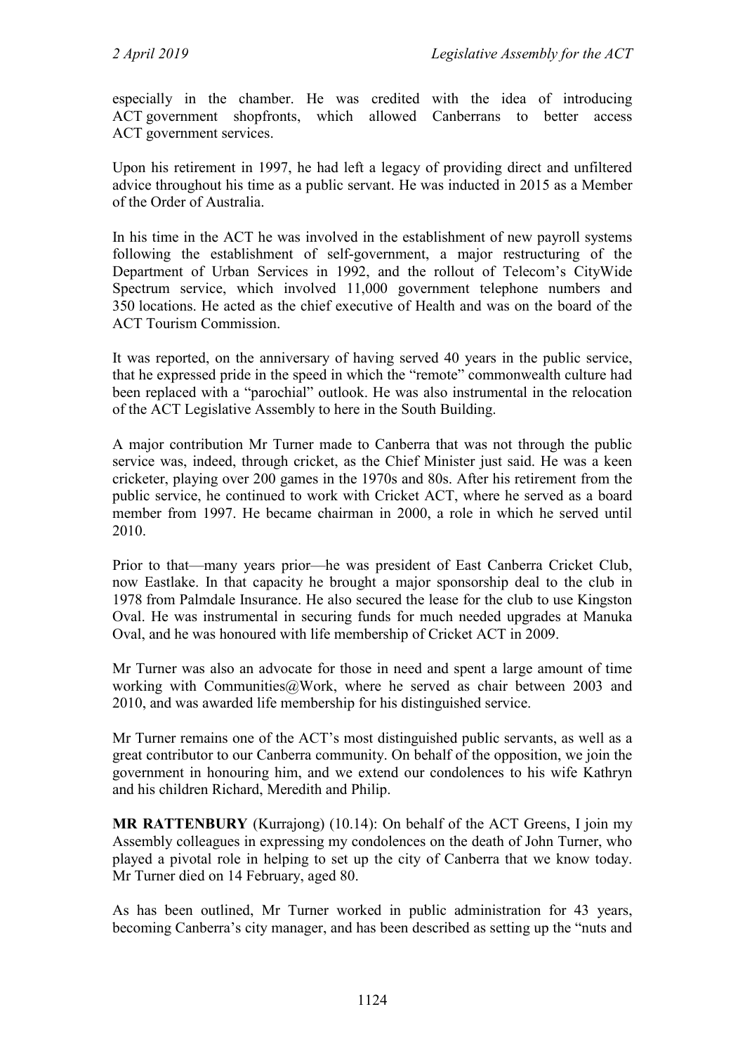especially in the chamber. He was credited with the idea of introducing ACT government shopfronts, which allowed Canberrans to better access ACT government services.

Upon his retirement in 1997, he had left a legacy of providing direct and unfiltered advice throughout his time as a public servant. He was inducted in 2015 as a Member of the Order of Australia.

In his time in the ACT he was involved in the establishment of new payroll systems following the establishment of self-government, a major restructuring of the Department of Urban Services in 1992, and the rollout of Telecom's CityWide Spectrum service, which involved 11,000 government telephone numbers and 350 locations. He acted as the chief executive of Health and was on the board of the ACT Tourism Commission.

It was reported, on the anniversary of having served 40 years in the public service, that he expressed pride in the speed in which the "remote" commonwealth culture had been replaced with a "parochial" outlook. He was also instrumental in the relocation of the ACT Legislative Assembly to here in the South Building.

A major contribution Mr Turner made to Canberra that was not through the public service was, indeed, through cricket, as the Chief Minister just said. He was a keen cricketer, playing over 200 games in the 1970s and 80s. After his retirement from the public service, he continued to work with Cricket ACT, where he served as a board member from 1997. He became chairman in 2000, a role in which he served until 2010.

Prior to that—many years prior—he was president of East Canberra Cricket Club, now Eastlake. In that capacity he brought a major sponsorship deal to the club in 1978 from Palmdale Insurance. He also secured the lease for the club to use Kingston Oval. He was instrumental in securing funds for much needed upgrades at Manuka Oval, and he was honoured with life membership of Cricket ACT in 2009.

Mr Turner was also an advocate for those in need and spent a large amount of time working with Communities@Work, where he served as chair between 2003 and 2010, and was awarded life membership for his distinguished service.

Mr Turner remains one of the ACT's most distinguished public servants, as well as a great contributor to our Canberra community. On behalf of the opposition, we join the government in honouring him, and we extend our condolences to his wife Kathryn and his children Richard, Meredith and Philip.

**MR RATTENBURY** (Kurrajong) (10.14): On behalf of the ACT Greens, I join my Assembly colleagues in expressing my condolences on the death of John Turner, who played a pivotal role in helping to set up the city of Canberra that we know today. Mr Turner died on 14 February, aged 80.

As has been outlined, Mr Turner worked in public administration for 43 years, becoming Canberra's city manager, and has been described as setting up the "nuts and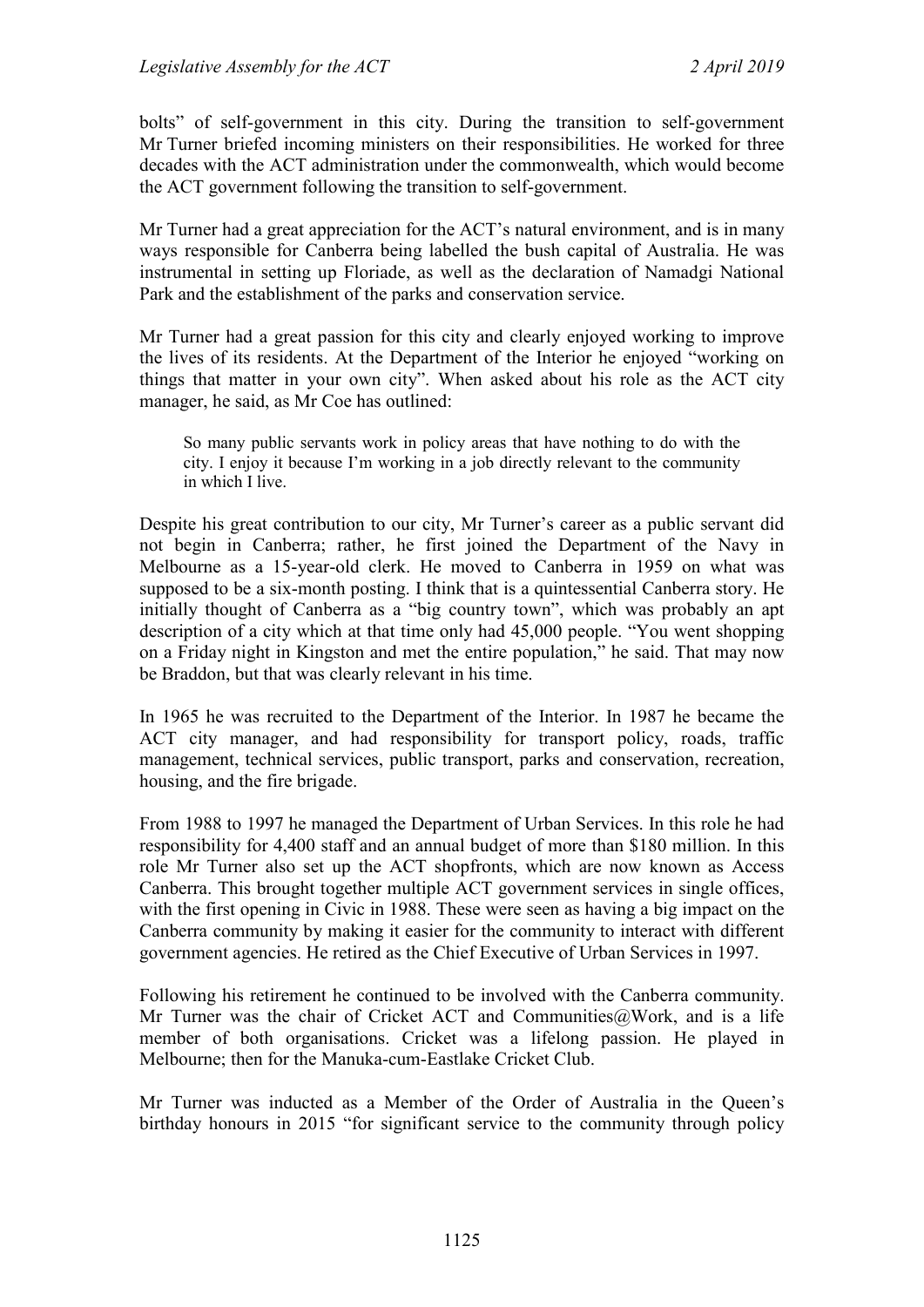bolts" of self-government in this city. During the transition to self-government Mr Turner briefed incoming ministers on their responsibilities. He worked for three decades with the ACT administration under the commonwealth, which would become the ACT government following the transition to self-government.

Mr Turner had a great appreciation for the ACT's natural environment, and is in many ways responsible for Canberra being labelled the bush capital of Australia. He was instrumental in setting up Floriade, as well as the declaration of Namadgi National Park and the establishment of the parks and conservation service.

Mr Turner had a great passion for this city and clearly enjoyed working to improve the lives of its residents. At the Department of the Interior he enjoyed "working on things that matter in your own city". When asked about his role as the ACT city manager, he said, as Mr Coe has outlined:

> So many public servants work in policy areas that have nothing to do with the city. I enjoy it because I'm working in a job directly relevant to the community in which I live.

Despite his great contribution to our city, Mr Turner's career as a public servant did not begin in Canberra; rather, he first joined the Department of the Navy in Melbourne as a 15-year-old clerk. He moved to Canberra in 1959 on what was supposed to be a six-month posting. I think that is a quintessential Canberra story. He initially thought of Canberra as a "big country town", which was probably an apt description of a city which at that time only had 45,000 people. "You went shopping on a Friday night in Kingston and met the entire population," he said. That may now be Braddon, but that was clearly relevant in his time.

In 1965 he was recruited to the Department of the Interior. In 1987 he became the ACT city manager, and had responsibility for transport policy, roads, traffic management, technical services, public transport, parks and conservation, recreation, housing, and the fire brigade.

From 1988 to 1997 he managed the Department of Urban Services. In this role he had responsibility for 4,400 staff and an annual budget of more than $180 million. In this role Mr Turner also set up the ACT shopfronts, which are now known as Access Canberra. This brought together multiple ACT government services in single offices, with the first opening in Civic in 1988. These were seen as having a big impact on the Canberra community by making it easier for the community to interact with different government agencies. He retired as the Chief Executive of Urban Services in 1997.

Following his retirement he continued to be involved with the Canberra community. Mr Turner was the chair of Cricket ACT and Communities@Work, and is a life member of both organisations. Cricket was a lifelong passion. He played in Melbourne; then for the Manuka-cum-Eastlake Cricket Club.

Mr Turner was inducted as a Member of the Order of Australia in the Queen's birthday honours in 2015 "for significant service to the community through policy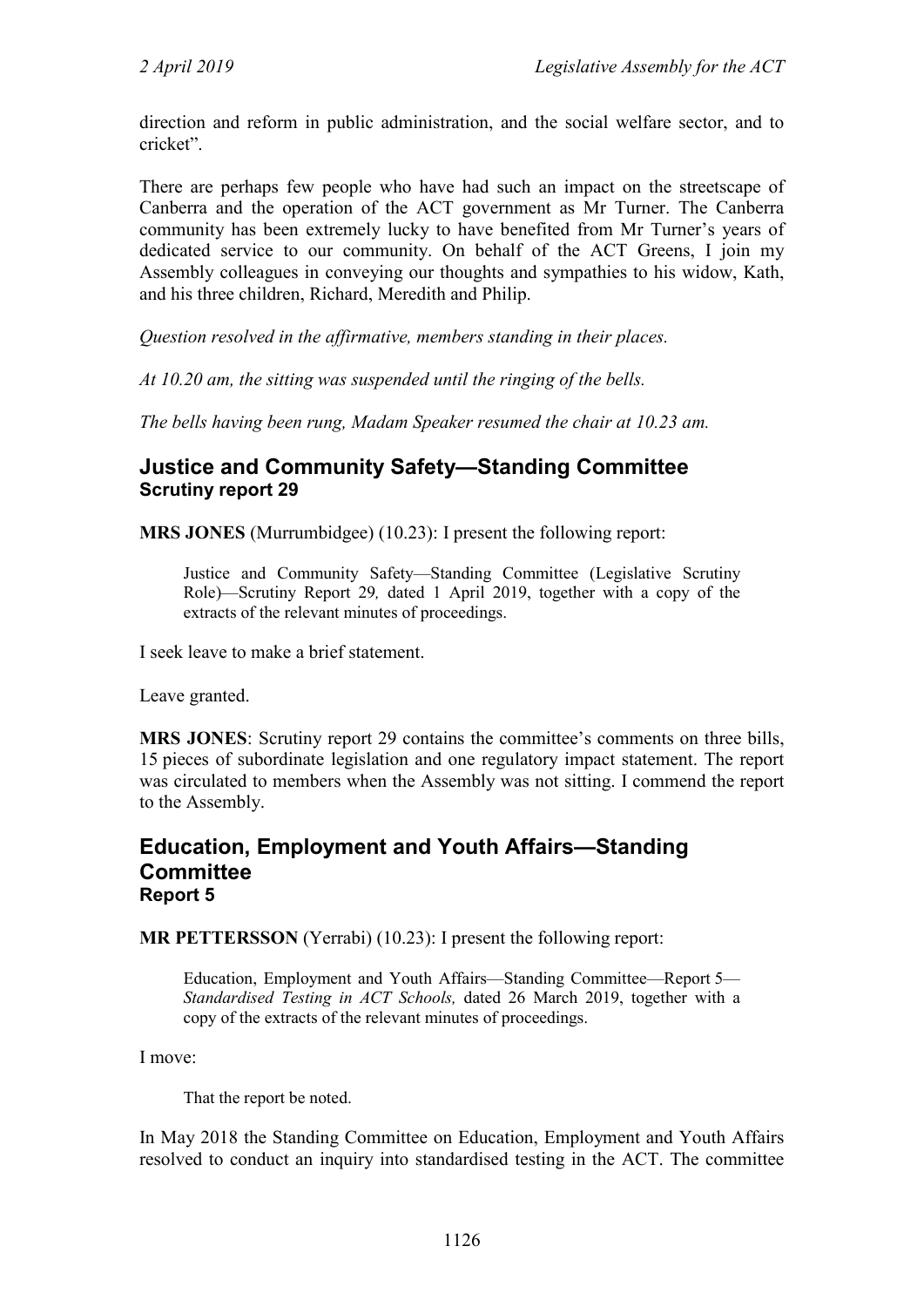direction and reform in public administration, and the social welfare sector, and to cricket".

There are perhaps few people who have had such an impact on the streetscape of Canberra and the operation of the ACT government as Mr Turner. The Canberra community has been extremely lucky to have benefited from Mr Turner's years of dedicated service to our community. On behalf of the ACT Greens, I join my Assembly colleagues in conveying our thoughts and sympathies to his widow, Kath, and his three children, Richard, Meredith and Philip.

*Question resolved in the affirmative, members standing in their places.*

*At 10.20 am, the sitting was suspended until the ringing of the bells.*

*The bells having been rung, Madam Speaker resumed the chair at 10.23 am.*

## Justice and Community Safety—Standing Committee

### Scrutiny report 29

**MRS JONES** (Murrumbidgee) (10.23): I present the following report:

> Justice and Community Safety—Standing Committee (Legislative Scrutiny Role)—Scrutiny Report 29*,* dated 1 April 2019, together with a copy of the extracts of the relevant minutes of proceedings.

I seek leave to make a brief statement.

Leave granted.

**MRS JONES**: Scrutiny report 29 contains the committee's comments on three bills, 15 pieces of subordinate legislation and one regulatory impact statement. The report was circulated to members when the Assembly was not sitting. I commend the report to the Assembly.

## Education, Employment and Youth Affairs—Standing Committee

### Report 5

**MR PETTERSSON** (Yerrabi) (10.23): I present the following report:

> Education, Employment and Youth Affairs—Standing Committee—Report 5—*Standardised Testing in ACT Schools,* dated 26 March 2019, together with a copy of the extracts of the relevant minutes of proceedings.

I move:

> That the report be noted.

In May 2018 the Standing Committee on Education, Employment and Youth Affairs resolved to conduct an inquiry into standardised testing in the ACT. The committee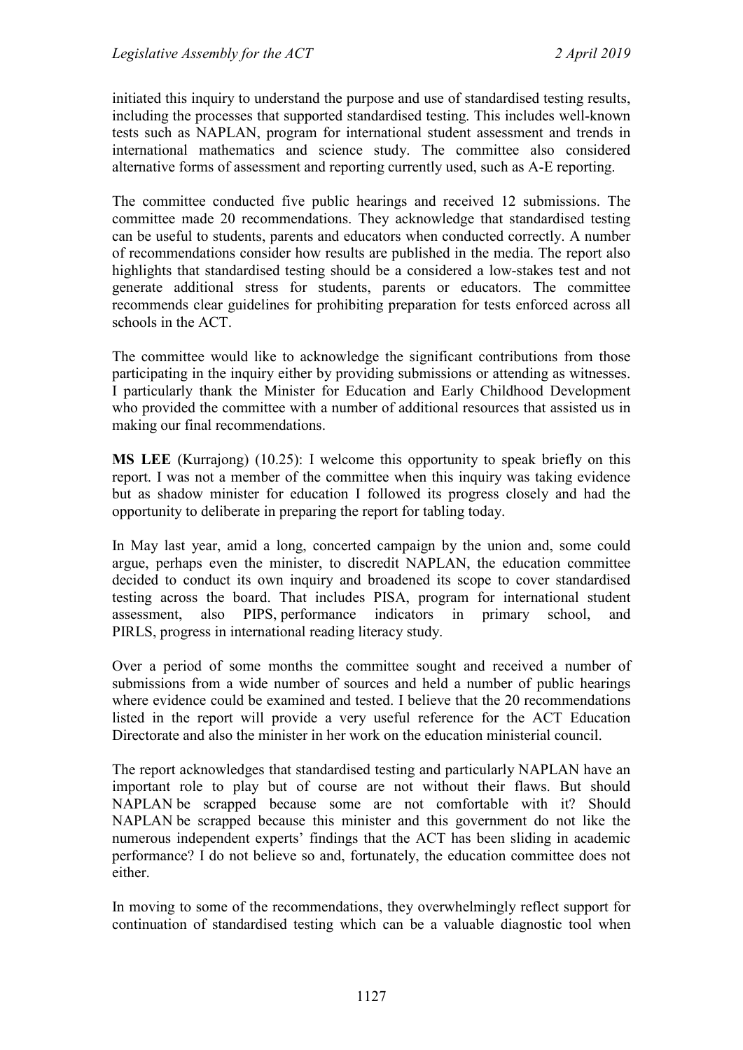initiated this inquiry to understand the purpose and use of standardised testing results, including the processes that supported standardised testing. This includes well-known tests such as NAPLAN, program for international student assessment and trends in international mathematics and science study. The committee also considered alternative forms of assessment and reporting currently used, such as A-E reporting.

The committee conducted five public hearings and received 12 submissions. The committee made 20 recommendations. They acknowledge that standardised testing can be useful to students, parents and educators when conducted correctly. A number of recommendations consider how results are published in the media. The report also highlights that standardised testing should be a considered a low-stakes test and not generate additional stress for students, parents or educators. The committee recommends clear guidelines for prohibiting preparation for tests enforced across all schools in the ACT.

The committee would like to acknowledge the significant contributions from those participating in the inquiry either by providing submissions or attending as witnesses. I particularly thank the Minister for Education and Early Childhood Development who provided the committee with a number of additional resources that assisted us in making our final recommendations.

**MS LEE** (Kurrajong) (10.25): I welcome this opportunity to speak briefly on this report. I was not a member of the committee when this inquiry was taking evidence but as shadow minister for education I followed its progress closely and had the opportunity to deliberate in preparing the report for tabling today.

In May last year, amid a long, concerted campaign by the union and, some could argue, perhaps even the minister, to discredit NAPLAN, the education committee decided to conduct its own inquiry and broadened its scope to cover standardised testing across the board. That includes PISA, program for international student assessment, also PIPS, performance indicators in primary school, and PIRLS, progress in international reading literacy study.

Over a period of some months the committee sought and received a number of submissions from a wide number of sources and held a number of public hearings where evidence could be examined and tested. I believe that the 20 recommendations listed in the report will provide a very useful reference for the ACT Education Directorate and also the minister in her work on the education ministerial council.

The report acknowledges that standardised testing and particularly NAPLAN have an important role to play but of course are not without their flaws. But should NAPLAN be scrapped because some are not comfortable with it? Should NAPLAN be scrapped because this minister and this government do not like the numerous independent experts' findings that the ACT has been sliding in academic performance? I do not believe so and, fortunately, the education committee does not either.

In moving to some of the recommendations, they overwhelmingly reflect support for continuation of standardised testing which can be a valuable diagnostic tool when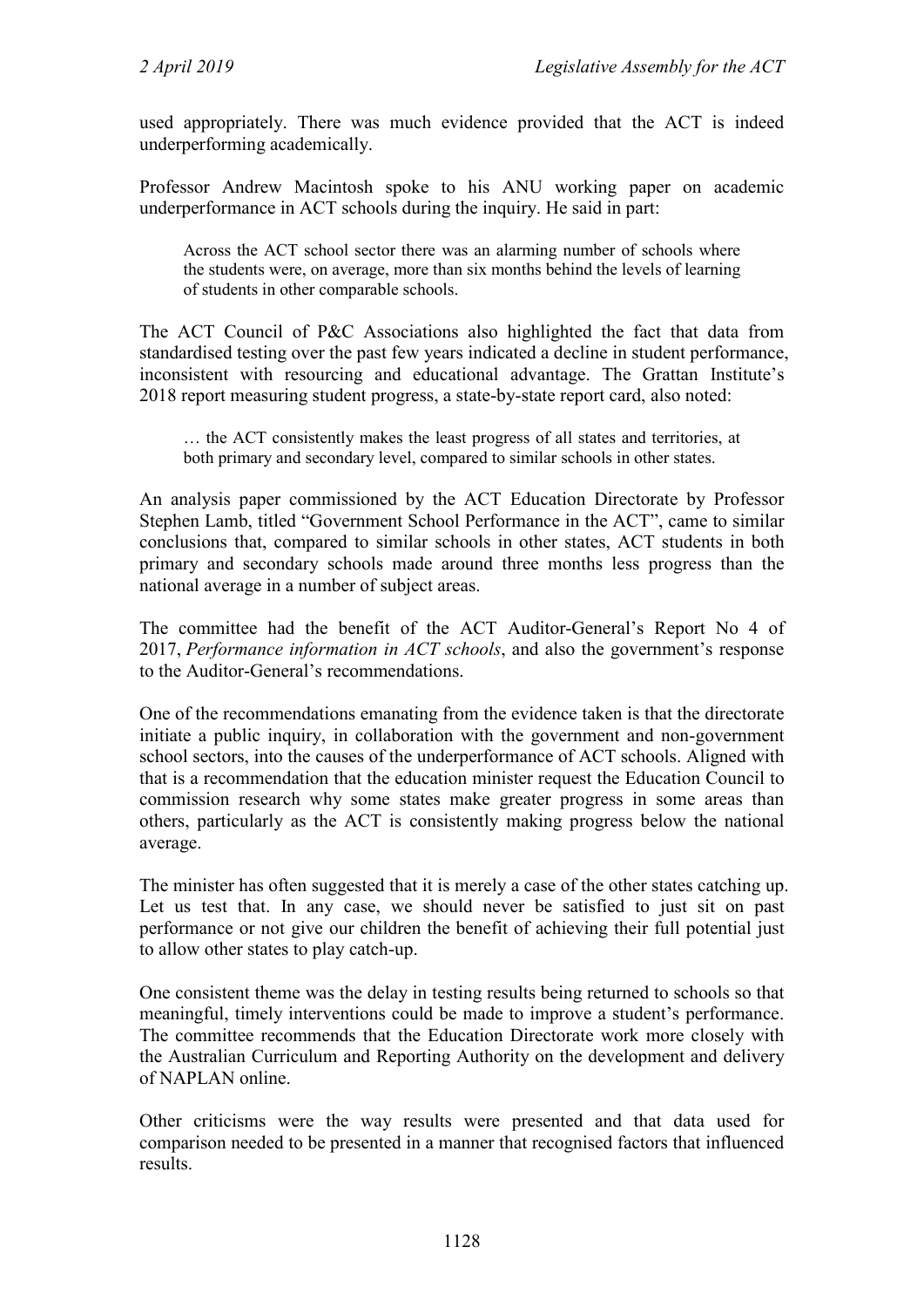used appropriately. There was much evidence provided that the ACT is indeed underperforming academically.

Professor Andrew Macintosh spoke to his ANU working paper on academic underperformance in ACT schools during the inquiry. He said in part:

> Across the ACT school sector there was an alarming number of schools where the students were, on average, more than six months behind the levels of learning of students in other comparable schools.

The ACT Council of P&C Associations also highlighted the fact that data from standardised testing over the past few years indicated a decline in student performance, inconsistent with resourcing and educational advantage. The Grattan Institute's 2018 report measuring student progress, a state-by-state report card, also noted:

> … the ACT consistently makes the least progress of all states and territories, at both primary and secondary level, compared to similar schools in other states.

An analysis paper commissioned by the ACT Education Directorate by Professor Stephen Lamb, titled "Government School Performance in the ACT", came to similar conclusions that, compared to similar schools in other states, ACT students in both primary and secondary schools made around three months less progress than the national average in a number of subject areas.

The committee had the benefit of the ACT Auditor-General's Report No 4 of 2017, *Performance information in ACT schools*, and also the government's response to the Auditor-General's recommendations.

One of the recommendations emanating from the evidence taken is that the directorate initiate a public inquiry, in collaboration with the government and non-government school sectors, into the causes of the underperformance of ACT schools. Aligned with that is a recommendation that the education minister request the Education Council to commission research why some states make greater progress in some areas than others, particularly as the ACT is consistently making progress below the national average.

The minister has often suggested that it is merely a case of the other states catching up. Let us test that. In any case, we should never be satisfied to just sit on past performance or not give our children the benefit of achieving their full potential just to allow other states to play catch-up.

One consistent theme was the delay in testing results being returned to schools so that meaningful, timely interventions could be made to improve a student's performance. The committee recommends that the Education Directorate work more closely with the Australian Curriculum and Reporting Authority on the development and delivery of NAPLAN online.

Other criticisms were the way results were presented and that data used for comparison needed to be presented in a manner that recognised factors that influenced results.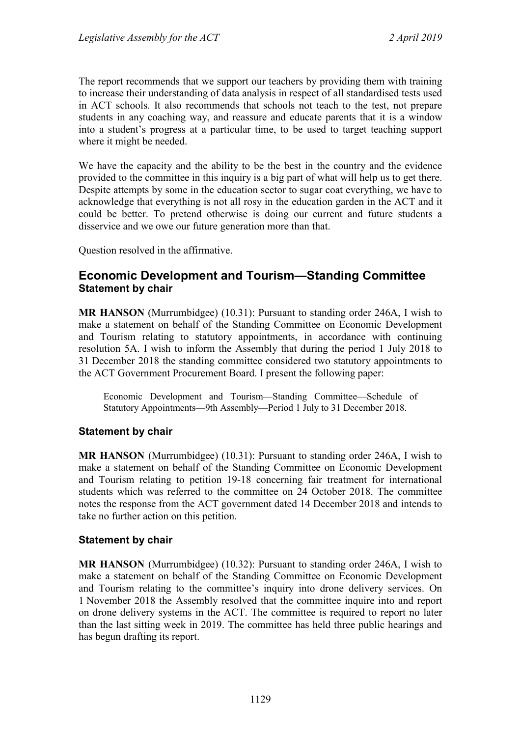The report recommends that we support our teachers by providing them with training to increase their understanding of data analysis in respect of all standardised tests used in ACT schools. It also recommends that schools not teach to the test, not prepare students in any coaching way, and reassure and educate parents that it is a window into a student's progress at a particular time, to be used to target teaching support where it might be needed.

We have the capacity and the ability to be the best in the country and the evidence provided to the committee in this inquiry is a big part of what will help us to get there. Despite attempts by some in the education sector to sugar coat everything, we have to acknowledge that everything is not all rosy in the education garden in the ACT and it could be better. To pretend otherwise is doing our current and future students a disservice and we owe our future generation more than that.

Question resolved in the affirmative.

## Economic Development and Tourism—Standing Committee

### Statement by chair

**MR HANSON** (Murrumbidgee) (10.31): Pursuant to standing order 246A, I wish to make a statement on behalf of the Standing Committee on Economic Development and Tourism relating to statutory appointments, in accordance with continuing resolution 5A. I wish to inform the Assembly that during the period 1 July 2018 to 31 December 2018 the standing committee considered two statutory appointments to the ACT Government Procurement Board. I present the following paper:

> Economic Development and Tourism—Standing Committee—Schedule of Statutory Appointments—9th Assembly—Period 1 July to 31 December 2018.

### Statement by chair

**MR HANSON** (Murrumbidgee) (10.31): Pursuant to standing order 246A, I wish to make a statement on behalf of the Standing Committee on Economic Development and Tourism relating to petition 19-18 concerning fair treatment for international students which was referred to the committee on 24 October 2018. The committee notes the response from the ACT government dated 14 December 2018 and intends to take no further action on this petition.

### Statement by chair

**MR HANSON** (Murrumbidgee) (10.32): Pursuant to standing order 246A, I wish to make a statement on behalf of the Standing Committee on Economic Development and Tourism relating to the committee's inquiry into drone delivery services. On 1 November 2018 the Assembly resolved that the committee inquire into and report on drone delivery systems in the ACT. The committee is required to report no later than the last sitting week in 2019. The committee has held three public hearings and has begun drafting its report.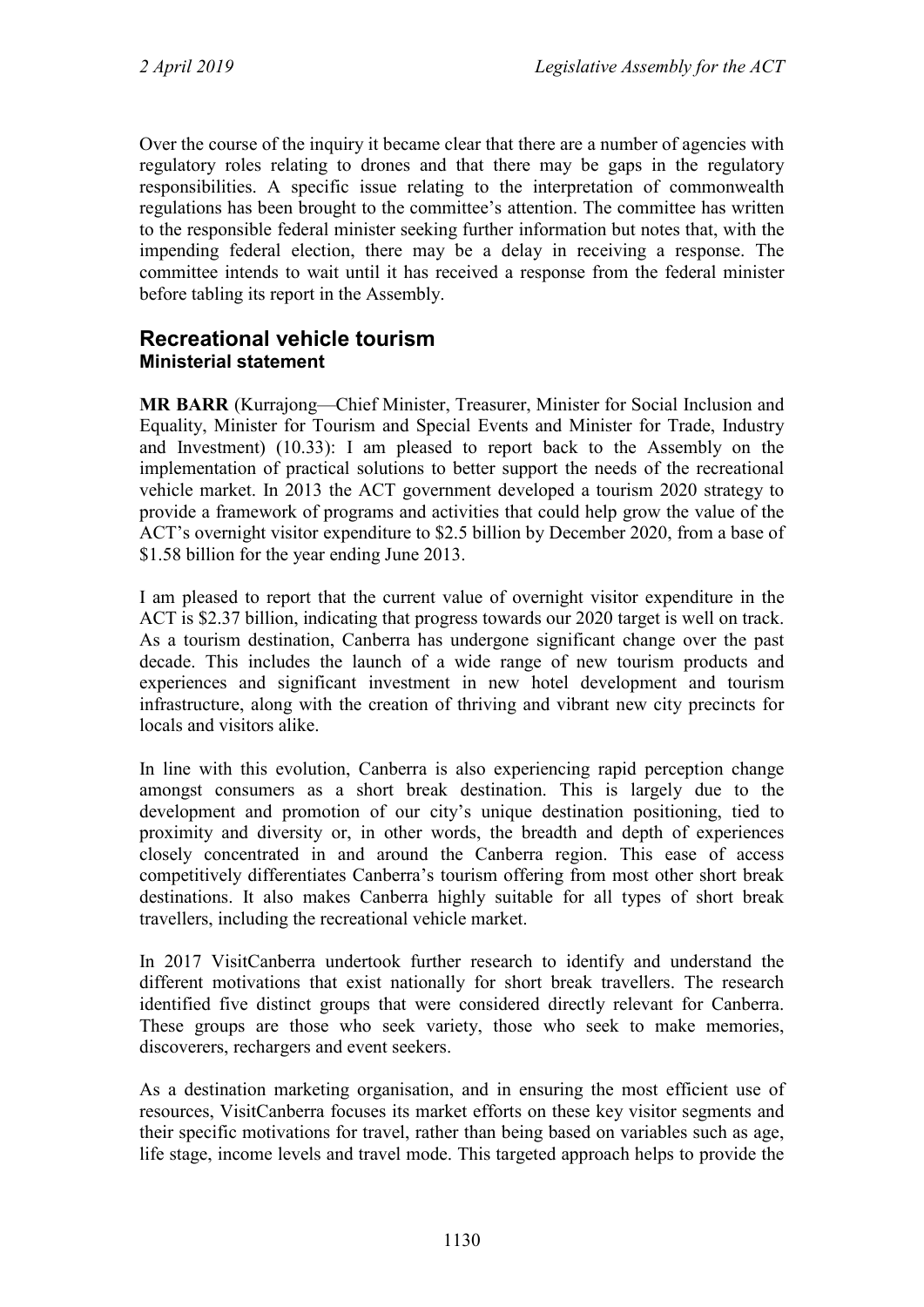Over the course of the inquiry it became clear that there are a number of agencies with regulatory roles relating to drones and that there may be gaps in the regulatory responsibilities. A specific issue relating to the interpretation of commonwealth regulations has been brought to the committee's attention. The committee has written to the responsible federal minister seeking further information but notes that, with the impending federal election, there may be a delay in receiving a response. The committee intends to wait until it has received a response from the federal minister before tabling its report in the Assembly.

## Recreational vehicle tourism
### Ministerial statement

**MR BARR** (Kurrajong—Chief Minister, Treasurer, Minister for Social Inclusion and Equality, Minister for Tourism and Special Events and Minister for Trade, Industry and Investment) (10.33): I am pleased to report back to the Assembly on the implementation of practical solutions to better support the needs of the recreational vehicle market. In 2013 the ACT government developed a tourism 2020 strategy to provide a framework of programs and activities that could help grow the value of the ACT's overnight visitor expenditure to $2.5 billion by December 2020, from a base of $1.58 billion for the year ending June 2013.

I am pleased to report that the current value of overnight visitor expenditure in the ACT is $2.37 billion, indicating that progress towards our 2020 target is well on track. As a tourism destination, Canberra has undergone significant change over the past decade. This includes the launch of a wide range of new tourism products and experiences and significant investment in new hotel development and tourism infrastructure, along with the creation of thriving and vibrant new city precincts for locals and visitors alike.

In line with this evolution, Canberra is also experiencing rapid perception change amongst consumers as a short break destination. This is largely due to the development and promotion of our city's unique destination positioning, tied to proximity and diversity or, in other words, the breadth and depth of experiences closely concentrated in and around the Canberra region. This ease of access competitively differentiates Canberra's tourism offering from most other short break destinations. It also makes Canberra highly suitable for all types of short break travellers, including the recreational vehicle market.

In 2017 VisitCanberra undertook further research to identify and understand the different motivations that exist nationally for short break travellers. The research identified five distinct groups that were considered directly relevant for Canberra. These groups are those who seek variety, those who seek to make memories, discoverers, rechargers and event seekers.

As a destination marketing organisation, and in ensuring the most efficient use of resources, VisitCanberra focuses its market efforts on these key visitor segments and their specific motivations for travel, rather than being based on variables such as age, life stage, income levels and travel mode. This targeted approach helps to provide the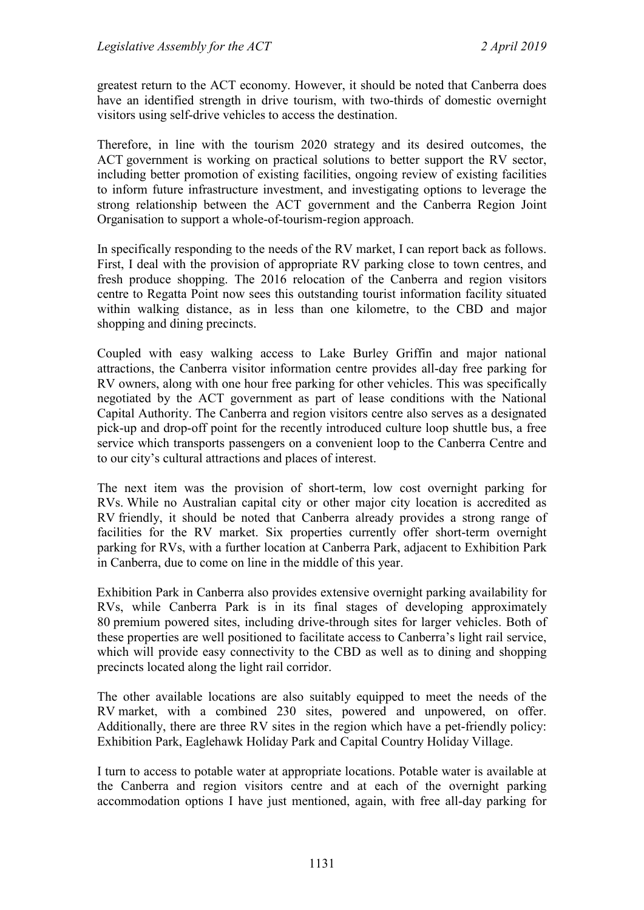greatest return to the ACT economy. However, it should be noted that Canberra does have an identified strength in drive tourism, with two-thirds of domestic overnight visitors using self-drive vehicles to access the destination.

Therefore, in line with the tourism 2020 strategy and its desired outcomes, the ACT government is working on practical solutions to better support the RV sector, including better promotion of existing facilities, ongoing review of existing facilities to inform future infrastructure investment, and investigating options to leverage the strong relationship between the ACT government and the Canberra Region Joint Organisation to support a whole-of-tourism-region approach.

In specifically responding to the needs of the RV market, I can report back as follows. First, I deal with the provision of appropriate RV parking close to town centres, and fresh produce shopping. The 2016 relocation of the Canberra and region visitors centre to Regatta Point now sees this outstanding tourist information facility situated within walking distance, as in less than one kilometre, to the CBD and major shopping and dining precincts.

Coupled with easy walking access to Lake Burley Griffin and major national attractions, the Canberra visitor information centre provides all-day free parking for RV owners, along with one hour free parking for other vehicles. This was specifically negotiated by the ACT government as part of lease conditions with the National Capital Authority. The Canberra and region visitors centre also serves as a designated pick-up and drop-off point for the recently introduced culture loop shuttle bus, a free service which transports passengers on a convenient loop to the Canberra Centre and to our city's cultural attractions and places of interest.

The next item was the provision of short-term, low cost overnight parking for RVs. While no Australian capital city or other major city location is accredited as RV friendly, it should be noted that Canberra already provides a strong range of facilities for the RV market. Six properties currently offer short-term overnight parking for RVs, with a further location at Canberra Park, adjacent to Exhibition Park in Canberra, due to come on line in the middle of this year.

Exhibition Park in Canberra also provides extensive overnight parking availability for RVs, while Canberra Park is in its final stages of developing approximately 80 premium powered sites, including drive-through sites for larger vehicles. Both of these properties are well positioned to facilitate access to Canberra's light rail service, which will provide easy connectivity to the CBD as well as to dining and shopping precincts located along the light rail corridor.

The other available locations are also suitably equipped to meet the needs of the RV market, with a combined 230 sites, powered and unpowered, on offer. Additionally, there are three RV sites in the region which have a pet-friendly policy: Exhibition Park, Eaglehawk Holiday Park and Capital Country Holiday Village.

I turn to access to potable water at appropriate locations. Potable water is available at the Canberra and region visitors centre and at each of the overnight parking accommodation options I have just mentioned, again, with free all-day parking for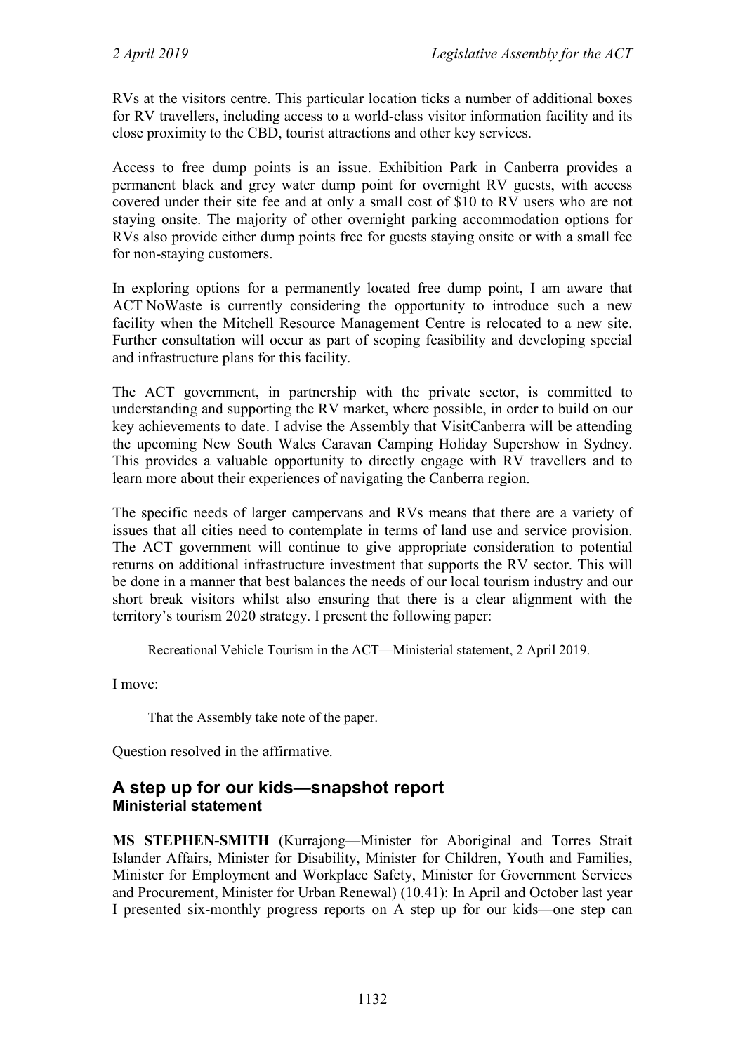RVs at the visitors centre. This particular location ticks a number of additional boxes for RV travellers, including access to a world-class visitor information facility and its close proximity to the CBD, tourist attractions and other key services.

Access to free dump points is an issue. Exhibition Park in Canberra provides a permanent black and grey water dump point for overnight RV guests, with access covered under their site fee and at only a small cost of $10 to RV users who are not staying onsite. The majority of other overnight parking accommodation options for RVs also provide either dump points free for guests staying onsite or with a small fee for non-staying customers.

In exploring options for a permanently located free dump point, I am aware that ACT NoWaste is currently considering the opportunity to introduce such a new facility when the Mitchell Resource Management Centre is relocated to a new site. Further consultation will occur as part of scoping feasibility and developing special and infrastructure plans for this facility.

The ACT government, in partnership with the private sector, is committed to understanding and supporting the RV market, where possible, in order to build on our key achievements to date. I advise the Assembly that VisitCanberra will be attending the upcoming New South Wales Caravan Camping Holiday Supershow in Sydney. This provides a valuable opportunity to directly engage with RV travellers and to learn more about their experiences of navigating the Canberra region.

The specific needs of larger campervans and RVs means that there are a variety of issues that all cities need to contemplate in terms of land use and service provision. The ACT government will continue to give appropriate consideration to potential returns on additional infrastructure investment that supports the RV sector. This will be done in a manner that best balances the needs of our local tourism industry and our short break visitors whilst also ensuring that there is a clear alignment with the territory's tourism 2020 strategy. I present the following paper:

> Recreational Vehicle Tourism in the ACT—Ministerial statement, 2 April 2019.

I move:

> That the Assembly take note of the paper.

Question resolved in the affirmative.

## A step up for our kids—snapshot report
### Ministerial statement

**MS STEPHEN-SMITH** (Kurrajong—Minister for Aboriginal and Torres Strait Islander Affairs, Minister for Disability, Minister for Children, Youth and Families, Minister for Employment and Workplace Safety, Minister for Government Services and Procurement, Minister for Urban Renewal) (10.41): In April and October last year I presented six-monthly progress reports on A step up for our kids—one step can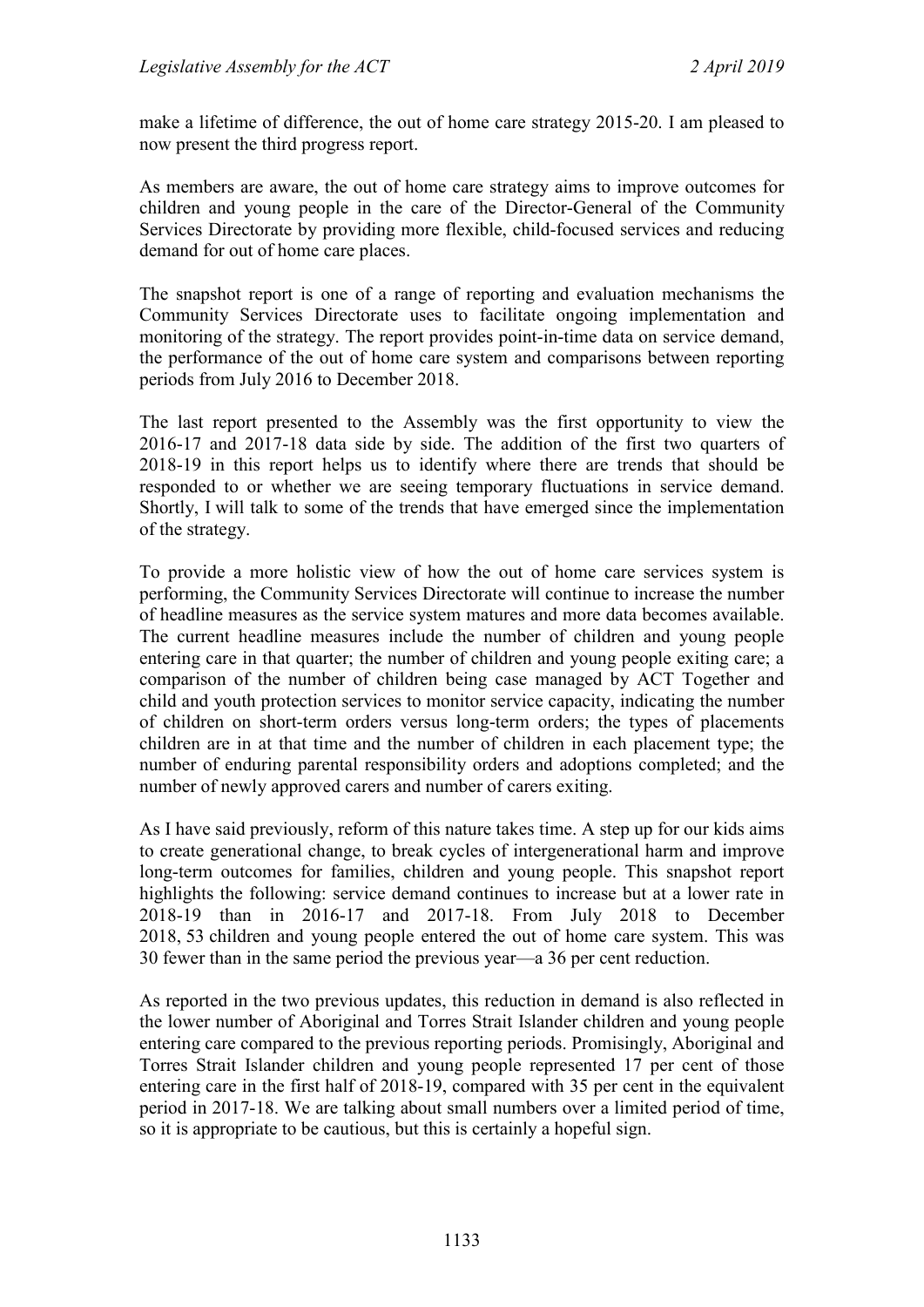make a lifetime of difference, the out of home care strategy 2015-20. I am pleased to now present the third progress report.

As members are aware, the out of home care strategy aims to improve outcomes for children and young people in the care of the Director-General of the Community Services Directorate by providing more flexible, child-focused services and reducing demand for out of home care places.

The snapshot report is one of a range of reporting and evaluation mechanisms the Community Services Directorate uses to facilitate ongoing implementation and monitoring of the strategy. The report provides point-in-time data on service demand, the performance of the out of home care system and comparisons between reporting periods from July 2016 to December 2018.

The last report presented to the Assembly was the first opportunity to view the 2016-17 and 2017-18 data side by side. The addition of the first two quarters of 2018-19 in this report helps us to identify where there are trends that should be responded to or whether we are seeing temporary fluctuations in service demand. Shortly, I will talk to some of the trends that have emerged since the implementation of the strategy.

To provide a more holistic view of how the out of home care services system is performing, the Community Services Directorate will continue to increase the number of headline measures as the service system matures and more data becomes available. The current headline measures include the number of children and young people entering care in that quarter; the number of children and young people exiting care; a comparison of the number of children being case managed by ACT Together and child and youth protection services to monitor service capacity, indicating the number of children on short-term orders versus long-term orders; the types of placements children are in at that time and the number of children in each placement type; the number of enduring parental responsibility orders and adoptions completed; and the number of newly approved carers and number of carers exiting.

As I have said previously, reform of this nature takes time. A step up for our kids aims to create generational change, to break cycles of intergenerational harm and improve long-term outcomes for families, children and young people. This snapshot report highlights the following: service demand continues to increase but at a lower rate in 2018-19 than in 2016-17 and 2017-18. From July 2018 to December 2018, 53 children and young people entered the out of home care system. This was 30 fewer than in the same period the previous year—a 36 per cent reduction.

As reported in the two previous updates, this reduction in demand is also reflected in the lower number of Aboriginal and Torres Strait Islander children and young people entering care compared to the previous reporting periods. Promisingly, Aboriginal and Torres Strait Islander children and young people represented 17 per cent of those entering care in the first half of 2018-19, compared with 35 per cent in the equivalent period in 2017-18. We are talking about small numbers over a limited period of time, so it is appropriate to be cautious, but this is certainly a hopeful sign.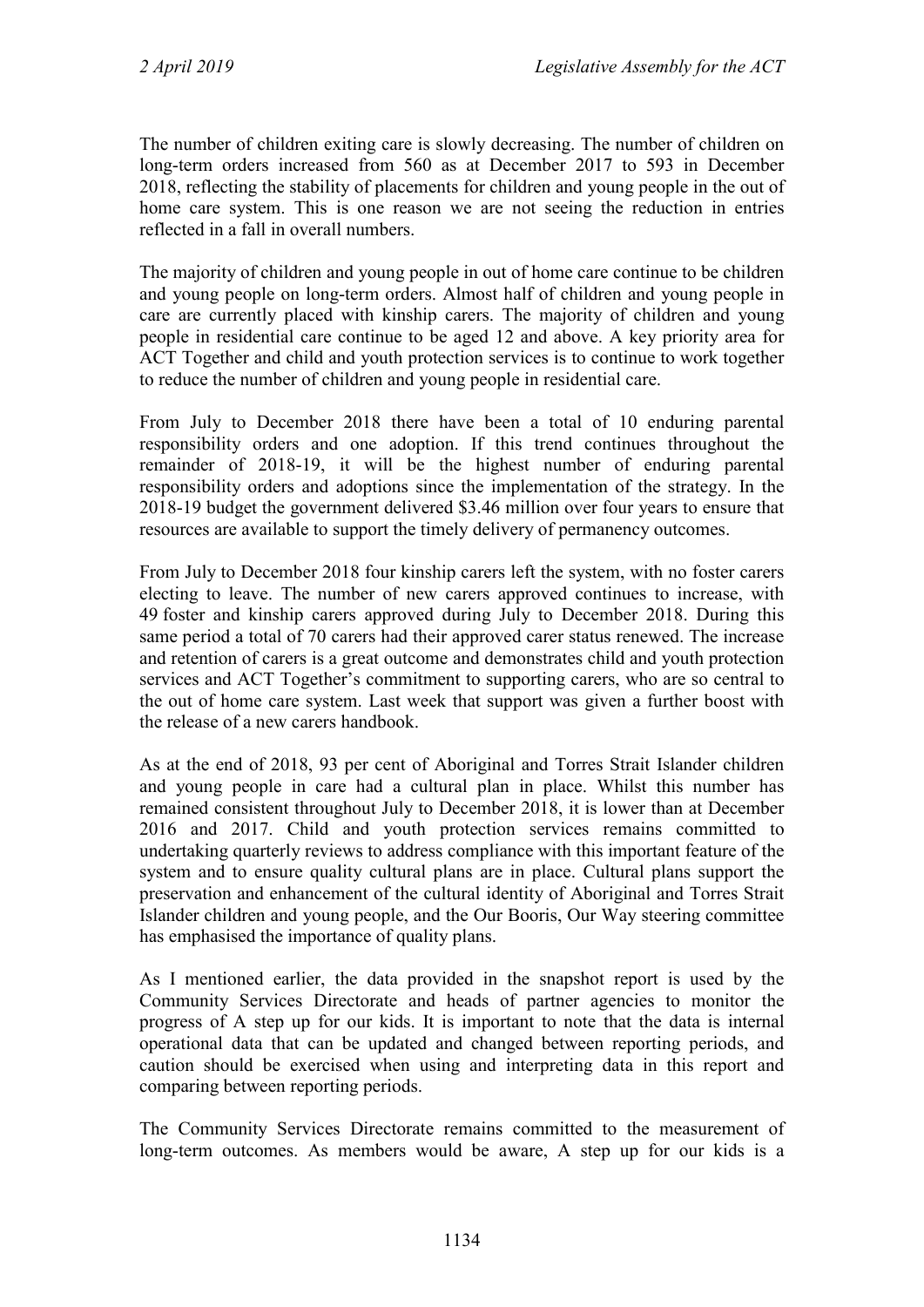The number of children exiting care is slowly decreasing. The number of children on long-term orders increased from 560 as at December 2017 to 593 in December 2018, reflecting the stability of placements for children and young people in the out of home care system. This is one reason we are not seeing the reduction in entries reflected in a fall in overall numbers.

The majority of children and young people in out of home care continue to be children and young people on long-term orders. Almost half of children and young people in care are currently placed with kinship carers. The majority of children and young people in residential care continue to be aged 12 and above. A key priority area for ACT Together and child and youth protection services is to continue to work together to reduce the number of children and young people in residential care.

From July to December 2018 there have been a total of 10 enduring parental responsibility orders and one adoption. If this trend continues throughout the remainder of 2018-19, it will be the highest number of enduring parental responsibility orders and adoptions since the implementation of the strategy. In the 2018-19 budget the government delivered $3.46 million over four years to ensure that resources are available to support the timely delivery of permanency outcomes.

From July to December 2018 four kinship carers left the system, with no foster carers electing to leave. The number of new carers approved continues to increase, with 49 foster and kinship carers approved during July to December 2018. During this same period a total of 70 carers had their approved carer status renewed. The increase and retention of carers is a great outcome and demonstrates child and youth protection services and ACT Together's commitment to supporting carers, who are so central to the out of home care system. Last week that support was given a further boost with the release of a new carers handbook.

As at the end of 2018, 93 per cent of Aboriginal and Torres Strait Islander children and young people in care had a cultural plan in place. Whilst this number has remained consistent throughout July to December 2018, it is lower than at December 2016 and 2017. Child and youth protection services remains committed to undertaking quarterly reviews to address compliance with this important feature of the system and to ensure quality cultural plans are in place. Cultural plans support the preservation and enhancement of the cultural identity of Aboriginal and Torres Strait Islander children and young people, and the Our Booris, Our Way steering committee has emphasised the importance of quality plans.

As I mentioned earlier, the data provided in the snapshot report is used by the Community Services Directorate and heads of partner agencies to monitor the progress of A step up for our kids. It is important to note that the data is internal operational data that can be updated and changed between reporting periods, and caution should be exercised when using and interpreting data in this report and comparing between reporting periods.

The Community Services Directorate remains committed to the measurement of long-term outcomes. As members would be aware, A step up for our kids is a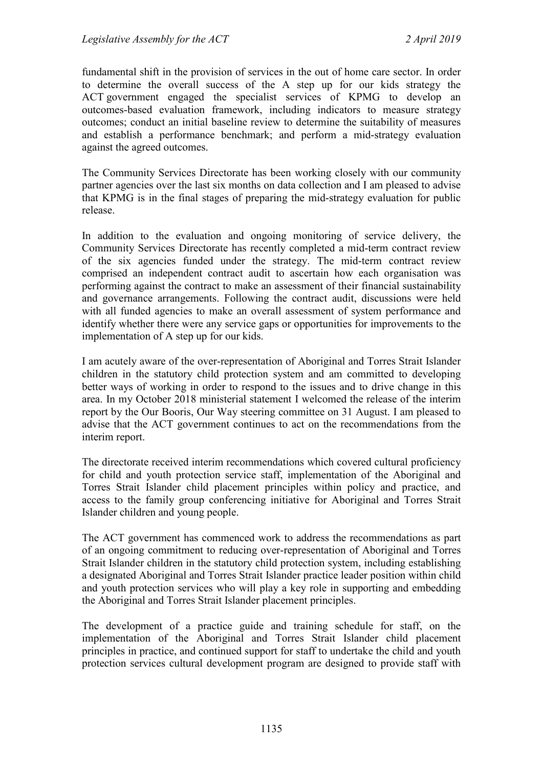fundamental shift in the provision of services in the out of home care sector. In order to determine the overall success of the A step up for our kids strategy the ACT government engaged the specialist services of KPMG to develop an outcomes-based evaluation framework, including indicators to measure strategy outcomes; conduct an initial baseline review to determine the suitability of measures and establish a performance benchmark; and perform a mid-strategy evaluation against the agreed outcomes.

The Community Services Directorate has been working closely with our community partner agencies over the last six months on data collection and I am pleased to advise that KPMG is in the final stages of preparing the mid-strategy evaluation for public release.

In addition to the evaluation and ongoing monitoring of service delivery, the Community Services Directorate has recently completed a mid-term contract review of the six agencies funded under the strategy. The mid-term contract review comprised an independent contract audit to ascertain how each organisation was performing against the contract to make an assessment of their financial sustainability and governance arrangements. Following the contract audit, discussions were held with all funded agencies to make an overall assessment of system performance and identify whether there were any service gaps or opportunities for improvements to the implementation of A step up for our kids.

I am acutely aware of the over-representation of Aboriginal and Torres Strait Islander children in the statutory child protection system and am committed to developing better ways of working in order to respond to the issues and to drive change in this area. In my October 2018 ministerial statement I welcomed the release of the interim report by the Our Booris, Our Way steering committee on 31 August. I am pleased to advise that the ACT government continues to act on the recommendations from the interim report.

The directorate received interim recommendations which covered cultural proficiency for child and youth protection service staff, implementation of the Aboriginal and Torres Strait Islander child placement principles within policy and practice, and access to the family group conferencing initiative for Aboriginal and Torres Strait Islander children and young people.

The ACT government has commenced work to address the recommendations as part of an ongoing commitment to reducing over-representation of Aboriginal and Torres Strait Islander children in the statutory child protection system, including establishing a designated Aboriginal and Torres Strait Islander practice leader position within child and youth protection services who will play a key role in supporting and embedding the Aboriginal and Torres Strait Islander placement principles.

The development of a practice guide and training schedule for staff, on the implementation of the Aboriginal and Torres Strait Islander child placement principles in practice, and continued support for staff to undertake the child and youth protection services cultural development program are designed to provide staff with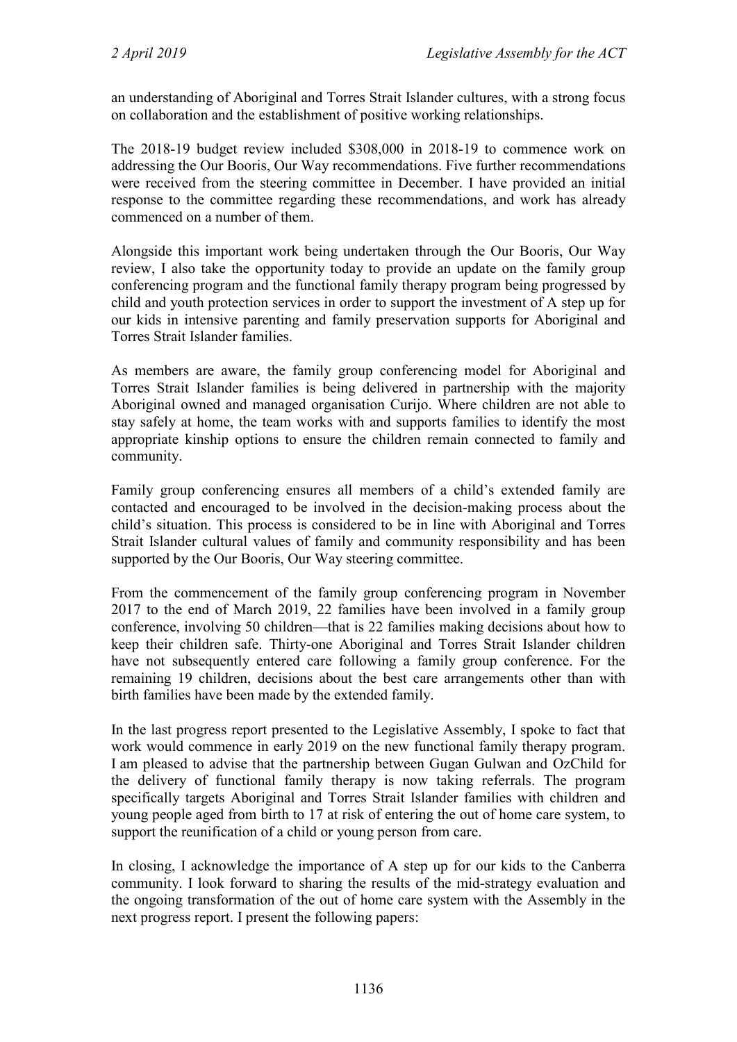an understanding of Aboriginal and Torres Strait Islander cultures, with a strong focus on collaboration and the establishment of positive working relationships.

The 2018-19 budget review included $308,000 in 2018-19 to commence work on addressing the Our Booris, Our Way recommendations. Five further recommendations were received from the steering committee in December. I have provided an initial response to the committee regarding these recommendations, and work has already commenced on a number of them.

Alongside this important work being undertaken through the Our Booris, Our Way review, I also take the opportunity today to provide an update on the family group conferencing program and the functional family therapy program being progressed by child and youth protection services in order to support the investment of A step up for our kids in intensive parenting and family preservation supports for Aboriginal and Torres Strait Islander families.

As members are aware, the family group conferencing model for Aboriginal and Torres Strait Islander families is being delivered in partnership with the majority Aboriginal owned and managed organisation Curijo. Where children are not able to stay safely at home, the team works with and supports families to identify the most appropriate kinship options to ensure the children remain connected to family and community.

Family group conferencing ensures all members of a child's extended family are contacted and encouraged to be involved in the decision-making process about the child's situation. This process is considered to be in line with Aboriginal and Torres Strait Islander cultural values of family and community responsibility and has been supported by the Our Booris, Our Way steering committee.

From the commencement of the family group conferencing program in November 2017 to the end of March 2019, 22 families have been involved in a family group conference, involving 50 children—that is 22 families making decisions about how to keep their children safe. Thirty-one Aboriginal and Torres Strait Islander children have not subsequently entered care following a family group conference. For the remaining 19 children, decisions about the best care arrangements other than with birth families have been made by the extended family.

In the last progress report presented to the Legislative Assembly, I spoke to fact that work would commence in early 2019 on the new functional family therapy program. I am pleased to advise that the partnership between Gugan Gulwan and OzChild for the delivery of functional family therapy is now taking referrals. The program specifically targets Aboriginal and Torres Strait Islander families with children and young people aged from birth to 17 at risk of entering the out of home care system, to support the reunification of a child or young person from care.

In closing, I acknowledge the importance of A step up for our kids to the Canberra community. I look forward to sharing the results of the mid-strategy evaluation and the ongoing transformation of the out of home care system with the Assembly in the next progress report. I present the following papers: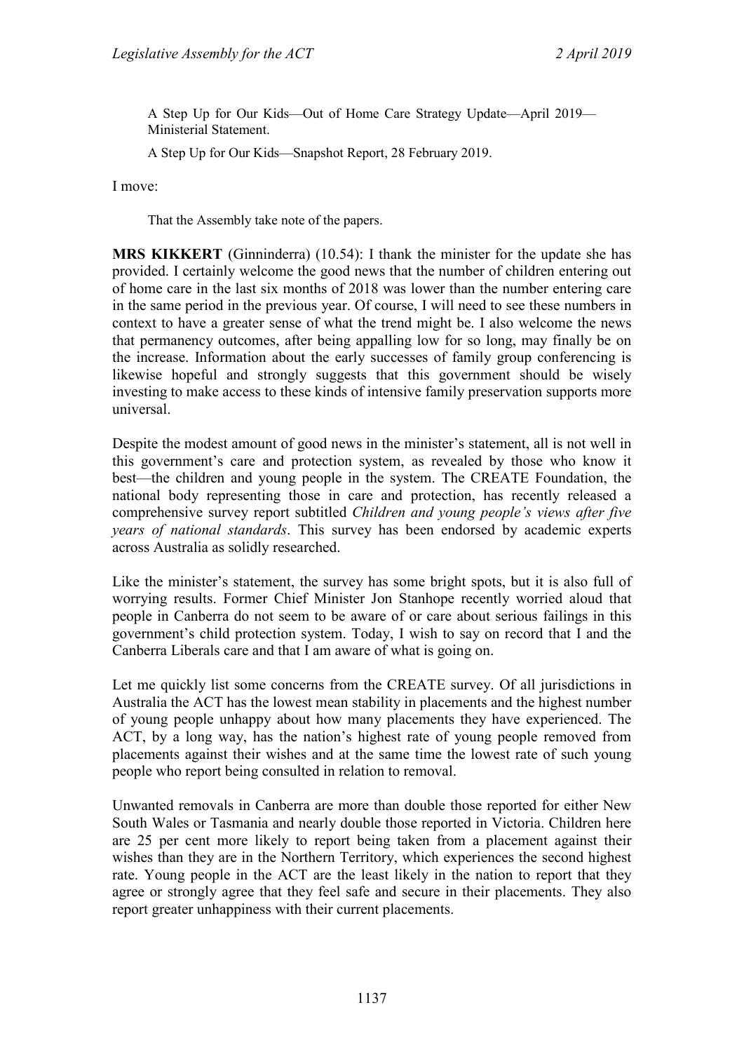A Step Up for Our Kids—Out of Home Care Strategy Update—April 2019—Ministerial Statement.

A Step Up for Our Kids—Snapshot Report, 28 February 2019.

I move:

That the Assembly take note of the papers.

**MRS KIKKERT** (Ginninderra) (10.54): I thank the minister for the update she has provided. I certainly welcome the good news that the number of children entering out of home care in the last six months of 2018 was lower than the number entering care in the same period in the previous year. Of course, I will need to see these numbers in context to have a greater sense of what the trend might be. I also welcome the news that permanency outcomes, after being appalling low for so long, may finally be on the increase. Information about the early successes of family group conferencing is likewise hopeful and strongly suggests that this government should be wisely investing to make access to these kinds of intensive family preservation supports more universal.

Despite the modest amount of good news in the minister's statement, all is not well in this government's care and protection system, as revealed by those who know it best—the children and young people in the system. The CREATE Foundation, the national body representing those in care and protection, has recently released a comprehensive survey report subtitled *Children and young people's views after five years of national standards*. This survey has been endorsed by academic experts across Australia as solidly researched.

Like the minister's statement, the survey has some bright spots, but it is also full of worrying results. Former Chief Minister Jon Stanhope recently worried aloud that people in Canberra do not seem to be aware of or care about serious failings in this government's child protection system. Today, I wish to say on record that I and the Canberra Liberals care and that I am aware of what is going on.

Let me quickly list some concerns from the CREATE survey. Of all jurisdictions in Australia the ACT has the lowest mean stability in placements and the highest number of young people unhappy about how many placements they have experienced. The ACT, by a long way, has the nation's highest rate of young people removed from placements against their wishes and at the same time the lowest rate of such young people who report being consulted in relation to removal.

Unwanted removals in Canberra are more than double those reported for either New South Wales or Tasmania and nearly double those reported in Victoria. Children here are 25 per cent more likely to report being taken from a placement against their wishes than they are in the Northern Territory, which experiences the second highest rate. Young people in the ACT are the least likely in the nation to report that they agree or strongly agree that they feel safe and secure in their placements. They also report greater unhappiness with their current placements.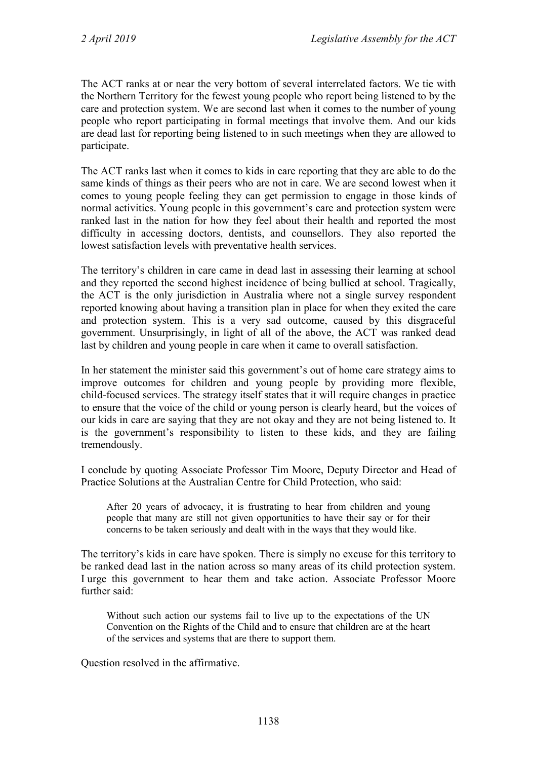The ACT ranks at or near the very bottom of several interrelated factors. We tie with the Northern Territory for the fewest young people who report being listened to by the care and protection system. We are second last when it comes to the number of young people who report participating in formal meetings that involve them. And our kids are dead last for reporting being listened to in such meetings when they are allowed to participate.

The ACT ranks last when it comes to kids in care reporting that they are able to do the same kinds of things as their peers who are not in care. We are second lowest when it comes to young people feeling they can get permission to engage in those kinds of normal activities. Young people in this government's care and protection system were ranked last in the nation for how they feel about their health and reported the most difficulty in accessing doctors, dentists, and counsellors. They also reported the lowest satisfaction levels with preventative health services.

The territory's children in care came in dead last in assessing their learning at school and they reported the second highest incidence of being bullied at school. Tragically, the ACT is the only jurisdiction in Australia where not a single survey respondent reported knowing about having a transition plan in place for when they exited the care and protection system. This is a very sad outcome, caused by this disgraceful government. Unsurprisingly, in light of all of the above, the ACT was ranked dead last by children and young people in care when it came to overall satisfaction.

In her statement the minister said this government's out of home care strategy aims to improve outcomes for children and young people by providing more flexible, child-focused services. The strategy itself states that it will require changes in practice to ensure that the voice of the child or young person is clearly heard, but the voices of our kids in care are saying that they are not okay and they are not being listened to. It is the government's responsibility to listen to these kids, and they are failing tremendously.

I conclude by quoting Associate Professor Tim Moore, Deputy Director and Head of Practice Solutions at the Australian Centre for Child Protection, who said:

> After 20 years of advocacy, it is frustrating to hear from children and young people that many are still not given opportunities to have their say or for their concerns to be taken seriously and dealt with in the ways that they would like.

The territory's kids in care have spoken. There is simply no excuse for this territory to be ranked dead last in the nation across so many areas of its child protection system. I urge this government to hear them and take action. Associate Professor Moore further said:

> Without such action our systems fail to live up to the expectations of the UN Convention on the Rights of the Child and to ensure that children are at the heart of the services and systems that are there to support them.

Question resolved in the affirmative.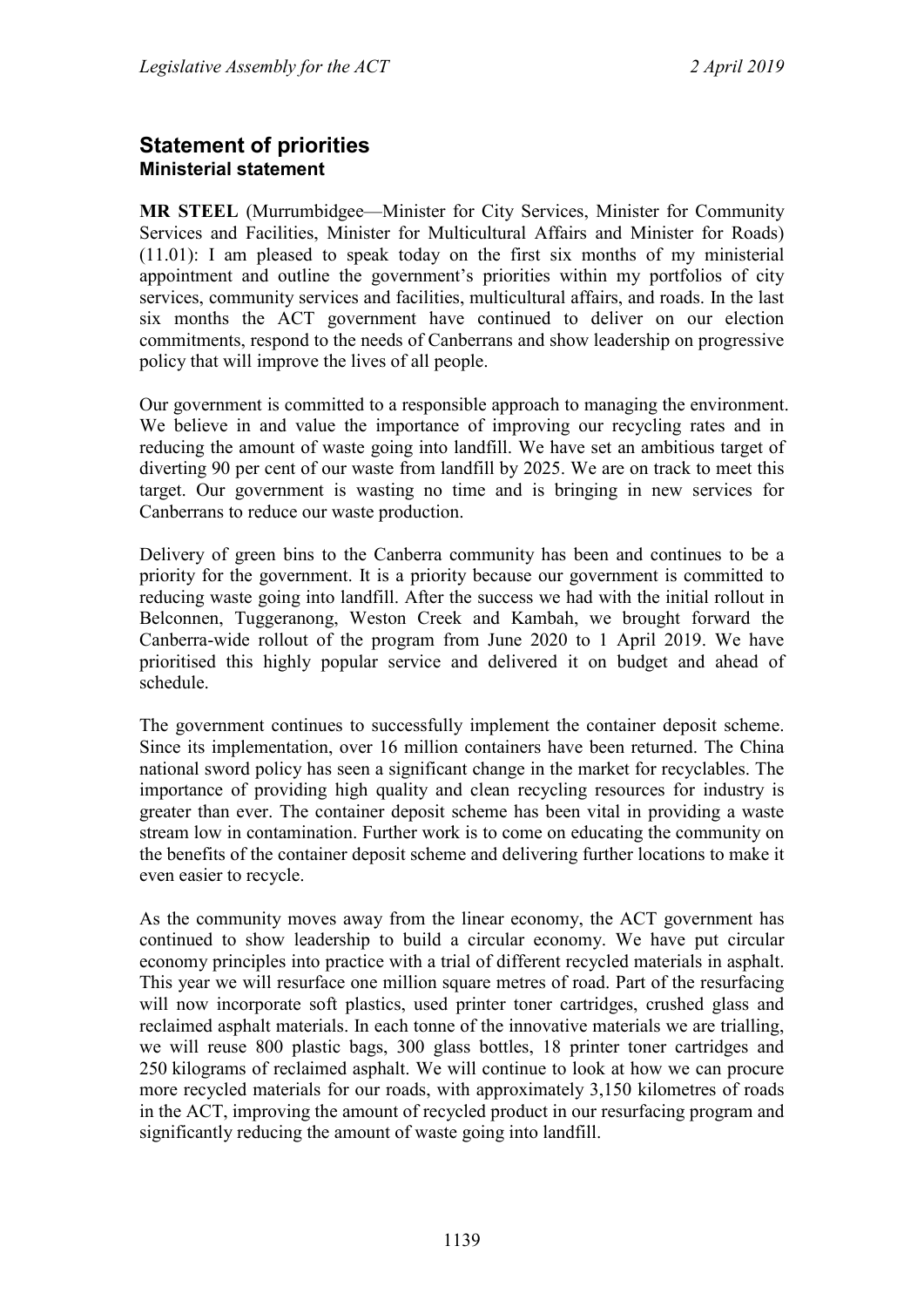## Statement of priorities
### Ministerial statement

**MR STEEL** (Murrumbidgee—Minister for City Services, Minister for Community Services and Facilities, Minister for Multicultural Affairs and Minister for Roads) (11.01): I am pleased to speak today on the first six months of my ministerial appointment and outline the government's priorities within my portfolios of city services, community services and facilities, multicultural affairs, and roads. In the last six months the ACT government have continued to deliver on our election commitments, respond to the needs of Canberrans and show leadership on progressive policy that will improve the lives of all people.

Our government is committed to a responsible approach to managing the environment. We believe in and value the importance of improving our recycling rates and in reducing the amount of waste going into landfill. We have set an ambitious target of diverting 90 per cent of our waste from landfill by 2025. We are on track to meet this target. Our government is wasting no time and is bringing in new services for Canberrans to reduce our waste production.

Delivery of green bins to the Canberra community has been and continues to be a priority for the government. It is a priority because our government is committed to reducing waste going into landfill. After the success we had with the initial rollout in Belconnen, Tuggeranong, Weston Creek and Kambah, we brought forward the Canberra-wide rollout of the program from June 2020 to 1 April 2019. We have prioritised this highly popular service and delivered it on budget and ahead of schedule.

The government continues to successfully implement the container deposit scheme. Since its implementation, over 16 million containers have been returned. The China national sword policy has seen a significant change in the market for recyclables. The importance of providing high quality and clean recycling resources for industry is greater than ever. The container deposit scheme has been vital in providing a waste stream low in contamination. Further work is to come on educating the community on the benefits of the container deposit scheme and delivering further locations to make it even easier to recycle.

As the community moves away from the linear economy, the ACT government has continued to show leadership to build a circular economy. We have put circular economy principles into practice with a trial of different recycled materials in asphalt. This year we will resurface one million square metres of road. Part of the resurfacing will now incorporate soft plastics, used printer toner cartridges, crushed glass and reclaimed asphalt materials. In each tonne of the innovative materials we are trialling, we will reuse 800 plastic bags, 300 glass bottles, 18 printer toner cartridges and 250 kilograms of reclaimed asphalt. We will continue to look at how we can procure more recycled materials for our roads, with approximately 3,150 kilometres of roads in the ACT, improving the amount of recycled product in our resurfacing program and significantly reducing the amount of waste going into landfill.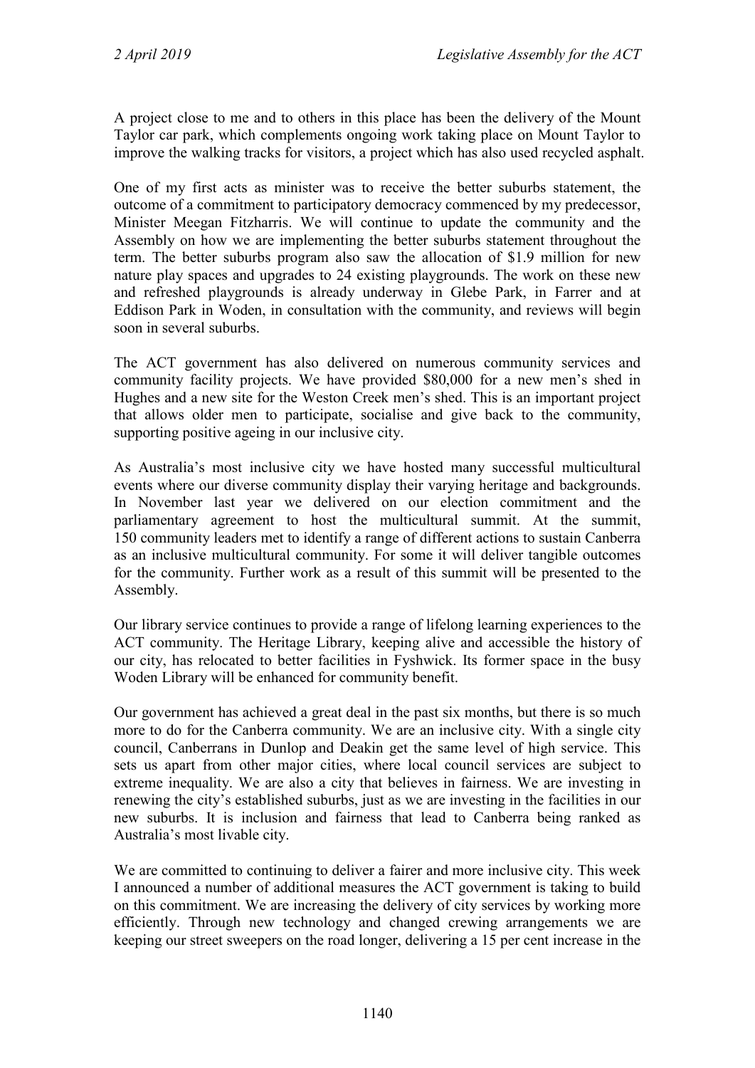A project close to me and to others in this place has been the delivery of the Mount Taylor car park, which complements ongoing work taking place on Mount Taylor to improve the walking tracks for visitors, a project which has also used recycled asphalt.

One of my first acts as minister was to receive the better suburbs statement, the outcome of a commitment to participatory democracy commenced by my predecessor, Minister Meegan Fitzharris. We will continue to update the community and the Assembly on how we are implementing the better suburbs statement throughout the term. The better suburbs program also saw the allocation of $1.9 million for new nature play spaces and upgrades to 24 existing playgrounds. The work on these new and refreshed playgrounds is already underway in Glebe Park, in Farrer and at Eddison Park in Woden, in consultation with the community, and reviews will begin soon in several suburbs.

The ACT government has also delivered on numerous community services and community facility projects. We have provided $80,000 for a new men's shed in Hughes and a new site for the Weston Creek men's shed. This is an important project that allows older men to participate, socialise and give back to the community, supporting positive ageing in our inclusive city.

As Australia's most inclusive city we have hosted many successful multicultural events where our diverse community display their varying heritage and backgrounds. In November last year we delivered on our election commitment and the parliamentary agreement to host the multicultural summit. At the summit, 150 community leaders met to identify a range of different actions to sustain Canberra as an inclusive multicultural community. For some it will deliver tangible outcomes for the community. Further work as a result of this summit will be presented to the Assembly.

Our library service continues to provide a range of lifelong learning experiences to the ACT community. The Heritage Library, keeping alive and accessible the history of our city, has relocated to better facilities in Fyshwick. Its former space in the busy Woden Library will be enhanced for community benefit.

Our government has achieved a great deal in the past six months, but there is so much more to do for the Canberra community. We are an inclusive city. With a single city council, Canberrans in Dunlop and Deakin get the same level of high service. This sets us apart from other major cities, where local council services are subject to extreme inequality. We are also a city that believes in fairness. We are investing in renewing the city's established suburbs, just as we are investing in the facilities in our new suburbs. It is inclusion and fairness that lead to Canberra being ranked as Australia's most livable city.

We are committed to continuing to deliver a fairer and more inclusive city. This week I announced a number of additional measures the ACT government is taking to build on this commitment. We are increasing the delivery of city services by working more efficiently. Through new technology and changed crewing arrangements we are keeping our street sweepers on the road longer, delivering a 15 per cent increase in the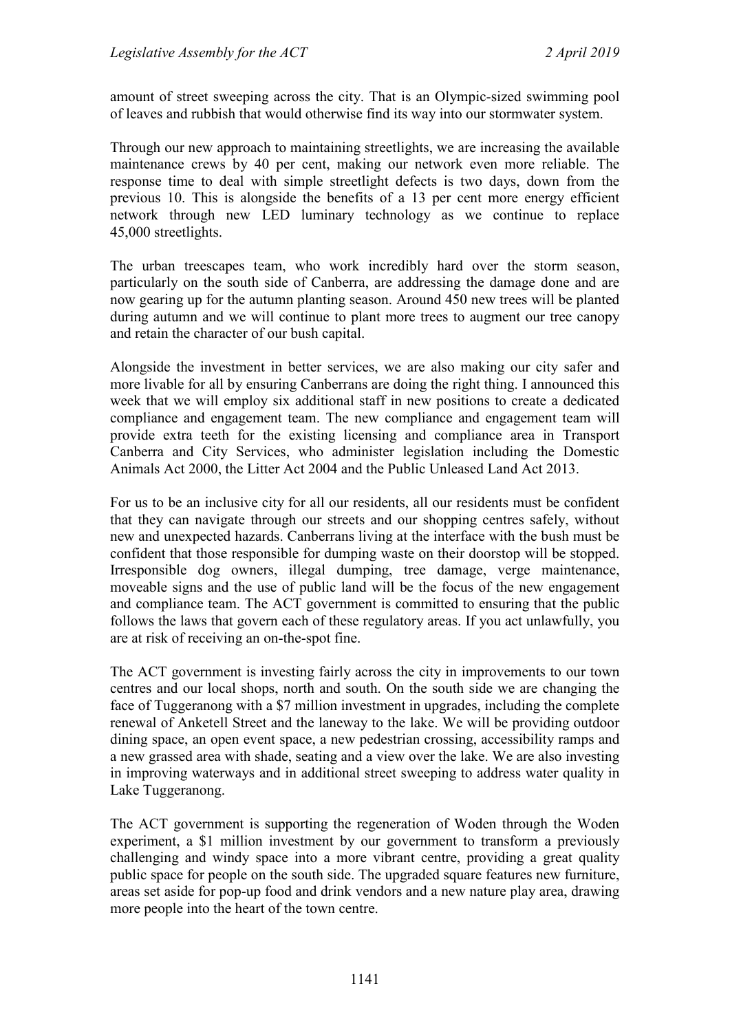amount of street sweeping across the city. That is an Olympic-sized swimming pool of leaves and rubbish that would otherwise find its way into our stormwater system.

Through our new approach to maintaining streetlights, we are increasing the available maintenance crews by 40 per cent, making our network even more reliable. The response time to deal with simple streetlight defects is two days, down from the previous 10. This is alongside the benefits of a 13 per cent more energy efficient network through new LED luminary technology as we continue to replace 45,000 streetlights.

The urban treescapes team, who work incredibly hard over the storm season, particularly on the south side of Canberra, are addressing the damage done and are now gearing up for the autumn planting season. Around 450 new trees will be planted during autumn and we will continue to plant more trees to augment our tree canopy and retain the character of our bush capital.

Alongside the investment in better services, we are also making our city safer and more livable for all by ensuring Canberrans are doing the right thing. I announced this week that we will employ six additional staff in new positions to create a dedicated compliance and engagement team. The new compliance and engagement team will provide extra teeth for the existing licensing and compliance area in Transport Canberra and City Services, who administer legislation including the Domestic Animals Act 2000, the Litter Act 2004 and the Public Unleased Land Act 2013.

For us to be an inclusive city for all our residents, all our residents must be confident that they can navigate through our streets and our shopping centres safely, without new and unexpected hazards. Canberrans living at the interface with the bush must be confident that those responsible for dumping waste on their doorstop will be stopped. Irresponsible dog owners, illegal dumping, tree damage, verge maintenance, moveable signs and the use of public land will be the focus of the new engagement and compliance team. The ACT government is committed to ensuring that the public follows the laws that govern each of these regulatory areas. If you act unlawfully, you are at risk of receiving an on-the-spot fine.

The ACT government is investing fairly across the city in improvements to our town centres and our local shops, north and south. On the south side we are changing the face of Tuggeranong with a $7 million investment in upgrades, including the complete renewal of Anketell Street and the laneway to the lake. We will be providing outdoor dining space, an open event space, a new pedestrian crossing, accessibility ramps and a new grassed area with shade, seating and a view over the lake. We are also investing in improving waterways and in additional street sweeping to address water quality in Lake Tuggeranong.

The ACT government is supporting the regeneration of Woden through the Woden experiment, a $1 million investment by our government to transform a previously challenging and windy space into a more vibrant centre, providing a great quality public space for people on the south side. The upgraded square features new furniture, areas set aside for pop-up food and drink vendors and a new nature play area, drawing more people into the heart of the town centre.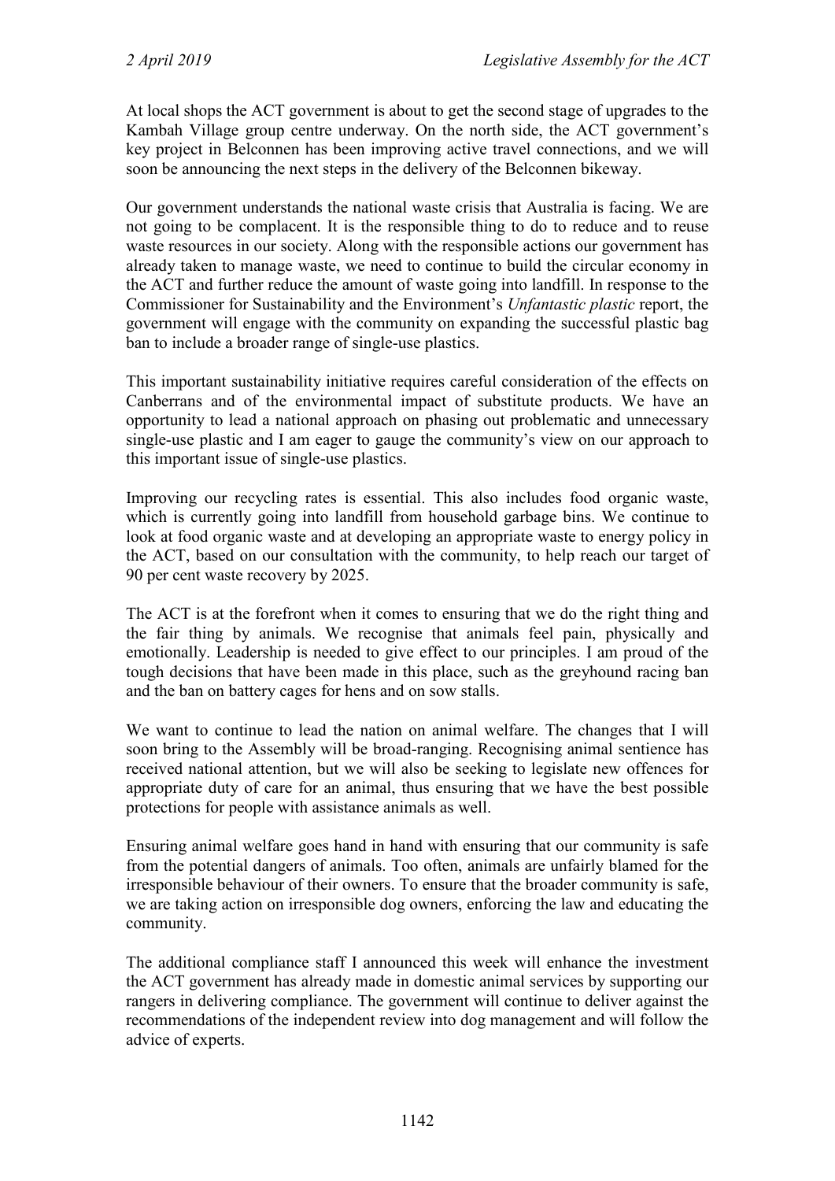At local shops the ACT government is about to get the second stage of upgrades to the Kambah Village group centre underway. On the north side, the ACT government's key project in Belconnen has been improving active travel connections, and we will soon be announcing the next steps in the delivery of the Belconnen bikeway.

Our government understands the national waste crisis that Australia is facing. We are not going to be complacent. It is the responsible thing to do to reduce and to reuse waste resources in our society. Along with the responsible actions our government has already taken to manage waste, we need to continue to build the circular economy in the ACT and further reduce the amount of waste going into landfill. In response to the Commissioner for Sustainability and the Environment's *Unfantastic plastic* report, the government will engage with the community on expanding the successful plastic bag ban to include a broader range of single-use plastics.

This important sustainability initiative requires careful consideration of the effects on Canberrans and of the environmental impact of substitute products. We have an opportunity to lead a national approach on phasing out problematic and unnecessary single-use plastic and I am eager to gauge the community's view on our approach to this important issue of single-use plastics.

Improving our recycling rates is essential. This also includes food organic waste, which is currently going into landfill from household garbage bins. We continue to look at food organic waste and at developing an appropriate waste to energy policy in the ACT, based on our consultation with the community, to help reach our target of 90 per cent waste recovery by 2025.

The ACT is at the forefront when it comes to ensuring that we do the right thing and the fair thing by animals. We recognise that animals feel pain, physically and emotionally. Leadership is needed to give effect to our principles. I am proud of the tough decisions that have been made in this place, such as the greyhound racing ban and the ban on battery cages for hens and on sow stalls.

We want to continue to lead the nation on animal welfare. The changes that I will soon bring to the Assembly will be broad-ranging. Recognising animal sentience has received national attention, but we will also be seeking to legislate new offences for appropriate duty of care for an animal, thus ensuring that we have the best possible protections for people with assistance animals as well.

Ensuring animal welfare goes hand in hand with ensuring that our community is safe from the potential dangers of animals. Too often, animals are unfairly blamed for the irresponsible behaviour of their owners. To ensure that the broader community is safe, we are taking action on irresponsible dog owners, enforcing the law and educating the community.

The additional compliance staff I announced this week will enhance the investment the ACT government has already made in domestic animal services by supporting our rangers in delivering compliance. The government will continue to deliver against the recommendations of the independent review into dog management and will follow the advice of experts.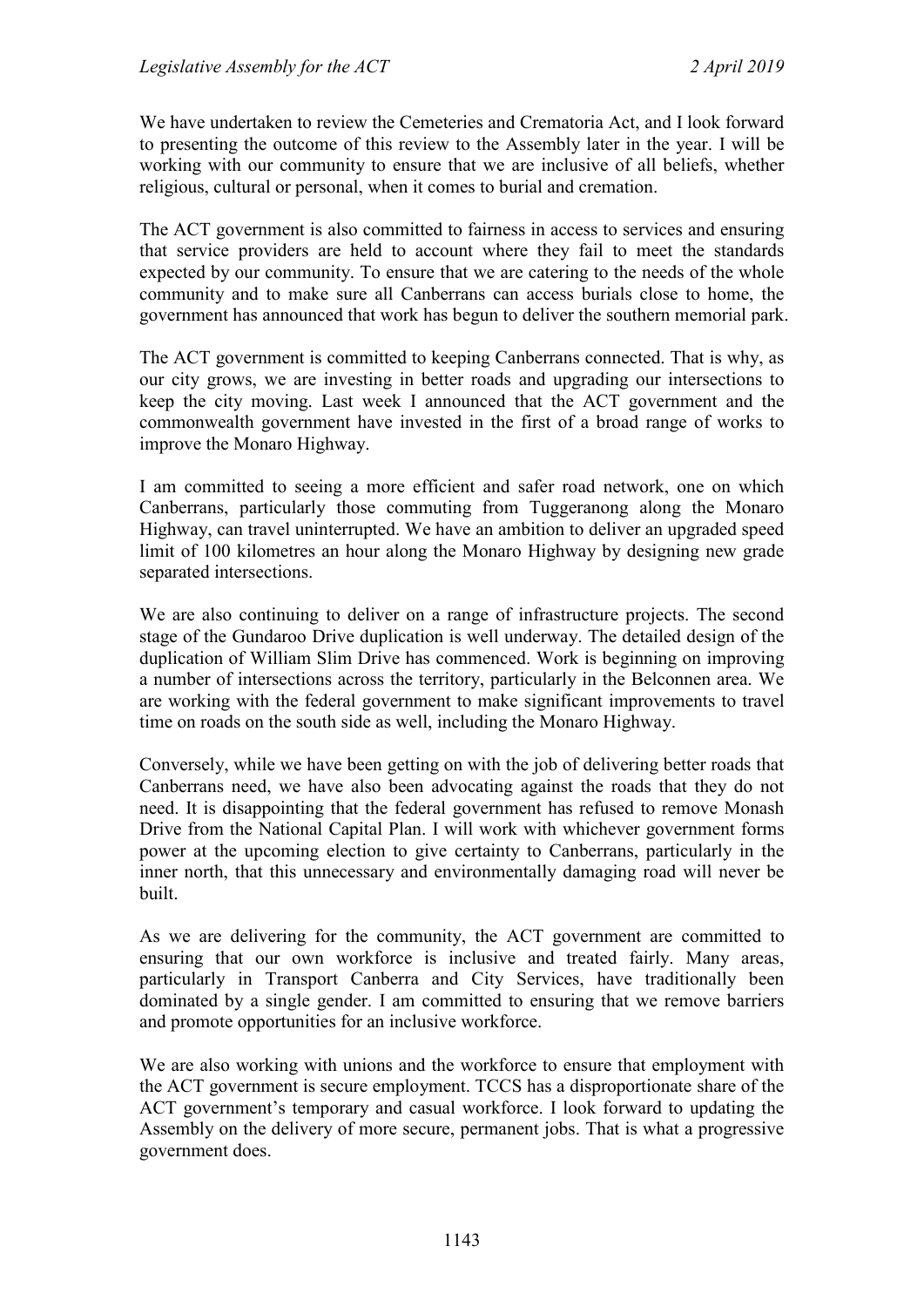We have undertaken to review the Cemeteries and Crematoria Act, and I look forward to presenting the outcome of this review to the Assembly later in the year. I will be working with our community to ensure that we are inclusive of all beliefs, whether religious, cultural or personal, when it comes to burial and cremation.

The ACT government is also committed to fairness in access to services and ensuring that service providers are held to account where they fail to meet the standards expected by our community. To ensure that we are catering to the needs of the whole community and to make sure all Canberrans can access burials close to home, the government has announced that work has begun to deliver the southern memorial park.

The ACT government is committed to keeping Canberrans connected. That is why, as our city grows, we are investing in better roads and upgrading our intersections to keep the city moving. Last week I announced that the ACT government and the commonwealth government have invested in the first of a broad range of works to improve the Monaro Highway.

I am committed to seeing a more efficient and safer road network, one on which Canberrans, particularly those commuting from Tuggeranong along the Monaro Highway, can travel uninterrupted. We have an ambition to deliver an upgraded speed limit of 100 kilometres an hour along the Monaro Highway by designing new grade separated intersections.

We are also continuing to deliver on a range of infrastructure projects. The second stage of the Gundaroo Drive duplication is well underway. The detailed design of the duplication of William Slim Drive has commenced. Work is beginning on improving a number of intersections across the territory, particularly in the Belconnen area. We are working with the federal government to make significant improvements to travel time on roads on the south side as well, including the Monaro Highway.

Conversely, while we have been getting on with the job of delivering better roads that Canberrans need, we have also been advocating against the roads that they do not need. It is disappointing that the federal government has refused to remove Monash Drive from the National Capital Plan. I will work with whichever government forms power at the upcoming election to give certainty to Canberrans, particularly in the inner north, that this unnecessary and environmentally damaging road will never be built.

As we are delivering for the community, the ACT government are committed to ensuring that our own workforce is inclusive and treated fairly. Many areas, particularly in Transport Canberra and City Services, have traditionally been dominated by a single gender. I am committed to ensuring that we remove barriers and promote opportunities for an inclusive workforce.

We are also working with unions and the workforce to ensure that employment with the ACT government is secure employment. TCCS has a disproportionate share of the ACT government's temporary and casual workforce. I look forward to updating the Assembly on the delivery of more secure, permanent jobs. That is what a progressive government does.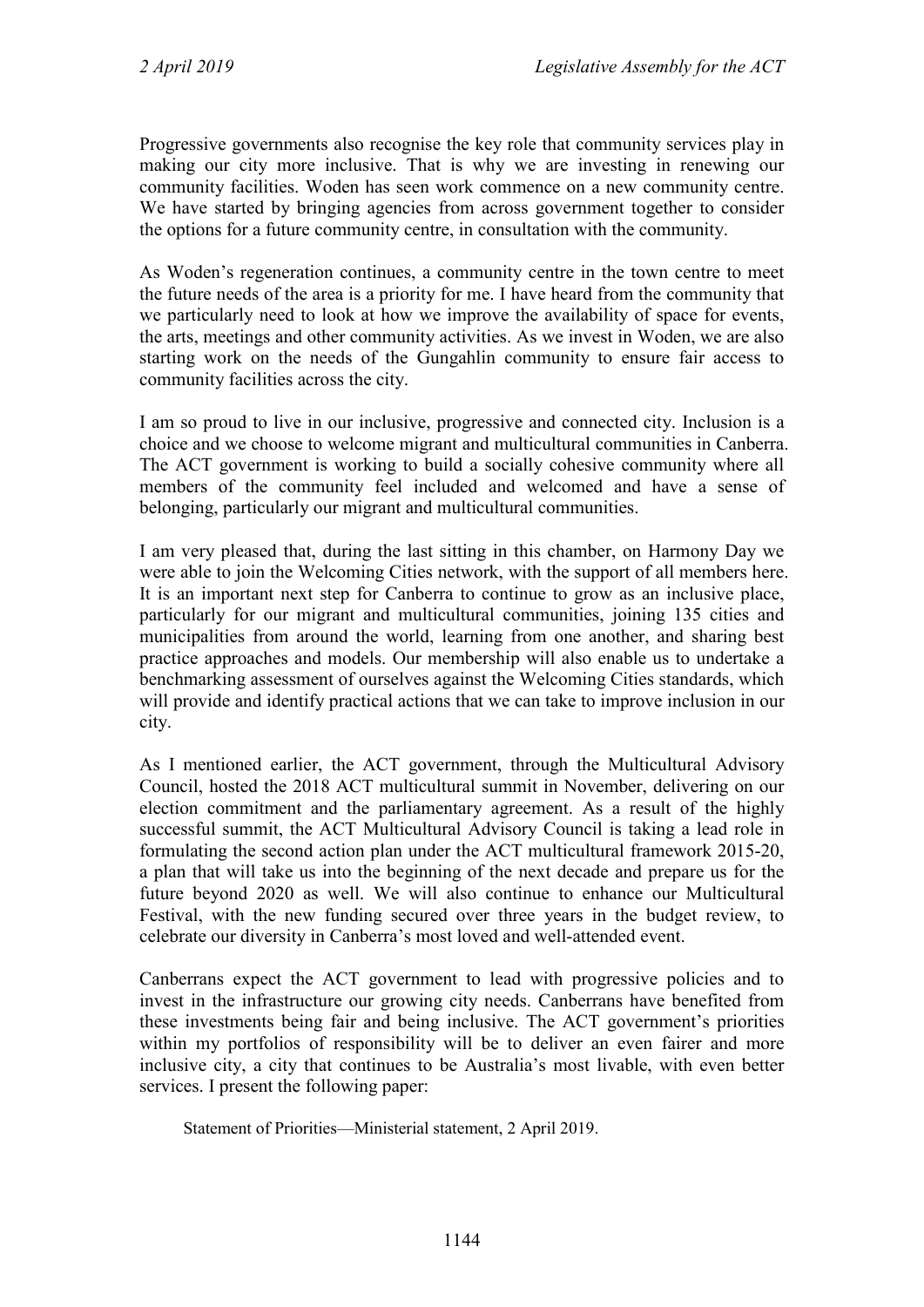Progressive governments also recognise the key role that community services play in making our city more inclusive. That is why we are investing in renewing our community facilities. Woden has seen work commence on a new community centre. We have started by bringing agencies from across government together to consider the options for a future community centre, in consultation with the community.

As Woden's regeneration continues, a community centre in the town centre to meet the future needs of the area is a priority for me. I have heard from the community that we particularly need to look at how we improve the availability of space for events, the arts, meetings and other community activities. As we invest in Woden, we are also starting work on the needs of the Gungahlin community to ensure fair access to community facilities across the city.

I am so proud to live in our inclusive, progressive and connected city. Inclusion is a choice and we choose to welcome migrant and multicultural communities in Canberra. The ACT government is working to build a socially cohesive community where all members of the community feel included and welcomed and have a sense of belonging, particularly our migrant and multicultural communities.

I am very pleased that, during the last sitting in this chamber, on Harmony Day we were able to join the Welcoming Cities network, with the support of all members here. It is an important next step for Canberra to continue to grow as an inclusive place, particularly for our migrant and multicultural communities, joining 135 cities and municipalities from around the world, learning from one another, and sharing best practice approaches and models. Our membership will also enable us to undertake a benchmarking assessment of ourselves against the Welcoming Cities standards, which will provide and identify practical actions that we can take to improve inclusion in our city.

As I mentioned earlier, the ACT government, through the Multicultural Advisory Council, hosted the 2018 ACT multicultural summit in November, delivering on our election commitment and the parliamentary agreement. As a result of the highly successful summit, the ACT Multicultural Advisory Council is taking a lead role in formulating the second action plan under the ACT multicultural framework 2015-20, a plan that will take us into the beginning of the next decade and prepare us for the future beyond 2020 as well. We will also continue to enhance our Multicultural Festival, with the new funding secured over three years in the budget review, to celebrate our diversity in Canberra's most loved and well-attended event.

Canberrans expect the ACT government to lead with progressive policies and to invest in the infrastructure our growing city needs. Canberrans have benefited from these investments being fair and being inclusive. The ACT government's priorities within my portfolios of responsibility will be to deliver an even fairer and more inclusive city, a city that continues to be Australia's most livable, with even better services. I present the following paper:

> Statement of Priorities—Ministerial statement, 2 April 2019.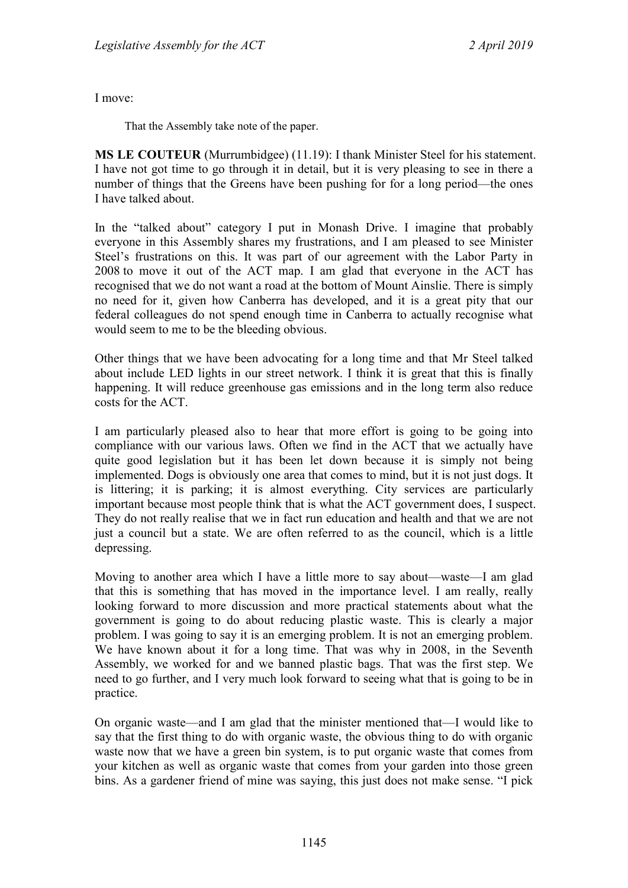I move:

> That the Assembly take note of the paper.

**MS LE COUTEUR** (Murrumbidgee) (11.19): I thank Minister Steel for his statement. I have not got time to go through it in detail, but it is very pleasing to see in there a number of things that the Greens have been pushing for for a long period—the ones I have talked about.

In the "talked about" category I put in Monash Drive. I imagine that probably everyone in this Assembly shares my frustrations, and I am pleased to see Minister Steel's frustrations on this. It was part of our agreement with the Labor Party in 2008 to move it out of the ACT map. I am glad that everyone in the ACT has recognised that we do not want a road at the bottom of Mount Ainslie. There is simply no need for it, given how Canberra has developed, and it is a great pity that our federal colleagues do not spend enough time in Canberra to actually recognise what would seem to me to be the bleeding obvious.

Other things that we have been advocating for a long time and that Mr Steel talked about include LED lights in our street network. I think it is great that this is finally happening. It will reduce greenhouse gas emissions and in the long term also reduce costs for the ACT.

I am particularly pleased also to hear that more effort is going to be going into compliance with our various laws. Often we find in the ACT that we actually have quite good legislation but it has been let down because it is simply not being implemented. Dogs is obviously one area that comes to mind, but it is not just dogs. It is littering; it is parking; it is almost everything. City services are particularly important because most people think that is what the ACT government does, I suspect. They do not really realise that we in fact run education and health and that we are not just a council but a state. We are often referred to as the council, which is a little depressing.

Moving to another area which I have a little more to say about—waste—I am glad that this is something that has moved in the importance level. I am really, really looking forward to more discussion and more practical statements about what the government is going to do about reducing plastic waste. This is clearly a major problem. I was going to say it is an emerging problem. It is not an emerging problem. We have known about it for a long time. That was why in 2008, in the Seventh Assembly, we worked for and we banned plastic bags. That was the first step. We need to go further, and I very much look forward to seeing what that is going to be in practice.

On organic waste—and I am glad that the minister mentioned that—I would like to say that the first thing to do with organic waste, the obvious thing to do with organic waste now that we have a green bin system, is to put organic waste that comes from your kitchen as well as organic waste that comes from your garden into those green bins. As a gardener friend of mine was saying, this just does not make sense. "I pick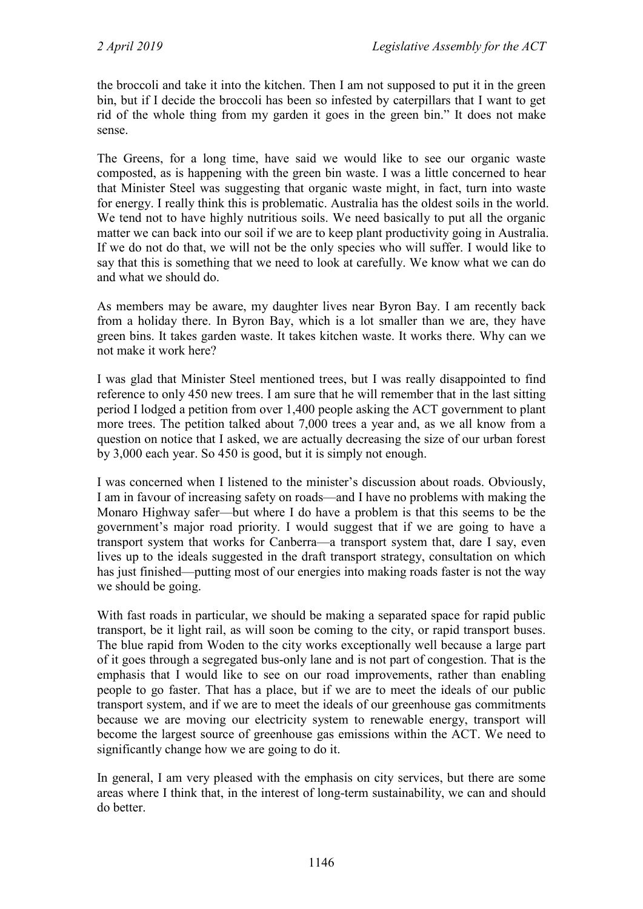the broccoli and take it into the kitchen. Then I am not supposed to put it in the green bin, but if I decide the broccoli has been so infested by caterpillars that I want to get rid of the whole thing from my garden it goes in the green bin." It does not make sense.

The Greens, for a long time, have said we would like to see our organic waste composted, as is happening with the green bin waste. I was a little concerned to hear that Minister Steel was suggesting that organic waste might, in fact, turn into waste for energy. I really think this is problematic. Australia has the oldest soils in the world. We tend not to have highly nutritious soils. We need basically to put all the organic matter we can back into our soil if we are to keep plant productivity going in Australia. If we do not do that, we will not be the only species who will suffer. I would like to say that this is something that we need to look at carefully. We know what we can do and what we should do.

As members may be aware, my daughter lives near Byron Bay. I am recently back from a holiday there. In Byron Bay, which is a lot smaller than we are, they have green bins. It takes garden waste. It takes kitchen waste. It works there. Why can we not make it work here?

I was glad that Minister Steel mentioned trees, but I was really disappointed to find reference to only 450 new trees. I am sure that he will remember that in the last sitting period I lodged a petition from over 1,400 people asking the ACT government to plant more trees. The petition talked about 7,000 trees a year and, as we all know from a question on notice that I asked, we are actually decreasing the size of our urban forest by 3,000 each year. So 450 is good, but it is simply not enough.

I was concerned when I listened to the minister's discussion about roads. Obviously, I am in favour of increasing safety on roads—and I have no problems with making the Monaro Highway safer—but where I do have a problem is that this seems to be the government's major road priority. I would suggest that if we are going to have a transport system that works for Canberra—a transport system that, dare I say, even lives up to the ideals suggested in the draft transport strategy, consultation on which has just finished—putting most of our energies into making roads faster is not the way we should be going.

With fast roads in particular, we should be making a separated space for rapid public transport, be it light rail, as will soon be coming to the city, or rapid transport buses. The blue rapid from Woden to the city works exceptionally well because a large part of it goes through a segregated bus-only lane and is not part of congestion. That is the emphasis that I would like to see on our road improvements, rather than enabling people to go faster. That has a place, but if we are to meet the ideals of our public transport system, and if we are to meet the ideals of our greenhouse gas commitments because we are moving our electricity system to renewable energy, transport will become the largest source of greenhouse gas emissions within the ACT. We need to significantly change how we are going to do it.

In general, I am very pleased with the emphasis on city services, but there are some areas where I think that, in the interest of long-term sustainability, we can and should do better.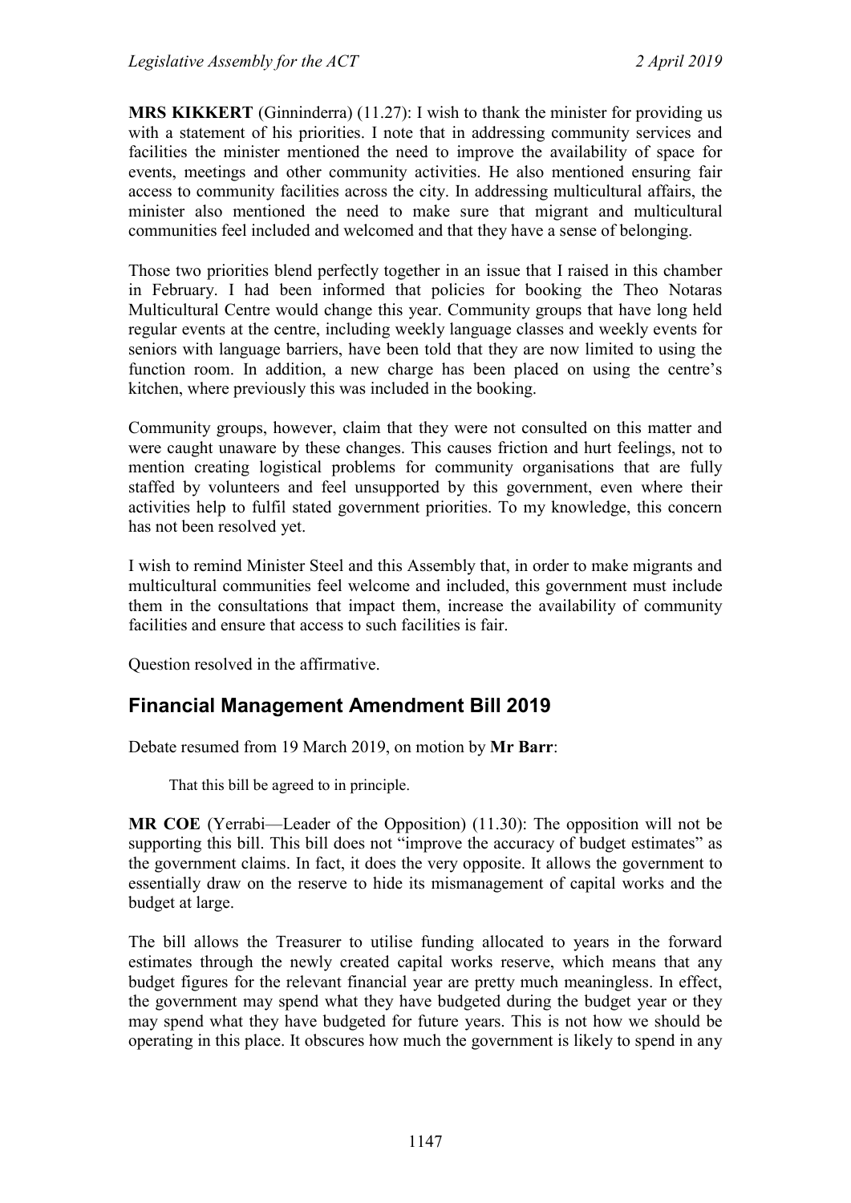**MRS KIKKERT** (Ginninderra) (11.27): I wish to thank the minister for providing us with a statement of his priorities. I note that in addressing community services and facilities the minister mentioned the need to improve the availability of space for events, meetings and other community activities. He also mentioned ensuring fair access to community facilities across the city. In addressing multicultural affairs, the minister also mentioned the need to make sure that migrant and multicultural communities feel included and welcomed and that they have a sense of belonging.

Those two priorities blend perfectly together in an issue that I raised in this chamber in February. I had been informed that policies for booking the Theo Notaras Multicultural Centre would change this year. Community groups that have long held regular events at the centre, including weekly language classes and weekly events for seniors with language barriers, have been told that they are now limited to using the function room. In addition, a new charge has been placed on using the centre's kitchen, where previously this was included in the booking.

Community groups, however, claim that they were not consulted on this matter and were caught unaware by these changes. This causes friction and hurt feelings, not to mention creating logistical problems for community organisations that are fully staffed by volunteers and feel unsupported by this government, even where their activities help to fulfil stated government priorities. To my knowledge, this concern has not been resolved yet.

I wish to remind Minister Steel and this Assembly that, in order to make migrants and multicultural communities feel welcome and included, this government must include them in the consultations that impact them, increase the availability of community facilities and ensure that access to such facilities is fair.

Question resolved in the affirmative.

## Financial Management Amendment Bill 2019

Debate resumed from 19 March 2019, on motion by **Mr Barr**:

> That this bill be agreed to in principle.

**MR COE** (Yerrabi—Leader of the Opposition) (11.30): The opposition will not be supporting this bill. This bill does not "improve the accuracy of budget estimates" as the government claims. In fact, it does the very opposite. It allows the government to essentially draw on the reserve to hide its mismanagement of capital works and the budget at large.

The bill allows the Treasurer to utilise funding allocated to years in the forward estimates through the newly created capital works reserve, which means that any budget figures for the relevant financial year are pretty much meaningless. In effect, the government may spend what they have budgeted during the budget year or they may spend what they have budgeted for future years. This is not how we should be operating in this place. It obscures how much the government is likely to spend in any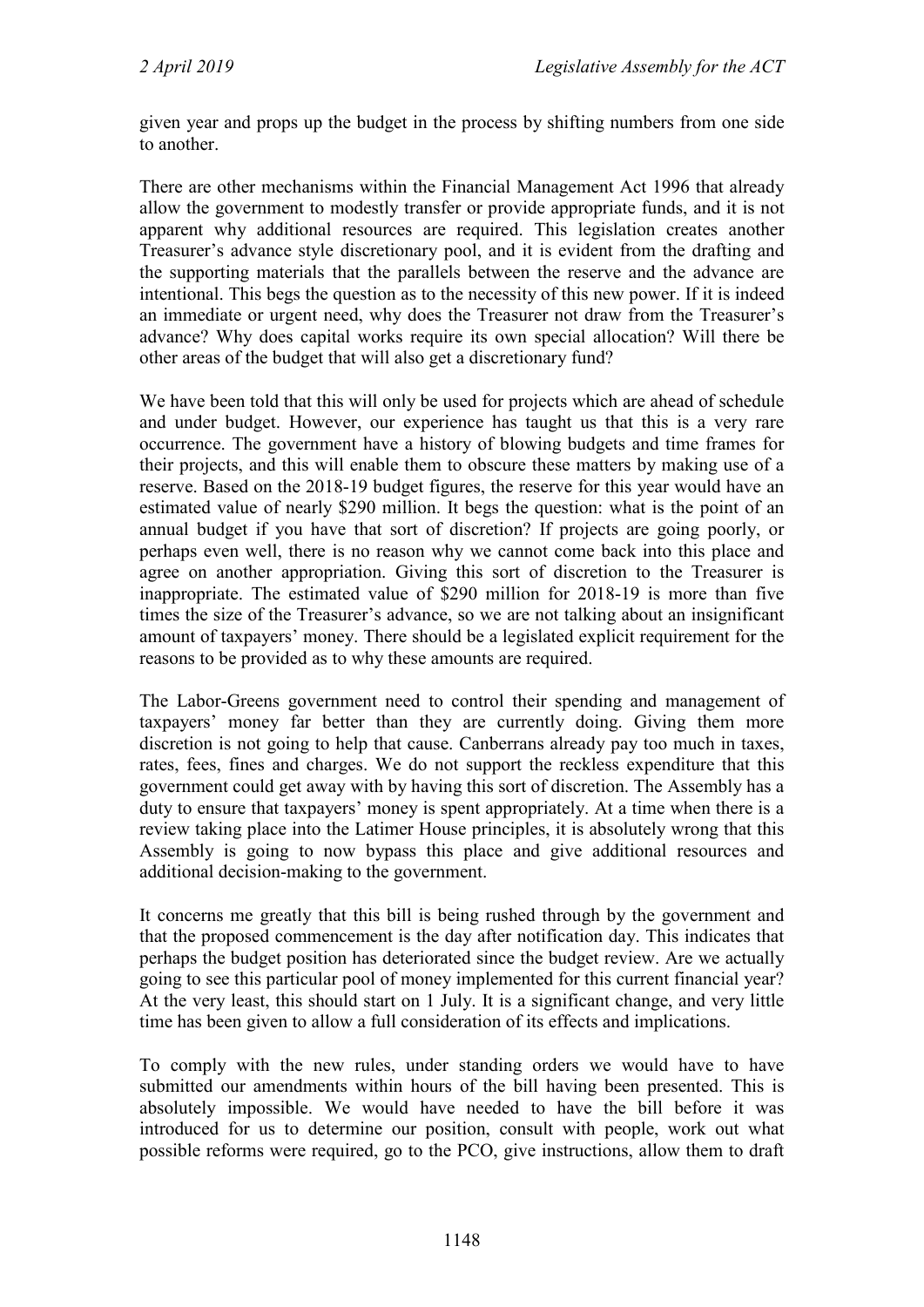given year and props up the budget in the process by shifting numbers from one side to another.

There are other mechanisms within the Financial Management Act 1996 that already allow the government to modestly transfer or provide appropriate funds, and it is not apparent why additional resources are required. This legislation creates another Treasurer's advance style discretionary pool, and it is evident from the drafting and the supporting materials that the parallels between the reserve and the advance are intentional. This begs the question as to the necessity of this new power. If it is indeed an immediate or urgent need, why does the Treasurer not draw from the Treasurer's advance? Why does capital works require its own special allocation? Will there be other areas of the budget that will also get a discretionary fund?

We have been told that this will only be used for projects which are ahead of schedule and under budget. However, our experience has taught us that this is a very rare occurrence. The government have a history of blowing budgets and time frames for their projects, and this will enable them to obscure these matters by making use of a reserve. Based on the 2018-19 budget figures, the reserve for this year would have an estimated value of nearly $290 million. It begs the question: what is the point of an annual budget if you have that sort of discretion? If projects are going poorly, or perhaps even well, there is no reason why we cannot come back into this place and agree on another appropriation. Giving this sort of discretion to the Treasurer is inappropriate. The estimated value of $290 million for 2018-19 is more than five times the size of the Treasurer's advance, so we are not talking about an insignificant amount of taxpayers' money. There should be a legislated explicit requirement for the reasons to be provided as to why these amounts are required.

The Labor-Greens government need to control their spending and management of taxpayers' money far better than they are currently doing. Giving them more discretion is not going to help that cause. Canberrans already pay too much in taxes, rates, fees, fines and charges. We do not support the reckless expenditure that this government could get away with by having this sort of discretion. The Assembly has a duty to ensure that taxpayers' money is spent appropriately. At a time when there is a review taking place into the Latimer House principles, it is absolutely wrong that this Assembly is going to now bypass this place and give additional resources and additional decision-making to the government.

It concerns me greatly that this bill is being rushed through by the government and that the proposed commencement is the day after notification day. This indicates that perhaps the budget position has deteriorated since the budget review. Are we actually going to see this particular pool of money implemented for this current financial year? At the very least, this should start on 1 July. It is a significant change, and very little time has been given to allow a full consideration of its effects and implications.

To comply with the new rules, under standing orders we would have to have submitted our amendments within hours of the bill having been presented. This is absolutely impossible. We would have needed to have the bill before it was introduced for us to determine our position, consult with people, work out what possible reforms were required, go to the PCO, give instructions, allow them to draft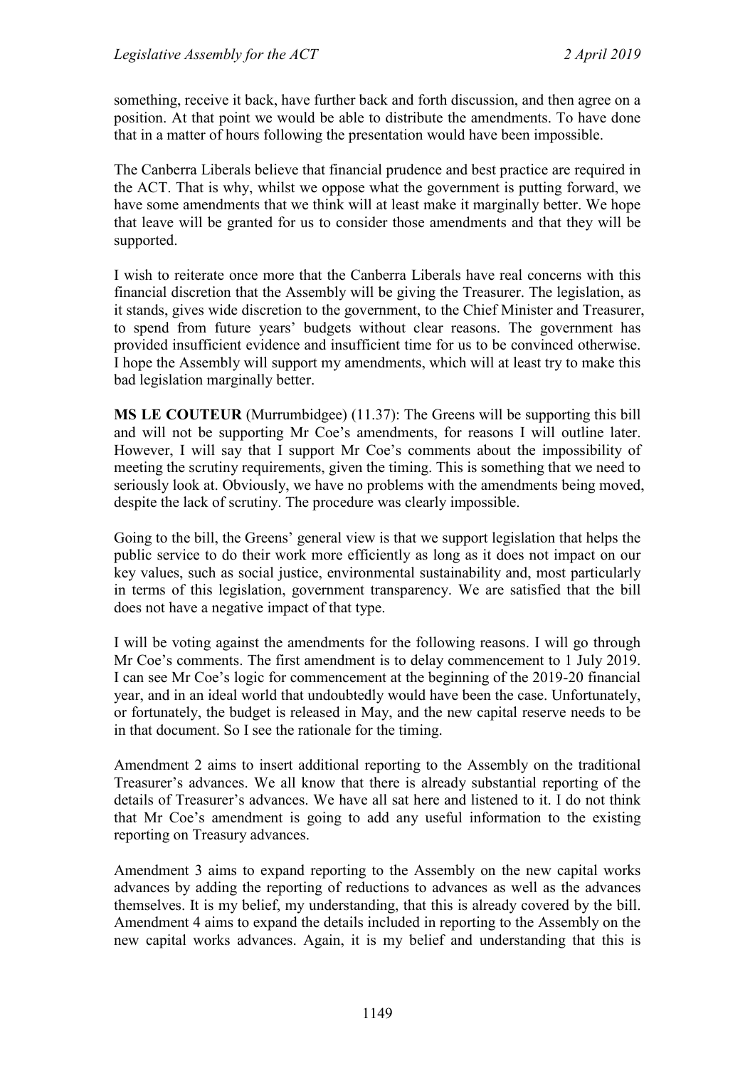something, receive it back, have further back and forth discussion, and then agree on a position. At that point we would be able to distribute the amendments. To have done that in a matter of hours following the presentation would have been impossible.

The Canberra Liberals believe that financial prudence and best practice are required in the ACT. That is why, whilst we oppose what the government is putting forward, we have some amendments that we think will at least make it marginally better. We hope that leave will be granted for us to consider those amendments and that they will be supported.

I wish to reiterate once more that the Canberra Liberals have real concerns with this financial discretion that the Assembly will be giving the Treasurer. The legislation, as it stands, gives wide discretion to the government, to the Chief Minister and Treasurer, to spend from future years' budgets without clear reasons. The government has provided insufficient evidence and insufficient time for us to be convinced otherwise. I hope the Assembly will support my amendments, which will at least try to make this bad legislation marginally better.

**MS LE COUTEUR** (Murrumbidgee) (11.37): The Greens will be supporting this bill and will not be supporting Mr Coe's amendments, for reasons I will outline later. However, I will say that I support Mr Coe's comments about the impossibility of meeting the scrutiny requirements, given the timing. This is something that we need to seriously look at. Obviously, we have no problems with the amendments being moved, despite the lack of scrutiny. The procedure was clearly impossible.

Going to the bill, the Greens' general view is that we support legislation that helps the public service to do their work more efficiently as long as it does not impact on our key values, such as social justice, environmental sustainability and, most particularly in terms of this legislation, government transparency. We are satisfied that the bill does not have a negative impact of that type.

I will be voting against the amendments for the following reasons. I will go through Mr Coe's comments. The first amendment is to delay commencement to 1 July 2019. I can see Mr Coe's logic for commencement at the beginning of the 2019-20 financial year, and in an ideal world that undoubtedly would have been the case. Unfortunately, or fortunately, the budget is released in May, and the new capital reserve needs to be in that document. So I see the rationale for the timing.

Amendment 2 aims to insert additional reporting to the Assembly on the traditional Treasurer's advances. We all know that there is already substantial reporting of the details of Treasurer's advances. We have all sat here and listened to it. I do not think that Mr Coe's amendment is going to add any useful information to the existing reporting on Treasury advances.

Amendment 3 aims to expand reporting to the Assembly on the new capital works advances by adding the reporting of reductions to advances as well as the advances themselves. It is my belief, my understanding, that this is already covered by the bill. Amendment 4 aims to expand the details included in reporting to the Assembly on the new capital works advances. Again, it is my belief and understanding that this is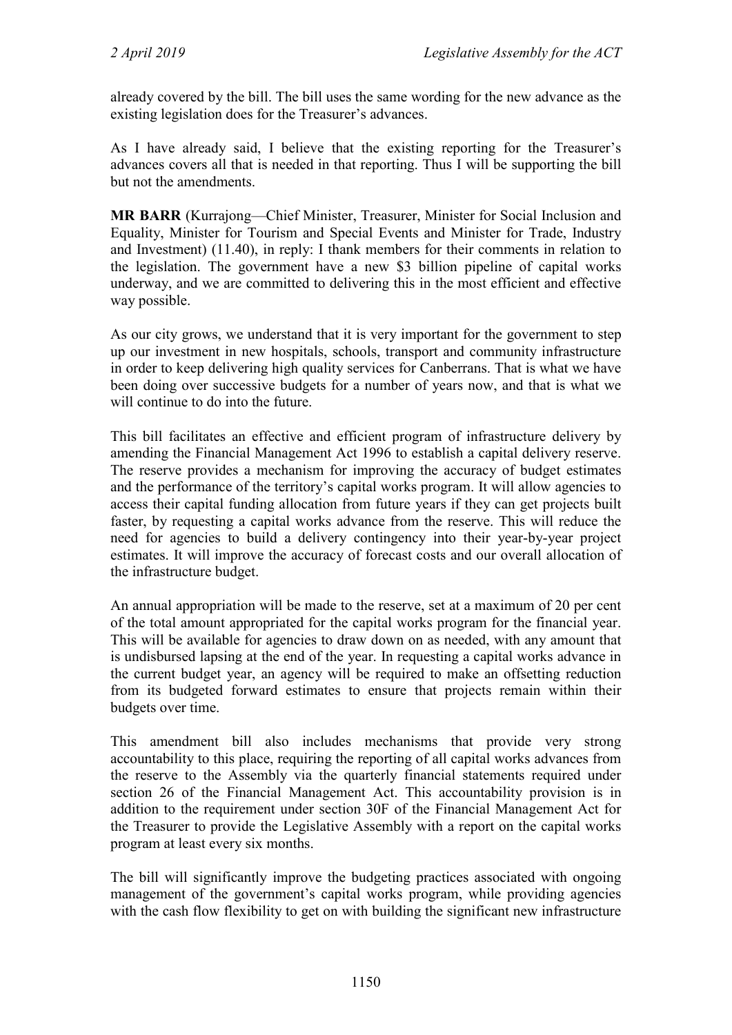already covered by the bill. The bill uses the same wording for the new advance as the existing legislation does for the Treasurer's advances.

As I have already said, I believe that the existing reporting for the Treasurer's advances covers all that is needed in that reporting. Thus I will be supporting the bill but not the amendments.

**MR BARR** (Kurrajong—Chief Minister, Treasurer, Minister for Social Inclusion and Equality, Minister for Tourism and Special Events and Minister for Trade, Industry and Investment) (11.40), in reply: I thank members for their comments in relation to the legislation. The government have a new $3 billion pipeline of capital works underway, and we are committed to delivering this in the most efficient and effective way possible.

As our city grows, we understand that it is very important for the government to step up our investment in new hospitals, schools, transport and community infrastructure in order to keep delivering high quality services for Canberrans. That is what we have been doing over successive budgets for a number of years now, and that is what we will continue to do into the future.

This bill facilitates an effective and efficient program of infrastructure delivery by amending the Financial Management Act 1996 to establish a capital delivery reserve. The reserve provides a mechanism for improving the accuracy of budget estimates and the performance of the territory's capital works program. It will allow agencies to access their capital funding allocation from future years if they can get projects built faster, by requesting a capital works advance from the reserve. This will reduce the need for agencies to build a delivery contingency into their year-by-year project estimates. It will improve the accuracy of forecast costs and our overall allocation of the infrastructure budget.

An annual appropriation will be made to the reserve, set at a maximum of 20 per cent of the total amount appropriated for the capital works program for the financial year. This will be available for agencies to draw down on as needed, with any amount that is undisbursed lapsing at the end of the year. In requesting a capital works advance in the current budget year, an agency will be required to make an offsetting reduction from its budgeted forward estimates to ensure that projects remain within their budgets over time.

This amendment bill also includes mechanisms that provide very strong accountability to this place, requiring the reporting of all capital works advances from the reserve to the Assembly via the quarterly financial statements required under section 26 of the Financial Management Act. This accountability provision is in addition to the requirement under section 30F of the Financial Management Act for the Treasurer to provide the Legislative Assembly with a report on the capital works program at least every six months.

The bill will significantly improve the budgeting practices associated with ongoing management of the government's capital works program, while providing agencies with the cash flow flexibility to get on with building the significant new infrastructure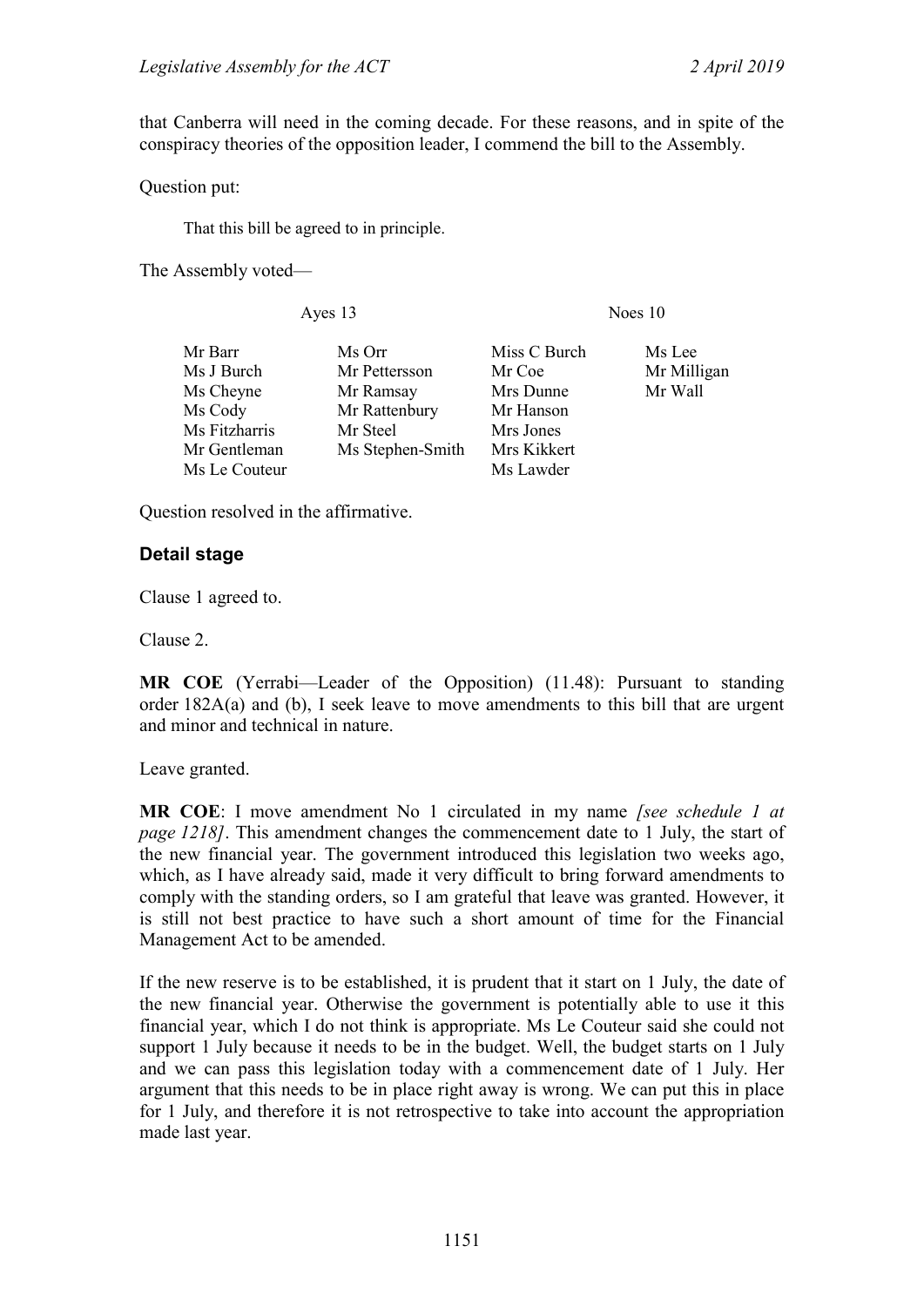that Canberra will need in the coming decade. For these reasons, and in spite of the conspiracy theories of the opposition leader, I commend the bill to the Assembly.

Question put:

> That this bill be agreed to in principle.

The Assembly voted—

| Ayes 13 | | Noes 10 | |
|---|---|---|---|
| Mr Barr | Ms Orr | Miss C Burch | Ms Lee |
| Ms J Burch | Mr Pettersson | Mr Coe | Mr Milligan |
| Ms Cheyne | Mr Ramsay | Mrs Dunne | Mr Wall |
| Ms Cody | Mr Rattenbury | Mr Hanson | |
| Ms Fitzharris | Mr Steel | Mrs Jones | |
| Mr Gentleman | Ms Stephen-Smith | Mrs Kikkert | |
| Ms Le Couteur | | Ms Lawder | |

Question resolved in the affirmative.

### Detail stage

Clause 1 agreed to.

Clause 2.

**MR COE** (Yerrabi—Leader of the Opposition) (11.48): Pursuant to standing order 182A(a) and (b), I seek leave to move amendments to this bill that are urgent and minor and technical in nature.

Leave granted.

**MR COE**: I move amendment No 1 circulated in my name *[see schedule 1 at page 1218]*. This amendment changes the commencement date to 1 July, the start of the new financial year. The government introduced this legislation two weeks ago, which, as I have already said, made it very difficult to bring forward amendments to comply with the standing orders, so I am grateful that leave was granted. However, it is still not best practice to have such a short amount of time for the Financial Management Act to be amended.

If the new reserve is to be established, it is prudent that it start on 1 July, the date of the new financial year. Otherwise the government is potentially able to use it this financial year, which I do not think is appropriate. Ms Le Couteur said she could not support 1 July because it needs to be in the budget. Well, the budget starts on 1 July and we can pass this legislation today with a commencement date of 1 July. Her argument that this needs to be in place right away is wrong. We can put this in place for 1 July, and therefore it is not retrospective to take into account the appropriation made last year.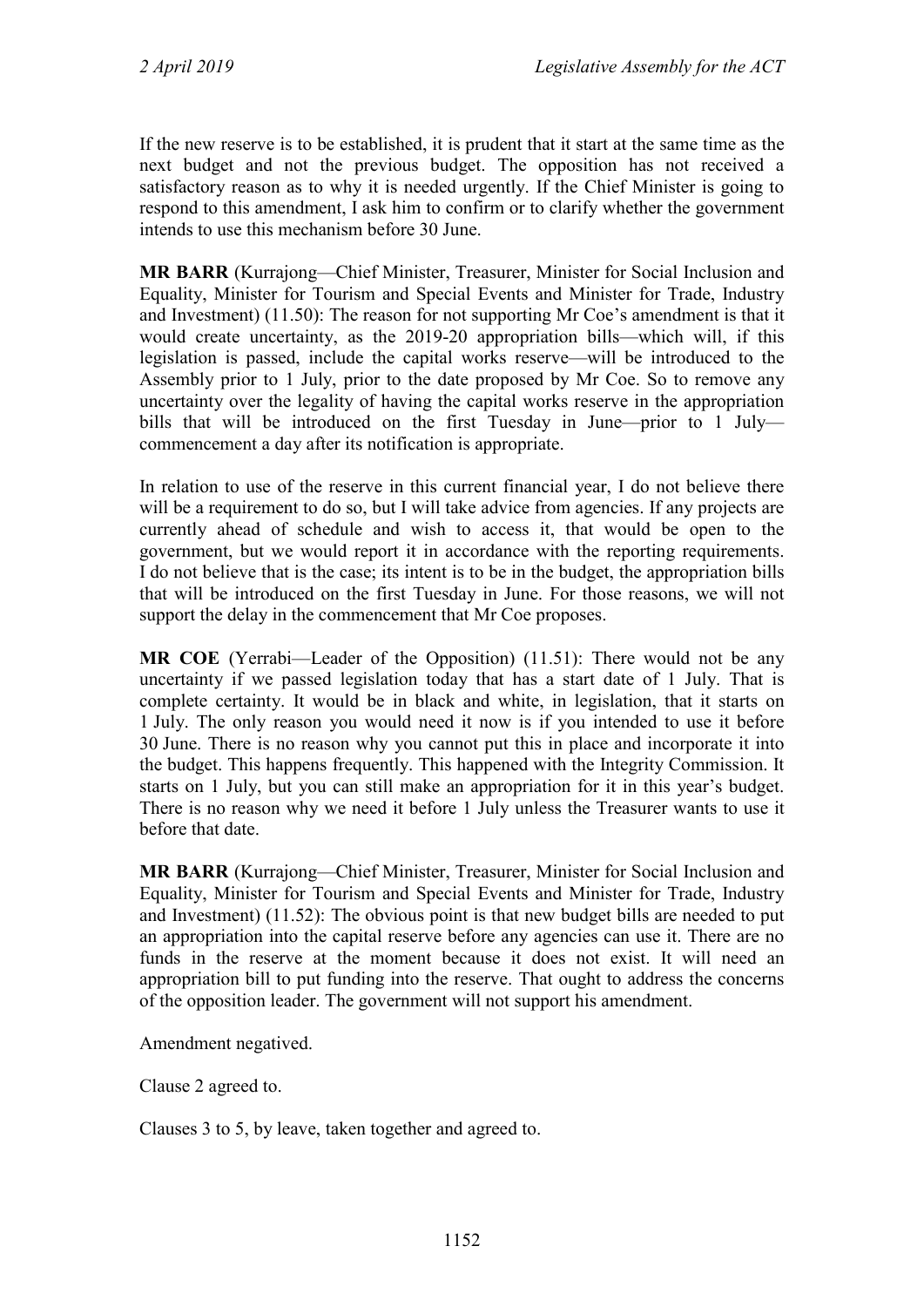If the new reserve is to be established, it is prudent that it start at the same time as the next budget and not the previous budget. The opposition has not received a satisfactory reason as to why it is needed urgently. If the Chief Minister is going to respond to this amendment, I ask him to confirm or to clarify whether the government intends to use this mechanism before 30 June.

**MR BARR** (Kurrajong—Chief Minister, Treasurer, Minister for Social Inclusion and Equality, Minister for Tourism and Special Events and Minister for Trade, Industry and Investment) (11.50): The reason for not supporting Mr Coe's amendment is that it would create uncertainty, as the 2019-20 appropriation bills—which will, if this legislation is passed, include the capital works reserve—will be introduced to the Assembly prior to 1 July, prior to the date proposed by Mr Coe. So to remove any uncertainty over the legality of having the capital works reserve in the appropriation bills that will be introduced on the first Tuesday in June—prior to 1 July—commencement a day after its notification is appropriate.

In relation to use of the reserve in this current financial year, I do not believe there will be a requirement to do so, but I will take advice from agencies. If any projects are currently ahead of schedule and wish to access it, that would be open to the government, but we would report it in accordance with the reporting requirements. I do not believe that is the case; its intent is to be in the budget, the appropriation bills that will be introduced on the first Tuesday in June. For those reasons, we will not support the delay in the commencement that Mr Coe proposes.

**MR COE** (Yerrabi—Leader of the Opposition) (11.51): There would not be any uncertainty if we passed legislation today that has a start date of 1 July. That is complete certainty. It would be in black and white, in legislation, that it starts on 1 July. The only reason you would need it now is if you intended to use it before 30 June. There is no reason why you cannot put this in place and incorporate it into the budget. This happens frequently. This happened with the Integrity Commission. It starts on 1 July, but you can still make an appropriation for it in this year's budget. There is no reason why we need it before 1 July unless the Treasurer wants to use it before that date.

**MR BARR** (Kurrajong—Chief Minister, Treasurer, Minister for Social Inclusion and Equality, Minister for Tourism and Special Events and Minister for Trade, Industry and Investment) (11.52): The obvious point is that new budget bills are needed to put an appropriation into the capital reserve before any agencies can use it. There are no funds in the reserve at the moment because it does not exist. It will need an appropriation bill to put funding into the reserve. That ought to address the concerns of the opposition leader. The government will not support his amendment.

Amendment negatived.

Clause 2 agreed to.

Clauses 3 to 5, by leave, taken together and agreed to.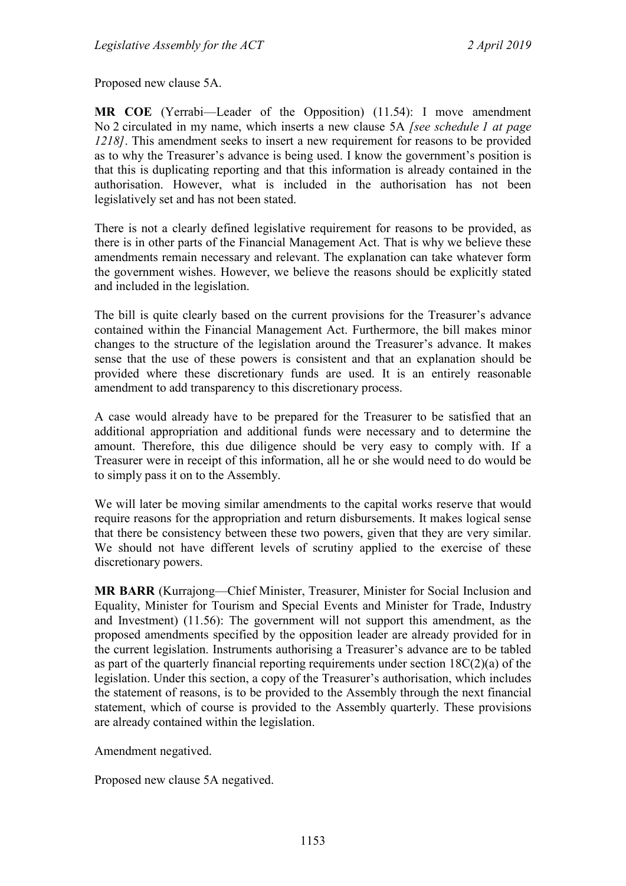Proposed new clause 5A.

**MR COE** (Yerrabi—Leader of the Opposition) (11.54): I move amendment No 2 circulated in my name, which inserts a new clause 5A *[see schedule 1 at page 1218]*. This amendment seeks to insert a new requirement for reasons to be provided as to why the Treasurer's advance is being used. I know the government's position is that this is duplicating reporting and that this information is already contained in the authorisation. However, what is included in the authorisation has not been legislatively set and has not been stated.

There is not a clearly defined legislative requirement for reasons to be provided, as there is in other parts of the Financial Management Act. That is why we believe these amendments remain necessary and relevant. The explanation can take whatever form the government wishes. However, we believe the reasons should be explicitly stated and included in the legislation.

The bill is quite clearly based on the current provisions for the Treasurer's advance contained within the Financial Management Act. Furthermore, the bill makes minor changes to the structure of the legislation around the Treasurer's advance. It makes sense that the use of these powers is consistent and that an explanation should be provided where these discretionary funds are used. It is an entirely reasonable amendment to add transparency to this discretionary process.

A case would already have to be prepared for the Treasurer to be satisfied that an additional appropriation and additional funds were necessary and to determine the amount. Therefore, this due diligence should be very easy to comply with. If a Treasurer were in receipt of this information, all he or she would need to do would be to simply pass it on to the Assembly.

We will later be moving similar amendments to the capital works reserve that would require reasons for the appropriation and return disbursements. It makes logical sense that there be consistency between these two powers, given that they are very similar. We should not have different levels of scrutiny applied to the exercise of these discretionary powers.

**MR BARR** (Kurrajong—Chief Minister, Treasurer, Minister for Social Inclusion and Equality, Minister for Tourism and Special Events and Minister for Trade, Industry and Investment) (11.56): The government will not support this amendment, as the proposed amendments specified by the opposition leader are already provided for in the current legislation. Instruments authorising a Treasurer's advance are to be tabled as part of the quarterly financial reporting requirements under section 18C(2)(a) of the legislation. Under this section, a copy of the Treasurer's authorisation, which includes the statement of reasons, is to be provided to the Assembly through the next financial statement, which of course is provided to the Assembly quarterly. These provisions are already contained within the legislation.

Amendment negatived.

Proposed new clause 5A negatived.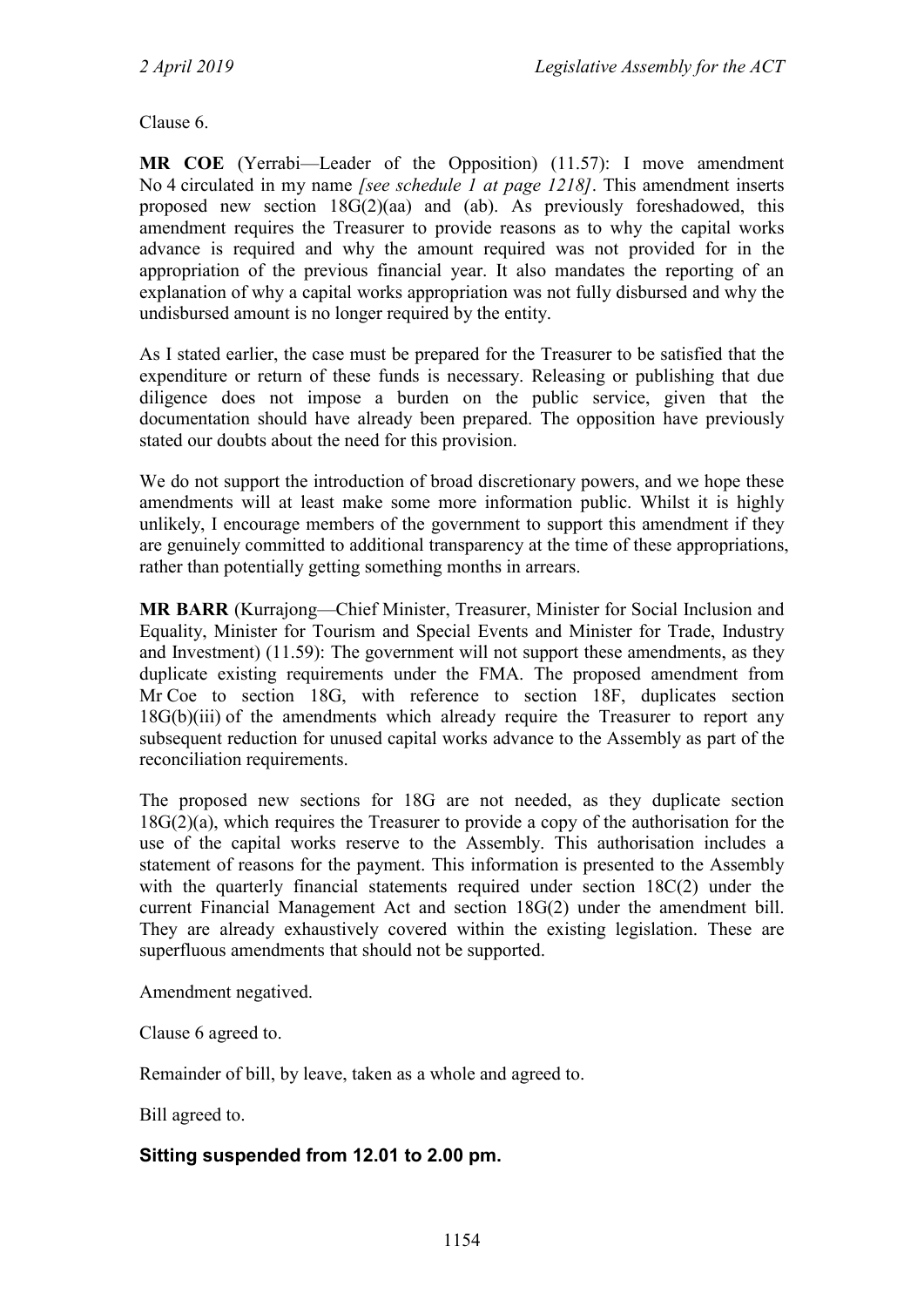Clause 6.

**MR COE** (Yerrabi—Leader of the Opposition) (11.57): I move amendment No 4 circulated in my name *[see schedule 1 at page 1218]*. This amendment inserts proposed new section 18G(2)(aa) and (ab). As previously foreshadowed, this amendment requires the Treasurer to provide reasons as to why the capital works advance is required and why the amount required was not provided for in the appropriation of the previous financial year. It also mandates the reporting of an explanation of why a capital works appropriation was not fully disbursed and why the undisbursed amount is no longer required by the entity.

As I stated earlier, the case must be prepared for the Treasurer to be satisfied that the expenditure or return of these funds is necessary. Releasing or publishing that due diligence does not impose a burden on the public service, given that the documentation should have already been prepared. The opposition have previously stated our doubts about the need for this provision.

We do not support the introduction of broad discretionary powers, and we hope these amendments will at least make some more information public. Whilst it is highly unlikely, I encourage members of the government to support this amendment if they are genuinely committed to additional transparency at the time of these appropriations, rather than potentially getting something months in arrears.

**MR BARR** (Kurrajong—Chief Minister, Treasurer, Minister for Social Inclusion and Equality, Minister for Tourism and Special Events and Minister for Trade, Industry and Investment) (11.59): The government will not support these amendments, as they duplicate existing requirements under the FMA. The proposed amendment from Mr Coe to section 18G, with reference to section 18F, duplicates section 18G(b)(iii) of the amendments which already require the Treasurer to report any subsequent reduction for unused capital works advance to the Assembly as part of the reconciliation requirements.

The proposed new sections for 18G are not needed, as they duplicate section 18G(2)(a), which requires the Treasurer to provide a copy of the authorisation for the use of the capital works reserve to the Assembly. This authorisation includes a statement of reasons for the payment. This information is presented to the Assembly with the quarterly financial statements required under section 18C(2) under the current Financial Management Act and section 18G(2) under the amendment bill. They are already exhaustively covered within the existing legislation. These are superfluous amendments that should not be supported.

Amendment negatived.

Clause 6 agreed to.

Remainder of bill, by leave, taken as a whole and agreed to.

Bill agreed to.

## Sitting suspended from 12.01 to 2.00 pm.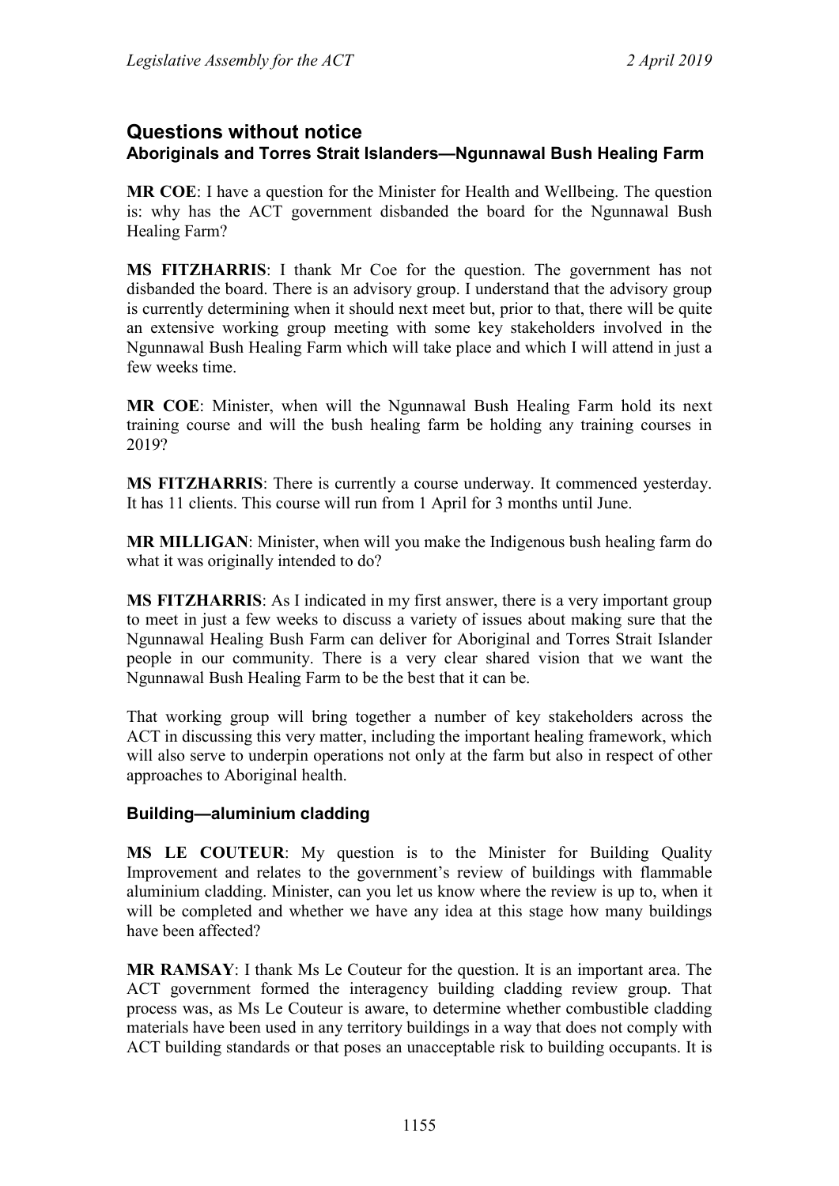## Questions without notice

### Aboriginals and Torres Strait Islanders—Ngunnawal Bush Healing Farm

**MR COE**: I have a question for the Minister for Health and Wellbeing. The question is: why has the ACT government disbanded the board for the Ngunnawal Bush Healing Farm?

**MS FITZHARRIS**: I thank Mr Coe for the question. The government has not disbanded the board. There is an advisory group. I understand that the advisory group is currently determining when it should next meet but, prior to that, there will be quite an extensive working group meeting with some key stakeholders involved in the Ngunnawal Bush Healing Farm which will take place and which I will attend in just a few weeks time.

**MR COE**: Minister, when will the Ngunnawal Bush Healing Farm hold its next training course and will the bush healing farm be holding any training courses in 2019?

**MS FITZHARRIS**: There is currently a course underway. It commenced yesterday. It has 11 clients. This course will run from 1 April for 3 months until June.

**MR MILLIGAN**: Minister, when will you make the Indigenous bush healing farm do what it was originally intended to do?

**MS FITZHARRIS**: As I indicated in my first answer, there is a very important group to meet in just a few weeks to discuss a variety of issues about making sure that the Ngunnawal Healing Bush Farm can deliver for Aboriginal and Torres Strait Islander people in our community. There is a very clear shared vision that we want the Ngunnawal Bush Healing Farm to be the best that it can be.

That working group will bring together a number of key stakeholders across the ACT in discussing this very matter, including the important healing framework, which will also serve to underpin operations not only at the farm but also in respect of other approaches to Aboriginal health.

### Building—aluminium cladding

**MS LE COUTEUR**: My question is to the Minister for Building Quality Improvement and relates to the government's review of buildings with flammable aluminium cladding. Minister, can you let us know where the review is up to, when it will be completed and whether we have any idea at this stage how many buildings have been affected?

**MR RAMSAY**: I thank Ms Le Couteur for the question. It is an important area. The ACT government formed the interagency building cladding review group. That process was, as Ms Le Couteur is aware, to determine whether combustible cladding materials have been used in any territory buildings in a way that does not comply with ACT building standards or that poses an unacceptable risk to building occupants. It is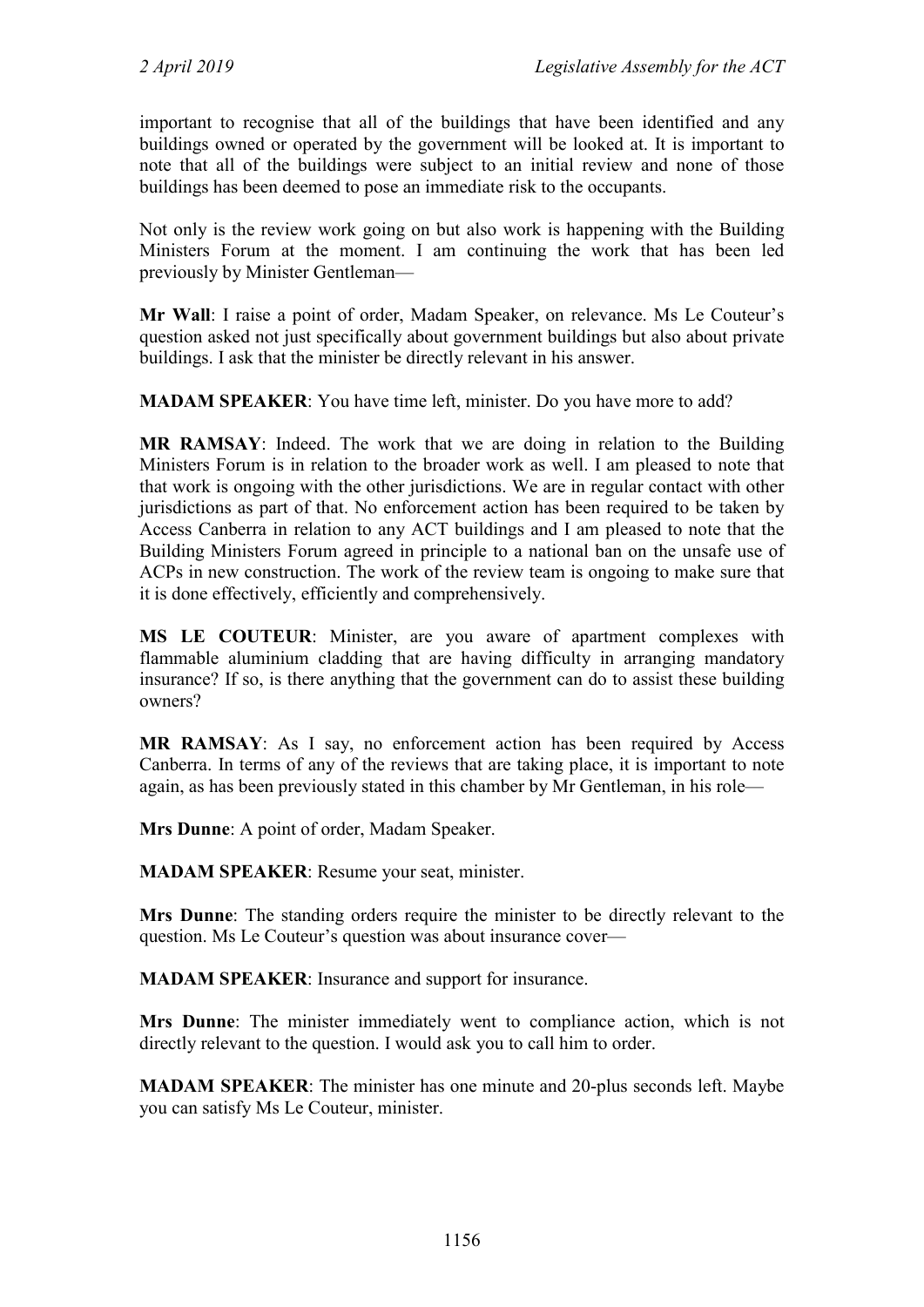important to recognise that all of the buildings that have been identified and any buildings owned or operated by the government will be looked at. It is important to note that all of the buildings were subject to an initial review and none of those buildings has been deemed to pose an immediate risk to the occupants.

Not only is the review work going on but also work is happening with the Building Ministers Forum at the moment. I am continuing the work that has been led previously by Minister Gentleman—

**Mr Wall**: I raise a point of order, Madam Speaker, on relevance. Ms Le Couteur's question asked not just specifically about government buildings but also about private buildings. I ask that the minister be directly relevant in his answer.

**MADAM SPEAKER**: You have time left, minister. Do you have more to add?

**MR RAMSAY**: Indeed. The work that we are doing in relation to the Building Ministers Forum is in relation to the broader work as well. I am pleased to note that that work is ongoing with the other jurisdictions. We are in regular contact with other jurisdictions as part of that. No enforcement action has been required to be taken by Access Canberra in relation to any ACT buildings and I am pleased to note that the Building Ministers Forum agreed in principle to a national ban on the unsafe use of ACPs in new construction. The work of the review team is ongoing to make sure that it is done effectively, efficiently and comprehensively.

**MS LE COUTEUR**: Minister, are you aware of apartment complexes with flammable aluminium cladding that are having difficulty in arranging mandatory insurance? If so, is there anything that the government can do to assist these building owners?

**MR RAMSAY**: As I say, no enforcement action has been required by Access Canberra. In terms of any of the reviews that are taking place, it is important to note again, as has been previously stated in this chamber by Mr Gentleman, in his role—

**Mrs Dunne**: A point of order, Madam Speaker.

**MADAM SPEAKER**: Resume your seat, minister.

**Mrs Dunne**: The standing orders require the minister to be directly relevant to the question. Ms Le Couteur's question was about insurance cover—

**MADAM SPEAKER**: Insurance and support for insurance.

**Mrs Dunne**: The minister immediately went to compliance action, which is not directly relevant to the question. I would ask you to call him to order.

**MADAM SPEAKER**: The minister has one minute and 20-plus seconds left. Maybe you can satisfy Ms Le Couteur, minister.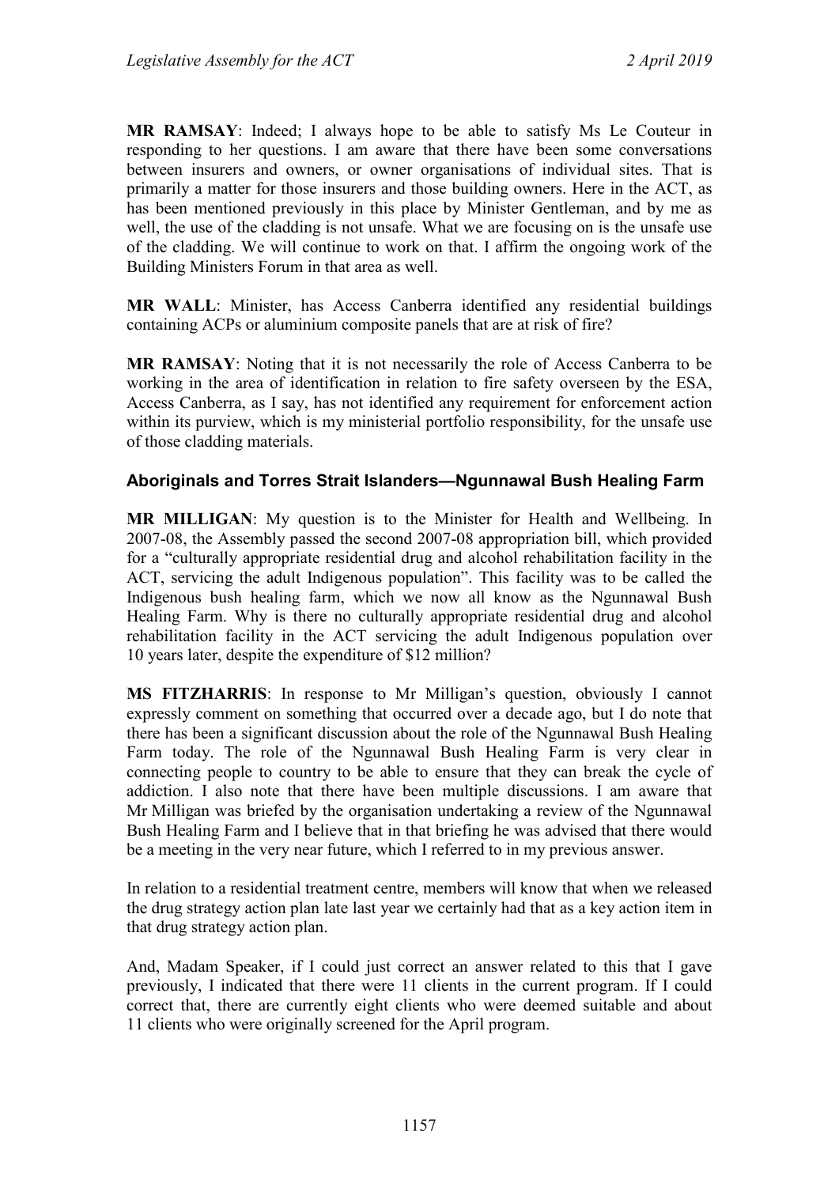**MR RAMSAY**: Indeed; I always hope to be able to satisfy Ms Le Couteur in responding to her questions. I am aware that there have been some conversations between insurers and owners, or owner organisations of individual sites. That is primarily a matter for those insurers and those building owners. Here in the ACT, as has been mentioned previously in this place by Minister Gentleman, and by me as well, the use of the cladding is not unsafe. What we are focusing on is the unsafe use of the cladding. We will continue to work on that. I affirm the ongoing work of the Building Ministers Forum in that area as well.

**MR WALL**: Minister, has Access Canberra identified any residential buildings containing ACPs or aluminium composite panels that are at risk of fire?

**MR RAMSAY**: Noting that it is not necessarily the role of Access Canberra to be working in the area of identification in relation to fire safety overseen by the ESA, Access Canberra, as I say, has not identified any requirement for enforcement action within its purview, which is my ministerial portfolio responsibility, for the unsafe use of those cladding materials.

### Aboriginals and Torres Strait Islanders—Ngunnawal Bush Healing Farm

**MR MILLIGAN**: My question is to the Minister for Health and Wellbeing. In 2007-08, the Assembly passed the second 2007-08 appropriation bill, which provided for a "culturally appropriate residential drug and alcohol rehabilitation facility in the ACT, servicing the adult Indigenous population". This facility was to be called the Indigenous bush healing farm, which we now all know as the Ngunnawal Bush Healing Farm. Why is there no culturally appropriate residential drug and alcohol rehabilitation facility in the ACT servicing the adult Indigenous population over 10 years later, despite the expenditure of $12 million?

**MS FITZHARRIS**: In response to Mr Milligan's question, obviously I cannot expressly comment on something that occurred over a decade ago, but I do note that there has been a significant discussion about the role of the Ngunnawal Bush Healing Farm today. The role of the Ngunnawal Bush Healing Farm is very clear in connecting people to country to be able to ensure that they can break the cycle of addiction. I also note that there have been multiple discussions. I am aware that Mr Milligan was briefed by the organisation undertaking a review of the Ngunnawal Bush Healing Farm and I believe that in that briefing he was advised that there would be a meeting in the very near future, which I referred to in my previous answer.

In relation to a residential treatment centre, members will know that when we released the drug strategy action plan late last year we certainly had that as a key action item in that drug strategy action plan.

And, Madam Speaker, if I could just correct an answer related to this that I gave previously, I indicated that there were 11 clients in the current program. If I could correct that, there are currently eight clients who were deemed suitable and about 11 clients who were originally screened for the April program.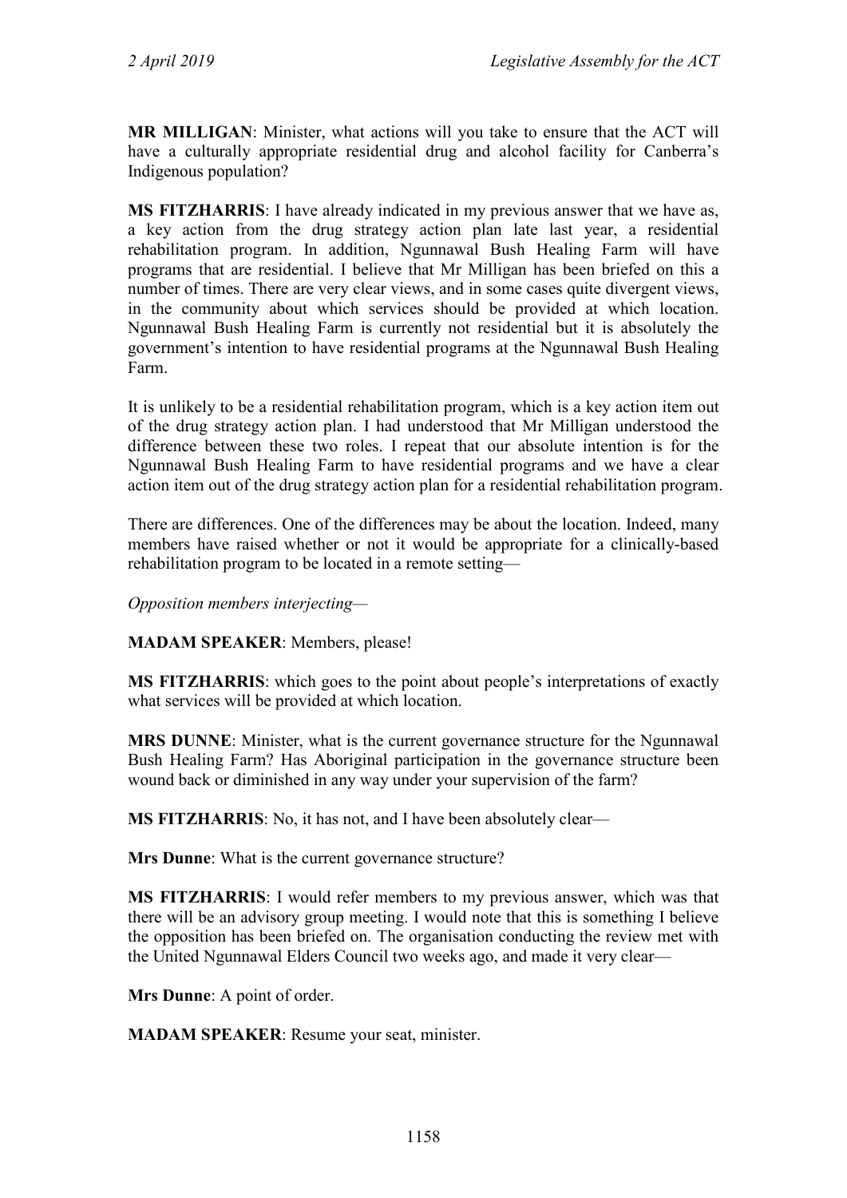**MR MILLIGAN**: Minister, what actions will you take to ensure that the ACT will have a culturally appropriate residential drug and alcohol facility for Canberra's Indigenous population?

**MS FITZHARRIS**: I have already indicated in my previous answer that we have as, a key action from the drug strategy action plan late last year, a residential rehabilitation program. In addition, Ngunnawal Bush Healing Farm will have programs that are residential. I believe that Mr Milligan has been briefed on this a number of times. There are very clear views, and in some cases quite divergent views, in the community about which services should be provided at which location. Ngunnawal Bush Healing Farm is currently not residential but it is absolutely the government's intention to have residential programs at the Ngunnawal Bush Healing Farm.

It is unlikely to be a residential rehabilitation program, which is a key action item out of the drug strategy action plan. I had understood that Mr Milligan understood the difference between these two roles. I repeat that our absolute intention is for the Ngunnawal Bush Healing Farm to have residential programs and we have a clear action item out of the drug strategy action plan for a residential rehabilitation program.

There are differences. One of the differences may be about the location. Indeed, many members have raised whether or not it would be appropriate for a clinically-based rehabilitation program to be located in a remote setting—

*Opposition members interjecting*—

**MADAM SPEAKER**: Members, please!

**MS FITZHARRIS**: which goes to the point about people's interpretations of exactly what services will be provided at which location.

**MRS DUNNE**: Minister, what is the current governance structure for the Ngunnawal Bush Healing Farm? Has Aboriginal participation in the governance structure been wound back or diminished in any way under your supervision of the farm?

**MS FITZHARRIS**: No, it has not, and I have been absolutely clear—

**Mrs Dunne**: What is the current governance structure?

**MS FITZHARRIS**: I would refer members to my previous answer, which was that there will be an advisory group meeting. I would note that this is something I believe the opposition has been briefed on. The organisation conducting the review met with the United Ngunnawal Elders Council two weeks ago, and made it very clear—

**Mrs Dunne**: A point of order.

**MADAM SPEAKER**: Resume your seat, minister.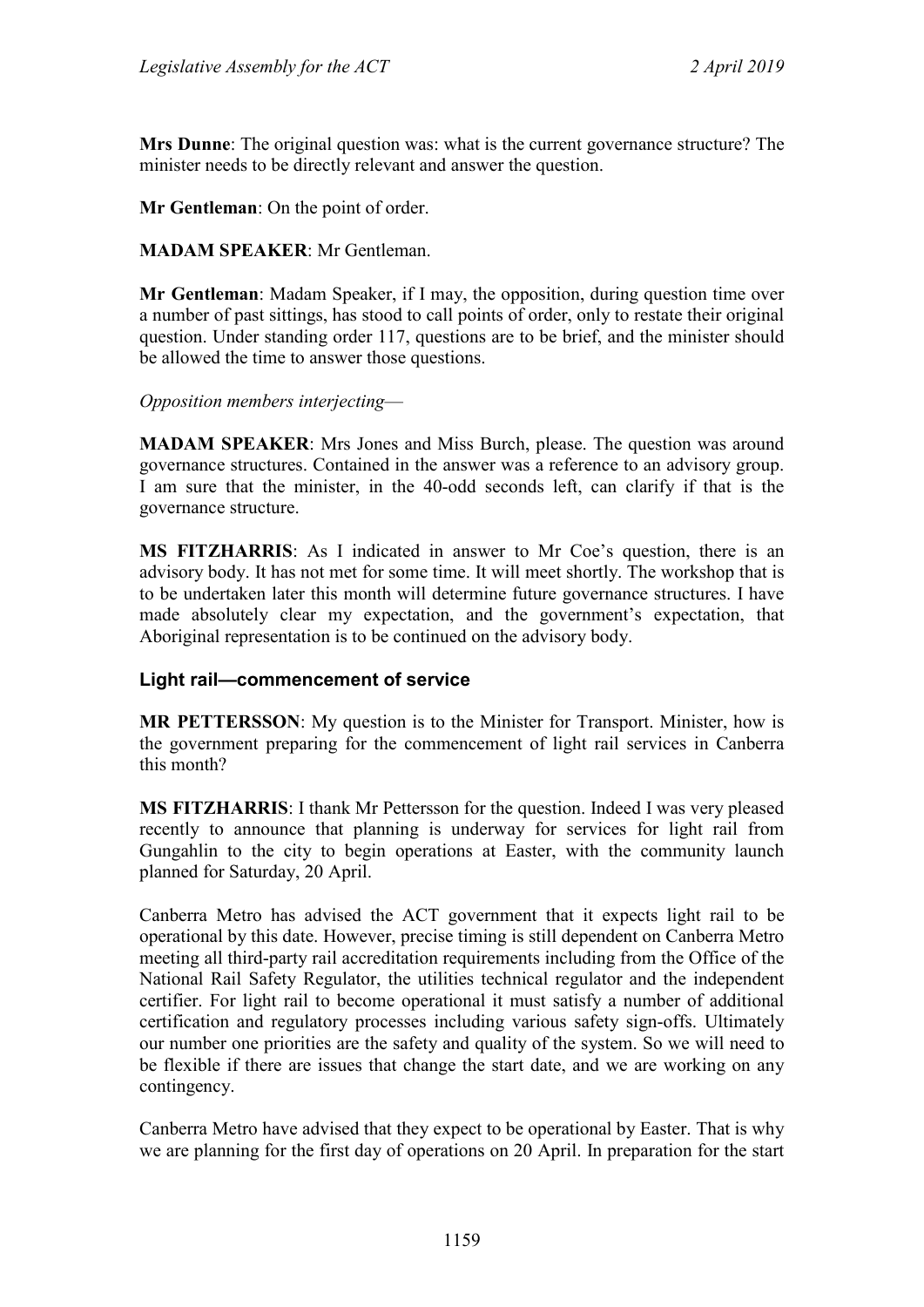**Mrs Dunne**: The original question was: what is the current governance structure? The minister needs to be directly relevant and answer the question.

**Mr Gentleman**: On the point of order.

**MADAM SPEAKER**: Mr Gentleman.

**Mr Gentleman**: Madam Speaker, if I may, the opposition, during question time over a number of past sittings, has stood to call points of order, only to restate their original question. Under standing order 117, questions are to be brief, and the minister should be allowed the time to answer those questions.

*Opposition members interjecting*—

**MADAM SPEAKER**: Mrs Jones and Miss Burch, please. The question was around governance structures. Contained in the answer was a reference to an advisory group. I am sure that the minister, in the 40-odd seconds left, can clarify if that is the governance structure.

**MS FITZHARRIS**: As I indicated in answer to Mr Coe's question, there is an advisory body. It has not met for some time. It will meet shortly. The workshop that is to be undertaken later this month will determine future governance structures. I have made absolutely clear my expectation, and the government's expectation, that Aboriginal representation is to be continued on the advisory body.

## Light rail—commencement of service

**MR PETTERSSON**: My question is to the Minister for Transport. Minister, how is the government preparing for the commencement of light rail services in Canberra this month?

**MS FITZHARRIS**: I thank Mr Pettersson for the question. Indeed I was very pleased recently to announce that planning is underway for services for light rail from Gungahlin to the city to begin operations at Easter, with the community launch planned for Saturday, 20 April.

Canberra Metro has advised the ACT government that it expects light rail to be operational by this date. However, precise timing is still dependent on Canberra Metro meeting all third-party rail accreditation requirements including from the Office of the National Rail Safety Regulator, the utilities technical regulator and the independent certifier. For light rail to become operational it must satisfy a number of additional certification and regulatory processes including various safety sign-offs. Ultimately our number one priorities are the safety and quality of the system. So we will need to be flexible if there are issues that change the start date, and we are working on any contingency.

Canberra Metro have advised that they expect to be operational by Easter. That is why we are planning for the first day of operations on 20 April. In preparation for the start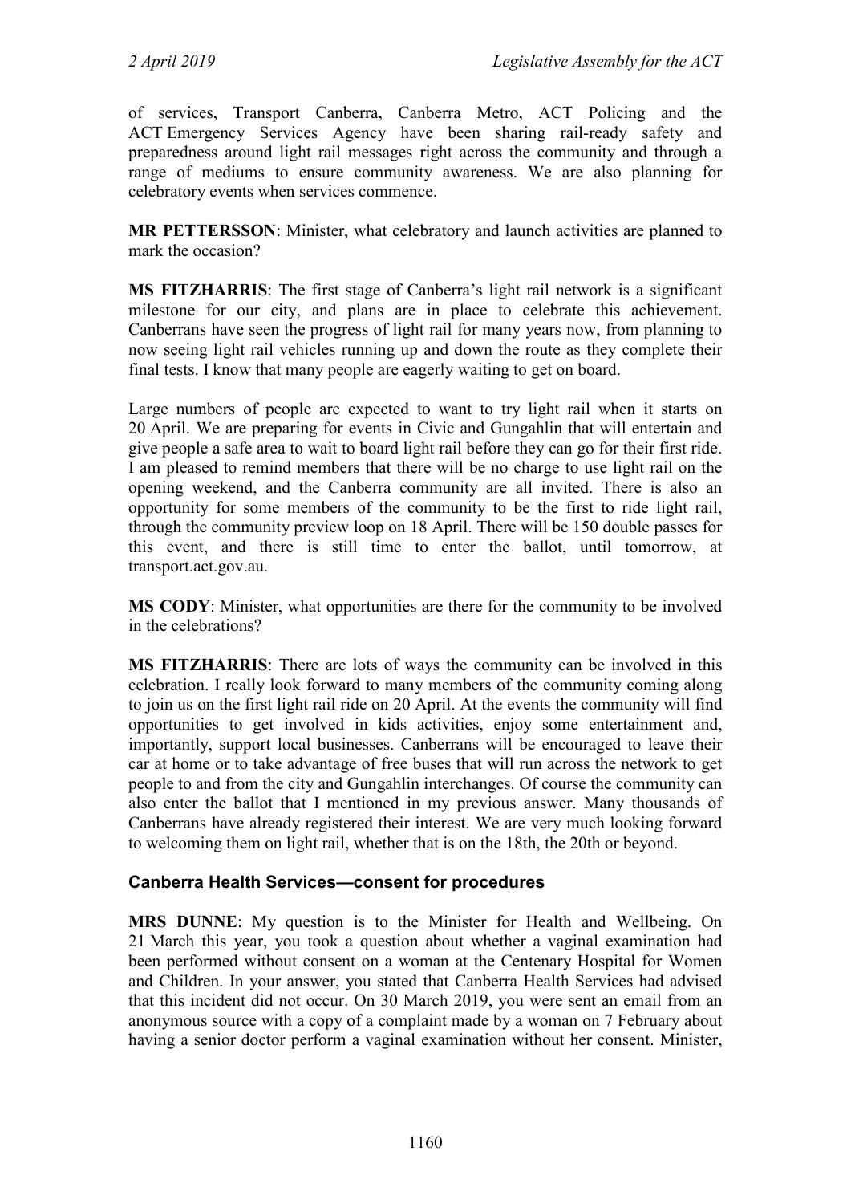of services, Transport Canberra, Canberra Metro, ACT Policing and the ACT Emergency Services Agency have been sharing rail-ready safety and preparedness around light rail messages right across the community and through a range of mediums to ensure community awareness. We are also planning for celebratory events when services commence.

**MR PETTERSSON**: Minister, what celebratory and launch activities are planned to mark the occasion?

**MS FITZHARRIS**: The first stage of Canberra's light rail network is a significant milestone for our city, and plans are in place to celebrate this achievement. Canberrans have seen the progress of light rail for many years now, from planning to now seeing light rail vehicles running up and down the route as they complete their final tests. I know that many people are eagerly waiting to get on board.

Large numbers of people are expected to want to try light rail when it starts on 20 April. We are preparing for events in Civic and Gungahlin that will entertain and give people a safe area to wait to board light rail before they can go for their first ride. I am pleased to remind members that there will be no charge to use light rail on the opening weekend, and the Canberra community are all invited. There is also an opportunity for some members of the community to be the first to ride light rail, through the community preview loop on 18 April. There will be 150 double passes for this event, and there is still time to enter the ballot, until tomorrow, at transport.act.gov.au.

**MS CODY**: Minister, what opportunities are there for the community to be involved in the celebrations?

**MS FITZHARRIS**: There are lots of ways the community can be involved in this celebration. I really look forward to many members of the community coming along to join us on the first light rail ride on 20 April. At the events the community will find opportunities to get involved in kids activities, enjoy some entertainment and, importantly, support local businesses. Canberrans will be encouraged to leave their car at home or to take advantage of free buses that will run across the network to get people to and from the city and Gungahlin interchanges. Of course the community can also enter the ballot that I mentioned in my previous answer. Many thousands of Canberrans have already registered their interest. We are very much looking forward to welcoming them on light rail, whether that is on the 18th, the 20th or beyond.

### Canberra Health Services—consent for procedures

**MRS DUNNE**: My question is to the Minister for Health and Wellbeing. On 21 March this year, you took a question about whether a vaginal examination had been performed without consent on a woman at the Centenary Hospital for Women and Children. In your answer, you stated that Canberra Health Services had advised that this incident did not occur. On 30 March 2019, you were sent an email from an anonymous source with a copy of a complaint made by a woman on 7 February about having a senior doctor perform a vaginal examination without her consent. Minister,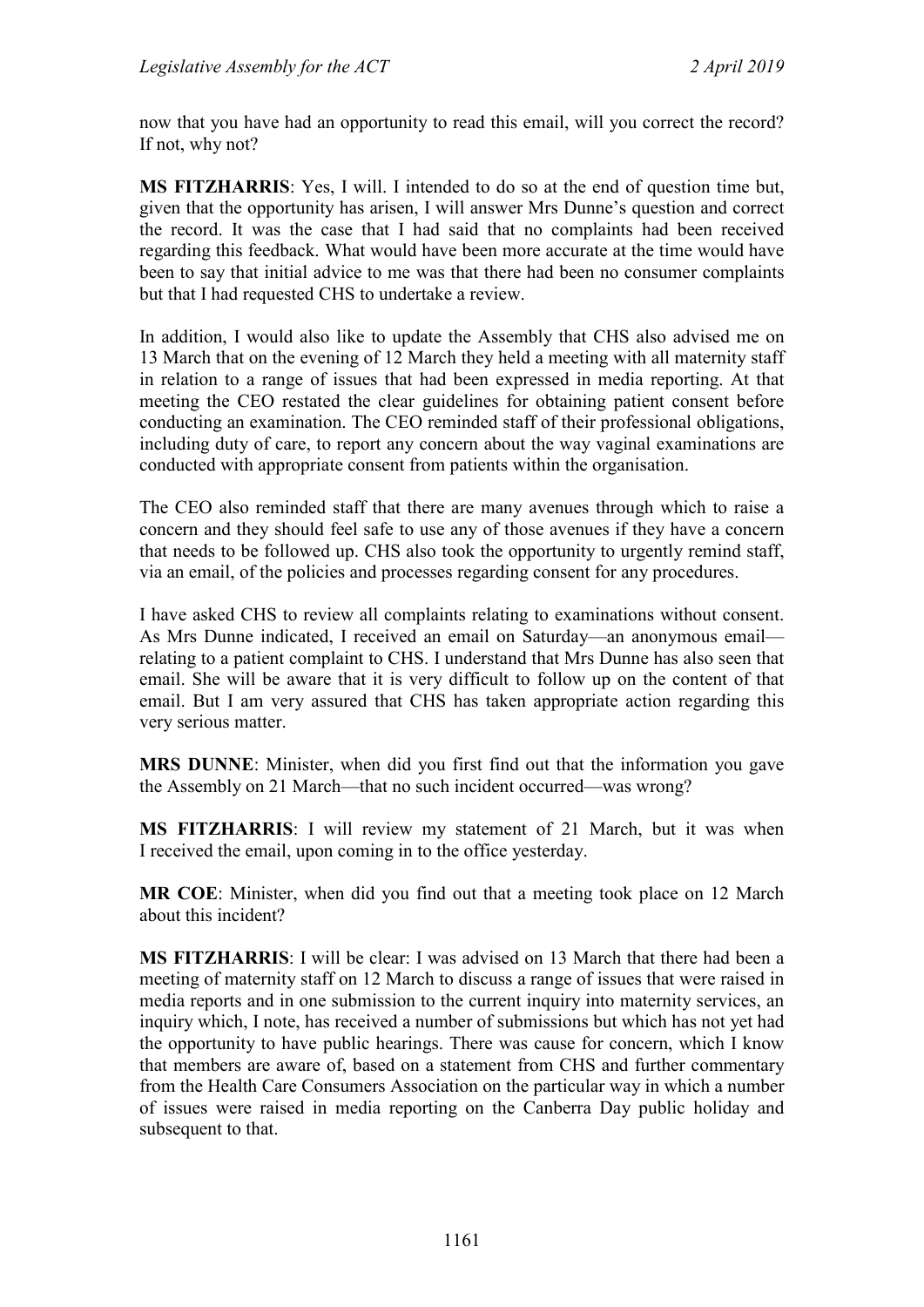now that you have had an opportunity to read this email, will you correct the record? If not, why not?

**MS FITZHARRIS**: Yes, I will. I intended to do so at the end of question time but, given that the opportunity has arisen, I will answer Mrs Dunne's question and correct the record. It was the case that I had said that no complaints had been received regarding this feedback. What would have been more accurate at the time would have been to say that initial advice to me was that there had been no consumer complaints but that I had requested CHS to undertake a review.

In addition, I would also like to update the Assembly that CHS also advised me on 13 March that on the evening of 12 March they held a meeting with all maternity staff in relation to a range of issues that had been expressed in media reporting. At that meeting the CEO restated the clear guidelines for obtaining patient consent before conducting an examination. The CEO reminded staff of their professional obligations, including duty of care, to report any concern about the way vaginal examinations are conducted with appropriate consent from patients within the organisation.

The CEO also reminded staff that there are many avenues through which to raise a concern and they should feel safe to use any of those avenues if they have a concern that needs to be followed up. CHS also took the opportunity to urgently remind staff, via an email, of the policies and processes regarding consent for any procedures.

I have asked CHS to review all complaints relating to examinations without consent. As Mrs Dunne indicated, I received an email on Saturday—an anonymous email—relating to a patient complaint to CHS. I understand that Mrs Dunne has also seen that email. She will be aware that it is very difficult to follow up on the content of that email. But I am very assured that CHS has taken appropriate action regarding this very serious matter.

**MRS DUNNE**: Minister, when did you first find out that the information you gave the Assembly on 21 March—that no such incident occurred—was wrong?

**MS FITZHARRIS**: I will review my statement of 21 March, but it was when I received the email, upon coming in to the office yesterday.

**MR COE**: Minister, when did you find out that a meeting took place on 12 March about this incident?

**MS FITZHARRIS**: I will be clear: I was advised on 13 March that there had been a meeting of maternity staff on 12 March to discuss a range of issues that were raised in media reports and in one submission to the current inquiry into maternity services, an inquiry which, I note, has received a number of submissions but which has not yet had the opportunity to have public hearings. There was cause for concern, which I know that members are aware of, based on a statement from CHS and further commentary from the Health Care Consumers Association on the particular way in which a number of issues were raised in media reporting on the Canberra Day public holiday and subsequent to that.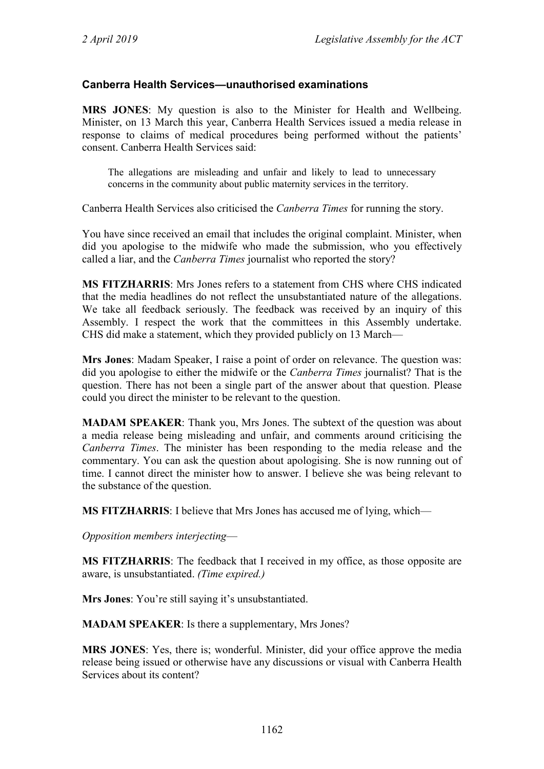### Canberra Health Services—unauthorised examinations

**MRS JONES**: My question is also to the Minister for Health and Wellbeing. Minister, on 13 March this year, Canberra Health Services issued a media release in response to claims of medical procedures being performed without the patients' consent. Canberra Health Services said:

> The allegations are misleading and unfair and likely to lead to unnecessary concerns in the community about public maternity services in the territory.

Canberra Health Services also criticised the *Canberra Times* for running the story.

You have since received an email that includes the original complaint. Minister, when did you apologise to the midwife who made the submission, who you effectively called a liar, and the *Canberra Times* journalist who reported the story?

**MS FITZHARRIS**: Mrs Jones refers to a statement from CHS where CHS indicated that the media headlines do not reflect the unsubstantiated nature of the allegations. We take all feedback seriously. The feedback was received by an inquiry of this Assembly. I respect the work that the committees in this Assembly undertake. CHS did make a statement, which they provided publicly on 13 March—

**Mrs Jones**: Madam Speaker, I raise a point of order on relevance. The question was: did you apologise to either the midwife or the *Canberra Times* journalist? That is the question. There has not been a single part of the answer about that question. Please could you direct the minister to be relevant to the question.

**MADAM SPEAKER**: Thank you, Mrs Jones. The subtext of the question was about a media release being misleading and unfair, and comments around criticising the *Canberra Times*. The minister has been responding to the media release and the commentary. You can ask the question about apologising. She is now running out of time. I cannot direct the minister how to answer. I believe she was being relevant to the substance of the question.

**MS FITZHARRIS**: I believe that Mrs Jones has accused me of lying, which—

*Opposition members interjecting*—

**MS FITZHARRIS**: The feedback that I received in my office, as those opposite are aware, is unsubstantiated. *(Time expired.)*

**Mrs Jones**: You're still saying it's unsubstantiated.

**MADAM SPEAKER**: Is there a supplementary, Mrs Jones?

**MRS JONES**: Yes, there is; wonderful. Minister, did your office approve the media release being issued or otherwise have any discussions or visual with Canberra Health Services about its content?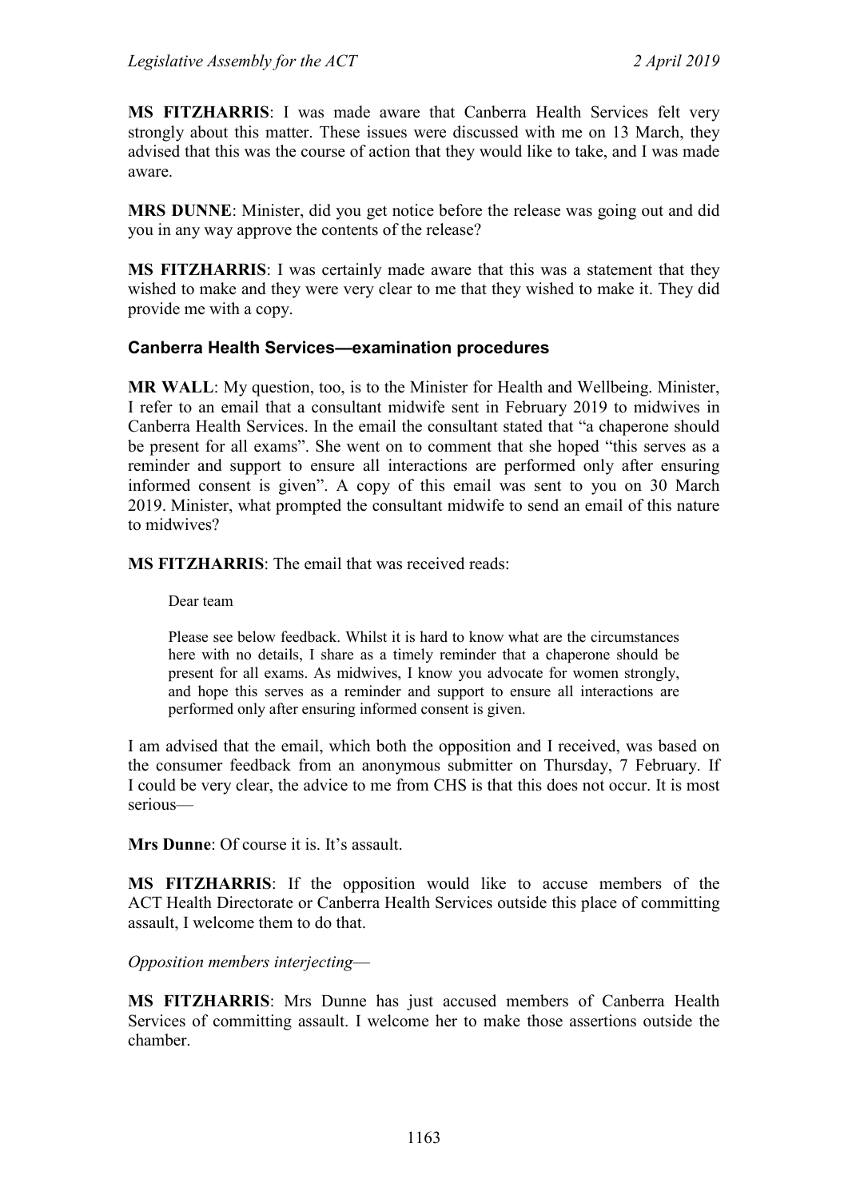**MS FITZHARRIS**: I was made aware that Canberra Health Services felt very strongly about this matter. These issues were discussed with me on 13 March, they advised that this was the course of action that they would like to take, and I was made aware.

**MRS DUNNE**: Minister, did you get notice before the release was going out and did you in any way approve the contents of the release?

**MS FITZHARRIS**: I was certainly made aware that this was a statement that they wished to make and they were very clear to me that they wished to make it. They did provide me with a copy.

### Canberra Health Services—examination procedures

**MR WALL**: My question, too, is to the Minister for Health and Wellbeing. Minister, I refer to an email that a consultant midwife sent in February 2019 to midwives in Canberra Health Services. In the email the consultant stated that "a chaperone should be present for all exams". She went on to comment that she hoped "this serves as a reminder and support to ensure all interactions are performed only after ensuring informed consent is given". A copy of this email was sent to you on 30 March 2019. Minister, what prompted the consultant midwife to send an email of this nature to midwives?

**MS FITZHARRIS**: The email that was received reads:

> Dear team
>
> Please see below feedback. Whilst it is hard to know what are the circumstances here with no details, I share as a timely reminder that a chaperone should be present for all exams. As midwives, I know you advocate for women strongly, and hope this serves as a reminder and support to ensure all interactions are performed only after ensuring informed consent is given.

I am advised that the email, which both the opposition and I received, was based on the consumer feedback from an anonymous submitter on Thursday, 7 February. If I could be very clear, the advice to me from CHS is that this does not occur. It is most serious—

**Mrs Dunne**: Of course it is. It's assault.

**MS FITZHARRIS**: If the opposition would like to accuse members of the ACT Health Directorate or Canberra Health Services outside this place of committing assault, I welcome them to do that.

*Opposition members interjecting*—

**MS FITZHARRIS**: Mrs Dunne has just accused members of Canberra Health Services of committing assault. I welcome her to make those assertions outside the chamber.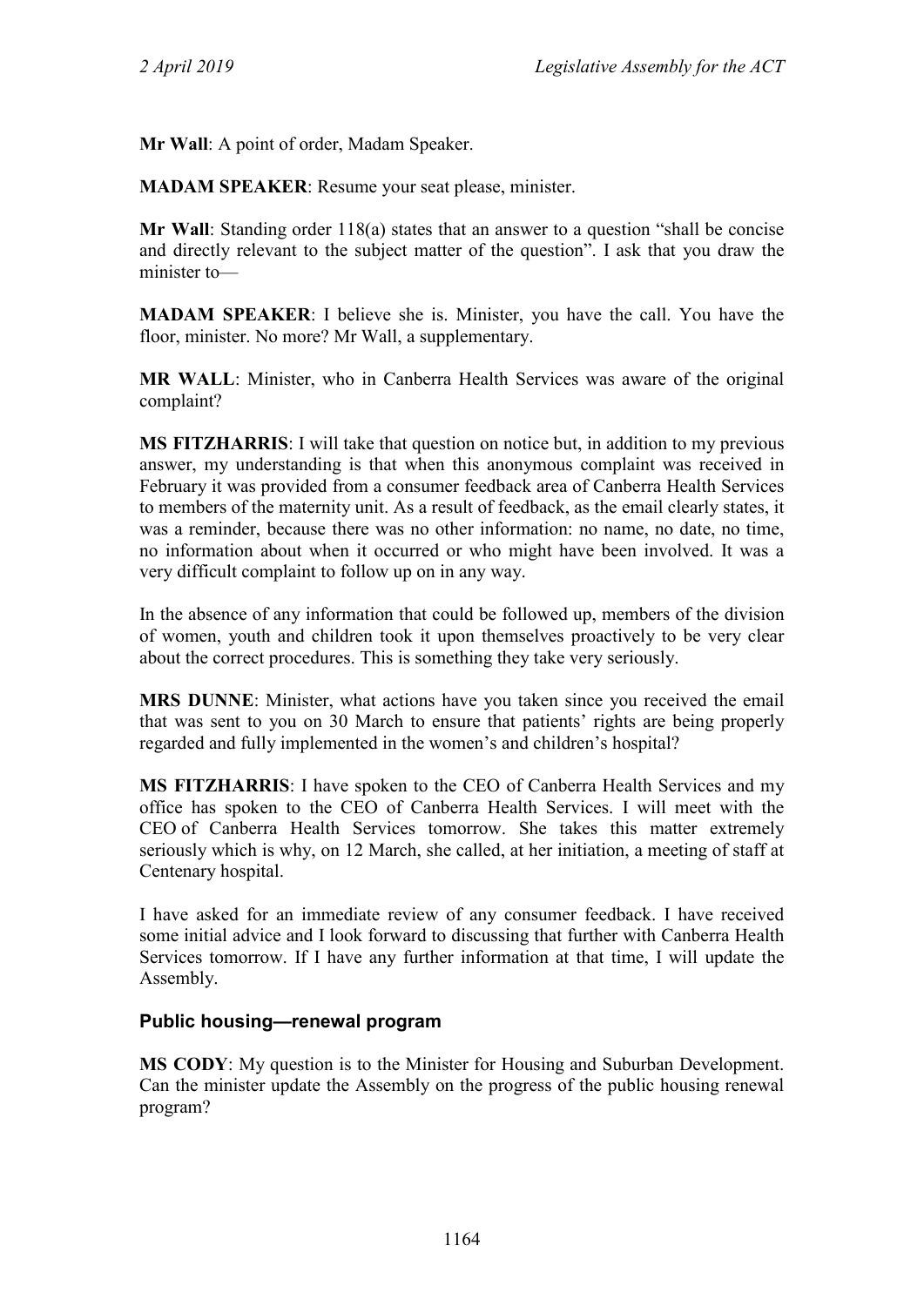**Mr Wall**: A point of order, Madam Speaker.

**MADAM SPEAKER**: Resume your seat please, minister.

**Mr Wall**: Standing order 118(a) states that an answer to a question "shall be concise and directly relevant to the subject matter of the question". I ask that you draw the minister to—

**MADAM SPEAKER**: I believe she is. Minister, you have the call. You have the floor, minister. No more? Mr Wall, a supplementary.

**MR WALL**: Minister, who in Canberra Health Services was aware of the original complaint?

**MS FITZHARRIS**: I will take that question on notice but, in addition to my previous answer, my understanding is that when this anonymous complaint was received in February it was provided from a consumer feedback area of Canberra Health Services to members of the maternity unit. As a result of feedback, as the email clearly states, it was a reminder, because there was no other information: no name, no date, no time, no information about when it occurred or who might have been involved. It was a very difficult complaint to follow up on in any way.

In the absence of any information that could be followed up, members of the division of women, youth and children took it upon themselves proactively to be very clear about the correct procedures. This is something they take very seriously.

**MRS DUNNE**: Minister, what actions have you taken since you received the email that was sent to you on 30 March to ensure that patients' rights are being properly regarded and fully implemented in the women's and children's hospital?

**MS FITZHARRIS**: I have spoken to the CEO of Canberra Health Services and my office has spoken to the CEO of Canberra Health Services. I will meet with the CEO of Canberra Health Services tomorrow. She takes this matter extremely seriously which is why, on 12 March, she called, at her initiation, a meeting of staff at Centenary hospital.

I have asked for an immediate review of any consumer feedback. I have received some initial advice and I look forward to discussing that further with Canberra Health Services tomorrow. If I have any further information at that time, I will update the Assembly.

### Public housing—renewal program

**MS CODY**: My question is to the Minister for Housing and Suburban Development. Can the minister update the Assembly on the progress of the public housing renewal program?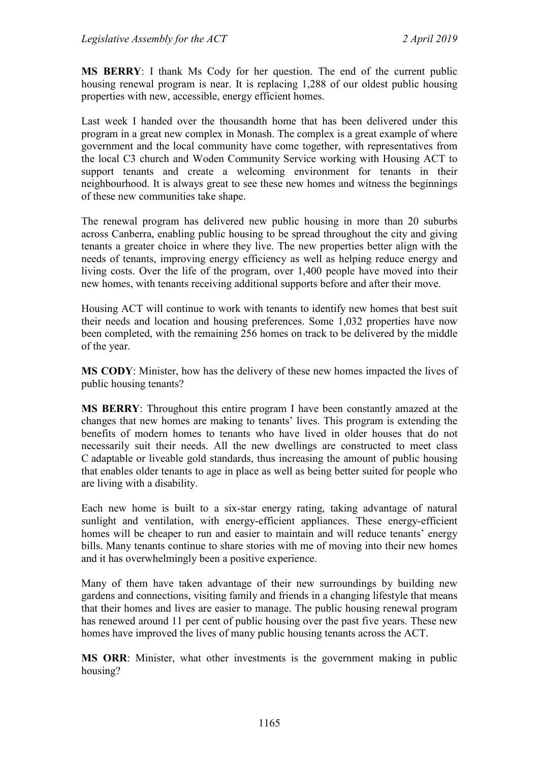**MS BERRY**: I thank Ms Cody for her question. The end of the current public housing renewal program is near. It is replacing 1,288 of our oldest public housing properties with new, accessible, energy efficient homes.

Last week I handed over the thousandth home that has been delivered under this program in a great new complex in Monash. The complex is a great example of where government and the local community have come together, with representatives from the local C3 church and Woden Community Service working with Housing ACT to support tenants and create a welcoming environment for tenants in their neighbourhood. It is always great to see these new homes and witness the beginnings of these new communities take shape.

The renewal program has delivered new public housing in more than 20 suburbs across Canberra, enabling public housing to be spread throughout the city and giving tenants a greater choice in where they live. The new properties better align with the needs of tenants, improving energy efficiency as well as helping reduce energy and living costs. Over the life of the program, over 1,400 people have moved into their new homes, with tenants receiving additional supports before and after their move.

Housing ACT will continue to work with tenants to identify new homes that best suit their needs and location and housing preferences. Some 1,032 properties have now been completed, with the remaining 256 homes on track to be delivered by the middle of the year.

**MS CODY**: Minister, how has the delivery of these new homes impacted the lives of public housing tenants?

**MS BERRY**: Throughout this entire program I have been constantly amazed at the changes that new homes are making to tenants' lives. This program is extending the benefits of modern homes to tenants who have lived in older houses that do not necessarily suit their needs. All the new dwellings are constructed to meet class C adaptable or liveable gold standards, thus increasing the amount of public housing that enables older tenants to age in place as well as being better suited for people who are living with a disability.

Each new home is built to a six-star energy rating, taking advantage of natural sunlight and ventilation, with energy-efficient appliances. These energy-efficient homes will be cheaper to run and easier to maintain and will reduce tenants' energy bills. Many tenants continue to share stories with me of moving into their new homes and it has overwhelmingly been a positive experience.

Many of them have taken advantage of their new surroundings by building new gardens and connections, visiting family and friends in a changing lifestyle that means that their homes and lives are easier to manage. The public housing renewal program has renewed around 11 per cent of public housing over the past five years. These new homes have improved the lives of many public housing tenants across the ACT.

**MS ORR**: Minister, what other investments is the government making in public housing?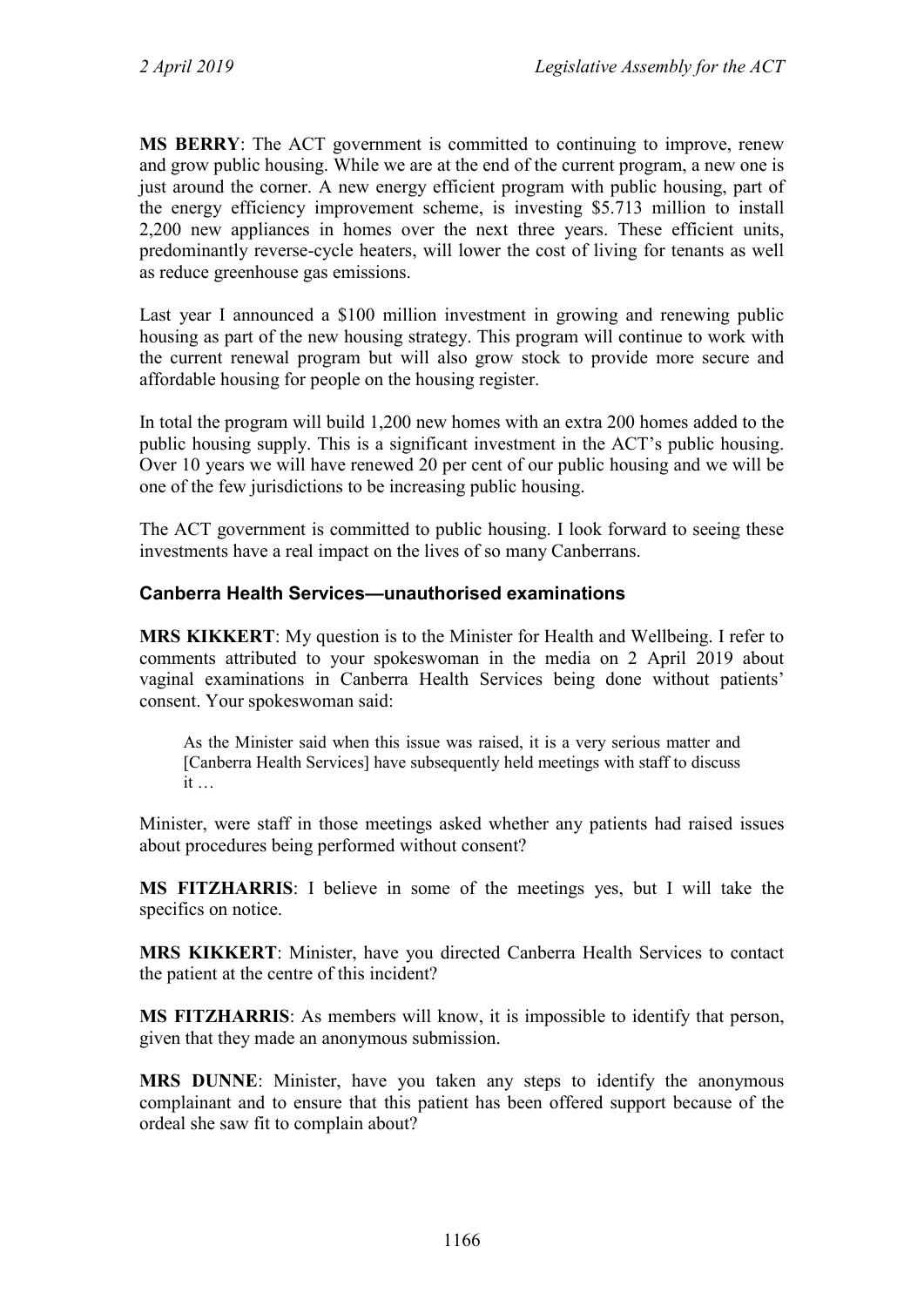**MS BERRY**: The ACT government is committed to continuing to improve, renew and grow public housing. While we are at the end of the current program, a new one is just around the corner. A new energy efficient program with public housing, part of the energy efficiency improvement scheme, is investing $5.713 million to install 2,200 new appliances in homes over the next three years. These efficient units, predominantly reverse-cycle heaters, will lower the cost of living for tenants as well as reduce greenhouse gas emissions.

Last year I announced a $100 million investment in growing and renewing public housing as part of the new housing strategy. This program will continue to work with the current renewal program but will also grow stock to provide more secure and affordable housing for people on the housing register.

In total the program will build 1,200 new homes with an extra 200 homes added to the public housing supply. This is a significant investment in the ACT's public housing. Over 10 years we will have renewed 20 per cent of our public housing and we will be one of the few jurisdictions to be increasing public housing.

The ACT government is committed to public housing. I look forward to seeing these investments have a real impact on the lives of so many Canberrans.

### Canberra Health Services—unauthorised examinations

**MRS KIKKERT**: My question is to the Minister for Health and Wellbeing. I refer to comments attributed to your spokeswoman in the media on 2 April 2019 about vaginal examinations in Canberra Health Services being done without patients' consent. Your spokeswoman said:

> As the Minister said when this issue was raised, it is a very serious matter and [Canberra Health Services] have subsequently held meetings with staff to discuss it …

Minister, were staff in those meetings asked whether any patients had raised issues about procedures being performed without consent?

**MS FITZHARRIS**: I believe in some of the meetings yes, but I will take the specifics on notice.

**MRS KIKKERT**: Minister, have you directed Canberra Health Services to contact the patient at the centre of this incident?

**MS FITZHARRIS**: As members will know, it is impossible to identify that person, given that they made an anonymous submission.

**MRS DUNNE**: Minister, have you taken any steps to identify the anonymous complainant and to ensure that this patient has been offered support because of the ordeal she saw fit to complain about?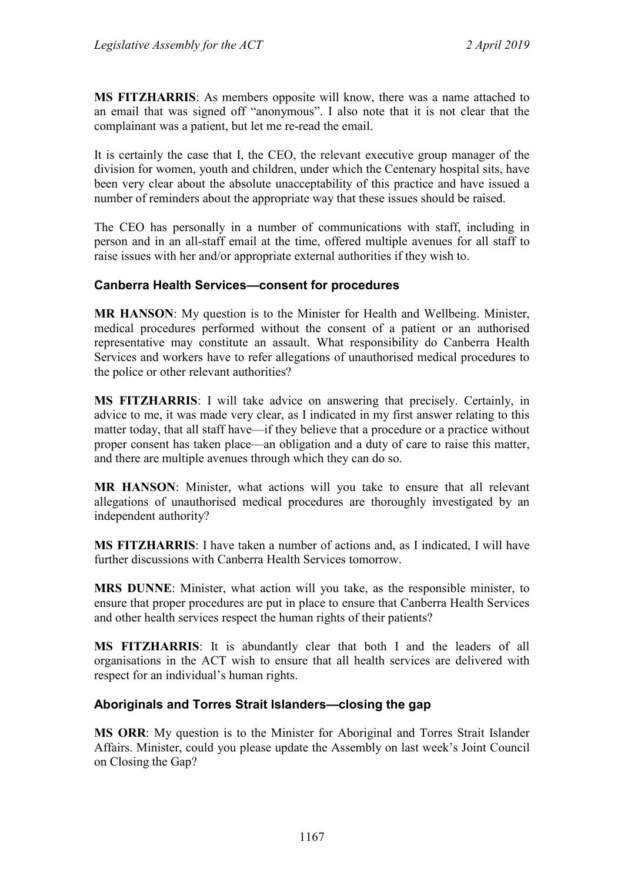**MS FITZHARRIS**: As members opposite will know, there was a name attached to an email that was signed off "anonymous". I also note that it is not clear that the complainant was a patient, but let me re-read the email.

It is certainly the case that I, the CEO, the relevant executive group manager of the division for women, youth and children, under which the Centenary hospital sits, have been very clear about the absolute unacceptability of this practice and have issued a number of reminders about the appropriate way that these issues should be raised.

The CEO has personally in a number of communications with staff, including in person and in an all-staff email at the time, offered multiple avenues for all staff to raise issues with her and/or appropriate external authorities if they wish to.

### Canberra Health Services—consent for procedures

**MR HANSON**: My question is to the Minister for Health and Wellbeing. Minister, medical procedures performed without the consent of a patient or an authorised representative may constitute an assault. What responsibility do Canberra Health Services and workers have to refer allegations of unauthorised medical procedures to the police or other relevant authorities?

**MS FITZHARRIS**: I will take advice on answering that precisely. Certainly, in advice to me, it was made very clear, as I indicated in my first answer relating to this matter today, that all staff have—if they believe that a procedure or a practice without proper consent has taken place—an obligation and a duty of care to raise this matter, and there are multiple avenues through which they can do so.

**MR HANSON**: Minister, what actions will you take to ensure that all relevant allegations of unauthorised medical procedures are thoroughly investigated by an independent authority?

**MS FITZHARRIS**: I have taken a number of actions and, as I indicated, I will have further discussions with Canberra Health Services tomorrow.

**MRS DUNNE**: Minister, what action will you take, as the responsible minister, to ensure that proper procedures are put in place to ensure that Canberra Health Services and other health services respect the human rights of their patients?

**MS FITZHARRIS**: It is abundantly clear that both I and the leaders of all organisations in the ACT wish to ensure that all health services are delivered with respect for an individual's human rights.

### Aboriginals and Torres Strait Islanders—closing the gap

**MS ORR**: My question is to the Minister for Aboriginal and Torres Strait Islander Affairs. Minister, could you please update the Assembly on last week's Joint Council on Closing the Gap?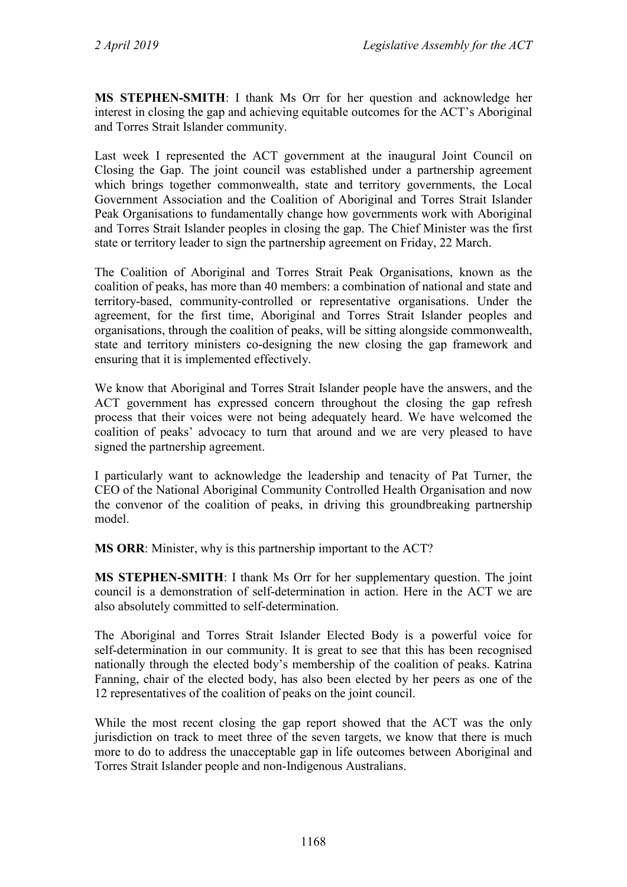**MS STEPHEN-SMITH**: I thank Ms Orr for her question and acknowledge her interest in closing the gap and achieving equitable outcomes for the ACT's Aboriginal and Torres Strait Islander community.

Last week I represented the ACT government at the inaugural Joint Council on Closing the Gap. The joint council was established under a partnership agreement which brings together commonwealth, state and territory governments, the Local Government Association and the Coalition of Aboriginal and Torres Strait Islander Peak Organisations to fundamentally change how governments work with Aboriginal and Torres Strait Islander peoples in closing the gap. The Chief Minister was the first state or territory leader to sign the partnership agreement on Friday, 22 March.

The Coalition of Aboriginal and Torres Strait Peak Organisations, known as the coalition of peaks, has more than 40 members: a combination of national and state and territory-based, community-controlled or representative organisations. Under the agreement, for the first time, Aboriginal and Torres Strait Islander peoples and organisations, through the coalition of peaks, will be sitting alongside commonwealth, state and territory ministers co-designing the new closing the gap framework and ensuring that it is implemented effectively.

We know that Aboriginal and Torres Strait Islander people have the answers, and the ACT government has expressed concern throughout the closing the gap refresh process that their voices were not being adequately heard. We have welcomed the coalition of peaks' advocacy to turn that around and we are very pleased to have signed the partnership agreement.

I particularly want to acknowledge the leadership and tenacity of Pat Turner, the CEO of the National Aboriginal Community Controlled Health Organisation and now the convenor of the coalition of peaks, in driving this groundbreaking partnership model.

**MS ORR**: Minister, why is this partnership important to the ACT?

**MS STEPHEN-SMITH**: I thank Ms Orr for her supplementary question. The joint council is a demonstration of self-determination in action. Here in the ACT we are also absolutely committed to self-determination.

The Aboriginal and Torres Strait Islander Elected Body is a powerful voice for self-determination in our community. It is great to see that this has been recognised nationally through the elected body's membership of the coalition of peaks. Katrina Fanning, chair of the elected body, has also been elected by her peers as one of the 12 representatives of the coalition of peaks on the joint council.

While the most recent closing the gap report showed that the ACT was the only jurisdiction on track to meet three of the seven targets, we know that there is much more to do to address the unacceptable gap in life outcomes between Aboriginal and Torres Strait Islander people and non-Indigenous Australians.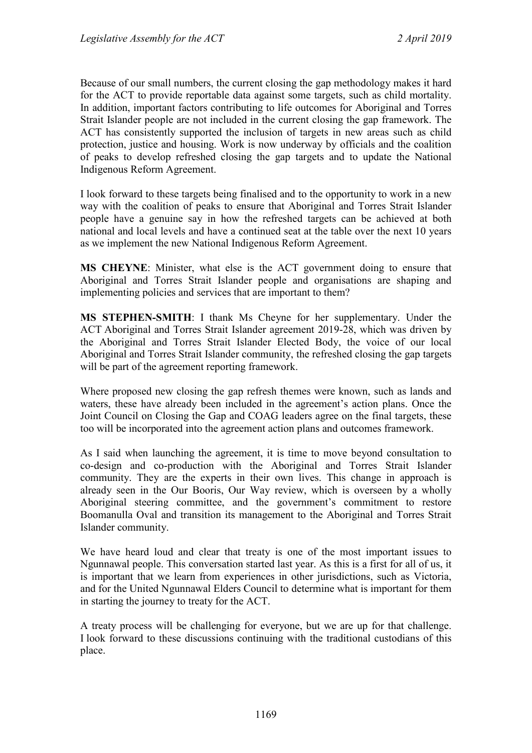Because of our small numbers, the current closing the gap methodology makes it hard for the ACT to provide reportable data against some targets, such as child mortality. In addition, important factors contributing to life outcomes for Aboriginal and Torres Strait Islander people are not included in the current closing the gap framework. The ACT has consistently supported the inclusion of targets in new areas such as child protection, justice and housing. Work is now underway by officials and the coalition of peaks to develop refreshed closing the gap targets and to update the National Indigenous Reform Agreement.

I look forward to these targets being finalised and to the opportunity to work in a new way with the coalition of peaks to ensure that Aboriginal and Torres Strait Islander people have a genuine say in how the refreshed targets can be achieved at both national and local levels and have a continued seat at the table over the next 10 years as we implement the new National Indigenous Reform Agreement.

**MS CHEYNE**: Minister, what else is the ACT government doing to ensure that Aboriginal and Torres Strait Islander people and organisations are shaping and implementing policies and services that are important to them?

**MS STEPHEN-SMITH**: I thank Ms Cheyne for her supplementary. Under the ACT Aboriginal and Torres Strait Islander agreement 2019-28, which was driven by the Aboriginal and Torres Strait Islander Elected Body, the voice of our local Aboriginal and Torres Strait Islander community, the refreshed closing the gap targets will be part of the agreement reporting framework.

Where proposed new closing the gap refresh themes were known, such as lands and waters, these have already been included in the agreement's action plans. Once the Joint Council on Closing the Gap and COAG leaders agree on the final targets, these too will be incorporated into the agreement action plans and outcomes framework.

As I said when launching the agreement, it is time to move beyond consultation to co-design and co-production with the Aboriginal and Torres Strait Islander community. They are the experts in their own lives. This change in approach is already seen in the Our Booris, Our Way review, which is overseen by a wholly Aboriginal steering committee, and the government's commitment to restore Boomanulla Oval and transition its management to the Aboriginal and Torres Strait Islander community.

We have heard loud and clear that treaty is one of the most important issues to Ngunnawal people. This conversation started last year. As this is a first for all of us, it is important that we learn from experiences in other jurisdictions, such as Victoria, and for the United Ngunnawal Elders Council to determine what is important for them in starting the journey to treaty for the ACT.

A treaty process will be challenging for everyone, but we are up for that challenge. I look forward to these discussions continuing with the traditional custodians of this place.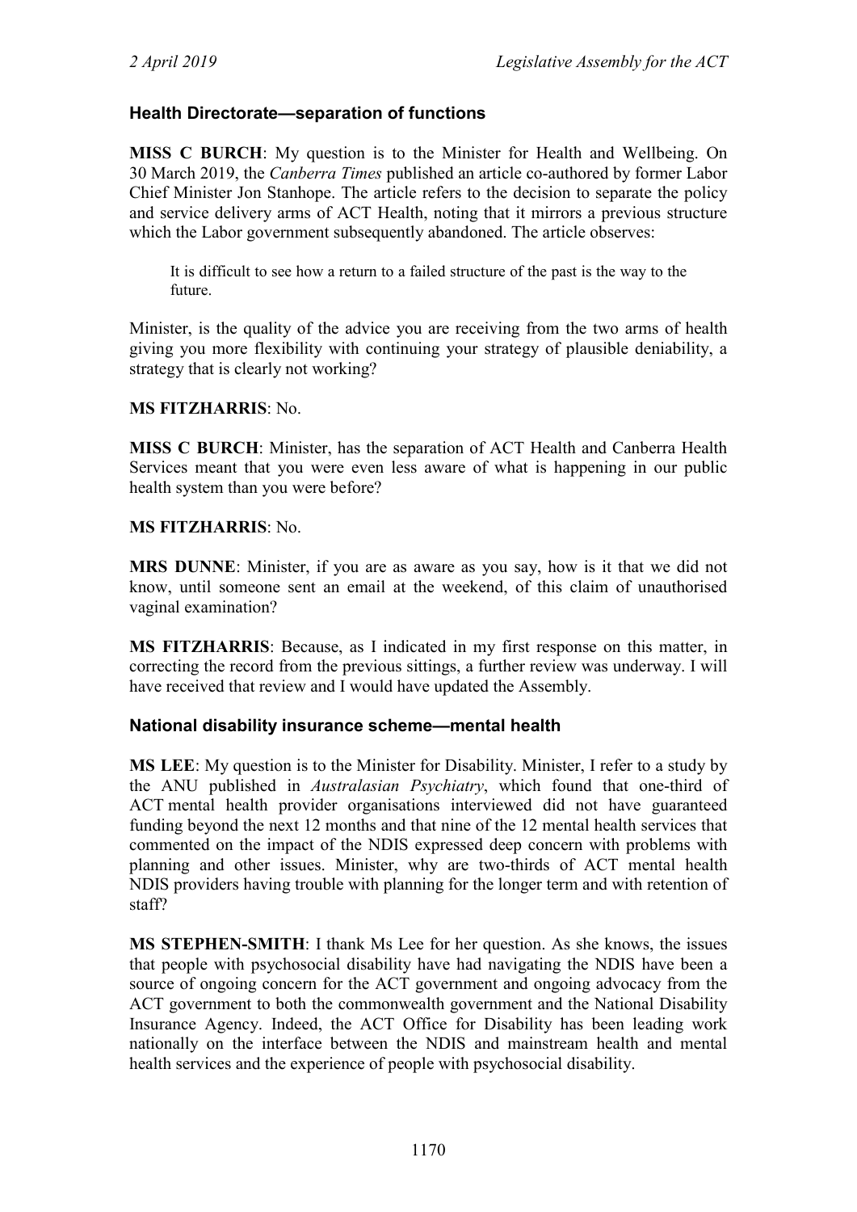### Health Directorate—separation of functions

**MISS C BURCH**: My question is to the Minister for Health and Wellbeing. On 30 March 2019, the *Canberra Times* published an article co-authored by former Labor Chief Minister Jon Stanhope. The article refers to the decision to separate the policy and service delivery arms of ACT Health, noting that it mirrors a previous structure which the Labor government subsequently abandoned. The article observes:

> It is difficult to see how a return to a failed structure of the past is the way to the future.

Minister, is the quality of the advice you are receiving from the two arms of health giving you more flexibility with continuing your strategy of plausible deniability, a strategy that is clearly not working?

**MS FITZHARRIS**: No.

**MISS C BURCH**: Minister, has the separation of ACT Health and Canberra Health Services meant that you were even less aware of what is happening in our public health system than you were before?

**MS FITZHARRIS**: No.

**MRS DUNNE**: Minister, if you are as aware as you say, how is it that we did not know, until someone sent an email at the weekend, of this claim of unauthorised vaginal examination?

**MS FITZHARRIS**: Because, as I indicated in my first response on this matter, in correcting the record from the previous sittings, a further review was underway. I will have received that review and I would have updated the Assembly.

### National disability insurance scheme—mental health

**MS LEE**: My question is to the Minister for Disability. Minister, I refer to a study by the ANU published in *Australasian Psychiatry*, which found that one-third of ACT mental health provider organisations interviewed did not have guaranteed funding beyond the next 12 months and that nine of the 12 mental health services that commented on the impact of the NDIS expressed deep concern with problems with planning and other issues. Minister, why are two-thirds of ACT mental health NDIS providers having trouble with planning for the longer term and with retention of staff?

**MS STEPHEN-SMITH**: I thank Ms Lee for her question. As she knows, the issues that people with psychosocial disability have had navigating the NDIS have been a source of ongoing concern for the ACT government and ongoing advocacy from the ACT government to both the commonwealth government and the National Disability Insurance Agency. Indeed, the ACT Office for Disability has been leading work nationally on the interface between the NDIS and mainstream health and mental health services and the experience of people with psychosocial disability.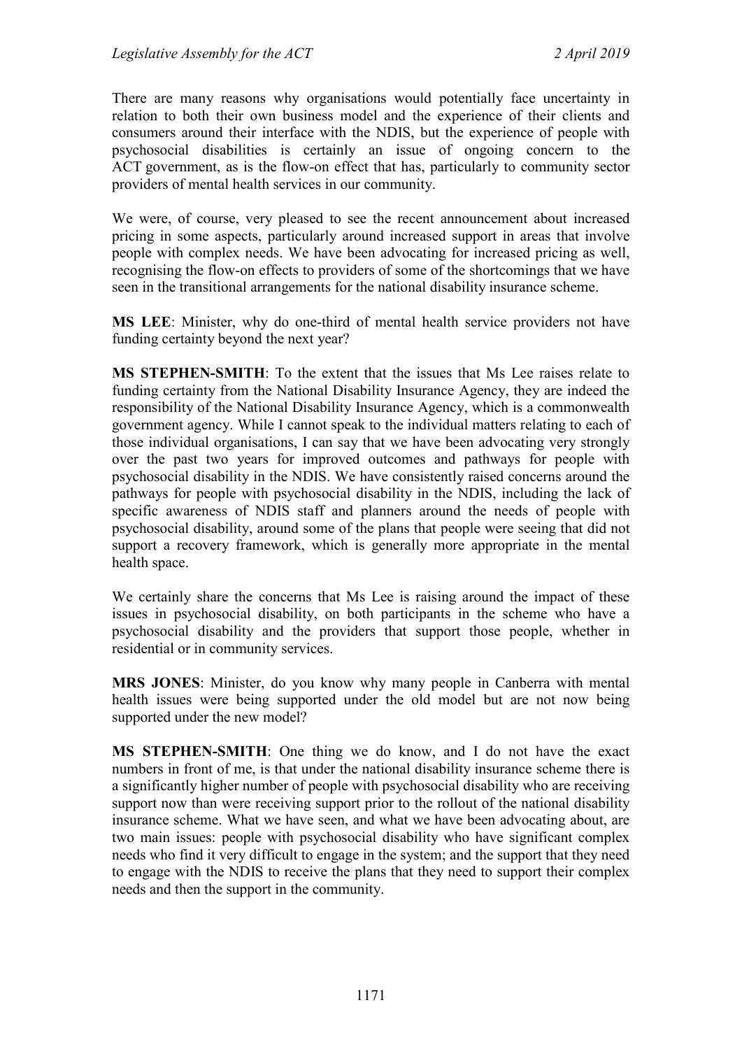There are many reasons why organisations would potentially face uncertainty in relation to both their own business model and the experience of their clients and consumers around their interface with the NDIS, but the experience of people with psychosocial disabilities is certainly an issue of ongoing concern to the ACT government, as is the flow-on effect that has, particularly to community sector providers of mental health services in our community.

We were, of course, very pleased to see the recent announcement about increased pricing in some aspects, particularly around increased support in areas that involve people with complex needs. We have been advocating for increased pricing as well, recognising the flow-on effects to providers of some of the shortcomings that we have seen in the transitional arrangements for the national disability insurance scheme.

**MS LEE**: Minister, why do one-third of mental health service providers not have funding certainty beyond the next year?

**MS STEPHEN-SMITH**: To the extent that the issues that Ms Lee raises relate to funding certainty from the National Disability Insurance Agency, they are indeed the responsibility of the National Disability Insurance Agency, which is a commonwealth government agency. While I cannot speak to the individual matters relating to each of those individual organisations, I can say that we have been advocating very strongly over the past two years for improved outcomes and pathways for people with psychosocial disability in the NDIS. We have consistently raised concerns around the pathways for people with psychosocial disability in the NDIS, including the lack of specific awareness of NDIS staff and planners around the needs of people with psychosocial disability, around some of the plans that people were seeing that did not support a recovery framework, which is generally more appropriate in the mental health space.

We certainly share the concerns that Ms Lee is raising around the impact of these issues in psychosocial disability, on both participants in the scheme who have a psychosocial disability and the providers that support those people, whether in residential or in community services.

**MRS JONES**: Minister, do you know why many people in Canberra with mental health issues were being supported under the old model but are not now being supported under the new model?

**MS STEPHEN-SMITH**: One thing we do know, and I do not have the exact numbers in front of me, is that under the national disability insurance scheme there is a significantly higher number of people with psychosocial disability who are receiving support now than were receiving support prior to the rollout of the national disability insurance scheme. What we have seen, and what we have been advocating about, are two main issues: people with psychosocial disability who have significant complex needs who find it very difficult to engage in the system; and the support that they need to engage with the NDIS to receive the plans that they need to support their complex needs and then the support in the community.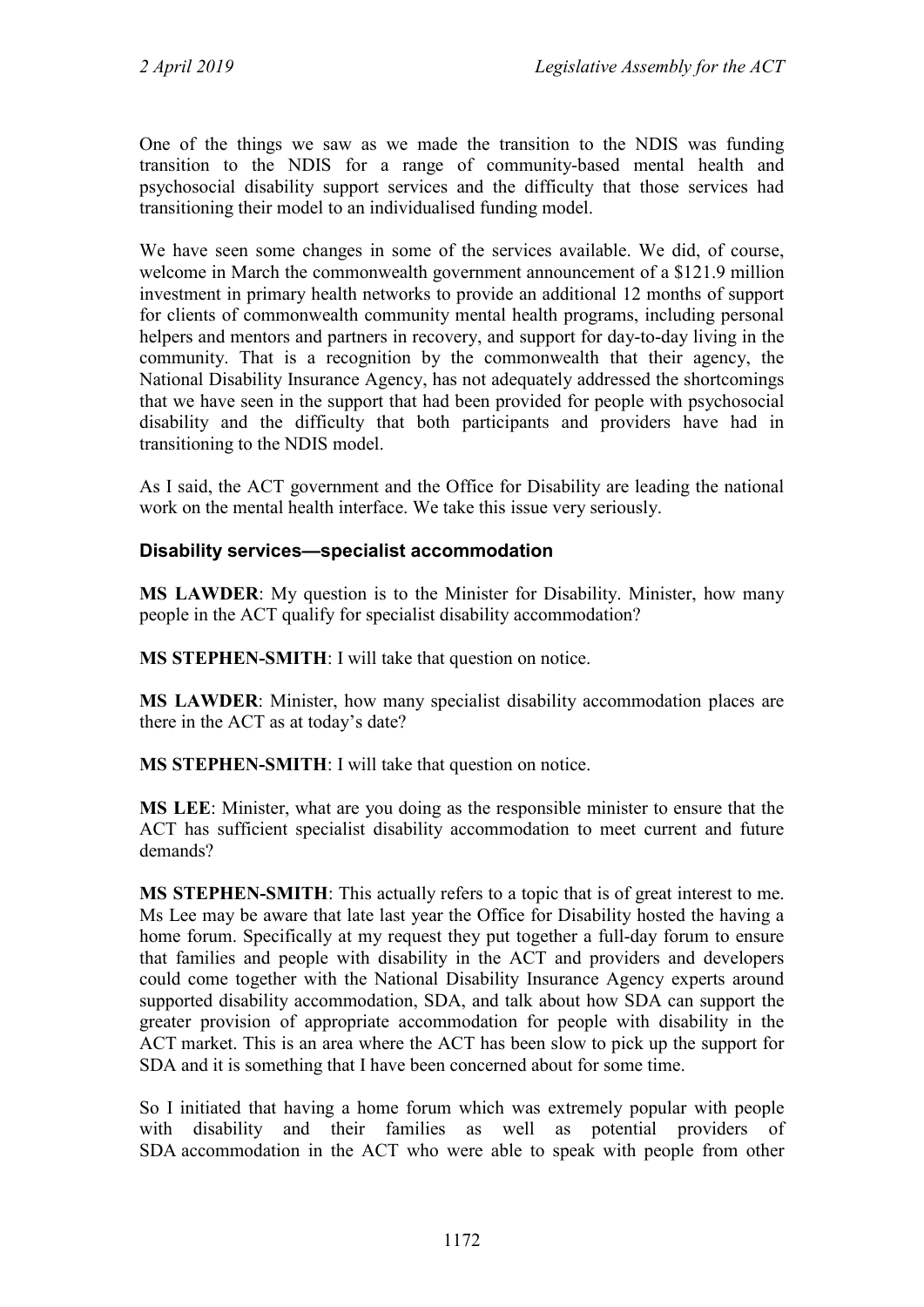One of the things we saw as we made the transition to the NDIS was funding transition to the NDIS for a range of community-based mental health and psychosocial disability support services and the difficulty that those services had transitioning their model to an individualised funding model.

We have seen some changes in some of the services available. We did, of course, welcome in March the commonwealth government announcement of a $121.9 million investment in primary health networks to provide an additional 12 months of support for clients of commonwealth community mental health programs, including personal helpers and mentors and partners in recovery, and support for day-to-day living in the community. That is a recognition by the commonwealth that their agency, the National Disability Insurance Agency, has not adequately addressed the shortcomings that we have seen in the support that had been provided for people with psychosocial disability and the difficulty that both participants and providers have had in transitioning to the NDIS model.

As I said, the ACT government and the Office for Disability are leading the national work on the mental health interface. We take this issue very seriously.

### Disability services—specialist accommodation

**MS LAWDER**: My question is to the Minister for Disability. Minister, how many people in the ACT qualify for specialist disability accommodation?

**MS STEPHEN-SMITH**: I will take that question on notice.

**MS LAWDER**: Minister, how many specialist disability accommodation places are there in the ACT as at today's date?

**MS STEPHEN-SMITH**: I will take that question on notice.

**MS LEE**: Minister, what are you doing as the responsible minister to ensure that the ACT has sufficient specialist disability accommodation to meet current and future demands?

**MS STEPHEN-SMITH**: This actually refers to a topic that is of great interest to me. Ms Lee may be aware that late last year the Office for Disability hosted the having a home forum. Specifically at my request they put together a full-day forum to ensure that families and people with disability in the ACT and providers and developers could come together with the National Disability Insurance Agency experts around supported disability accommodation, SDA, and talk about how SDA can support the greater provision of appropriate accommodation for people with disability in the ACT market. This is an area where the ACT has been slow to pick up the support for SDA and it is something that I have been concerned about for some time.

So I initiated that having a home forum which was extremely popular with people with disability and their families as well as potential providers of SDA accommodation in the ACT who were able to speak with people from other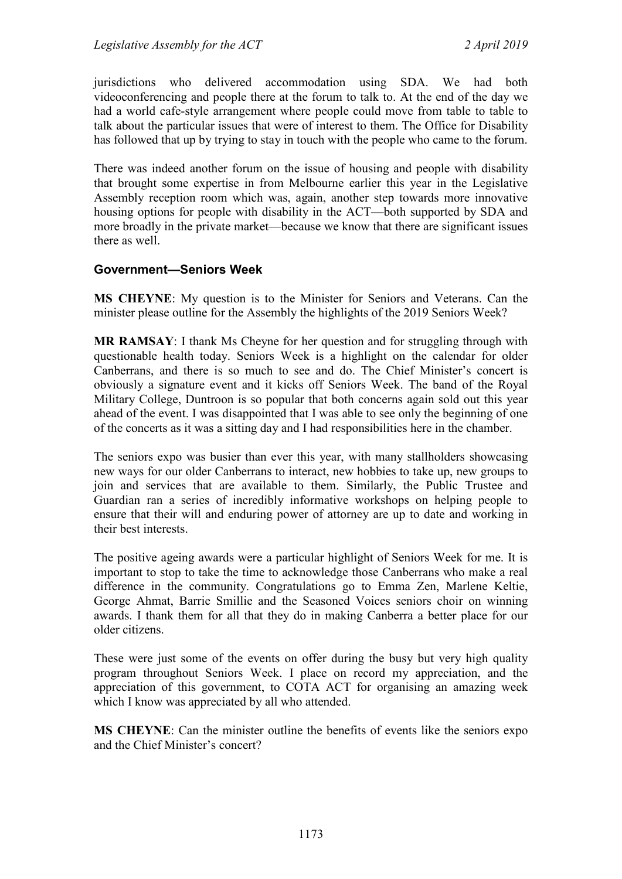jurisdictions who delivered accommodation using SDA. We had both videoconferencing and people there at the forum to talk to. At the end of the day we had a world cafe-style arrangement where people could move from table to table to talk about the particular issues that were of interest to them. The Office for Disability has followed that up by trying to stay in touch with the people who came to the forum.

There was indeed another forum on the issue of housing and people with disability that brought some expertise in from Melbourne earlier this year in the Legislative Assembly reception room which was, again, another step towards more innovative housing options for people with disability in the ACT—both supported by SDA and more broadly in the private market—because we know that there are significant issues there as well.

### Government—Seniors Week

**MS CHEYNE**: My question is to the Minister for Seniors and Veterans. Can the minister please outline for the Assembly the highlights of the 2019 Seniors Week?

**MR RAMSAY**: I thank Ms Cheyne for her question and for struggling through with questionable health today. Seniors Week is a highlight on the calendar for older Canberrans, and there is so much to see and do. The Chief Minister's concert is obviously a signature event and it kicks off Seniors Week. The band of the Royal Military College, Duntroon is so popular that both concerns again sold out this year ahead of the event. I was disappointed that I was able to see only the beginning of one of the concerts as it was a sitting day and I had responsibilities here in the chamber.

The seniors expo was busier than ever this year, with many stallholders showcasing new ways for our older Canberrans to interact, new hobbies to take up, new groups to join and services that are available to them. Similarly, the Public Trustee and Guardian ran a series of incredibly informative workshops on helping people to ensure that their will and enduring power of attorney are up to date and working in their best interests.

The positive ageing awards were a particular highlight of Seniors Week for me. It is important to stop to take the time to acknowledge those Canberrans who make a real difference in the community. Congratulations go to Emma Zen, Marlene Keltie, George Ahmat, Barrie Smillie and the Seasoned Voices seniors choir on winning awards. I thank them for all that they do in making Canberra a better place for our older citizens.

These were just some of the events on offer during the busy but very high quality program throughout Seniors Week. I place on record my appreciation, and the appreciation of this government, to COTA ACT for organising an amazing week which I know was appreciated by all who attended.

**MS CHEYNE**: Can the minister outline the benefits of events like the seniors expo and the Chief Minister's concert?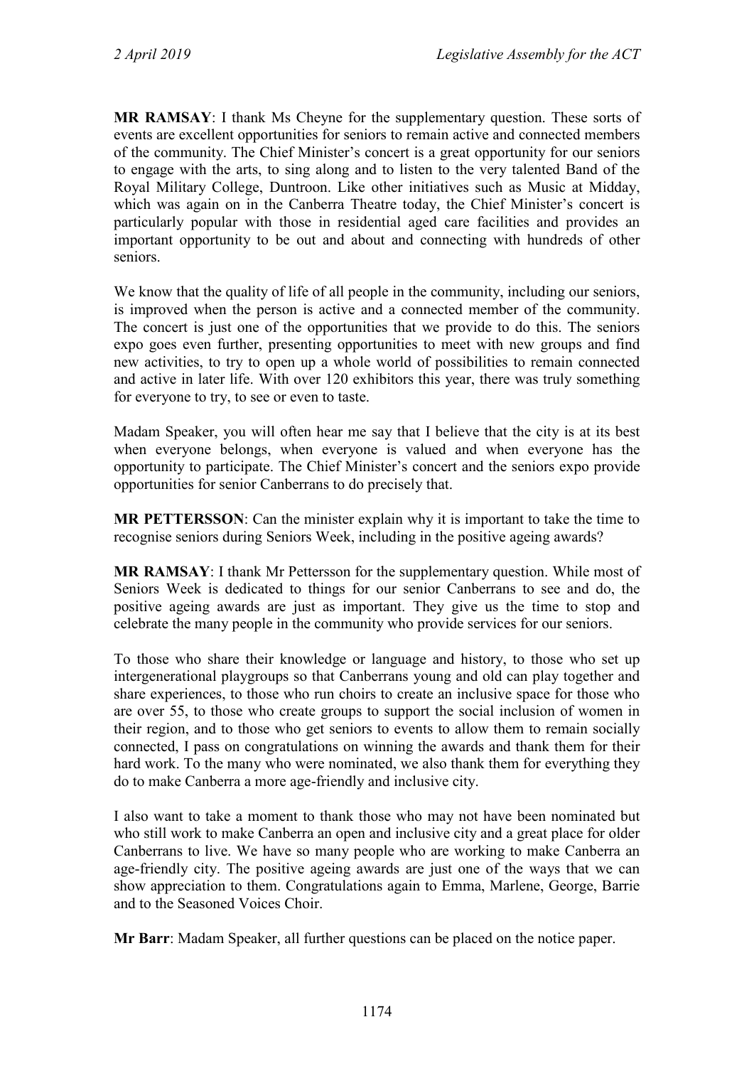**MR RAMSAY**: I thank Ms Cheyne for the supplementary question. These sorts of events are excellent opportunities for seniors to remain active and connected members of the community. The Chief Minister's concert is a great opportunity for our seniors to engage with the arts, to sing along and to listen to the very talented Band of the Royal Military College, Duntroon. Like other initiatives such as Music at Midday, which was again on in the Canberra Theatre today, the Chief Minister's concert is particularly popular with those in residential aged care facilities and provides an important opportunity to be out and about and connecting with hundreds of other seniors.

We know that the quality of life of all people in the community, including our seniors, is improved when the person is active and a connected member of the community. The concert is just one of the opportunities that we provide to do this. The seniors expo goes even further, presenting opportunities to meet with new groups and find new activities, to try to open up a whole world of possibilities to remain connected and active in later life. With over 120 exhibitors this year, there was truly something for everyone to try, to see or even to taste.

Madam Speaker, you will often hear me say that I believe that the city is at its best when everyone belongs, when everyone is valued and when everyone has the opportunity to participate. The Chief Minister's concert and the seniors expo provide opportunities for senior Canberrans to do precisely that.

**MR PETTERSSON**: Can the minister explain why it is important to take the time to recognise seniors during Seniors Week, including in the positive ageing awards?

**MR RAMSAY**: I thank Mr Pettersson for the supplementary question. While most of Seniors Week is dedicated to things for our senior Canberrans to see and do, the positive ageing awards are just as important. They give us the time to stop and celebrate the many people in the community who provide services for our seniors.

To those who share their knowledge or language and history, to those who set up intergenerational playgroups so that Canberrans young and old can play together and share experiences, to those who run choirs to create an inclusive space for those who are over 55, to those who create groups to support the social inclusion of women in their region, and to those who get seniors to events to allow them to remain socially connected, I pass on congratulations on winning the awards and thank them for their hard work. To the many who were nominated, we also thank them for everything they do to make Canberra a more age-friendly and inclusive city.

I also want to take a moment to thank those who may not have been nominated but who still work to make Canberra an open and inclusive city and a great place for older Canberrans to live. We have so many people who are working to make Canberra an age-friendly city. The positive ageing awards are just one of the ways that we can show appreciation to them. Congratulations again to Emma, Marlene, George, Barrie and to the Seasoned Voices Choir.

**Mr Barr**: Madam Speaker, all further questions can be placed on the notice paper.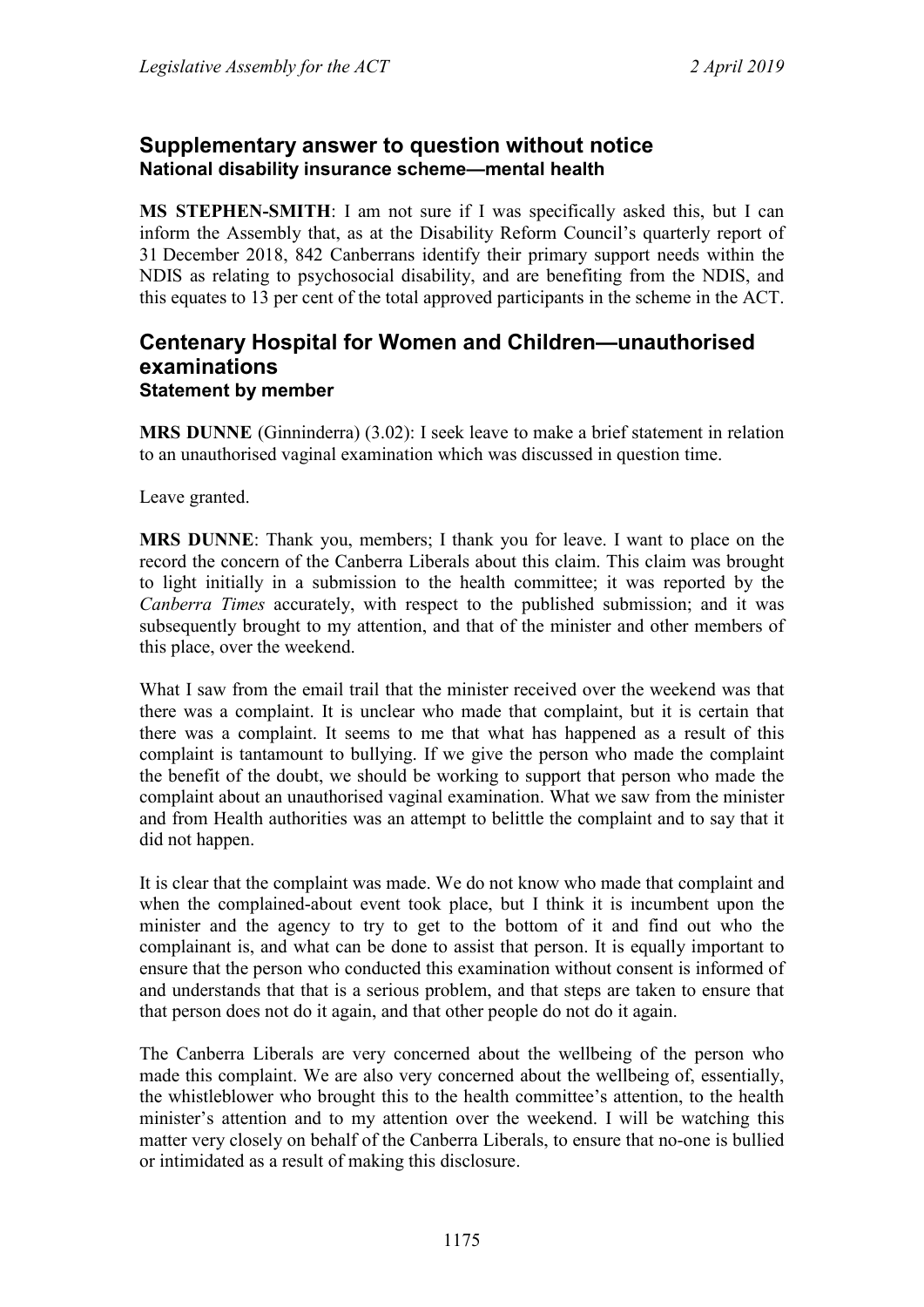## Supplementary answer to question without notice
### National disability insurance scheme—mental health

**MS STEPHEN-SMITH**: I am not sure if I was specifically asked this, but I can inform the Assembly that, as at the Disability Reform Council's quarterly report of 31 December 2018, 842 Canberrans identify their primary support needs within the NDIS as relating to psychosocial disability, and are benefiting from the NDIS, and this equates to 13 per cent of the total approved participants in the scheme in the ACT.

## Centenary Hospital for Women and Children—unauthorised examinations
### Statement by member

**MRS DUNNE** (Ginninderra) (3.02): I seek leave to make a brief statement in relation to an unauthorised vaginal examination which was discussed in question time.

Leave granted.

**MRS DUNNE**: Thank you, members; I thank you for leave. I want to place on the record the concern of the Canberra Liberals about this claim. This claim was brought to light initially in a submission to the health committee; it was reported by the *Canberra Times* accurately, with respect to the published submission; and it was subsequently brought to my attention, and that of the minister and other members of this place, over the weekend.

What I saw from the email trail that the minister received over the weekend was that there was a complaint. It is unclear who made that complaint, but it is certain that there was a complaint. It seems to me that what has happened as a result of this complaint is tantamount to bullying. If we give the person who made the complaint the benefit of the doubt, we should be working to support that person who made the complaint about an unauthorised vaginal examination. What we saw from the minister and from Health authorities was an attempt to belittle the complaint and to say that it did not happen.

It is clear that the complaint was made. We do not know who made that complaint and when the complained-about event took place, but I think it is incumbent upon the minister and the agency to try to get to the bottom of it and find out who the complainant is, and what can be done to assist that person. It is equally important to ensure that the person who conducted this examination without consent is informed of and understands that that is a serious problem, and that steps are taken to ensure that that person does not do it again, and that other people do not do it again.

The Canberra Liberals are very concerned about the wellbeing of the person who made this complaint. We are also very concerned about the wellbeing of, essentially, the whistleblower who brought this to the health committee's attention, to the health minister's attention and to my attention over the weekend. I will be watching this matter very closely on behalf of the Canberra Liberals, to ensure that no-one is bullied or intimidated as a result of making this disclosure.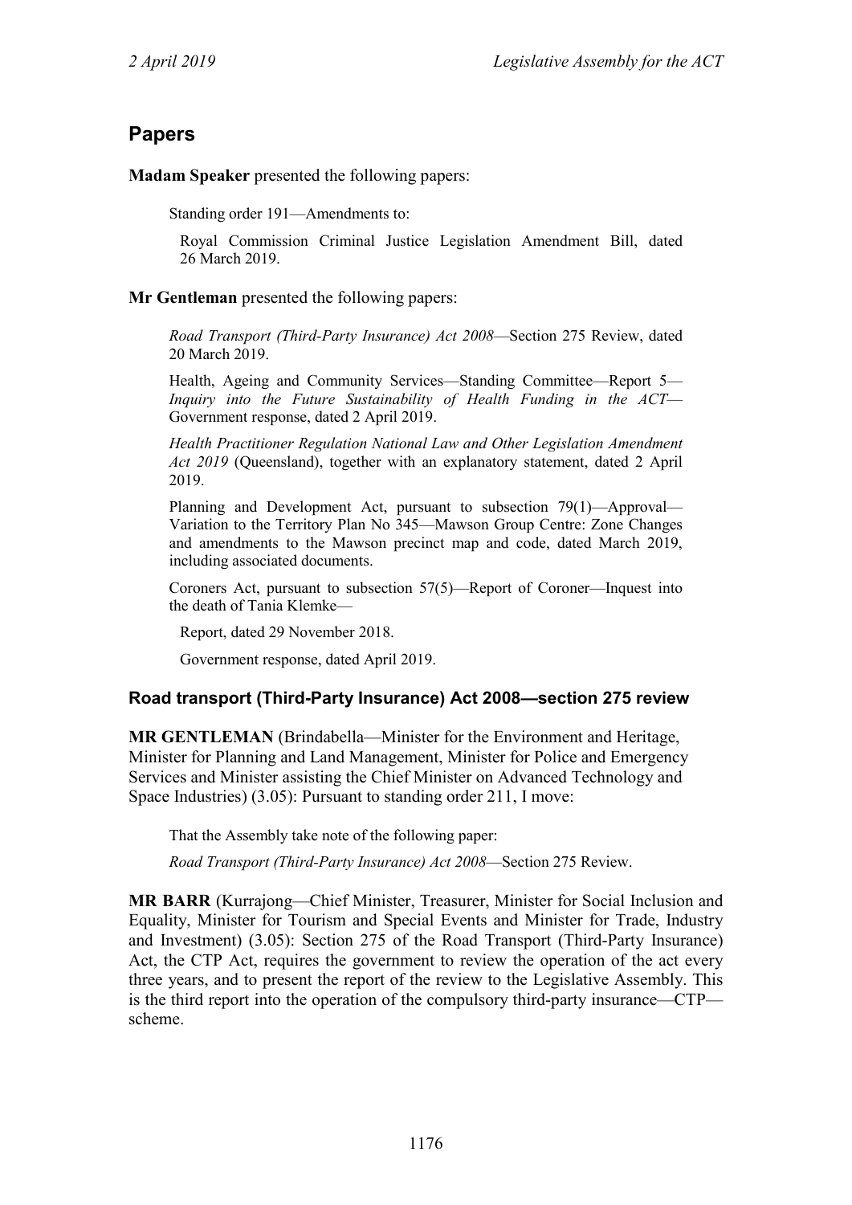## Papers

**Madam Speaker** presented the following papers:

> Standing order 191—Amendments to:
>
> Royal Commission Criminal Justice Legislation Amendment Bill, dated 26 March 2019.

**Mr Gentleman** presented the following papers:

> *Road Transport (Third-Party Insurance) Act 2008*—Section 275 Review, dated 20 March 2019.
>
> Health, Ageing and Community Services—Standing Committee—Report 5—*Inquiry into the Future Sustainability of Health Funding in the ACT*—Government response, dated 2 April 2019.
>
> *Health Practitioner Regulation National Law and Other Legislation Amendment Act 2019* (Queensland), together with an explanatory statement, dated 2 April 2019.
>
> Planning and Development Act, pursuant to subsection 79(1)—Approval—Variation to the Territory Plan No 345—Mawson Group Centre: Zone Changes and amendments to the Mawson precinct map and code, dated March 2019, including associated documents.
>
> Coroners Act, pursuant to subsection 57(5)—Report of Coroner—Inquest into the death of Tania Klemke—
>
> Report, dated 29 November 2018.
>
> Government response, dated April 2019.

### Road transport (Third-Party Insurance) Act 2008—section 275 review

**MR GENTLEMAN** (Brindabella—Minister for the Environment and Heritage, Minister for Planning and Land Management, Minister for Police and Emergency Services and Minister assisting the Chief Minister on Advanced Technology and Space Industries) (3.05): Pursuant to standing order 211, I move:

> That the Assembly take note of the following paper:
>
> *Road Transport (Third-Party Insurance) Act 2008*—Section 275 Review.

**MR BARR** (Kurrajong—Chief Minister, Treasurer, Minister for Social Inclusion and Equality, Minister for Tourism and Special Events and Minister for Trade, Industry and Investment) (3.05): Section 275 of the Road Transport (Third-Party Insurance) Act, the CTP Act, requires the government to review the operation of the act every three years, and to present the report of the review to the Legislative Assembly. This is the third report into the operation of the compulsory third-party insurance—CTP—scheme.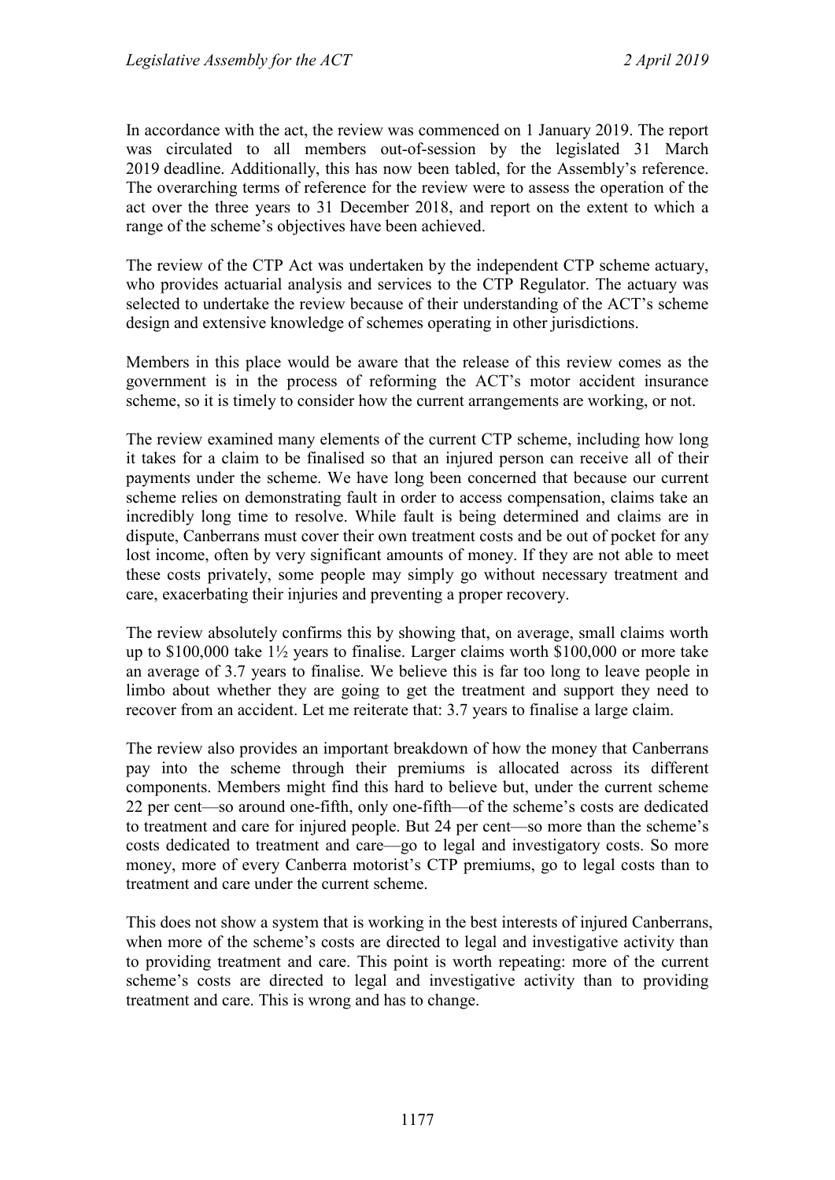In accordance with the act, the review was commenced on 1 January 2019. The report was circulated to all members out-of-session by the legislated 31 March 2019 deadline. Additionally, this has now been tabled, for the Assembly's reference. The overarching terms of reference for the review were to assess the operation of the act over the three years to 31 December 2018, and report on the extent to which a range of the scheme's objectives have been achieved.

The review of the CTP Act was undertaken by the independent CTP scheme actuary, who provides actuarial analysis and services to the CTP Regulator. The actuary was selected to undertake the review because of their understanding of the ACT's scheme design and extensive knowledge of schemes operating in other jurisdictions.

Members in this place would be aware that the release of this review comes as the government is in the process of reforming the ACT's motor accident insurance scheme, so it is timely to consider how the current arrangements are working, or not.

The review examined many elements of the current CTP scheme, including how long it takes for a claim to be finalised so that an injured person can receive all of their payments under the scheme. We have long been concerned that because our current scheme relies on demonstrating fault in order to access compensation, claims take an incredibly long time to resolve. While fault is being determined and claims are in dispute, Canberrans must cover their own treatment costs and be out of pocket for any lost income, often by very significant amounts of money. If they are not able to meet these costs privately, some people may simply go without necessary treatment and care, exacerbating their injuries and preventing a proper recovery.

The review absolutely confirms this by showing that, on average, small claims worth up to $100,000 take 1½ years to finalise. Larger claims worth $100,000 or more take an average of 3.7 years to finalise. We believe this is far too long to leave people in limbo about whether they are going to get the treatment and support they need to recover from an accident. Let me reiterate that: 3.7 years to finalise a large claim.

The review also provides an important breakdown of how the money that Canberrans pay into the scheme through their premiums is allocated across its different components. Members might find this hard to believe but, under the current scheme 22 per cent—so around one-fifth, only one-fifth—of the scheme's costs are dedicated to treatment and care for injured people. But 24 per cent—so more than the scheme's costs dedicated to treatment and care—go to legal and investigatory costs. So more money, more of every Canberra motorist's CTP premiums, go to legal costs than to treatment and care under the current scheme.

This does not show a system that is working in the best interests of injured Canberrans, when more of the scheme's costs are directed to legal and investigative activity than to providing treatment and care. This point is worth repeating: more of the current scheme's costs are directed to legal and investigative activity than to providing treatment and care. This is wrong and has to change.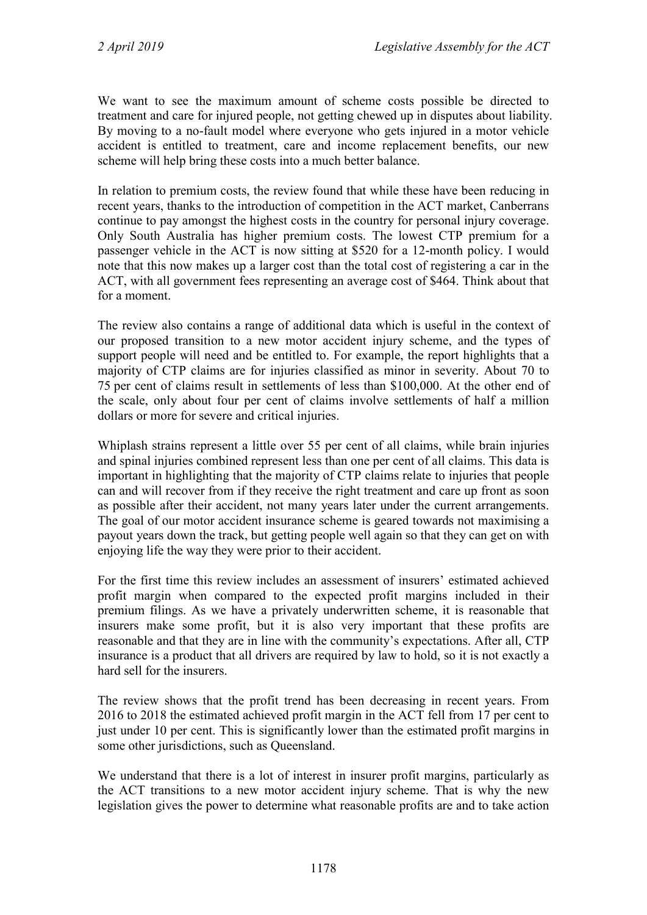We want to see the maximum amount of scheme costs possible be directed to treatment and care for injured people, not getting chewed up in disputes about liability. By moving to a no-fault model where everyone who gets injured in a motor vehicle accident is entitled to treatment, care and income replacement benefits, our new scheme will help bring these costs into a much better balance.

In relation to premium costs, the review found that while these have been reducing in recent years, thanks to the introduction of competition in the ACT market, Canberrans continue to pay amongst the highest costs in the country for personal injury coverage. Only South Australia has higher premium costs. The lowest CTP premium for a passenger vehicle in the ACT is now sitting at $520 for a 12-month policy. I would note that this now makes up a larger cost than the total cost of registering a car in the ACT, with all government fees representing an average cost of $464. Think about that for a moment.

The review also contains a range of additional data which is useful in the context of our proposed transition to a new motor accident injury scheme, and the types of support people will need and be entitled to. For example, the report highlights that a majority of CTP claims are for injuries classified as minor in severity. About 70 to 75 per cent of claims result in settlements of less than $100,000. At the other end of the scale, only about four per cent of claims involve settlements of half a million dollars or more for severe and critical injuries.

Whiplash strains represent a little over 55 per cent of all claims, while brain injuries and spinal injuries combined represent less than one per cent of all claims. This data is important in highlighting that the majority of CTP claims relate to injuries that people can and will recover from if they receive the right treatment and care up front as soon as possible after their accident, not many years later under the current arrangements. The goal of our motor accident insurance scheme is geared towards not maximising a payout years down the track, but getting people well again so that they can get on with enjoying life the way they were prior to their accident.

For the first time this review includes an assessment of insurers' estimated achieved profit margin when compared to the expected profit margins included in their premium filings. As we have a privately underwritten scheme, it is reasonable that insurers make some profit, but it is also very important that these profits are reasonable and that they are in line with the community's expectations. After all, CTP insurance is a product that all drivers are required by law to hold, so it is not exactly a hard sell for the insurers.

The review shows that the profit trend has been decreasing in recent years. From 2016 to 2018 the estimated achieved profit margin in the ACT fell from 17 per cent to just under 10 per cent. This is significantly lower than the estimated profit margins in some other jurisdictions, such as Queensland.

We understand that there is a lot of interest in insurer profit margins, particularly as the ACT transitions to a new motor accident injury scheme. That is why the new legislation gives the power to determine what reasonable profits are and to take action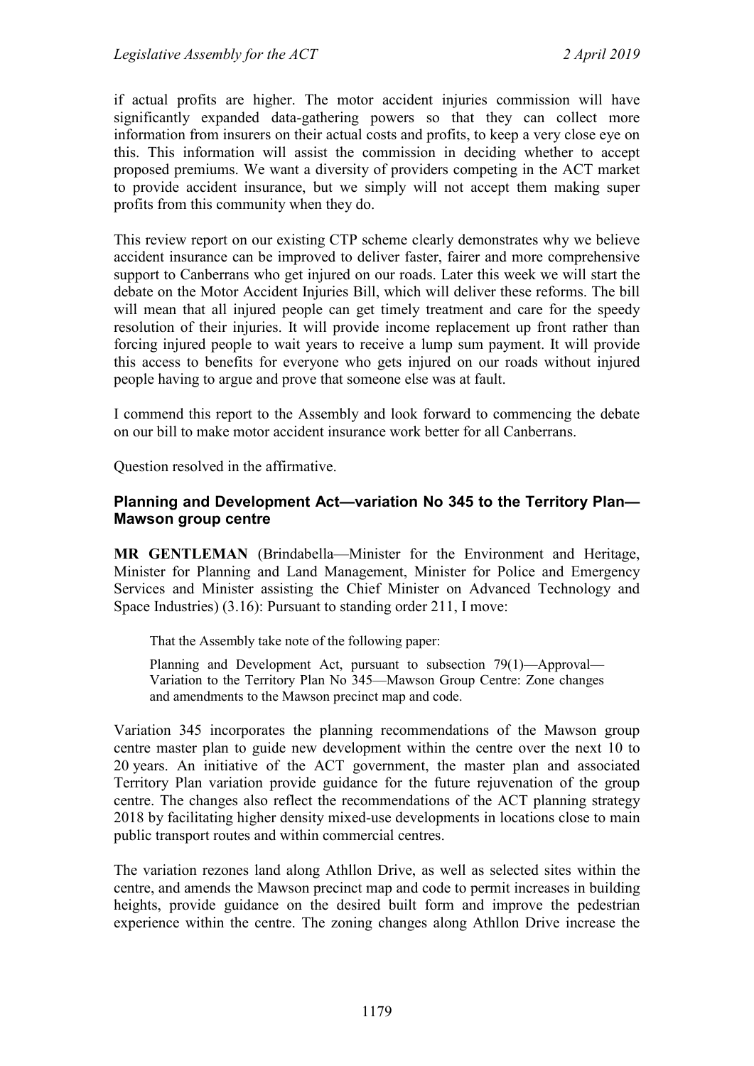if actual profits are higher. The motor accident injuries commission will have significantly expanded data-gathering powers so that they can collect more information from insurers on their actual costs and profits, to keep a very close eye on this. This information will assist the commission in deciding whether to accept proposed premiums. We want a diversity of providers competing in the ACT market to provide accident insurance, but we simply will not accept them making super profits from this community when they do.

This review report on our existing CTP scheme clearly demonstrates why we believe accident insurance can be improved to deliver faster, fairer and more comprehensive support to Canberrans who get injured on our roads. Later this week we will start the debate on the Motor Accident Injuries Bill, which will deliver these reforms. The bill will mean that all injured people can get timely treatment and care for the speedy resolution of their injuries. It will provide income replacement up front rather than forcing injured people to wait years to receive a lump sum payment. It will provide this access to benefits for everyone who gets injured on our roads without injured people having to argue and prove that someone else was at fault.

I commend this report to the Assembly and look forward to commencing the debate on our bill to make motor accident insurance work better for all Canberrans.

Question resolved in the affirmative.

### Planning and Development Act—variation No 345 to the Territory Plan—Mawson group centre

**MR GENTLEMAN** (Brindabella—Minister for the Environment and Heritage, Minister for Planning and Land Management, Minister for Police and Emergency Services and Minister assisting the Chief Minister on Advanced Technology and Space Industries) (3.16): Pursuant to standing order 211, I move:

> That the Assembly take note of the following paper:
>
> Planning and Development Act, pursuant to subsection 79(1)—Approval—Variation to the Territory Plan No 345—Mawson Group Centre: Zone changes and amendments to the Mawson precinct map and code.

Variation 345 incorporates the planning recommendations of the Mawson group centre master plan to guide new development within the centre over the next 10 to 20 years. An initiative of the ACT government, the master plan and associated Territory Plan variation provide guidance for the future rejuvenation of the group centre. The changes also reflect the recommendations of the ACT planning strategy 2018 by facilitating higher density mixed-use developments in locations close to main public transport routes and within commercial centres.

The variation rezones land along Athllon Drive, as well as selected sites within the centre, and amends the Mawson precinct map and code to permit increases in building heights, provide guidance on the desired built form and improve the pedestrian experience within the centre. The zoning changes along Athllon Drive increase the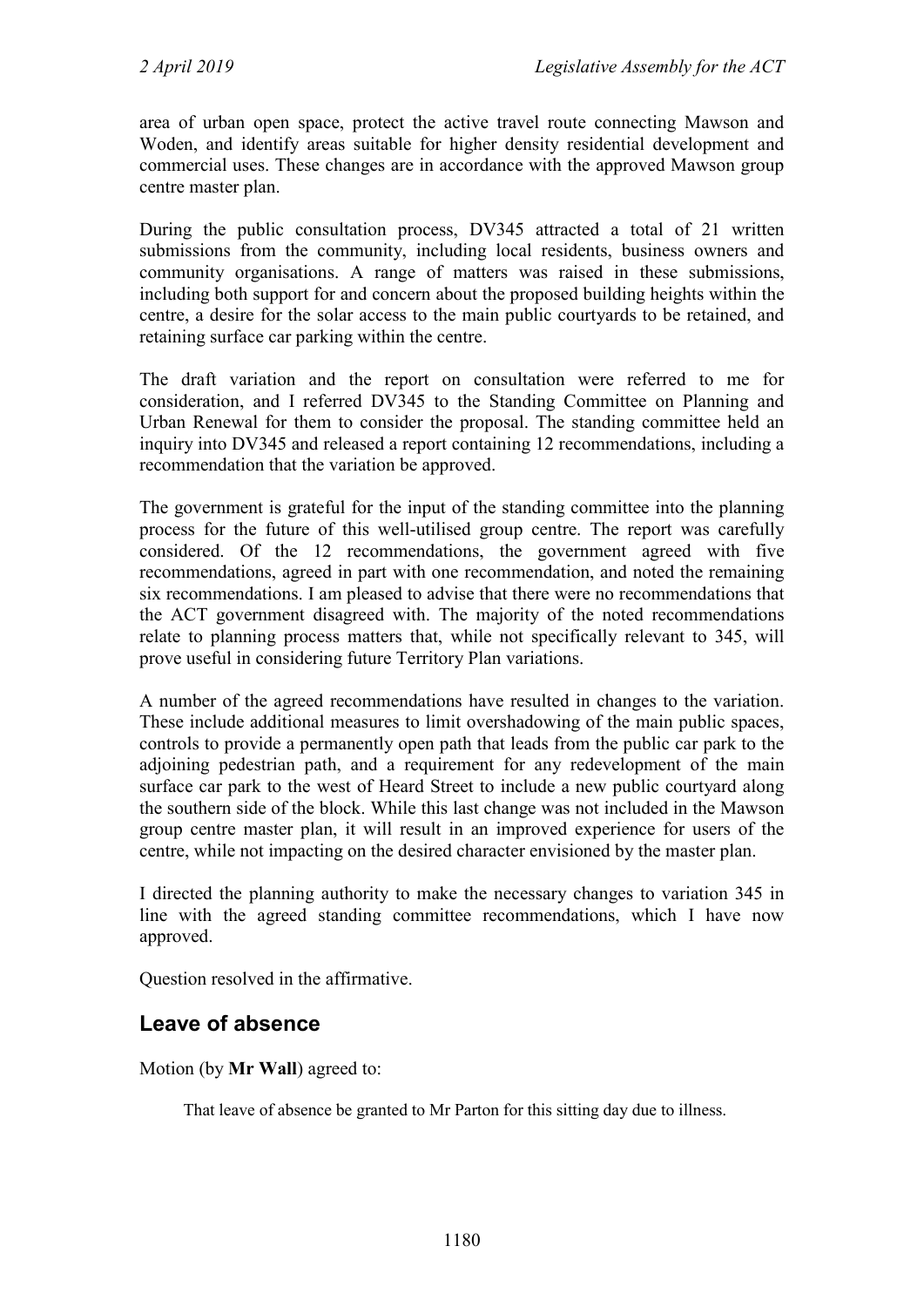area of urban open space, protect the active travel route connecting Mawson and Woden, and identify areas suitable for higher density residential development and commercial uses. These changes are in accordance with the approved Mawson group centre master plan.

During the public consultation process, DV345 attracted a total of 21 written submissions from the community, including local residents, business owners and community organisations. A range of matters was raised in these submissions, including both support for and concern about the proposed building heights within the centre, a desire for the solar access to the main public courtyards to be retained, and retaining surface car parking within the centre.

The draft variation and the report on consultation were referred to me for consideration, and I referred DV345 to the Standing Committee on Planning and Urban Renewal for them to consider the proposal. The standing committee held an inquiry into DV345 and released a report containing 12 recommendations, including a recommendation that the variation be approved.

The government is grateful for the input of the standing committee into the planning process for the future of this well-utilised group centre. The report was carefully considered. Of the 12 recommendations, the government agreed with five recommendations, agreed in part with one recommendation, and noted the remaining six recommendations. I am pleased to advise that there were no recommendations that the ACT government disagreed with. The majority of the noted recommendations relate to planning process matters that, while not specifically relevant to 345, will prove useful in considering future Territory Plan variations.

A number of the agreed recommendations have resulted in changes to the variation. These include additional measures to limit overshadowing of the main public spaces, controls to provide a permanently open path that leads from the public car park to the adjoining pedestrian path, and a requirement for any redevelopment of the main surface car park to the west of Heard Street to include a new public courtyard along the southern side of the block. While this last change was not included in the Mawson group centre master plan, it will result in an improved experience for users of the centre, while not impacting on the desired character envisioned by the master plan.

I directed the planning authority to make the necessary changes to variation 345 in line with the agreed standing committee recommendations, which I have now approved.

Question resolved in the affirmative.

## Leave of absence

Motion (by **Mr Wall**) agreed to:

> That leave of absence be granted to Mr Parton for this sitting day due to illness.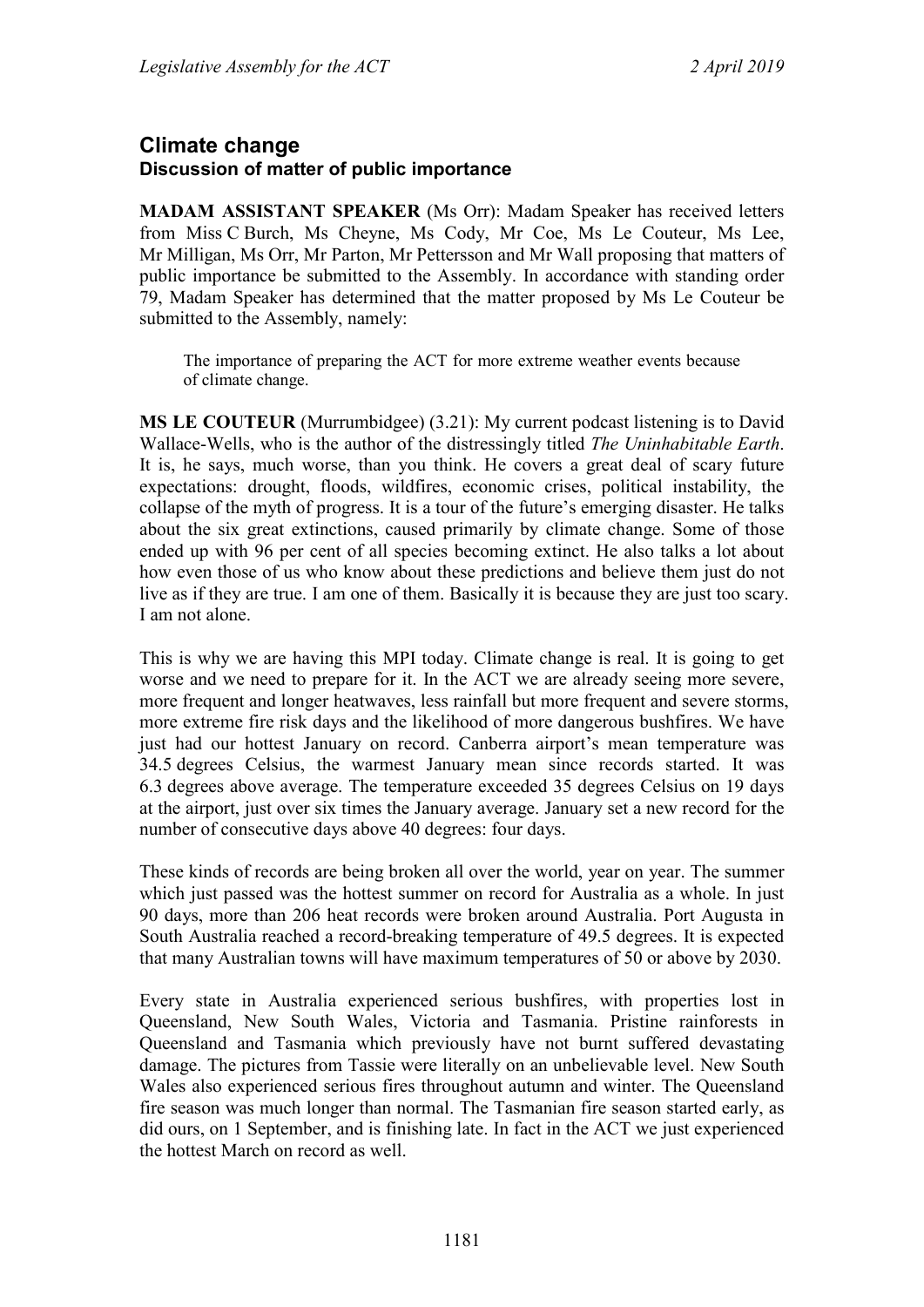## Climate change
### Discussion of matter of public importance

**MADAM ASSISTANT SPEAKER** (Ms Orr): Madam Speaker has received letters from Miss C Burch, Ms Cheyne, Ms Cody, Mr Coe, Ms Le Couteur, Ms Lee, Mr Milligan, Ms Orr, Mr Parton, Mr Pettersson and Mr Wall proposing that matters of public importance be submitted to the Assembly. In accordance with standing order 79, Madam Speaker has determined that the matter proposed by Ms Le Couteur be submitted to the Assembly, namely:

> The importance of preparing the ACT for more extreme weather events because of climate change.

**MS LE COUTEUR** (Murrumbidgee) (3.21): My current podcast listening is to David Wallace-Wells, who is the author of the distressingly titled *The Uninhabitable Earth*. It is, he says, much worse, than you think. He covers a great deal of scary future expectations: drought, floods, wildfires, economic crises, political instability, the collapse of the myth of progress. It is a tour of the future's emerging disaster. He talks about the six great extinctions, caused primarily by climate change. Some of those ended up with 96 per cent of all species becoming extinct. He also talks a lot about how even those of us who know about these predictions and believe them just do not live as if they are true. I am one of them. Basically it is because they are just too scary. I am not alone.

This is why we are having this MPI today. Climate change is real. It is going to get worse and we need to prepare for it. In the ACT we are already seeing more severe, more frequent and longer heatwaves, less rainfall but more frequent and severe storms, more extreme fire risk days and the likelihood of more dangerous bushfires. We have just had our hottest January on record. Canberra airport's mean temperature was 34.5 degrees Celsius, the warmest January mean since records started. It was 6.3 degrees above average. The temperature exceeded 35 degrees Celsius on 19 days at the airport, just over six times the January average. January set a new record for the number of consecutive days above 40 degrees: four days.

These kinds of records are being broken all over the world, year on year. The summer which just passed was the hottest summer on record for Australia as a whole. In just 90 days, more than 206 heat records were broken around Australia. Port Augusta in South Australia reached a record-breaking temperature of 49.5 degrees. It is expected that many Australian towns will have maximum temperatures of 50 or above by 2030.

Every state in Australia experienced serious bushfires, with properties lost in Queensland, New South Wales, Victoria and Tasmania. Pristine rainforests in Queensland and Tasmania which previously have not burnt suffered devastating damage. The pictures from Tassie were literally on an unbelievable level. New South Wales also experienced serious fires throughout autumn and winter. The Queensland fire season was much longer than normal. The Tasmanian fire season started early, as did ours, on 1 September, and is finishing late. In fact in the ACT we just experienced the hottest March on record as well.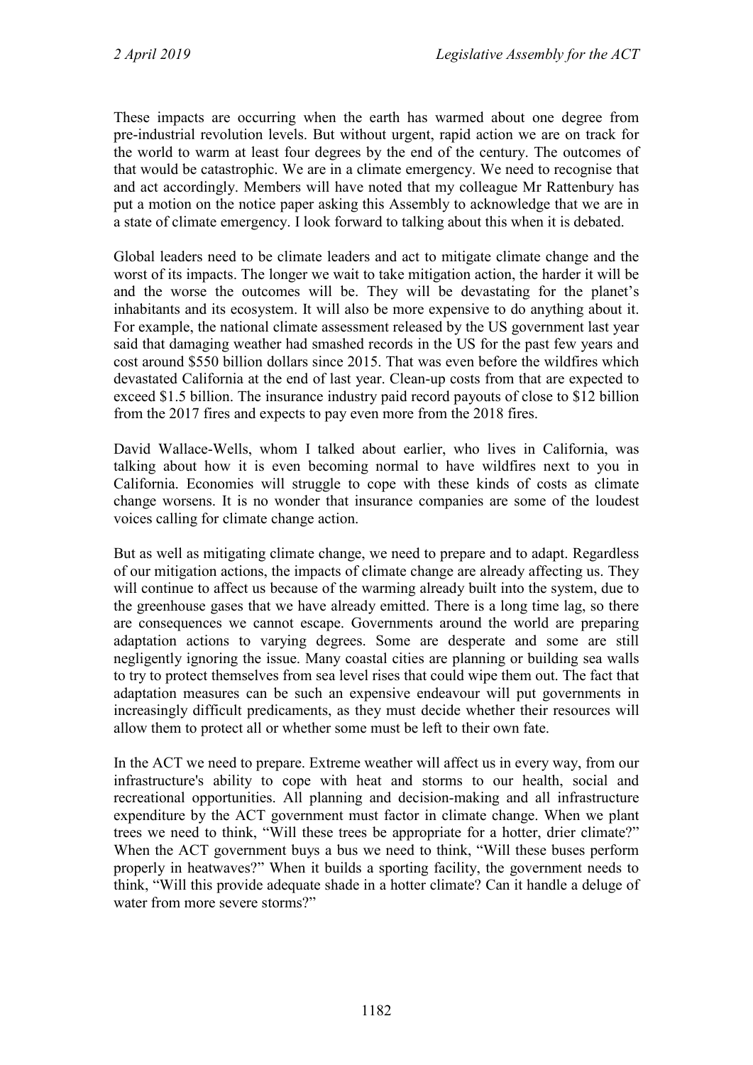These impacts are occurring when the earth has warmed about one degree from pre-industrial revolution levels. But without urgent, rapid action we are on track for the world to warm at least four degrees by the end of the century. The outcomes of that would be catastrophic. We are in a climate emergency. We need to recognise that and act accordingly. Members will have noted that my colleague Mr Rattenbury has put a motion on the notice paper asking this Assembly to acknowledge that we are in a state of climate emergency. I look forward to talking about this when it is debated.

Global leaders need to be climate leaders and act to mitigate climate change and the worst of its impacts. The longer we wait to take mitigation action, the harder it will be and the worse the outcomes will be. They will be devastating for the planet's inhabitants and its ecosystem. It will also be more expensive to do anything about it. For example, the national climate assessment released by the US government last year said that damaging weather had smashed records in the US for the past few years and cost around $550 billion dollars since 2015. That was even before the wildfires which devastated California at the end of last year. Clean-up costs from that are expected to exceed $1.5 billion. The insurance industry paid record payouts of close to $12 billion from the 2017 fires and expects to pay even more from the 2018 fires.

David Wallace-Wells, whom I talked about earlier, who lives in California, was talking about how it is even becoming normal to have wildfires next to you in California. Economies will struggle to cope with these kinds of costs as climate change worsens. It is no wonder that insurance companies are some of the loudest voices calling for climate change action.

But as well as mitigating climate change, we need to prepare and to adapt. Regardless of our mitigation actions, the impacts of climate change are already affecting us. They will continue to affect us because of the warming already built into the system, due to the greenhouse gases that we have already emitted. There is a long time lag, so there are consequences we cannot escape. Governments around the world are preparing adaptation actions to varying degrees. Some are desperate and some are still negligently ignoring the issue. Many coastal cities are planning or building sea walls to try to protect themselves from sea level rises that could wipe them out. The fact that adaptation measures can be such an expensive endeavour will put governments in increasingly difficult predicaments, as they must decide whether their resources will allow them to protect all or whether some must be left to their own fate.

In the ACT we need to prepare. Extreme weather will affect us in every way, from our infrastructure's ability to cope with heat and storms to our health, social and recreational opportunities. All planning and decision-making and all infrastructure expenditure by the ACT government must factor in climate change. When we plant trees we need to think, "Will these trees be appropriate for a hotter, drier climate?" When the ACT government buys a bus we need to think, "Will these buses perform properly in heatwaves?" When it builds a sporting facility, the government needs to think, "Will this provide adequate shade in a hotter climate? Can it handle a deluge of water from more severe storms?"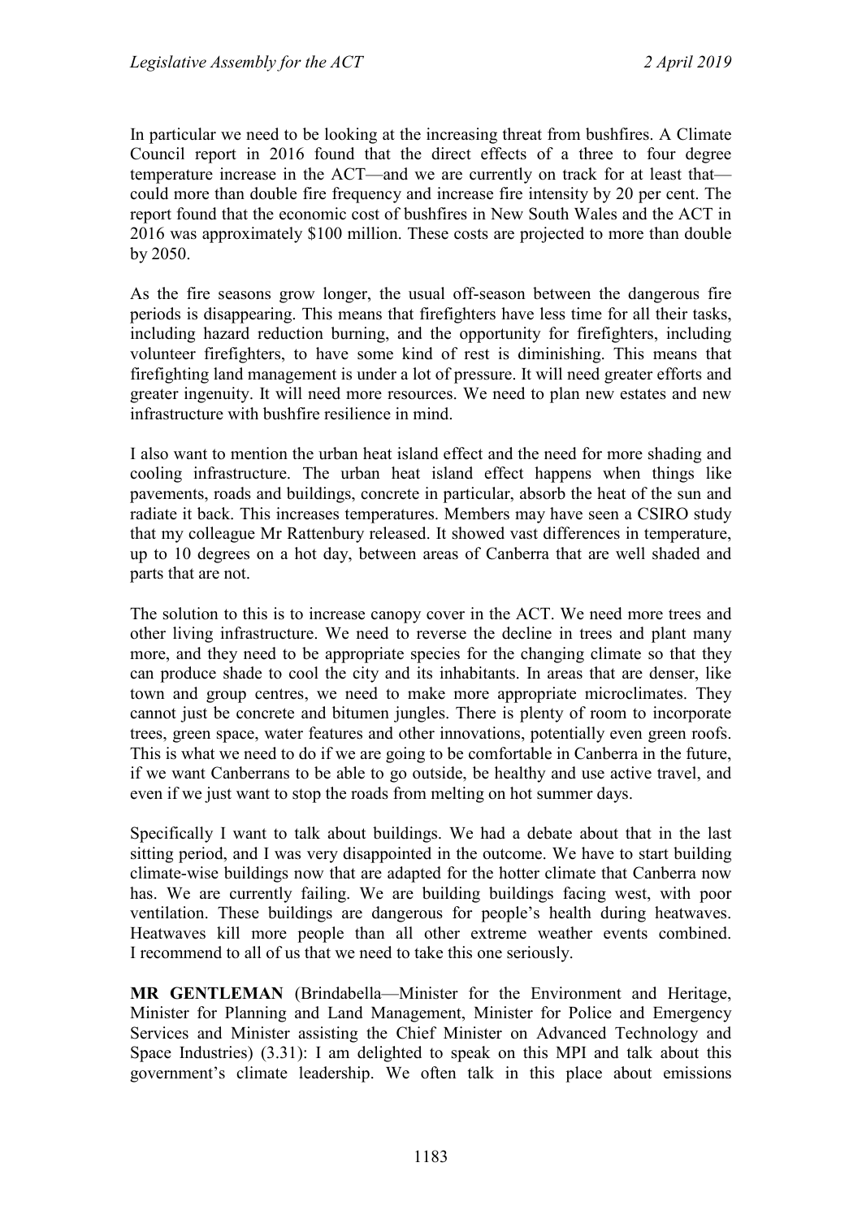In particular we need to be looking at the increasing threat from bushfires. A Climate Council report in 2016 found that the direct effects of a three to four degree temperature increase in the ACT—and we are currently on track for at least that—could more than double fire frequency and increase fire intensity by 20 per cent. The report found that the economic cost of bushfires in New South Wales and the ACT in 2016 was approximately $100 million. These costs are projected to more than double by 2050.

As the fire seasons grow longer, the usual off-season between the dangerous fire periods is disappearing. This means that firefighters have less time for all their tasks, including hazard reduction burning, and the opportunity for firefighters, including volunteer firefighters, to have some kind of rest is diminishing. This means that firefighting land management is under a lot of pressure. It will need greater efforts and greater ingenuity. It will need more resources. We need to plan new estates and new infrastructure with bushfire resilience in mind.

I also want to mention the urban heat island effect and the need for more shading and cooling infrastructure. The urban heat island effect happens when things like pavements, roads and buildings, concrete in particular, absorb the heat of the sun and radiate it back. This increases temperatures. Members may have seen a CSIRO study that my colleague Mr Rattenbury released. It showed vast differences in temperature, up to 10 degrees on a hot day, between areas of Canberra that are well shaded and parts that are not.

The solution to this is to increase canopy cover in the ACT. We need more trees and other living infrastructure. We need to reverse the decline in trees and plant many more, and they need to be appropriate species for the changing climate so that they can produce shade to cool the city and its inhabitants. In areas that are denser, like town and group centres, we need to make more appropriate microclimates. They cannot just be concrete and bitumen jungles. There is plenty of room to incorporate trees, green space, water features and other innovations, potentially even green roofs. This is what we need to do if we are going to be comfortable in Canberra in the future, if we want Canberrans to be able to go outside, be healthy and use active travel, and even if we just want to stop the roads from melting on hot summer days.

Specifically I want to talk about buildings. We had a debate about that in the last sitting period, and I was very disappointed in the outcome. We have to start building climate-wise buildings now that are adapted for the hotter climate that Canberra now has. We are currently failing. We are building buildings facing west, with poor ventilation. These buildings are dangerous for people's health during heatwaves. Heatwaves kill more people than all other extreme weather events combined. I recommend to all of us that we need to take this one seriously.

**MR GENTLEMAN** (Brindabella—Minister for the Environment and Heritage, Minister for Planning and Land Management, Minister for Police and Emergency Services and Minister assisting the Chief Minister on Advanced Technology and Space Industries) (3.31): I am delighted to speak on this MPI and talk about this government's climate leadership. We often talk in this place about emissions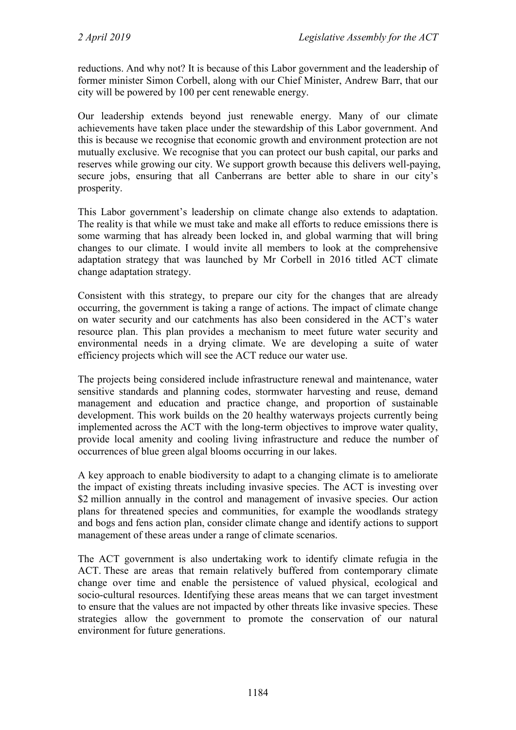reductions. And why not? It is because of this Labor government and the leadership of former minister Simon Corbell, along with our Chief Minister, Andrew Barr, that our city will be powered by 100 per cent renewable energy.

Our leadership extends beyond just renewable energy. Many of our climate achievements have taken place under the stewardship of this Labor government. And this is because we recognise that economic growth and environment protection are not mutually exclusive. We recognise that you can protect our bush capital, our parks and reserves while growing our city. We support growth because this delivers well-paying, secure jobs, ensuring that all Canberrans are better able to share in our city's prosperity.

This Labor government's leadership on climate change also extends to adaptation. The reality is that while we must take and make all efforts to reduce emissions there is some warming that has already been locked in, and global warming that will bring changes to our climate. I would invite all members to look at the comprehensive adaptation strategy that was launched by Mr Corbell in 2016 titled ACT climate change adaptation strategy.

Consistent with this strategy, to prepare our city for the changes that are already occurring, the government is taking a range of actions. The impact of climate change on water security and our catchments has also been considered in the ACT's water resource plan. This plan provides a mechanism to meet future water security and environmental needs in a drying climate. We are developing a suite of water efficiency projects which will see the ACT reduce our water use.

The projects being considered include infrastructure renewal and maintenance, water sensitive standards and planning codes, stormwater harvesting and reuse, demand management and education and practice change, and proportion of sustainable development. This work builds on the 20 healthy waterways projects currently being implemented across the ACT with the long-term objectives to improve water quality, provide local amenity and cooling living infrastructure and reduce the number of occurrences of blue green algal blooms occurring in our lakes.

A key approach to enable biodiversity to adapt to a changing climate is to ameliorate the impact of existing threats including invasive species. The ACT is investing over $2 million annually in the control and management of invasive species. Our action plans for threatened species and communities, for example the woodlands strategy and bogs and fens action plan, consider climate change and identify actions to support management of these areas under a range of climate scenarios.

The ACT government is also undertaking work to identify climate refugia in the ACT. These are areas that remain relatively buffered from contemporary climate change over time and enable the persistence of valued physical, ecological and socio-cultural resources. Identifying these areas means that we can target investment to ensure that the values are not impacted by other threats like invasive species. These strategies allow the government to promote the conservation of our natural environment for future generations.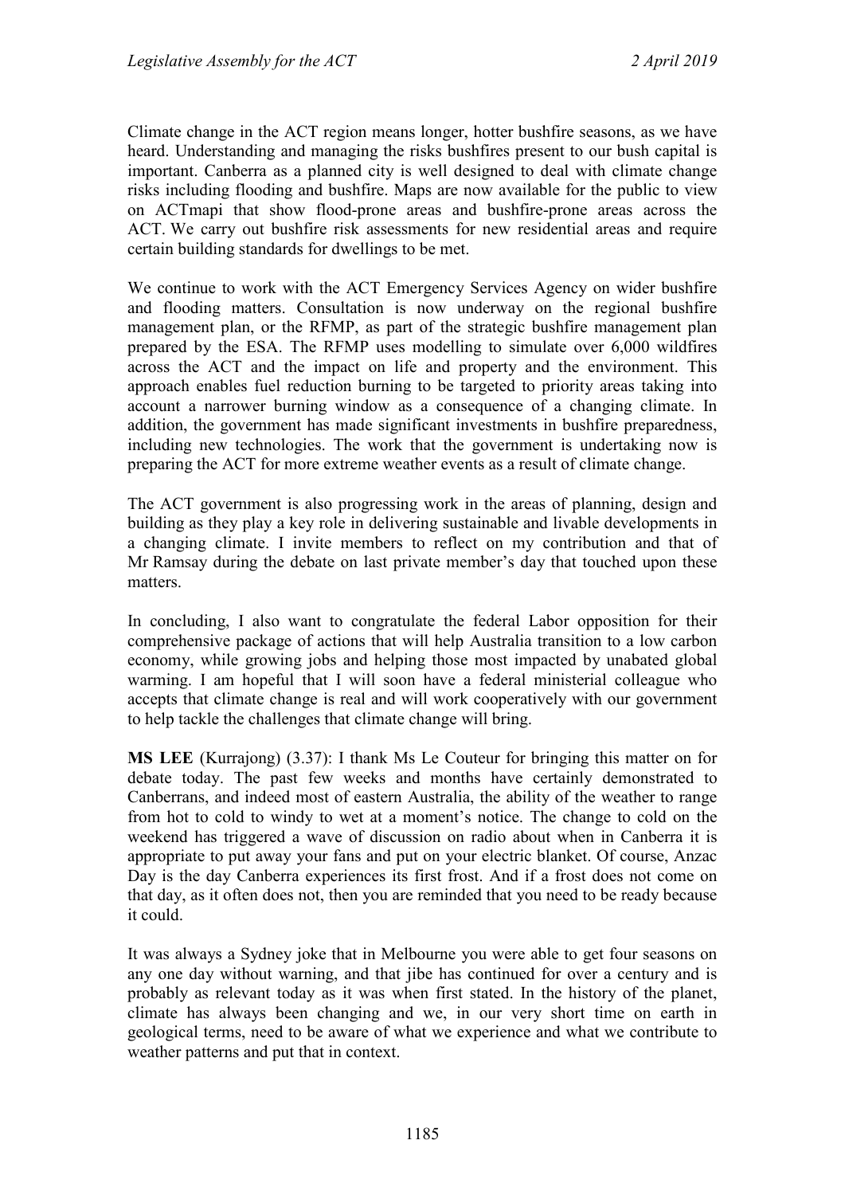Climate change in the ACT region means longer, hotter bushfire seasons, as we have heard. Understanding and managing the risks bushfires present to our bush capital is important. Canberra as a planned city is well designed to deal with climate change risks including flooding and bushfire. Maps are now available for the public to view on ACTmapi that show flood-prone areas and bushfire-prone areas across the ACT. We carry out bushfire risk assessments for new residential areas and require certain building standards for dwellings to be met.

We continue to work with the ACT Emergency Services Agency on wider bushfire and flooding matters. Consultation is now underway on the regional bushfire management plan, or the RFMP, as part of the strategic bushfire management plan prepared by the ESA. The RFMP uses modelling to simulate over 6,000 wildfires across the ACT and the impact on life and property and the environment. This approach enables fuel reduction burning to be targeted to priority areas taking into account a narrower burning window as a consequence of a changing climate. In addition, the government has made significant investments in bushfire preparedness, including new technologies. The work that the government is undertaking now is preparing the ACT for more extreme weather events as a result of climate change.

The ACT government is also progressing work in the areas of planning, design and building as they play a key role in delivering sustainable and livable developments in a changing climate. I invite members to reflect on my contribution and that of Mr Ramsay during the debate on last private member's day that touched upon these matters.

In concluding, I also want to congratulate the federal Labor opposition for their comprehensive package of actions that will help Australia transition to a low carbon economy, while growing jobs and helping those most impacted by unabated global warming. I am hopeful that I will soon have a federal ministerial colleague who accepts that climate change is real and will work cooperatively with our government to help tackle the challenges that climate change will bring.

**MS LEE** (Kurrajong) (3.37): I thank Ms Le Couteur for bringing this matter on for debate today. The past few weeks and months have certainly demonstrated to Canberrans, and indeed most of eastern Australia, the ability of the weather to range from hot to cold to windy to wet at a moment's notice. The change to cold on the weekend has triggered a wave of discussion on radio about when in Canberra it is appropriate to put away your fans and put on your electric blanket. Of course, Anzac Day is the day Canberra experiences its first frost. And if a frost does not come on that day, as it often does not, then you are reminded that you need to be ready because it could.

It was always a Sydney joke that in Melbourne you were able to get four seasons on any one day without warning, and that jibe has continued for over a century and is probably as relevant today as it was when first stated. In the history of the planet, climate has always been changing and we, in our very short time on earth in geological terms, need to be aware of what we experience and what we contribute to weather patterns and put that in context.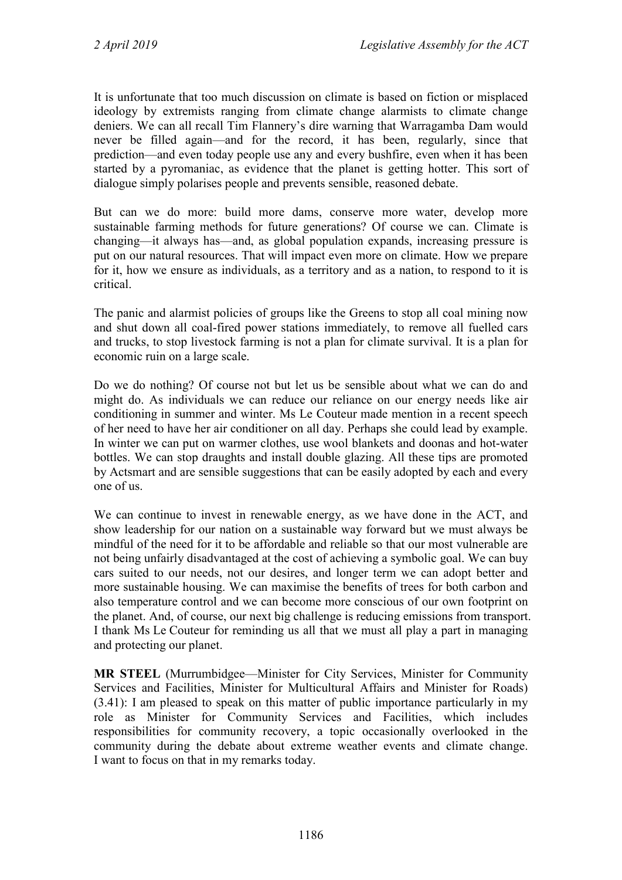It is unfortunate that too much discussion on climate is based on fiction or misplaced ideology by extremists ranging from climate change alarmists to climate change deniers. We can all recall Tim Flannery's dire warning that Warragamba Dam would never be filled again—and for the record, it has been, regularly, since that prediction—and even today people use any and every bushfire, even when it has been started by a pyromaniac, as evidence that the planet is getting hotter. This sort of dialogue simply polarises people and prevents sensible, reasoned debate.

But can we do more: build more dams, conserve more water, develop more sustainable farming methods for future generations? Of course we can. Climate is changing—it always has—and, as global population expands, increasing pressure is put on our natural resources. That will impact even more on climate. How we prepare for it, how we ensure as individuals, as a territory and as a nation, to respond to it is critical.

The panic and alarmist policies of groups like the Greens to stop all coal mining now and shut down all coal-fired power stations immediately, to remove all fuelled cars and trucks, to stop livestock farming is not a plan for climate survival. It is a plan for economic ruin on a large scale.

Do we do nothing? Of course not but let us be sensible about what we can do and might do. As individuals we can reduce our reliance on our energy needs like air conditioning in summer and winter. Ms Le Couteur made mention in a recent speech of her need to have her air conditioner on all day. Perhaps she could lead by example. In winter we can put on warmer clothes, use wool blankets and doonas and hot-water bottles. We can stop draughts and install double glazing. All these tips are promoted by Actsmart and are sensible suggestions that can be easily adopted by each and every one of us.

We can continue to invest in renewable energy, as we have done in the ACT, and show leadership for our nation on a sustainable way forward but we must always be mindful of the need for it to be affordable and reliable so that our most vulnerable are not being unfairly disadvantaged at the cost of achieving a symbolic goal. We can buy cars suited to our needs, not our desires, and longer term we can adopt better and more sustainable housing. We can maximise the benefits of trees for both carbon and also temperature control and we can become more conscious of our own footprint on the planet. And, of course, our next big challenge is reducing emissions from transport. I thank Ms Le Couteur for reminding us all that we must all play a part in managing and protecting our planet.

**MR STEEL** (Murrumbidgee—Minister for City Services, Minister for Community Services and Facilities, Minister for Multicultural Affairs and Minister for Roads) (3.41): I am pleased to speak on this matter of public importance particularly in my role as Minister for Community Services and Facilities, which includes responsibilities for community recovery, a topic occasionally overlooked in the community during the debate about extreme weather events and climate change. I want to focus on that in my remarks today.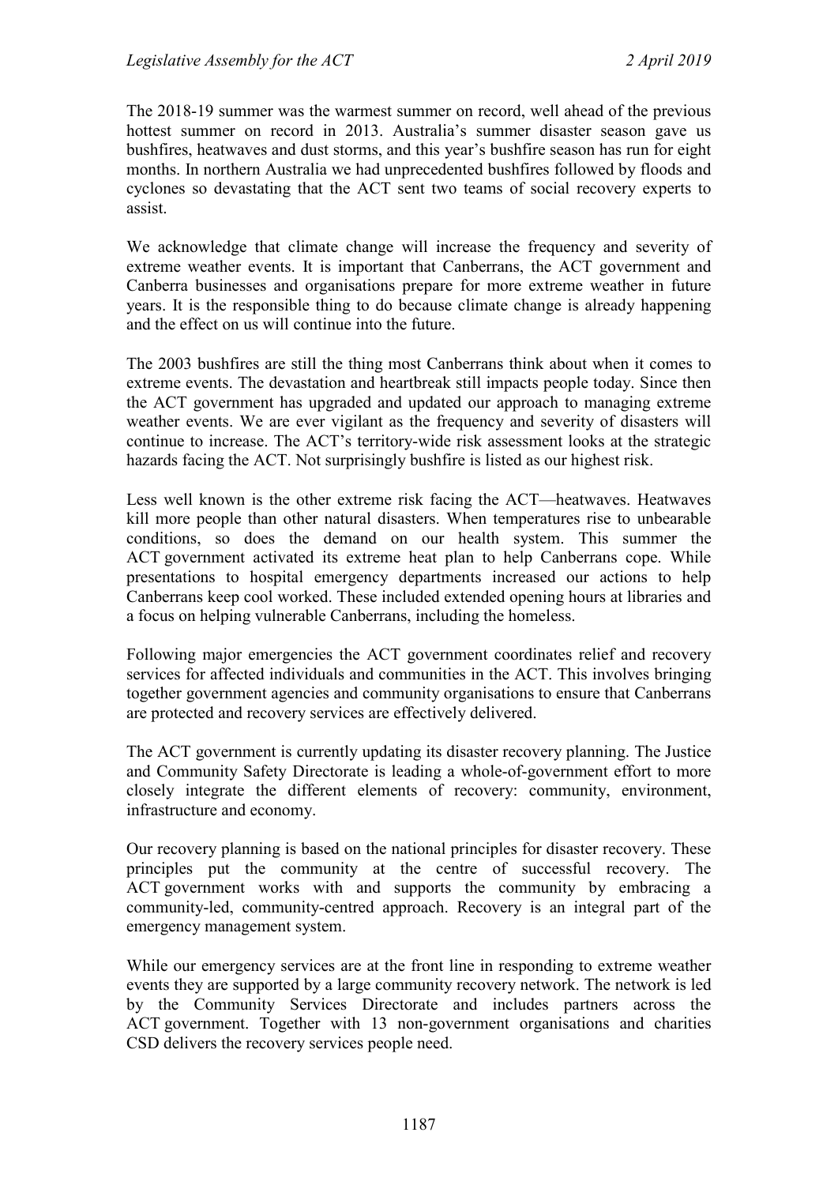The 2018-19 summer was the warmest summer on record, well ahead of the previous hottest summer on record in 2013. Australia's summer disaster season gave us bushfires, heatwaves and dust storms, and this year's bushfire season has run for eight months. In northern Australia we had unprecedented bushfires followed by floods and cyclones so devastating that the ACT sent two teams of social recovery experts to assist.

We acknowledge that climate change will increase the frequency and severity of extreme weather events. It is important that Canberrans, the ACT government and Canberra businesses and organisations prepare for more extreme weather in future years. It is the responsible thing to do because climate change is already happening and the effect on us will continue into the future.

The 2003 bushfires are still the thing most Canberrans think about when it comes to extreme events. The devastation and heartbreak still impacts people today. Since then the ACT government has upgraded and updated our approach to managing extreme weather events. We are ever vigilant as the frequency and severity of disasters will continue to increase. The ACT's territory-wide risk assessment looks at the strategic hazards facing the ACT. Not surprisingly bushfire is listed as our highest risk.

Less well known is the other extreme risk facing the ACT—heatwaves. Heatwaves kill more people than other natural disasters. When temperatures rise to unbearable conditions, so does the demand on our health system. This summer the ACT government activated its extreme heat plan to help Canberrans cope. While presentations to hospital emergency departments increased our actions to help Canberrans keep cool worked. These included extended opening hours at libraries and a focus on helping vulnerable Canberrans, including the homeless.

Following major emergencies the ACT government coordinates relief and recovery services for affected individuals and communities in the ACT. This involves bringing together government agencies and community organisations to ensure that Canberrans are protected and recovery services are effectively delivered.

The ACT government is currently updating its disaster recovery planning. The Justice and Community Safety Directorate is leading a whole-of-government effort to more closely integrate the different elements of recovery: community, environment, infrastructure and economy.

Our recovery planning is based on the national principles for disaster recovery. These principles put the community at the centre of successful recovery. The ACT government works with and supports the community by embracing a community-led, community-centred approach. Recovery is an integral part of the emergency management system.

While our emergency services are at the front line in responding to extreme weather events they are supported by a large community recovery network. The network is led by the Community Services Directorate and includes partners across the ACT government. Together with 13 non-government organisations and charities CSD delivers the recovery services people need.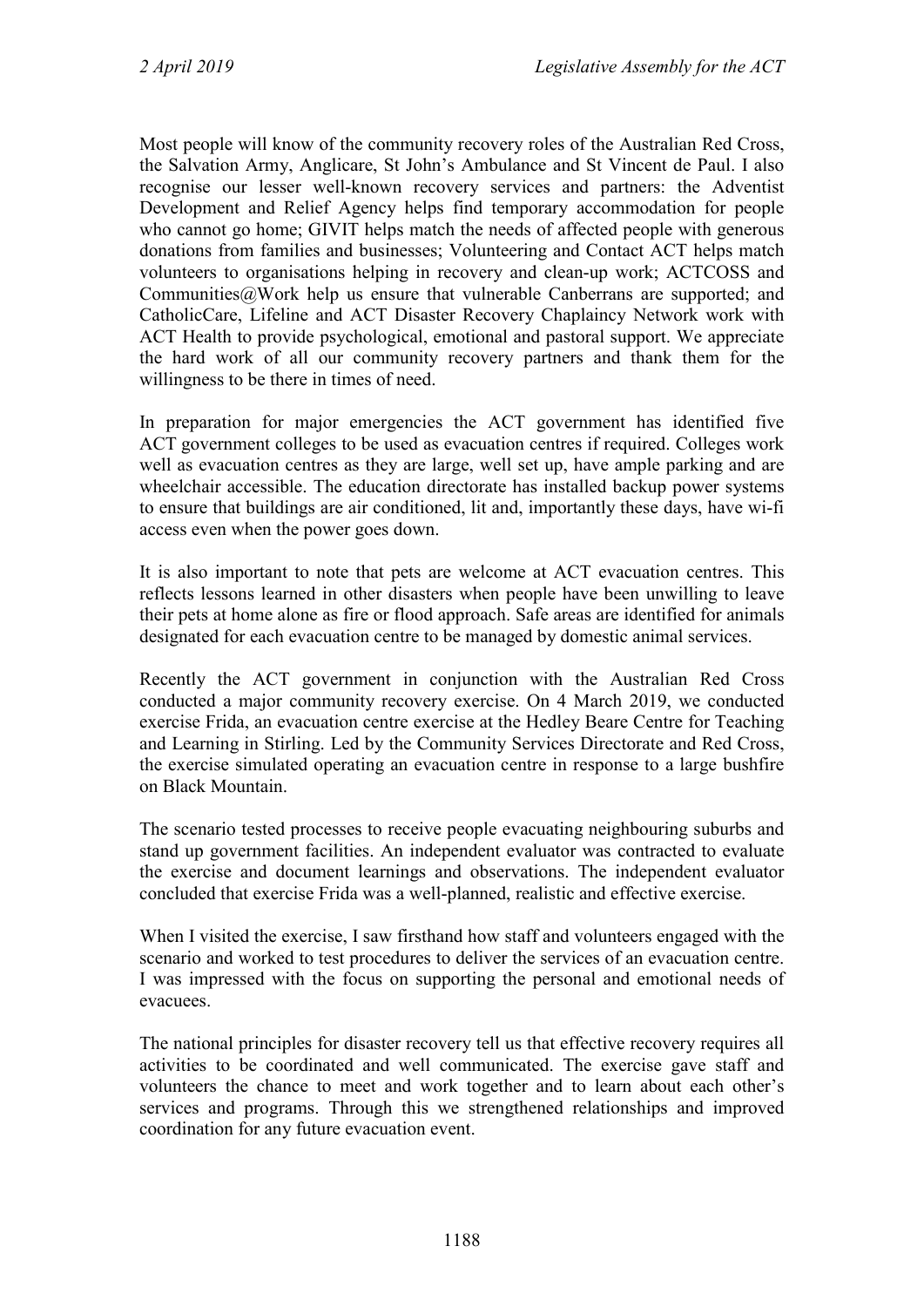Most people will know of the community recovery roles of the Australian Red Cross, the Salvation Army, Anglicare, St John's Ambulance and St Vincent de Paul. I also recognise our lesser well-known recovery services and partners: the Adventist Development and Relief Agency helps find temporary accommodation for people who cannot go home; GIVIT helps match the needs of affected people with generous donations from families and businesses; Volunteering and Contact ACT helps match volunteers to organisations helping in recovery and clean-up work; ACTCOSS and Communities@Work help us ensure that vulnerable Canberrans are supported; and CatholicCare, Lifeline and ACT Disaster Recovery Chaplaincy Network work with ACT Health to provide psychological, emotional and pastoral support. We appreciate the hard work of all our community recovery partners and thank them for the willingness to be there in times of need.

In preparation for major emergencies the ACT government has identified five ACT government colleges to be used as evacuation centres if required. Colleges work well as evacuation centres as they are large, well set up, have ample parking and are wheelchair accessible. The education directorate has installed backup power systems to ensure that buildings are air conditioned, lit and, importantly these days, have wi-fi access even when the power goes down.

It is also important to note that pets are welcome at ACT evacuation centres. This reflects lessons learned in other disasters when people have been unwilling to leave their pets at home alone as fire or flood approach. Safe areas are identified for animals designated for each evacuation centre to be managed by domestic animal services.

Recently the ACT government in conjunction with the Australian Red Cross conducted a major community recovery exercise. On 4 March 2019, we conducted exercise Frida, an evacuation centre exercise at the Hedley Beare Centre for Teaching and Learning in Stirling. Led by the Community Services Directorate and Red Cross, the exercise simulated operating an evacuation centre in response to a large bushfire on Black Mountain.

The scenario tested processes to receive people evacuating neighbouring suburbs and stand up government facilities. An independent evaluator was contracted to evaluate the exercise and document learnings and observations. The independent evaluator concluded that exercise Frida was a well-planned, realistic and effective exercise.

When I visited the exercise, I saw firsthand how staff and volunteers engaged with the scenario and worked to test procedures to deliver the services of an evacuation centre. I was impressed with the focus on supporting the personal and emotional needs of evacuees.

The national principles for disaster recovery tell us that effective recovery requires all activities to be coordinated and well communicated. The exercise gave staff and volunteers the chance to meet and work together and to learn about each other's services and programs. Through this we strengthened relationships and improved coordination for any future evacuation event.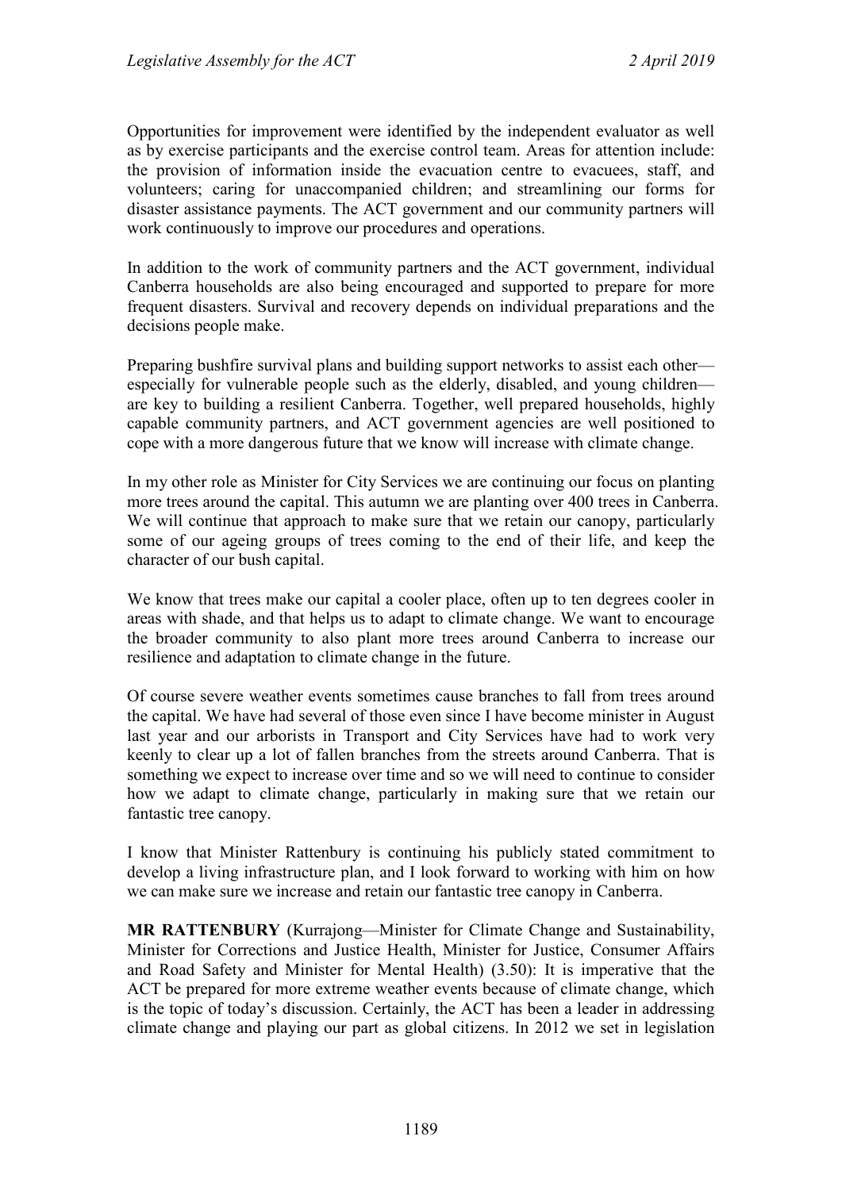Opportunities for improvement were identified by the independent evaluator as well as by exercise participants and the exercise control team. Areas for attention include: the provision of information inside the evacuation centre to evacuees, staff, and volunteers; caring for unaccompanied children; and streamlining our forms for disaster assistance payments. The ACT government and our community partners will work continuously to improve our procedures and operations.

In addition to the work of community partners and the ACT government, individual Canberra households are also being encouraged and supported to prepare for more frequent disasters. Survival and recovery depends on individual preparations and the decisions people make.

Preparing bushfire survival plans and building support networks to assist each other—especially for vulnerable people such as the elderly, disabled, and young children—are key to building a resilient Canberra. Together, well prepared households, highly capable community partners, and ACT government agencies are well positioned to cope with a more dangerous future that we know will increase with climate change.

In my other role as Minister for City Services we are continuing our focus on planting more trees around the capital. This autumn we are planting over 400 trees in Canberra. We will continue that approach to make sure that we retain our canopy, particularly some of our ageing groups of trees coming to the end of their life, and keep the character of our bush capital.

We know that trees make our capital a cooler place, often up to ten degrees cooler in areas with shade, and that helps us to adapt to climate change. We want to encourage the broader community to also plant more trees around Canberra to increase our resilience and adaptation to climate change in the future.

Of course severe weather events sometimes cause branches to fall from trees around the capital. We have had several of those even since I have become minister in August last year and our arborists in Transport and City Services have had to work very keenly to clear up a lot of fallen branches from the streets around Canberra. That is something we expect to increase over time and so we will need to continue to consider how we adapt to climate change, particularly in making sure that we retain our fantastic tree canopy.

I know that Minister Rattenbury is continuing his publicly stated commitment to develop a living infrastructure plan, and I look forward to working with him on how we can make sure we increase and retain our fantastic tree canopy in Canberra.

**MR RATTENBURY** (Kurrajong—Minister for Climate Change and Sustainability, Minister for Corrections and Justice Health, Minister for Justice, Consumer Affairs and Road Safety and Minister for Mental Health) (3.50): It is imperative that the ACT be prepared for more extreme weather events because of climate change, which is the topic of today's discussion. Certainly, the ACT has been a leader in addressing climate change and playing our part as global citizens. In 2012 we set in legislation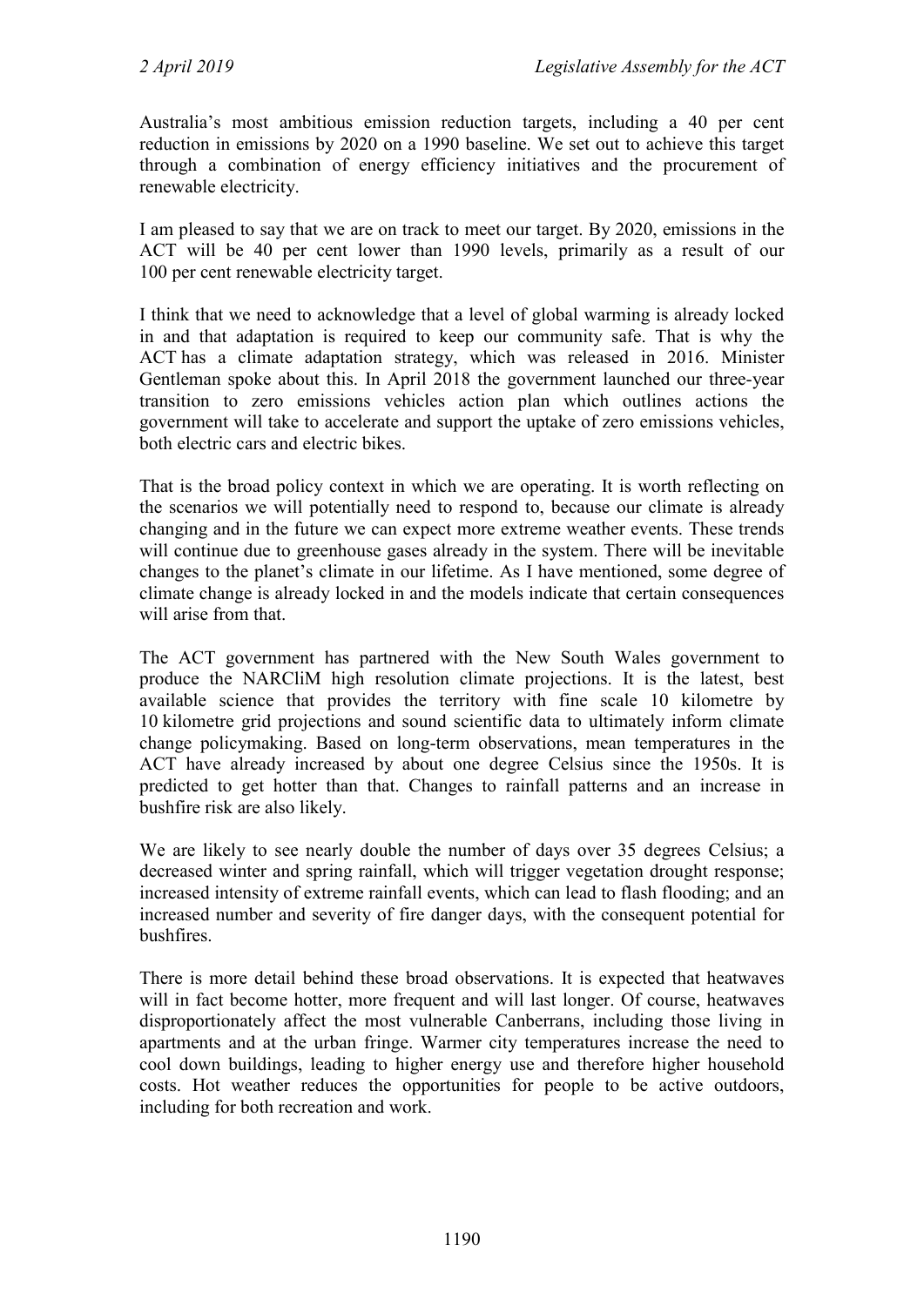Australia's most ambitious emission reduction targets, including a 40 per cent reduction in emissions by 2020 on a 1990 baseline. We set out to achieve this target through a combination of energy efficiency initiatives and the procurement of renewable electricity.

I am pleased to say that we are on track to meet our target. By 2020, emissions in the ACT will be 40 per cent lower than 1990 levels, primarily as a result of our 100 per cent renewable electricity target.

I think that we need to acknowledge that a level of global warming is already locked in and that adaptation is required to keep our community safe. That is why the ACT has a climate adaptation strategy, which was released in 2016. Minister Gentleman spoke about this. In April 2018 the government launched our three-year transition to zero emissions vehicles action plan which outlines actions the government will take to accelerate and support the uptake of zero emissions vehicles, both electric cars and electric bikes.

That is the broad policy context in which we are operating. It is worth reflecting on the scenarios we will potentially need to respond to, because our climate is already changing and in the future we can expect more extreme weather events. These trends will continue due to greenhouse gases already in the system. There will be inevitable changes to the planet's climate in our lifetime. As I have mentioned, some degree of climate change is already locked in and the models indicate that certain consequences will arise from that.

The ACT government has partnered with the New South Wales government to produce the NARCliM high resolution climate projections. It is the latest, best available science that provides the territory with fine scale 10 kilometre by 10 kilometre grid projections and sound scientific data to ultimately inform climate change policymaking. Based on long-term observations, mean temperatures in the ACT have already increased by about one degree Celsius since the 1950s. It is predicted to get hotter than that. Changes to rainfall patterns and an increase in bushfire risk are also likely.

We are likely to see nearly double the number of days over 35 degrees Celsius; a decreased winter and spring rainfall, which will trigger vegetation drought response; increased intensity of extreme rainfall events, which can lead to flash flooding; and an increased number and severity of fire danger days, with the consequent potential for bushfires.

There is more detail behind these broad observations. It is expected that heatwaves will in fact become hotter, more frequent and will last longer. Of course, heatwaves disproportionately affect the most vulnerable Canberrans, including those living in apartments and at the urban fringe. Warmer city temperatures increase the need to cool down buildings, leading to higher energy use and therefore higher household costs. Hot weather reduces the opportunities for people to be active outdoors, including for both recreation and work.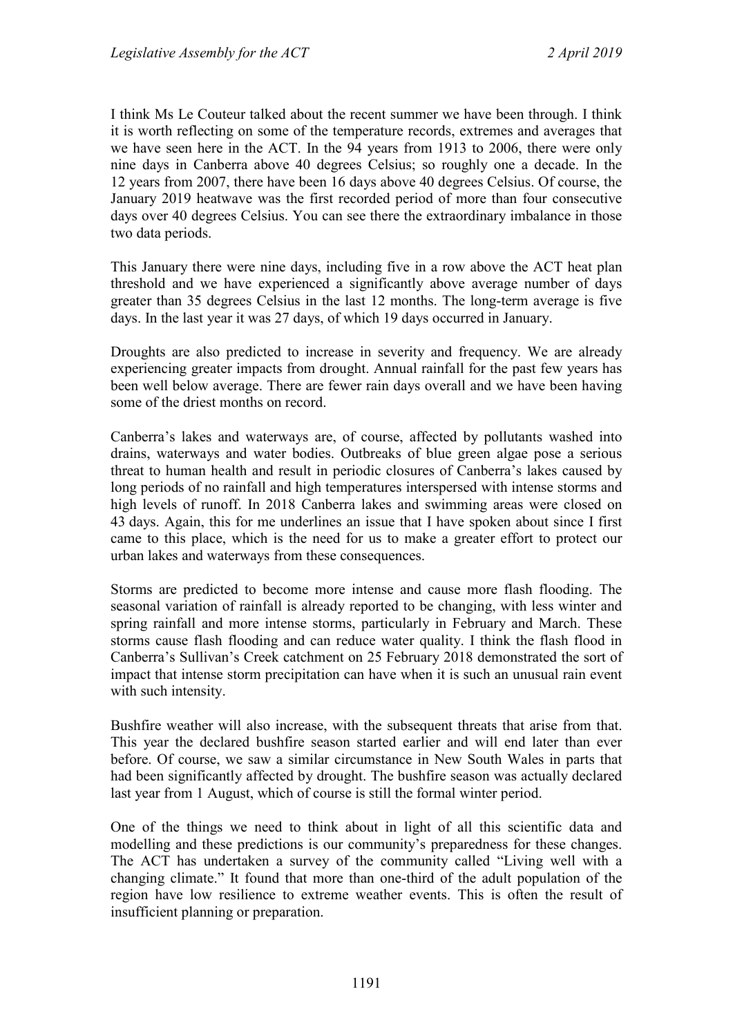I think Ms Le Couteur talked about the recent summer we have been through. I think it is worth reflecting on some of the temperature records, extremes and averages that we have seen here in the ACT. In the 94 years from 1913 to 2006, there were only nine days in Canberra above 40 degrees Celsius; so roughly one a decade. In the 12 years from 2007, there have been 16 days above 40 degrees Celsius. Of course, the January 2019 heatwave was the first recorded period of more than four consecutive days over 40 degrees Celsius. You can see there the extraordinary imbalance in those two data periods.

This January there were nine days, including five in a row above the ACT heat plan threshold and we have experienced a significantly above average number of days greater than 35 degrees Celsius in the last 12 months. The long-term average is five days. In the last year it was 27 days, of which 19 days occurred in January.

Droughts are also predicted to increase in severity and frequency. We are already experiencing greater impacts from drought. Annual rainfall for the past few years has been well below average. There are fewer rain days overall and we have been having some of the driest months on record.

Canberra's lakes and waterways are, of course, affected by pollutants washed into drains, waterways and water bodies. Outbreaks of blue green algae pose a serious threat to human health and result in periodic closures of Canberra's lakes caused by long periods of no rainfall and high temperatures interspersed with intense storms and high levels of runoff. In 2018 Canberra lakes and swimming areas were closed on 43 days. Again, this for me underlines an issue that I have spoken about since I first came to this place, which is the need for us to make a greater effort to protect our urban lakes and waterways from these consequences.

Storms are predicted to become more intense and cause more flash flooding. The seasonal variation of rainfall is already reported to be changing, with less winter and spring rainfall and more intense storms, particularly in February and March. These storms cause flash flooding and can reduce water quality. I think the flash flood in Canberra's Sullivan's Creek catchment on 25 February 2018 demonstrated the sort of impact that intense storm precipitation can have when it is such an unusual rain event with such intensity.

Bushfire weather will also increase, with the subsequent threats that arise from that. This year the declared bushfire season started earlier and will end later than ever before. Of course, we saw a similar circumstance in New South Wales in parts that had been significantly affected by drought. The bushfire season was actually declared last year from 1 August, which of course is still the formal winter period.

One of the things we need to think about in light of all this scientific data and modelling and these predictions is our community's preparedness for these changes. The ACT has undertaken a survey of the community called "Living well with a changing climate." It found that more than one-third of the adult population of the region have low resilience to extreme weather events. This is often the result of insufficient planning or preparation.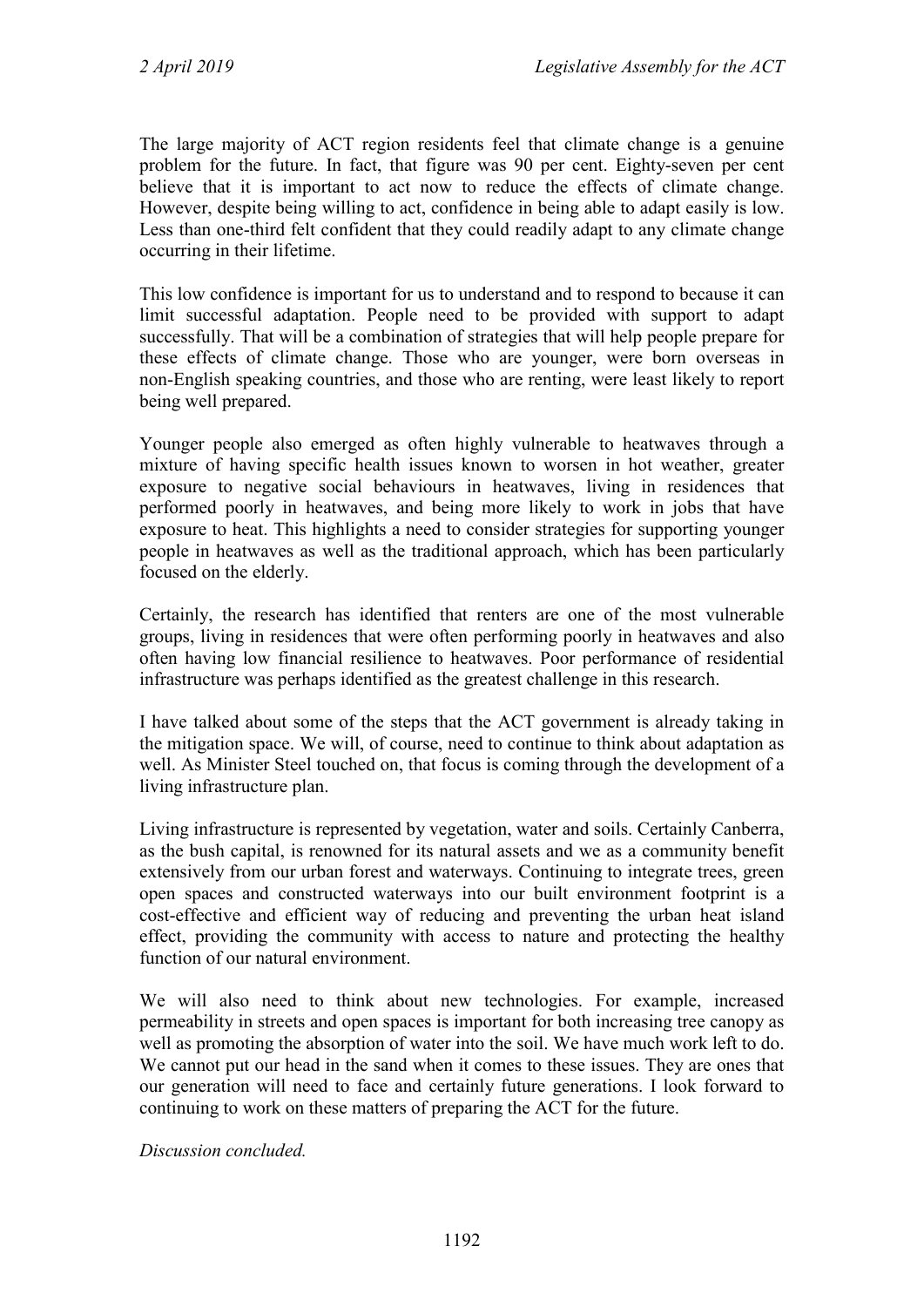The large majority of ACT region residents feel that climate change is a genuine problem for the future. In fact, that figure was 90 per cent. Eighty-seven per cent believe that it is important to act now to reduce the effects of climate change. However, despite being willing to act, confidence in being able to adapt easily is low. Less than one-third felt confident that they could readily adapt to any climate change occurring in their lifetime.

This low confidence is important for us to understand and to respond to because it can limit successful adaptation. People need to be provided with support to adapt successfully. That will be a combination of strategies that will help people prepare for these effects of climate change. Those who are younger, were born overseas in non-English speaking countries, and those who are renting, were least likely to report being well prepared.

Younger people also emerged as often highly vulnerable to heatwaves through a mixture of having specific health issues known to worsen in hot weather, greater exposure to negative social behaviours in heatwaves, living in residences that performed poorly in heatwaves, and being more likely to work in jobs that have exposure to heat. This highlights a need to consider strategies for supporting younger people in heatwaves as well as the traditional approach, which has been particularly focused on the elderly.

Certainly, the research has identified that renters are one of the most vulnerable groups, living in residences that were often performing poorly in heatwaves and also often having low financial resilience to heatwaves. Poor performance of residential infrastructure was perhaps identified as the greatest challenge in this research.

I have talked about some of the steps that the ACT government is already taking in the mitigation space. We will, of course, need to continue to think about adaptation as well. As Minister Steel touched on, that focus is coming through the development of a living infrastructure plan.

Living infrastructure is represented by vegetation, water and soils. Certainly Canberra, as the bush capital, is renowned for its natural assets and we as a community benefit extensively from our urban forest and waterways. Continuing to integrate trees, green open spaces and constructed waterways into our built environment footprint is a cost-effective and efficient way of reducing and preventing the urban heat island effect, providing the community with access to nature and protecting the healthy function of our natural environment.

We will also need to think about new technologies. For example, increased permeability in streets and open spaces is important for both increasing tree canopy as well as promoting the absorption of water into the soil. We have much work left to do. We cannot put our head in the sand when it comes to these issues. They are ones that our generation will need to face and certainly future generations. I look forward to continuing to work on these matters of preparing the ACT for the future.

*Discussion concluded.*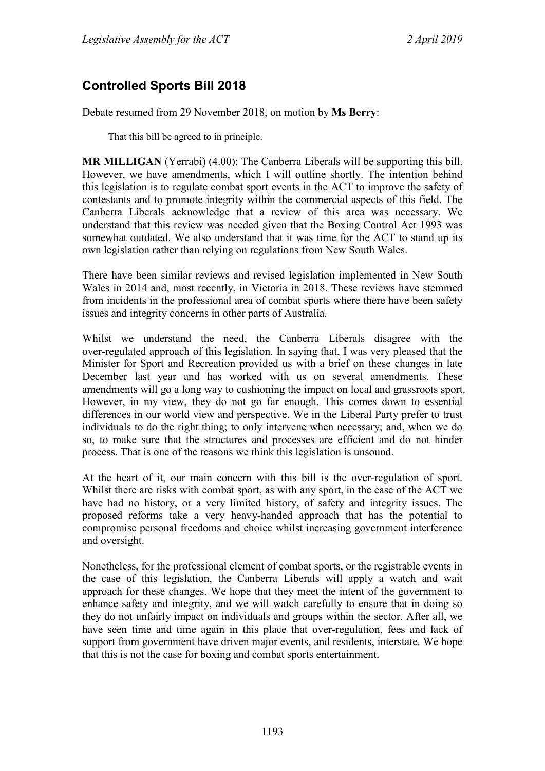## Controlled Sports Bill 2018

Debate resumed from 29 November 2018, on motion by **Ms Berry**:

> That this bill be agreed to in principle.

**MR MILLIGAN** (Yerrabi) (4.00): The Canberra Liberals will be supporting this bill. However, we have amendments, which I will outline shortly. The intention behind this legislation is to regulate combat sport events in the ACT to improve the safety of contestants and to promote integrity within the commercial aspects of this field. The Canberra Liberals acknowledge that a review of this area was necessary. We understand that this review was needed given that the Boxing Control Act 1993 was somewhat outdated. We also understand that it was time for the ACT to stand up its own legislation rather than relying on regulations from New South Wales.

There have been similar reviews and revised legislation implemented in New South Wales in 2014 and, most recently, in Victoria in 2018. These reviews have stemmed from incidents in the professional area of combat sports where there have been safety issues and integrity concerns in other parts of Australia.

Whilst we understand the need, the Canberra Liberals disagree with the over-regulated approach of this legislation. In saying that, I was very pleased that the Minister for Sport and Recreation provided us with a brief on these changes in late December last year and has worked with us on several amendments. These amendments will go a long way to cushioning the impact on local and grassroots sport. However, in my view, they do not go far enough. This comes down to essential differences in our world view and perspective. We in the Liberal Party prefer to trust individuals to do the right thing; to only intervene when necessary; and, when we do so, to make sure that the structures and processes are efficient and do not hinder process. That is one of the reasons we think this legislation is unsound.

At the heart of it, our main concern with this bill is the over-regulation of sport. Whilst there are risks with combat sport, as with any sport, in the case of the ACT we have had no history, or a very limited history, of safety and integrity issues. The proposed reforms take a very heavy-handed approach that has the potential to compromise personal freedoms and choice whilst increasing government interference and oversight.

Nonetheless, for the professional element of combat sports, or the registrable events in the case of this legislation, the Canberra Liberals will apply a watch and wait approach for these changes. We hope that they meet the intent of the government to enhance safety and integrity, and we will watch carefully to ensure that in doing so they do not unfairly impact on individuals and groups within the sector. After all, we have seen time and time again in this place that over-regulation, fees and lack of support from government have driven major events, and residents, interstate. We hope that this is not the case for boxing and combat sports entertainment.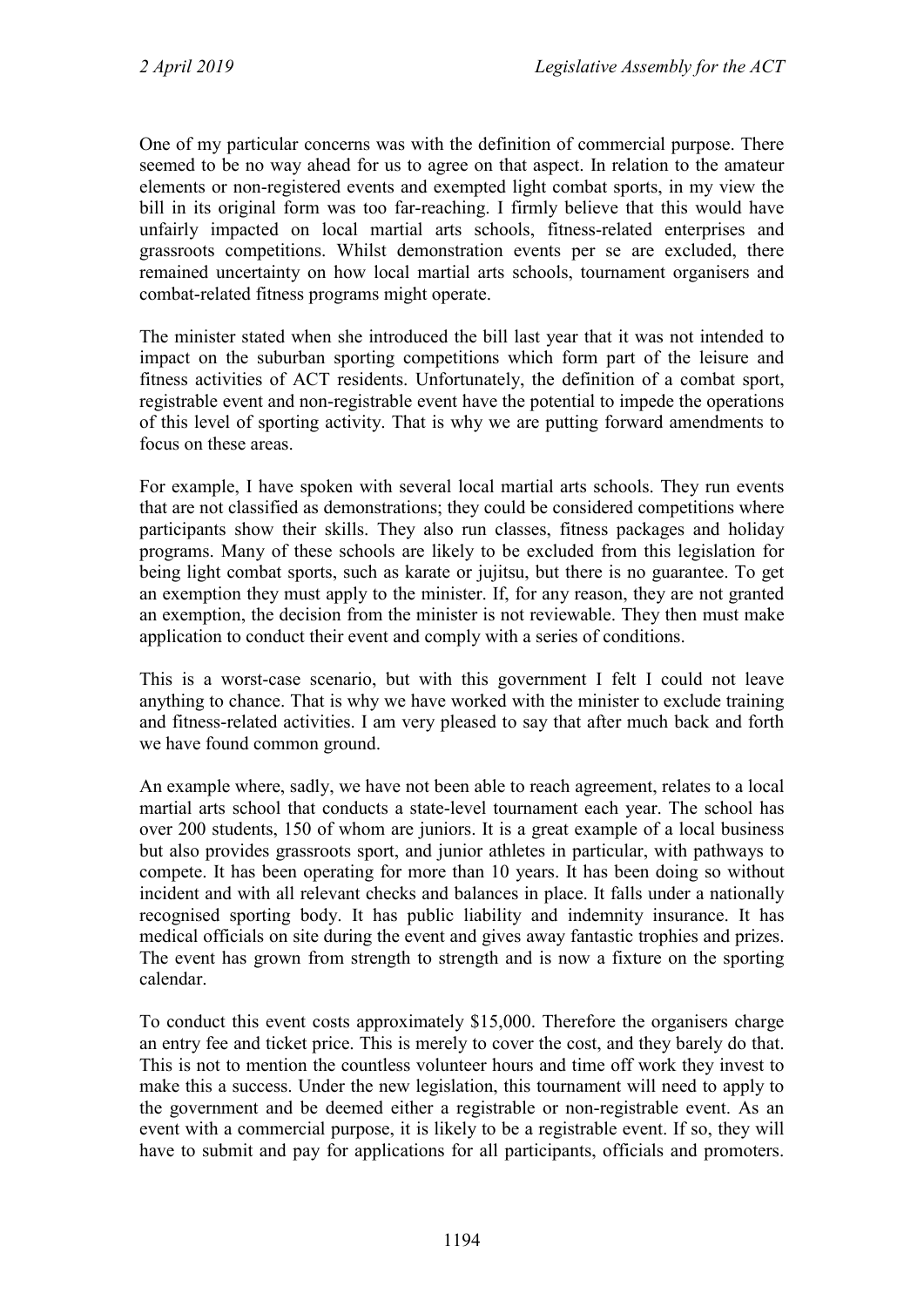One of my particular concerns was with the definition of commercial purpose. There seemed to be no way ahead for us to agree on that aspect. In relation to the amateur elements or non-registered events and exempted light combat sports, in my view the bill in its original form was too far-reaching. I firmly believe that this would have unfairly impacted on local martial arts schools, fitness-related enterprises and grassroots competitions. Whilst demonstration events per se are excluded, there remained uncertainty on how local martial arts schools, tournament organisers and combat-related fitness programs might operate.

The minister stated when she introduced the bill last year that it was not intended to impact on the suburban sporting competitions which form part of the leisure and fitness activities of ACT residents. Unfortunately, the definition of a combat sport, registrable event and non-registrable event have the potential to impede the operations of this level of sporting activity. That is why we are putting forward amendments to focus on these areas.

For example, I have spoken with several local martial arts schools. They run events that are not classified as demonstrations; they could be considered competitions where participants show their skills. They also run classes, fitness packages and holiday programs. Many of these schools are likely to be excluded from this legislation for being light combat sports, such as karate or jujitsu, but there is no guarantee. To get an exemption they must apply to the minister. If, for any reason, they are not granted an exemption, the decision from the minister is not reviewable. They then must make application to conduct their event and comply with a series of conditions.

This is a worst-case scenario, but with this government I felt I could not leave anything to chance. That is why we have worked with the minister to exclude training and fitness-related activities. I am very pleased to say that after much back and forth we have found common ground.

An example where, sadly, we have not been able to reach agreement, relates to a local martial arts school that conducts a state-level tournament each year. The school has over 200 students, 150 of whom are juniors. It is a great example of a local business but also provides grassroots sport, and junior athletes in particular, with pathways to compete. It has been operating for more than 10 years. It has been doing so without incident and with all relevant checks and balances in place. It falls under a nationally recognised sporting body. It has public liability and indemnity insurance. It has medical officials on site during the event and gives away fantastic trophies and prizes. The event has grown from strength to strength and is now a fixture on the sporting calendar.

To conduct this event costs approximately $15,000. Therefore the organisers charge an entry fee and ticket price. This is merely to cover the cost, and they barely do that. This is not to mention the countless volunteer hours and time off work they invest to make this a success. Under the new legislation, this tournament will need to apply to the government and be deemed either a registrable or non-registrable event. As an event with a commercial purpose, it is likely to be a registrable event. If so, they will have to submit and pay for applications for all participants, officials and promoters.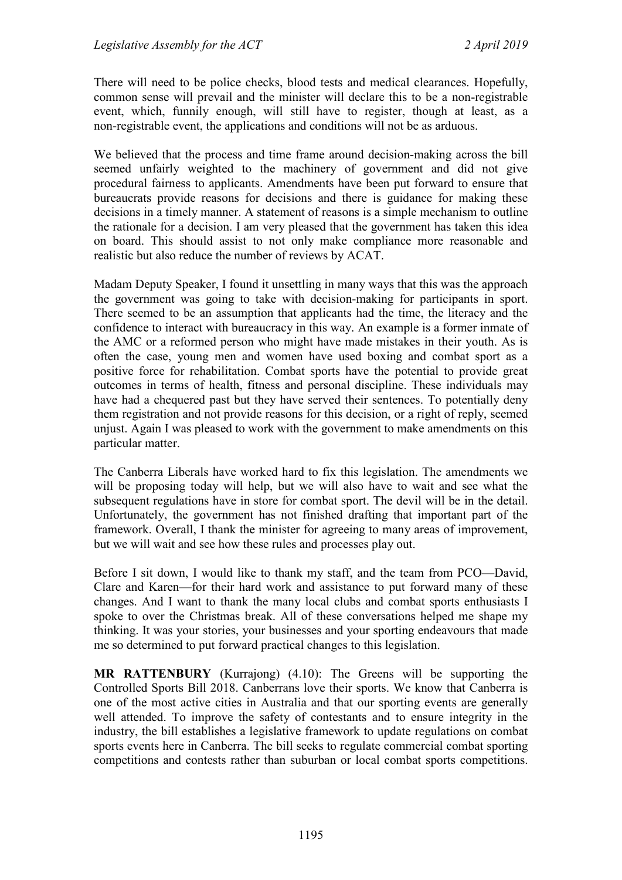There will need to be police checks, blood tests and medical clearances. Hopefully, common sense will prevail and the minister will declare this to be a non-registrable event, which, funnily enough, will still have to register, though at least, as a non-registrable event, the applications and conditions will not be as arduous.

We believed that the process and time frame around decision-making across the bill seemed unfairly weighted to the machinery of government and did not give procedural fairness to applicants. Amendments have been put forward to ensure that bureaucrats provide reasons for decisions and there is guidance for making these decisions in a timely manner. A statement of reasons is a simple mechanism to outline the rationale for a decision. I am very pleased that the government has taken this idea on board. This should assist to not only make compliance more reasonable and realistic but also reduce the number of reviews by ACAT.

Madam Deputy Speaker, I found it unsettling in many ways that this was the approach the government was going to take with decision-making for participants in sport. There seemed to be an assumption that applicants had the time, the literacy and the confidence to interact with bureaucracy in this way. An example is a former inmate of the AMC or a reformed person who might have made mistakes in their youth. As is often the case, young men and women have used boxing and combat sport as a positive force for rehabilitation. Combat sports have the potential to provide great outcomes in terms of health, fitness and personal discipline. These individuals may have had a chequered past but they have served their sentences. To potentially deny them registration and not provide reasons for this decision, or a right of reply, seemed unjust. Again I was pleased to work with the government to make amendments on this particular matter.

The Canberra Liberals have worked hard to fix this legislation. The amendments we will be proposing today will help, but we will also have to wait and see what the subsequent regulations have in store for combat sport. The devil will be in the detail. Unfortunately, the government has not finished drafting that important part of the framework. Overall, I thank the minister for agreeing to many areas of improvement, but we will wait and see how these rules and processes play out.

Before I sit down, I would like to thank my staff, and the team from PCO—David, Clare and Karen—for their hard work and assistance to put forward many of these changes. And I want to thank the many local clubs and combat sports enthusiasts I spoke to over the Christmas break. All of these conversations helped me shape my thinking. It was your stories, your businesses and your sporting endeavours that made me so determined to put forward practical changes to this legislation.

**MR RATTENBURY** (Kurrajong) (4.10): The Greens will be supporting the Controlled Sports Bill 2018. Canberrans love their sports. We know that Canberra is one of the most active cities in Australia and that our sporting events are generally well attended. To improve the safety of contestants and to ensure integrity in the industry, the bill establishes a legislative framework to update regulations on combat sports events here in Canberra. The bill seeks to regulate commercial combat sporting competitions and contests rather than suburban or local combat sports competitions.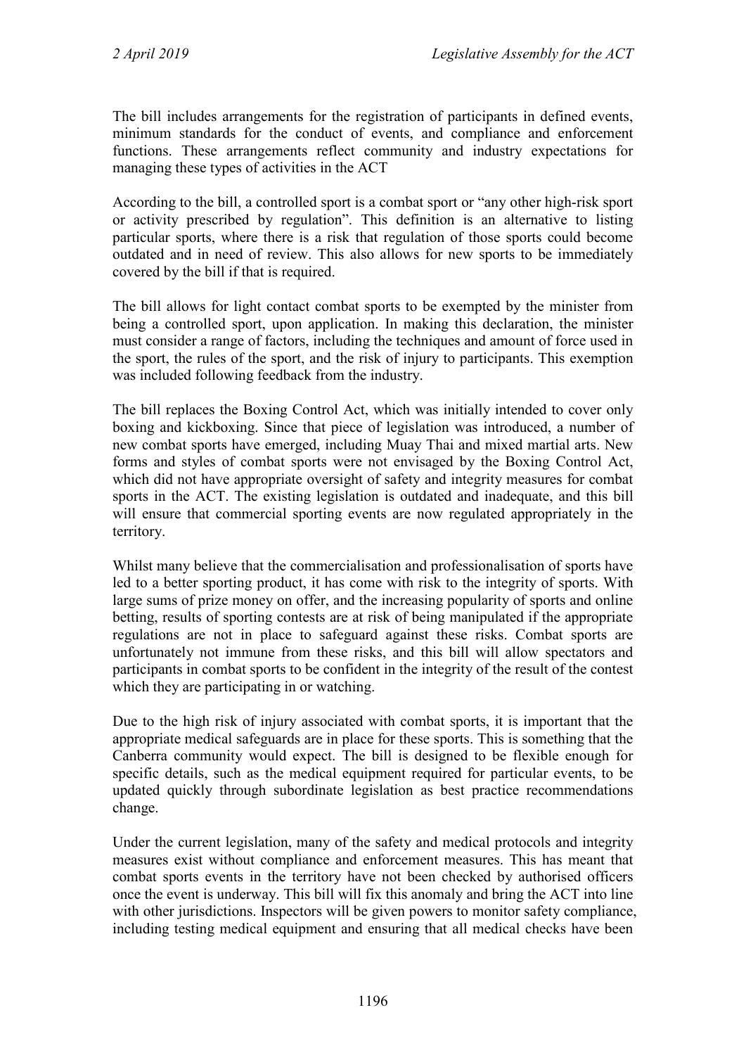The bill includes arrangements for the registration of participants in defined events, minimum standards for the conduct of events, and compliance and enforcement functions. These arrangements reflect community and industry expectations for managing these types of activities in the ACT

According to the bill, a controlled sport is a combat sport or "any other high-risk sport or activity prescribed by regulation". This definition is an alternative to listing particular sports, where there is a risk that regulation of those sports could become outdated and in need of review. This also allows for new sports to be immediately covered by the bill if that is required.

The bill allows for light contact combat sports to be exempted by the minister from being a controlled sport, upon application. In making this declaration, the minister must consider a range of factors, including the techniques and amount of force used in the sport, the rules of the sport, and the risk of injury to participants. This exemption was included following feedback from the industry.

The bill replaces the Boxing Control Act, which was initially intended to cover only boxing and kickboxing. Since that piece of legislation was introduced, a number of new combat sports have emerged, including Muay Thai and mixed martial arts. New forms and styles of combat sports were not envisaged by the Boxing Control Act, which did not have appropriate oversight of safety and integrity measures for combat sports in the ACT. The existing legislation is outdated and inadequate, and this bill will ensure that commercial sporting events are now regulated appropriately in the territory.

Whilst many believe that the commercialisation and professionalisation of sports have led to a better sporting product, it has come with risk to the integrity of sports. With large sums of prize money on offer, and the increasing popularity of sports and online betting, results of sporting contests are at risk of being manipulated if the appropriate regulations are not in place to safeguard against these risks. Combat sports are unfortunately not immune from these risks, and this bill will allow spectators and participants in combat sports to be confident in the integrity of the result of the contest which they are participating in or watching.

Due to the high risk of injury associated with combat sports, it is important that the appropriate medical safeguards are in place for these sports. This is something that the Canberra community would expect. The bill is designed to be flexible enough for specific details, such as the medical equipment required for particular events, to be updated quickly through subordinate legislation as best practice recommendations change.

Under the current legislation, many of the safety and medical protocols and integrity measures exist without compliance and enforcement measures. This has meant that combat sports events in the territory have not been checked by authorised officers once the event is underway. This bill will fix this anomaly and bring the ACT into line with other jurisdictions. Inspectors will be given powers to monitor safety compliance, including testing medical equipment and ensuring that all medical checks have been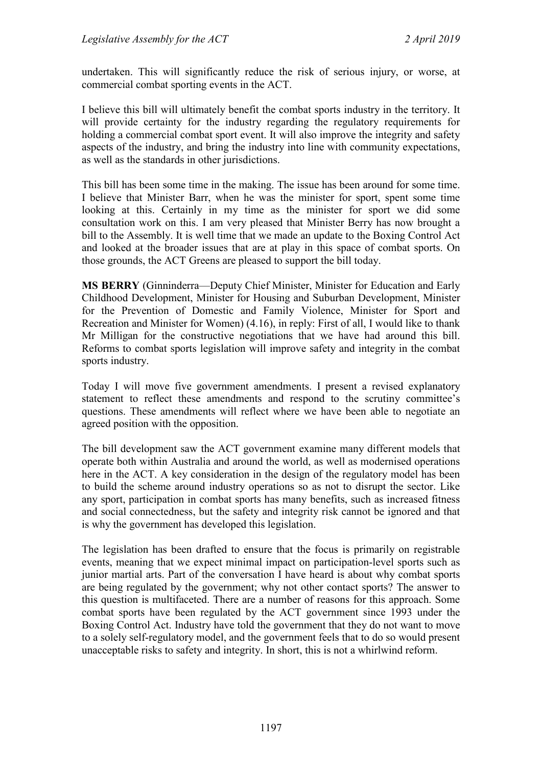undertaken. This will significantly reduce the risk of serious injury, or worse, at commercial combat sporting events in the ACT.

I believe this bill will ultimately benefit the combat sports industry in the territory. It will provide certainty for the industry regarding the regulatory requirements for holding a commercial combat sport event. It will also improve the integrity and safety aspects of the industry, and bring the industry into line with community expectations, as well as the standards in other jurisdictions.

This bill has been some time in the making. The issue has been around for some time. I believe that Minister Barr, when he was the minister for sport, spent some time looking at this. Certainly in my time as the minister for sport we did some consultation work on this. I am very pleased that Minister Berry has now brought a bill to the Assembly. It is well time that we made an update to the Boxing Control Act and looked at the broader issues that are at play in this space of combat sports. On those grounds, the ACT Greens are pleased to support the bill today.

**MS BERRY** (Ginninderra—Deputy Chief Minister, Minister for Education and Early Childhood Development, Minister for Housing and Suburban Development, Minister for the Prevention of Domestic and Family Violence, Minister for Sport and Recreation and Minister for Women) (4.16), in reply: First of all, I would like to thank Mr Milligan for the constructive negotiations that we have had around this bill. Reforms to combat sports legislation will improve safety and integrity in the combat sports industry.

Today I will move five government amendments. I present a revised explanatory statement to reflect these amendments and respond to the scrutiny committee's questions. These amendments will reflect where we have been able to negotiate an agreed position with the opposition.

The bill development saw the ACT government examine many different models that operate both within Australia and around the world, as well as modernised operations here in the ACT. A key consideration in the design of the regulatory model has been to build the scheme around industry operations so as not to disrupt the sector. Like any sport, participation in combat sports has many benefits, such as increased fitness and social connectedness, but the safety and integrity risk cannot be ignored and that is why the government has developed this legislation.

The legislation has been drafted to ensure that the focus is primarily on registrable events, meaning that we expect minimal impact on participation-level sports such as junior martial arts. Part of the conversation I have heard is about why combat sports are being regulated by the government; why not other contact sports? The answer to this question is multifaceted. There are a number of reasons for this approach. Some combat sports have been regulated by the ACT government since 1993 under the Boxing Control Act. Industry have told the government that they do not want to move to a solely self-regulatory model, and the government feels that to do so would present unacceptable risks to safety and integrity. In short, this is not a whirlwind reform.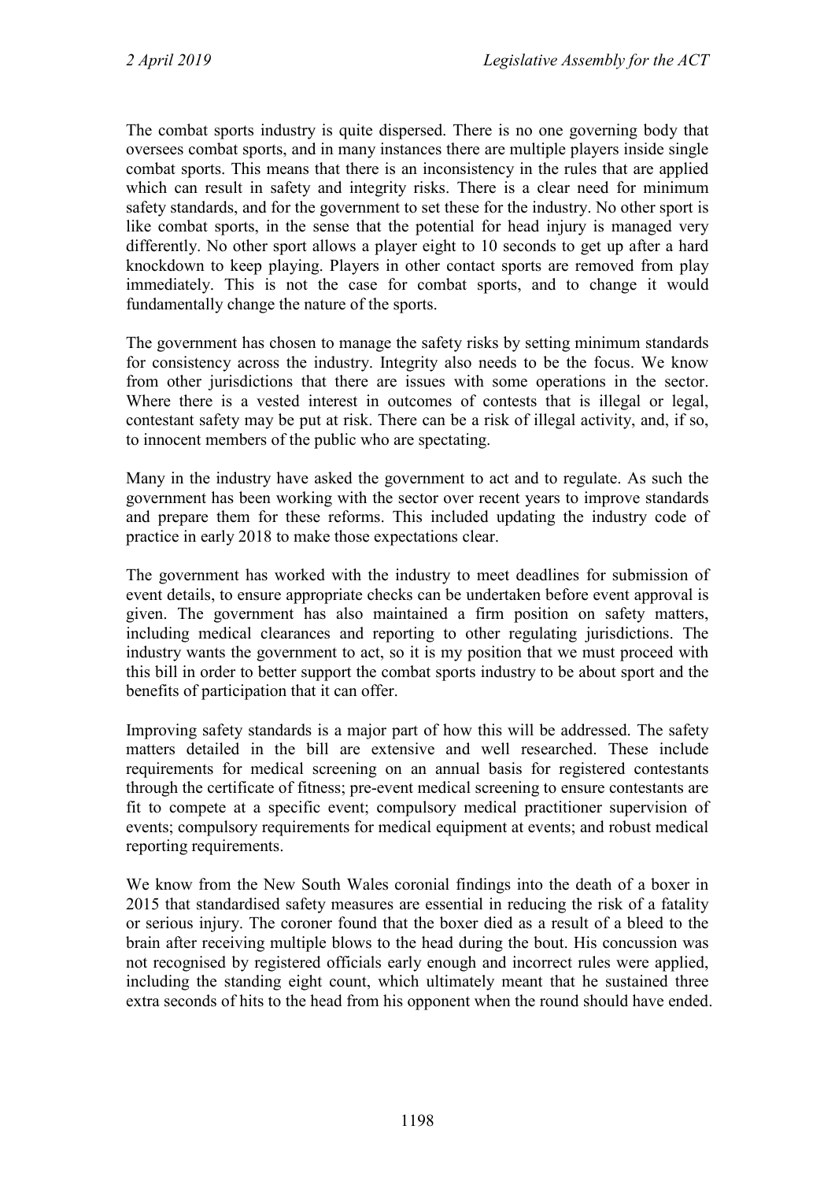The combat sports industry is quite dispersed. There is no one governing body that oversees combat sports, and in many instances there are multiple players inside single combat sports. This means that there is an inconsistency in the rules that are applied which can result in safety and integrity risks. There is a clear need for minimum safety standards, and for the government to set these for the industry. No other sport is like combat sports, in the sense that the potential for head injury is managed very differently. No other sport allows a player eight to 10 seconds to get up after a hard knockdown to keep playing. Players in other contact sports are removed from play immediately. This is not the case for combat sports, and to change it would fundamentally change the nature of the sports.

The government has chosen to manage the safety risks by setting minimum standards for consistency across the industry. Integrity also needs to be the focus. We know from other jurisdictions that there are issues with some operations in the sector. Where there is a vested interest in outcomes of contests that is illegal or legal, contestant safety may be put at risk. There can be a risk of illegal activity, and, if so, to innocent members of the public who are spectating.

Many in the industry have asked the government to act and to regulate. As such the government has been working with the sector over recent years to improve standards and prepare them for these reforms. This included updating the industry code of practice in early 2018 to make those expectations clear.

The government has worked with the industry to meet deadlines for submission of event details, to ensure appropriate checks can be undertaken before event approval is given. The government has also maintained a firm position on safety matters, including medical clearances and reporting to other regulating jurisdictions. The industry wants the government to act, so it is my position that we must proceed with this bill in order to better support the combat sports industry to be about sport and the benefits of participation that it can offer.

Improving safety standards is a major part of how this will be addressed. The safety matters detailed in the bill are extensive and well researched. These include requirements for medical screening on an annual basis for registered contestants through the certificate of fitness; pre-event medical screening to ensure contestants are fit to compete at a specific event; compulsory medical practitioner supervision of events; compulsory requirements for medical equipment at events; and robust medical reporting requirements.

We know from the New South Wales coronial findings into the death of a boxer in 2015 that standardised safety measures are essential in reducing the risk of a fatality or serious injury. The coroner found that the boxer died as a result of a bleed to the brain after receiving multiple blows to the head during the bout. His concussion was not recognised by registered officials early enough and incorrect rules were applied, including the standing eight count, which ultimately meant that he sustained three extra seconds of hits to the head from his opponent when the round should have ended.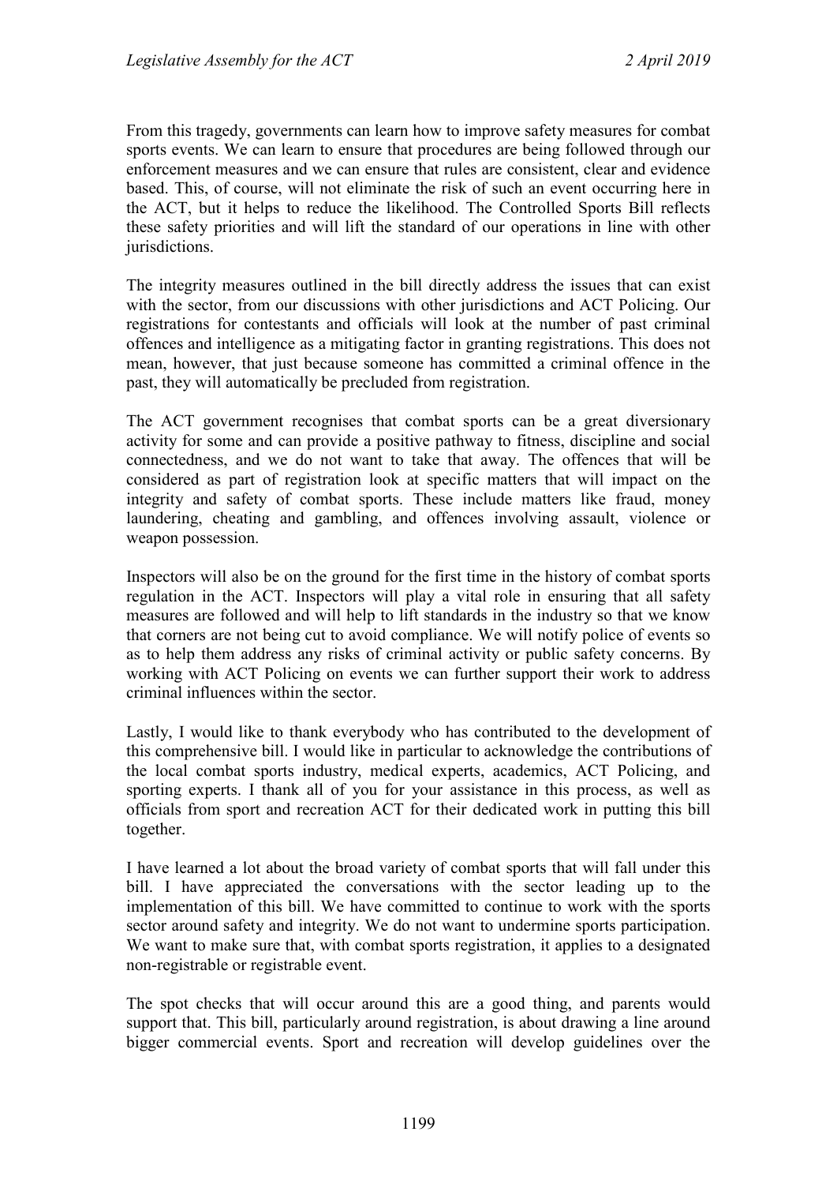From this tragedy, governments can learn how to improve safety measures for combat sports events. We can learn to ensure that procedures are being followed through our enforcement measures and we can ensure that rules are consistent, clear and evidence based. This, of course, will not eliminate the risk of such an event occurring here in the ACT, but it helps to reduce the likelihood. The Controlled Sports Bill reflects these safety priorities and will lift the standard of our operations in line with other jurisdictions.

The integrity measures outlined in the bill directly address the issues that can exist with the sector, from our discussions with other jurisdictions and ACT Policing. Our registrations for contestants and officials will look at the number of past criminal offences and intelligence as a mitigating factor in granting registrations. This does not mean, however, that just because someone has committed a criminal offence in the past, they will automatically be precluded from registration.

The ACT government recognises that combat sports can be a great diversionary activity for some and can provide a positive pathway to fitness, discipline and social connectedness, and we do not want to take that away. The offences that will be considered as part of registration look at specific matters that will impact on the integrity and safety of combat sports. These include matters like fraud, money laundering, cheating and gambling, and offences involving assault, violence or weapon possession.

Inspectors will also be on the ground for the first time in the history of combat sports regulation in the ACT. Inspectors will play a vital role in ensuring that all safety measures are followed and will help to lift standards in the industry so that we know that corners are not being cut to avoid compliance. We will notify police of events so as to help them address any risks of criminal activity or public safety concerns. By working with ACT Policing on events we can further support their work to address criminal influences within the sector.

Lastly, I would like to thank everybody who has contributed to the development of this comprehensive bill. I would like in particular to acknowledge the contributions of the local combat sports industry, medical experts, academics, ACT Policing, and sporting experts. I thank all of you for your assistance in this process, as well as officials from sport and recreation ACT for their dedicated work in putting this bill together.

I have learned a lot about the broad variety of combat sports that will fall under this bill. I have appreciated the conversations with the sector leading up to the implementation of this bill. We have committed to continue to work with the sports sector around safety and integrity. We do not want to undermine sports participation. We want to make sure that, with combat sports registration, it applies to a designated non-registrable or registrable event.

The spot checks that will occur around this are a good thing, and parents would support that. This bill, particularly around registration, is about drawing a line around bigger commercial events. Sport and recreation will develop guidelines over the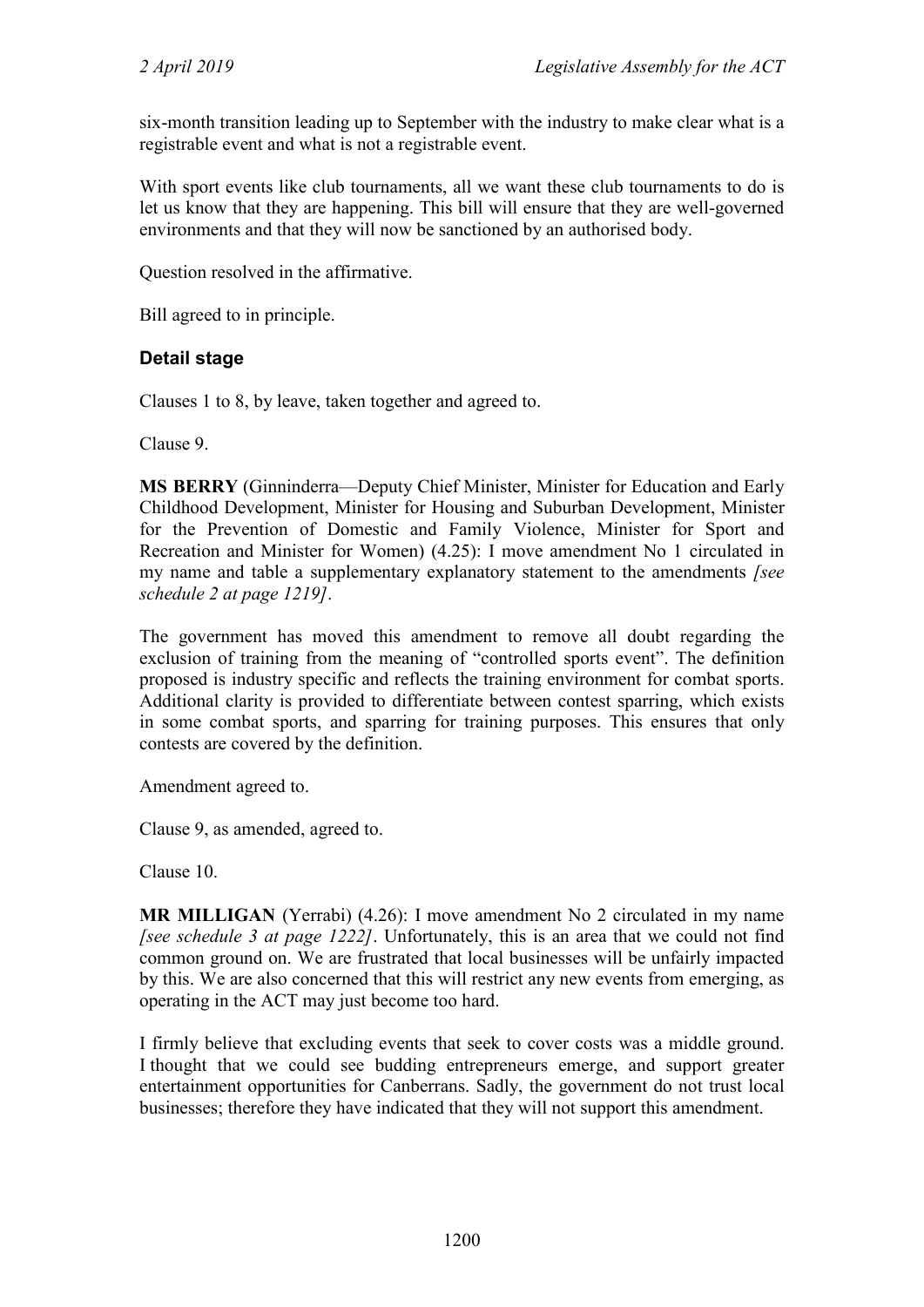six-month transition leading up to September with the industry to make clear what is a registrable event and what is not a registrable event.

With sport events like club tournaments, all we want these club tournaments to do is let us know that they are happening. This bill will ensure that they are well-governed environments and that they will now be sanctioned by an authorised body.

Question resolved in the affirmative.

Bill agreed to in principle.

### Detail stage

Clauses 1 to 8, by leave, taken together and agreed to.

Clause 9.

**MS BERRY** (Ginninderra—Deputy Chief Minister, Minister for Education and Early Childhood Development, Minister for Housing and Suburban Development, Minister for the Prevention of Domestic and Family Violence, Minister for Sport and Recreation and Minister for Women) (4.25): I move amendment No 1 circulated in my name and table a supplementary explanatory statement to the amendments *[see schedule 2 at page 1219]*.

The government has moved this amendment to remove all doubt regarding the exclusion of training from the meaning of "controlled sports event". The definition proposed is industry specific and reflects the training environment for combat sports. Additional clarity is provided to differentiate between contest sparring, which exists in some combat sports, and sparring for training purposes. This ensures that only contests are covered by the definition.

Amendment agreed to.

Clause 9, as amended, agreed to.

Clause 10.

**MR MILLIGAN** (Yerrabi) (4.26): I move amendment No 2 circulated in my name *[see schedule 3 at page 1222]*. Unfortunately, this is an area that we could not find common ground on. We are frustrated that local businesses will be unfairly impacted by this. We are also concerned that this will restrict any new events from emerging, as operating in the ACT may just become too hard.

I firmly believe that excluding events that seek to cover costs was a middle ground. I thought that we could see budding entrepreneurs emerge, and support greater entertainment opportunities for Canberrans. Sadly, the government do not trust local businesses; therefore they have indicated that they will not support this amendment.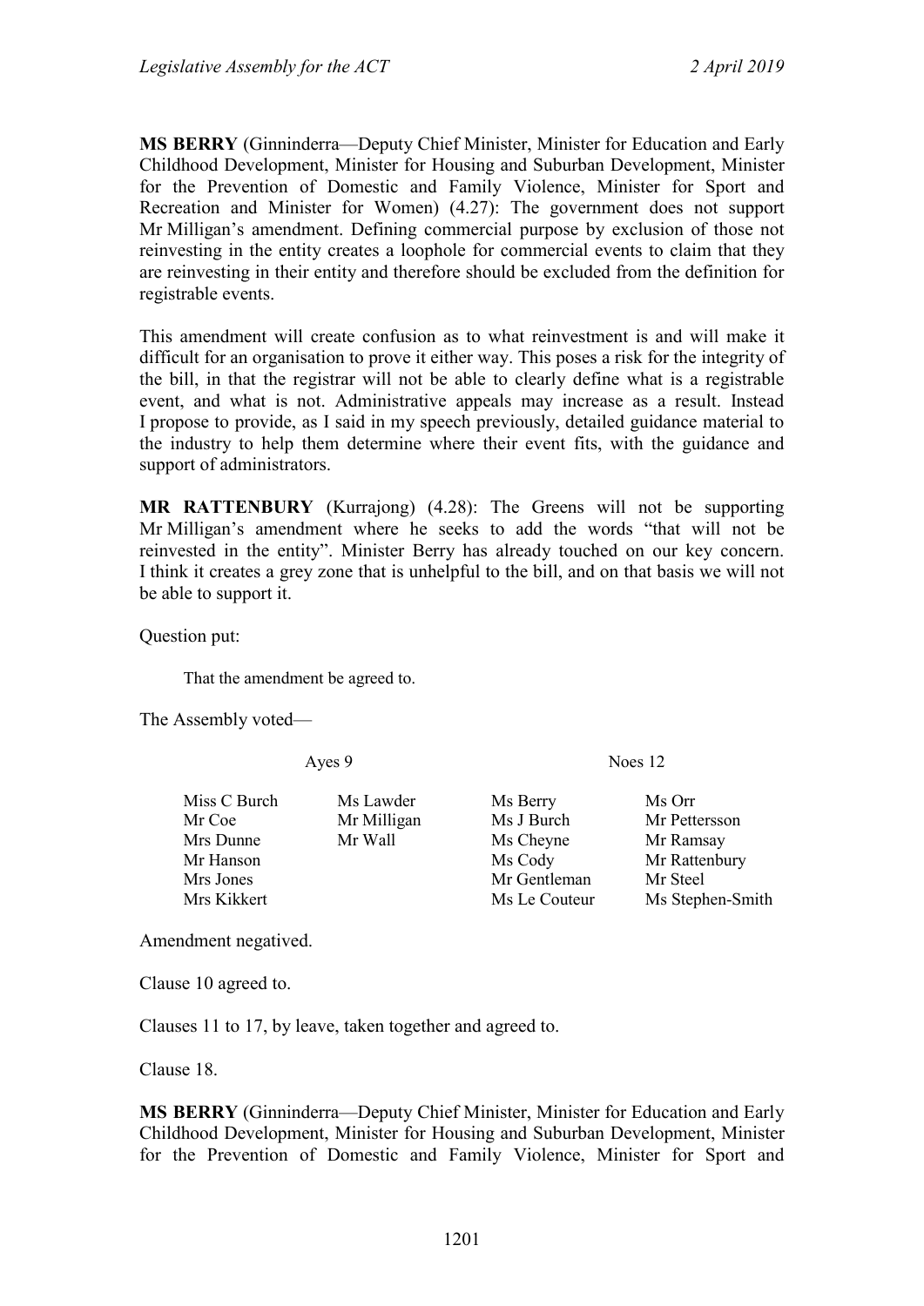**MS BERRY** (Ginninderra—Deputy Chief Minister, Minister for Education and Early Childhood Development, Minister for Housing and Suburban Development, Minister for the Prevention of Domestic and Family Violence, Minister for Sport and Recreation and Minister for Women) (4.27): The government does not support Mr Milligan's amendment. Defining commercial purpose by exclusion of those not reinvesting in the entity creates a loophole for commercial events to claim that they are reinvesting in their entity and therefore should be excluded from the definition for registrable events.

This amendment will create confusion as to what reinvestment is and will make it difficult for an organisation to prove it either way. This poses a risk for the integrity of the bill, in that the registrar will not be able to clearly define what is a registrable event, and what is not. Administrative appeals may increase as a result. Instead I propose to provide, as I said in my speech previously, detailed guidance material to the industry to help them determine where their event fits, with the guidance and support of administrators.

**MR RATTENBURY** (Kurrajong) (4.28): The Greens will not be supporting Mr Milligan's amendment where he seeks to add the words "that will not be reinvested in the entity". Minister Berry has already touched on our key concern. I think it creates a grey zone that is unhelpful to the bill, and on that basis we will not be able to support it.

Question put:

> That the amendment be agreed to.

The Assembly voted—

| Ayes 9 | | Noes 12 | |
|---|---|---|---|
| Miss C Burch | Ms Lawder | Ms Berry | Ms Orr |
| Mr Coe | Mr Milligan | Ms J Burch | Mr Pettersson |
| Mrs Dunne | Mr Wall | Ms Cheyne | Mr Ramsay |
| Mr Hanson | | Ms Cody | Mr Rattenbury |
| Mrs Jones | | Mr Gentleman | Mr Steel |
| Mrs Kikkert | | Ms Le Couteur | Ms Stephen-Smith |

Amendment negatived.

Clause 10 agreed to.

Clauses 11 to 17, by leave, taken together and agreed to.

Clause 18.

**MS BERRY** (Ginninderra—Deputy Chief Minister, Minister for Education and Early Childhood Development, Minister for Housing and Suburban Development, Minister for the Prevention of Domestic and Family Violence, Minister for Sport and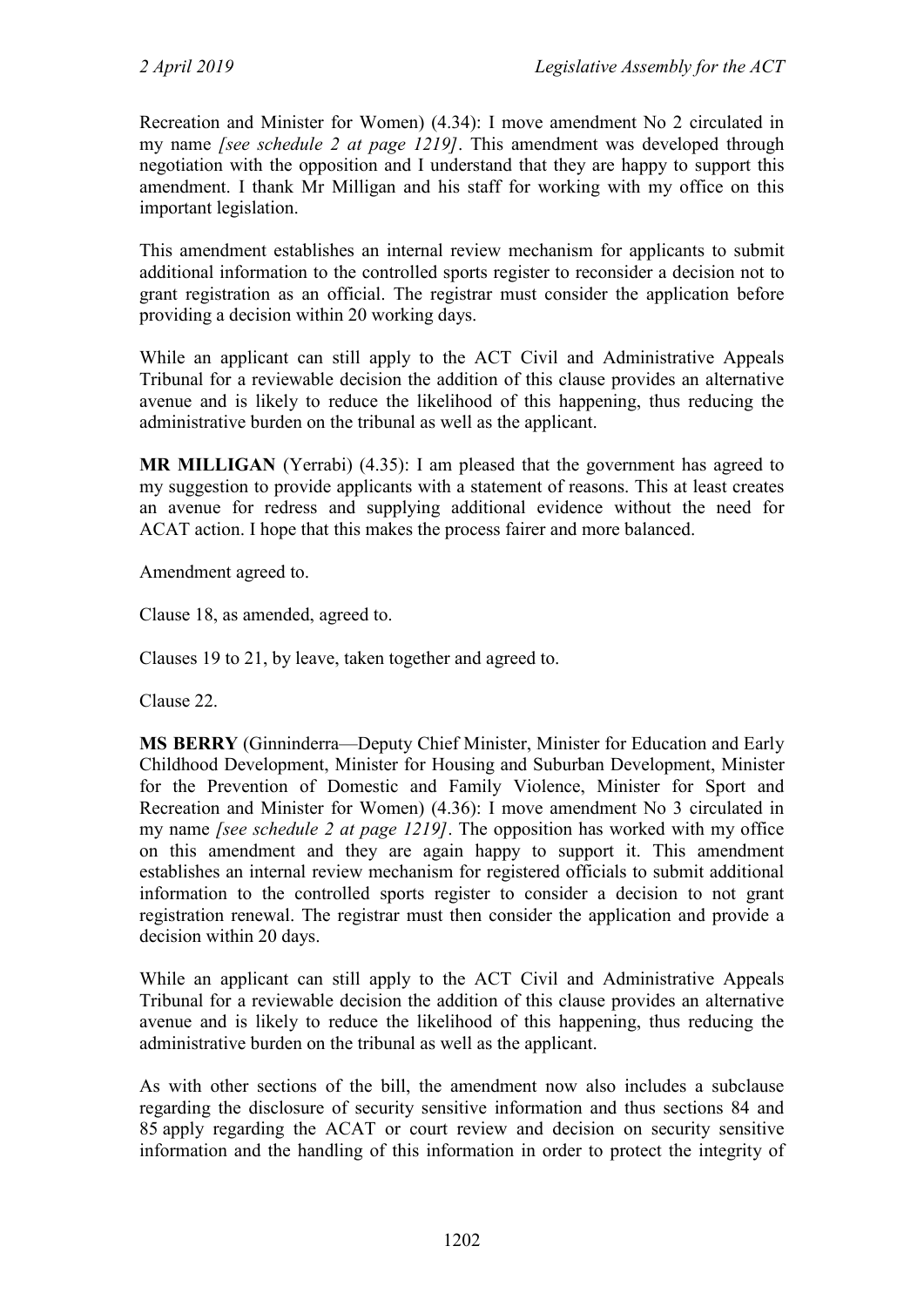Recreation and Minister for Women) (4.34): I move amendment No 2 circulated in my name *[see schedule 2 at page 1219]*. This amendment was developed through negotiation with the opposition and I understand that they are happy to support this amendment. I thank Mr Milligan and his staff for working with my office on this important legislation.

This amendment establishes an internal review mechanism for applicants to submit additional information to the controlled sports register to reconsider a decision not to grant registration as an official. The registrar must consider the application before providing a decision within 20 working days.

While an applicant can still apply to the ACT Civil and Administrative Appeals Tribunal for a reviewable decision the addition of this clause provides an alternative avenue and is likely to reduce the likelihood of this happening, thus reducing the administrative burden on the tribunal as well as the applicant.

**MR MILLIGAN** (Yerrabi) (4.35): I am pleased that the government has agreed to my suggestion to provide applicants with a statement of reasons. This at least creates an avenue for redress and supplying additional evidence without the need for ACAT action. I hope that this makes the process fairer and more balanced.

Amendment agreed to.

Clause 18, as amended, agreed to.

Clauses 19 to 21, by leave, taken together and agreed to.

Clause 22.

**MS BERRY** (Ginninderra—Deputy Chief Minister, Minister for Education and Early Childhood Development, Minister for Housing and Suburban Development, Minister for the Prevention of Domestic and Family Violence, Minister for Sport and Recreation and Minister for Women) (4.36): I move amendment No 3 circulated in my name *[see schedule 2 at page 1219]*. The opposition has worked with my office on this amendment and they are again happy to support it. This amendment establishes an internal review mechanism for registered officials to submit additional information to the controlled sports register to consider a decision to not grant registration renewal. The registrar must then consider the application and provide a decision within 20 days.

While an applicant can still apply to the ACT Civil and Administrative Appeals Tribunal for a reviewable decision the addition of this clause provides an alternative avenue and is likely to reduce the likelihood of this happening, thus reducing the administrative burden on the tribunal as well as the applicant.

As with other sections of the bill, the amendment now also includes a subclause regarding the disclosure of security sensitive information and thus sections 84 and 85 apply regarding the ACAT or court review and decision on security sensitive information and the handling of this information in order to protect the integrity of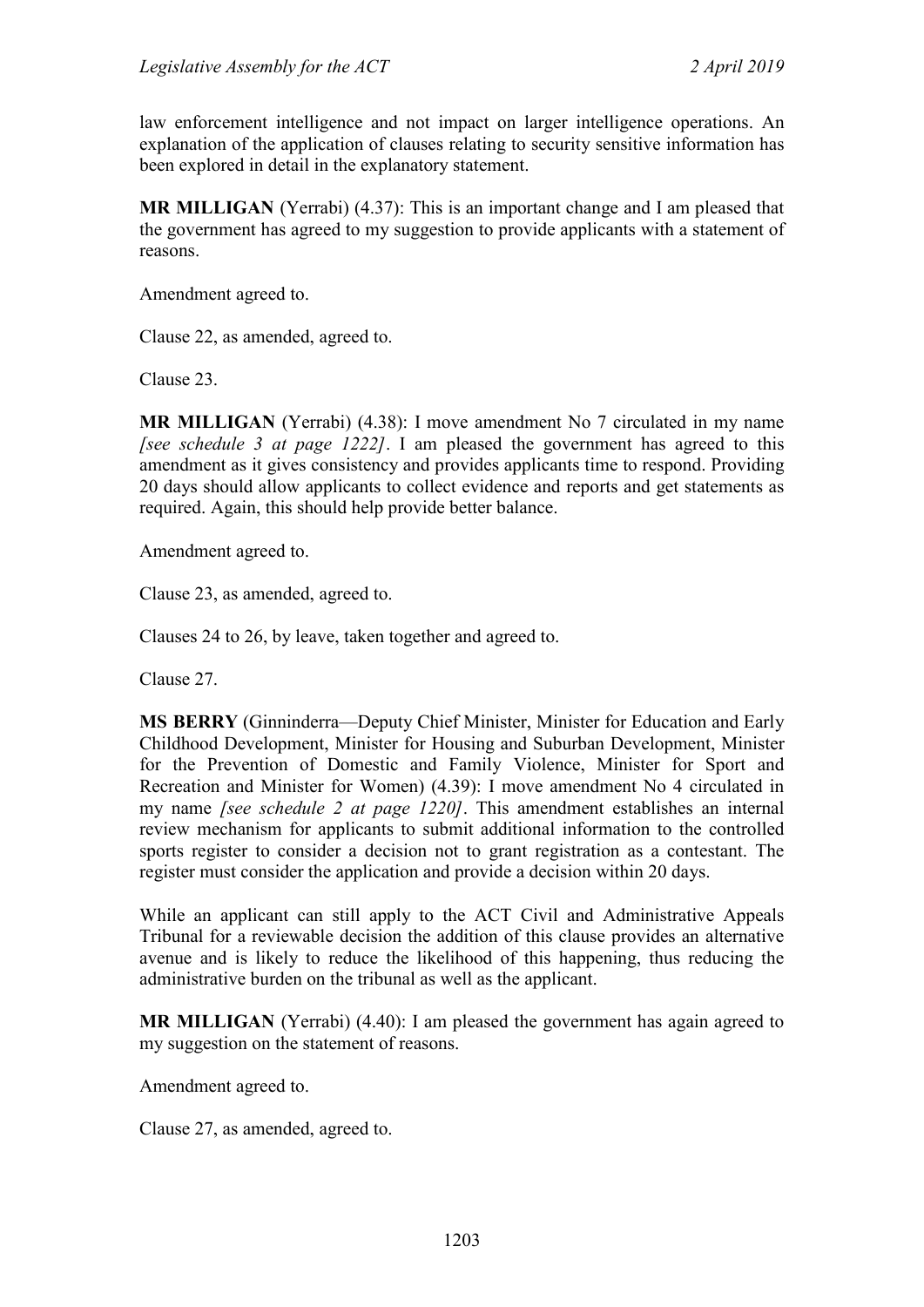law enforcement intelligence and not impact on larger intelligence operations. An explanation of the application of clauses relating to security sensitive information has been explored in detail in the explanatory statement.

**MR MILLIGAN** (Yerrabi) (4.37): This is an important change and I am pleased that the government has agreed to my suggestion to provide applicants with a statement of reasons.

Amendment agreed to.

Clause 22, as amended, agreed to.

Clause 23.

**MR MILLIGAN** (Yerrabi) (4.38): I move amendment No 7 circulated in my name *[see schedule 3 at page 1222]*. I am pleased the government has agreed to this amendment as it gives consistency and provides applicants time to respond. Providing 20 days should allow applicants to collect evidence and reports and get statements as required. Again, this should help provide better balance.

Amendment agreed to.

Clause 23, as amended, agreed to.

Clauses 24 to 26, by leave, taken together and agreed to.

Clause 27.

**MS BERRY** (Ginninderra—Deputy Chief Minister, Minister for Education and Early Childhood Development, Minister for Housing and Suburban Development, Minister for the Prevention of Domestic and Family Violence, Minister for Sport and Recreation and Minister for Women) (4.39): I move amendment No 4 circulated in my name *[see schedule 2 at page 1220]*. This amendment establishes an internal review mechanism for applicants to submit additional information to the controlled sports register to consider a decision not to grant registration as a contestant. The register must consider the application and provide a decision within 20 days.

While an applicant can still apply to the ACT Civil and Administrative Appeals Tribunal for a reviewable decision the addition of this clause provides an alternative avenue and is likely to reduce the likelihood of this happening, thus reducing the administrative burden on the tribunal as well as the applicant.

**MR MILLIGAN** (Yerrabi) (4.40): I am pleased the government has again agreed to my suggestion on the statement of reasons.

Amendment agreed to.

Clause 27, as amended, agreed to.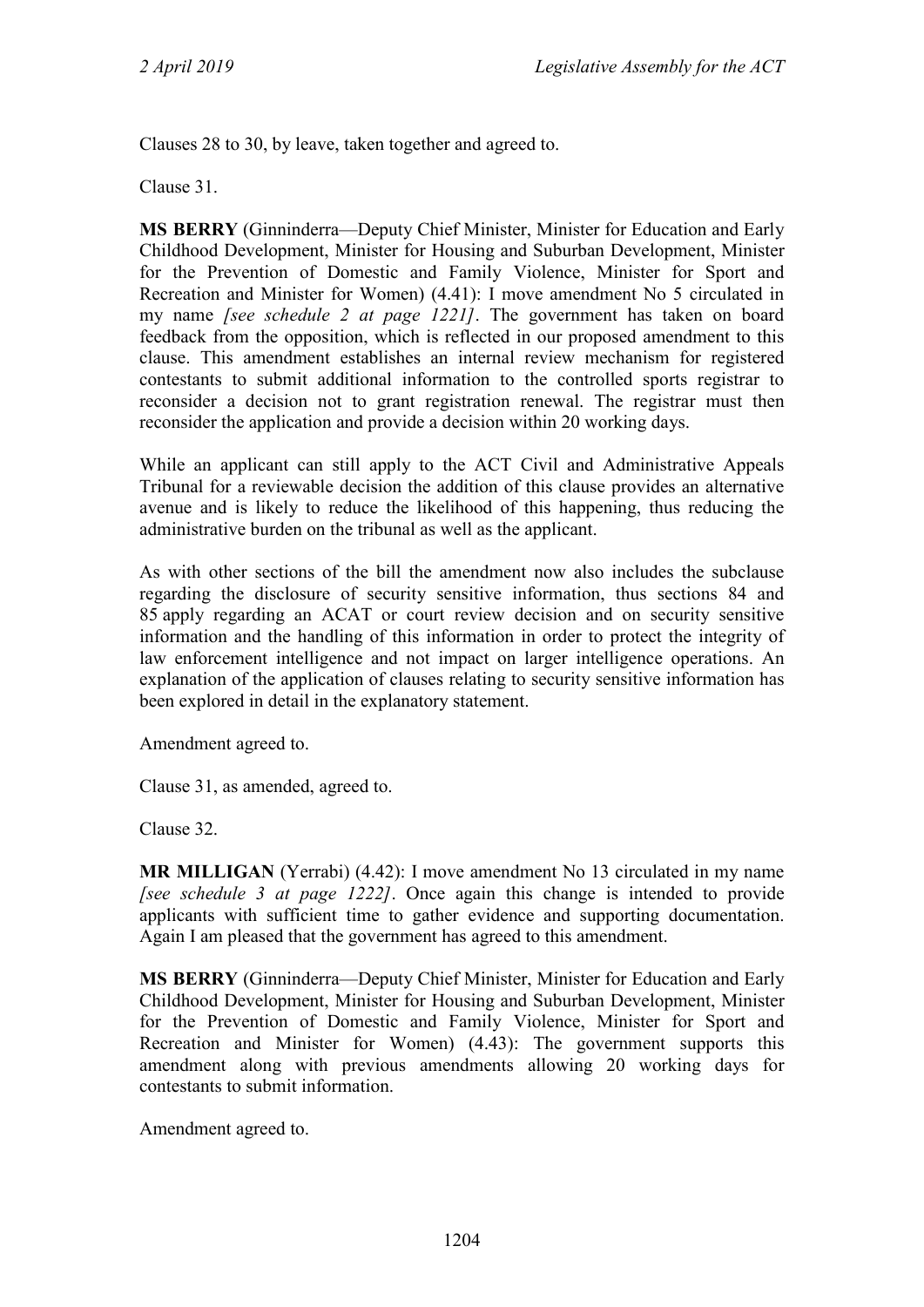Clauses 28 to 30, by leave, taken together and agreed to.

Clause 31.

**MS BERRY** (Ginninderra—Deputy Chief Minister, Minister for Education and Early Childhood Development, Minister for Housing and Suburban Development, Minister for the Prevention of Domestic and Family Violence, Minister for Sport and Recreation and Minister for Women) (4.41): I move amendment No 5 circulated in my name *[see schedule 2 at page 1221]*. The government has taken on board feedback from the opposition, which is reflected in our proposed amendment to this clause. This amendment establishes an internal review mechanism for registered contestants to submit additional information to the controlled sports registrar to reconsider a decision not to grant registration renewal. The registrar must then reconsider the application and provide a decision within 20 working days.

While an applicant can still apply to the ACT Civil and Administrative Appeals Tribunal for a reviewable decision the addition of this clause provides an alternative avenue and is likely to reduce the likelihood of this happening, thus reducing the administrative burden on the tribunal as well as the applicant.

As with other sections of the bill the amendment now also includes the subclause regarding the disclosure of security sensitive information, thus sections 84 and 85 apply regarding an ACAT or court review decision and on security sensitive information and the handling of this information in order to protect the integrity of law enforcement intelligence and not impact on larger intelligence operations. An explanation of the application of clauses relating to security sensitive information has been explored in detail in the explanatory statement.

Amendment agreed to.

Clause 31, as amended, agreed to.

Clause 32.

**MR MILLIGAN** (Yerrabi) (4.42): I move amendment No 13 circulated in my name *[see schedule 3 at page 1222]*. Once again this change is intended to provide applicants with sufficient time to gather evidence and supporting documentation. Again I am pleased that the government has agreed to this amendment.

**MS BERRY** (Ginninderra—Deputy Chief Minister, Minister for Education and Early Childhood Development, Minister for Housing and Suburban Development, Minister for the Prevention of Domestic and Family Violence, Minister for Sport and Recreation and Minister for Women) (4.43): The government supports this amendment along with previous amendments allowing 20 working days for contestants to submit information.

Amendment agreed to.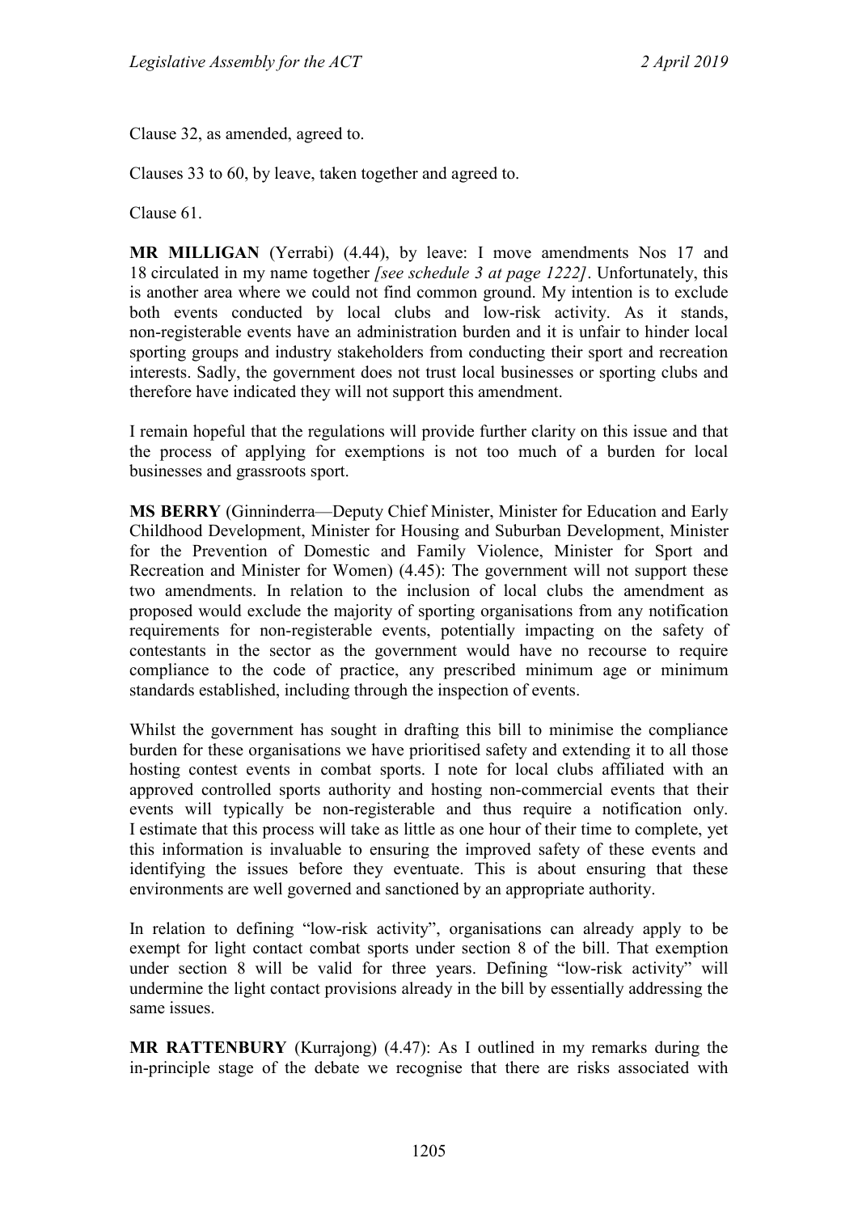Clause 32, as amended, agreed to.

Clauses 33 to 60, by leave, taken together and agreed to.

Clause 61.

**MR MILLIGAN** (Yerrabi) (4.44), by leave: I move amendments Nos 17 and 18 circulated in my name together *[see schedule 3 at page 1222]*. Unfortunately, this is another area where we could not find common ground. My intention is to exclude both events conducted by local clubs and low-risk activity. As it stands, non-registerable events have an administration burden and it is unfair to hinder local sporting groups and industry stakeholders from conducting their sport and recreation interests. Sadly, the government does not trust local businesses or sporting clubs and therefore have indicated they will not support this amendment.

I remain hopeful that the regulations will provide further clarity on this issue and that the process of applying for exemptions is not too much of a burden for local businesses and grassroots sport.

**MS BERRY** (Ginninderra—Deputy Chief Minister, Minister for Education and Early Childhood Development, Minister for Housing and Suburban Development, Minister for the Prevention of Domestic and Family Violence, Minister for Sport and Recreation and Minister for Women) (4.45): The government will not support these two amendments. In relation to the inclusion of local clubs the amendment as proposed would exclude the majority of sporting organisations from any notification requirements for non-registerable events, potentially impacting on the safety of contestants in the sector as the government would have no recourse to require compliance to the code of practice, any prescribed minimum age or minimum standards established, including through the inspection of events.

Whilst the government has sought in drafting this bill to minimise the compliance burden for these organisations we have prioritised safety and extending it to all those hosting contest events in combat sports. I note for local clubs affiliated with an approved controlled sports authority and hosting non-commercial events that their events will typically be non-registerable and thus require a notification only. I estimate that this process will take as little as one hour of their time to complete, yet this information is invaluable to ensuring the improved safety of these events and identifying the issues before they eventuate. This is about ensuring that these environments are well governed and sanctioned by an appropriate authority.

In relation to defining "low-risk activity", organisations can already apply to be exempt for light contact combat sports under section 8 of the bill. That exemption under section 8 will be valid for three years. Defining "low-risk activity" will undermine the light contact provisions already in the bill by essentially addressing the same issues.

**MR RATTENBURY** (Kurrajong) (4.47): As I outlined in my remarks during the in-principle stage of the debate we recognise that there are risks associated with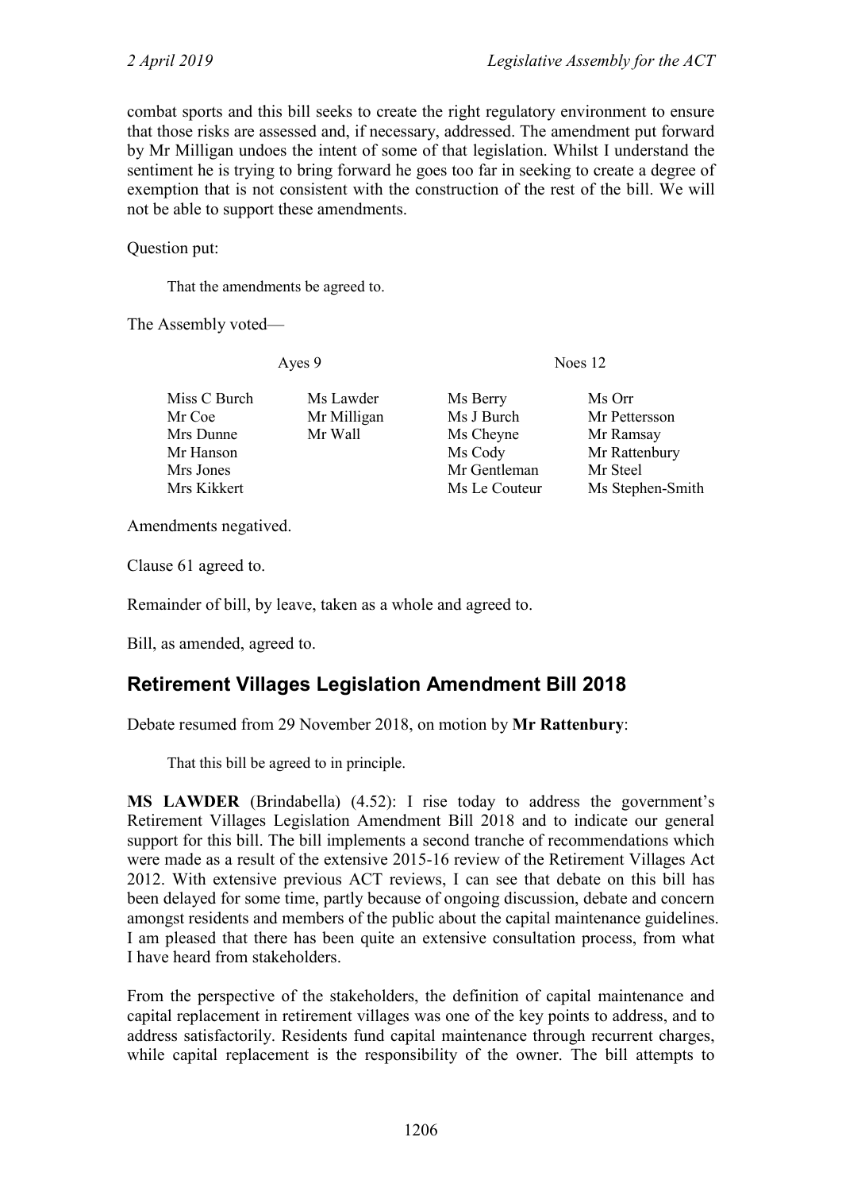combat sports and this bill seeks to create the right regulatory environment to ensure that those risks are assessed and, if necessary, addressed. The amendment put forward by Mr Milligan undoes the intent of some of that legislation. Whilst I understand the sentiment he is trying to bring forward he goes too far in seeking to create a degree of exemption that is not consistent with the construction of the rest of the bill. We will not be able to support these amendments.

Question put:

> That the amendments be agreed to.

The Assembly voted—

| Ayes 9 | | Noes 12 | |
|---|---|---|---|
| Miss C Burch | Ms Lawder | Ms Berry | Ms Orr |
| Mr Coe | Mr Milligan | Ms J Burch | Mr Pettersson |
| Mrs Dunne | Mr Wall | Ms Cheyne | Mr Ramsay |
| Mr Hanson | | Ms Cody | Mr Rattenbury |
| Mrs Jones | | Mr Gentleman | Mr Steel |
| Mrs Kikkert | | Ms Le Couteur | Ms Stephen-Smith |

Amendments negatived.

Clause 61 agreed to.

Remainder of bill, by leave, taken as a whole and agreed to.

Bill, as amended, agreed to.

## Retirement Villages Legislation Amendment Bill 2018

Debate resumed from 29 November 2018, on motion by **Mr Rattenbury**:

> That this bill be agreed to in principle.

**MS LAWDER** (Brindabella) (4.52): I rise today to address the government's Retirement Villages Legislation Amendment Bill 2018 and to indicate our general support for this bill. The bill implements a second tranche of recommendations which were made as a result of the extensive 2015-16 review of the Retirement Villages Act 2012. With extensive previous ACT reviews, I can see that debate on this bill has been delayed for some time, partly because of ongoing discussion, debate and concern amongst residents and members of the public about the capital maintenance guidelines. I am pleased that there has been quite an extensive consultation process, from what I have heard from stakeholders.

From the perspective of the stakeholders, the definition of capital maintenance and capital replacement in retirement villages was one of the key points to address, and to address satisfactorily. Residents fund capital maintenance through recurrent charges, while capital replacement is the responsibility of the owner. The bill attempts to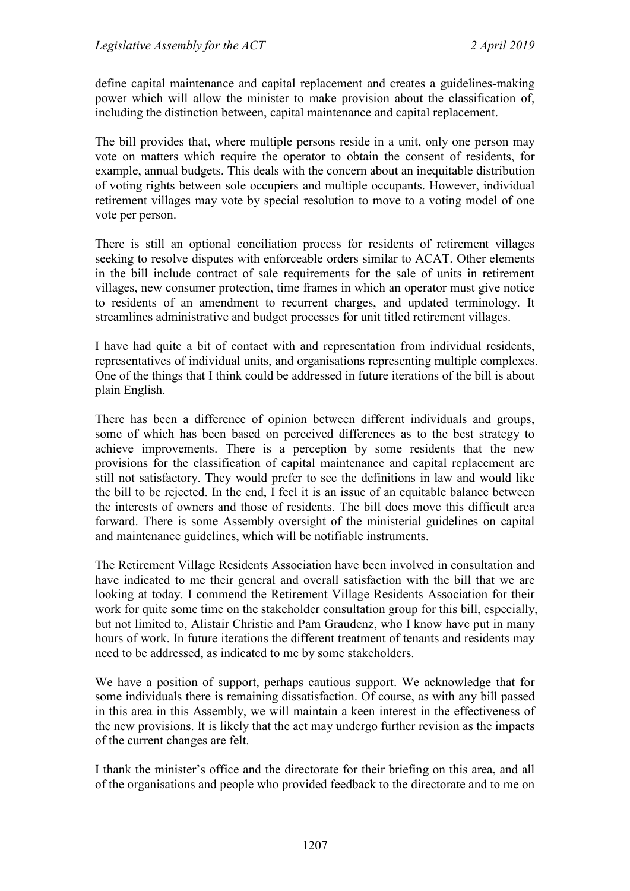define capital maintenance and capital replacement and creates a guidelines-making power which will allow the minister to make provision about the classification of, including the distinction between, capital maintenance and capital replacement.

The bill provides that, where multiple persons reside in a unit, only one person may vote on matters which require the operator to obtain the consent of residents, for example, annual budgets. This deals with the concern about an inequitable distribution of voting rights between sole occupiers and multiple occupants. However, individual retirement villages may vote by special resolution to move to a voting model of one vote per person.

There is still an optional conciliation process for residents of retirement villages seeking to resolve disputes with enforceable orders similar to ACAT. Other elements in the bill include contract of sale requirements for the sale of units in retirement villages, new consumer protection, time frames in which an operator must give notice to residents of an amendment to recurrent charges, and updated terminology. It streamlines administrative and budget processes for unit titled retirement villages.

I have had quite a bit of contact with and representation from individual residents, representatives of individual units, and organisations representing multiple complexes. One of the things that I think could be addressed in future iterations of the bill is about plain English.

There has been a difference of opinion between different individuals and groups, some of which has been based on perceived differences as to the best strategy to achieve improvements. There is a perception by some residents that the new provisions for the classification of capital maintenance and capital replacement are still not satisfactory. They would prefer to see the definitions in law and would like the bill to be rejected. In the end, I feel it is an issue of an equitable balance between the interests of owners and those of residents. The bill does move this difficult area forward. There is some Assembly oversight of the ministerial guidelines on capital and maintenance guidelines, which will be notifiable instruments.

The Retirement Village Residents Association have been involved in consultation and have indicated to me their general and overall satisfaction with the bill that we are looking at today. I commend the Retirement Village Residents Association for their work for quite some time on the stakeholder consultation group for this bill, especially, but not limited to, Alistair Christie and Pam Graudenz, who I know have put in many hours of work. In future iterations the different treatment of tenants and residents may need to be addressed, as indicated to me by some stakeholders.

We have a position of support, perhaps cautious support. We acknowledge that for some individuals there is remaining dissatisfaction. Of course, as with any bill passed in this area in this Assembly, we will maintain a keen interest in the effectiveness of the new provisions. It is likely that the act may undergo further revision as the impacts of the current changes are felt.

I thank the minister's office and the directorate for their briefing on this area, and all of the organisations and people who provided feedback to the directorate and to me on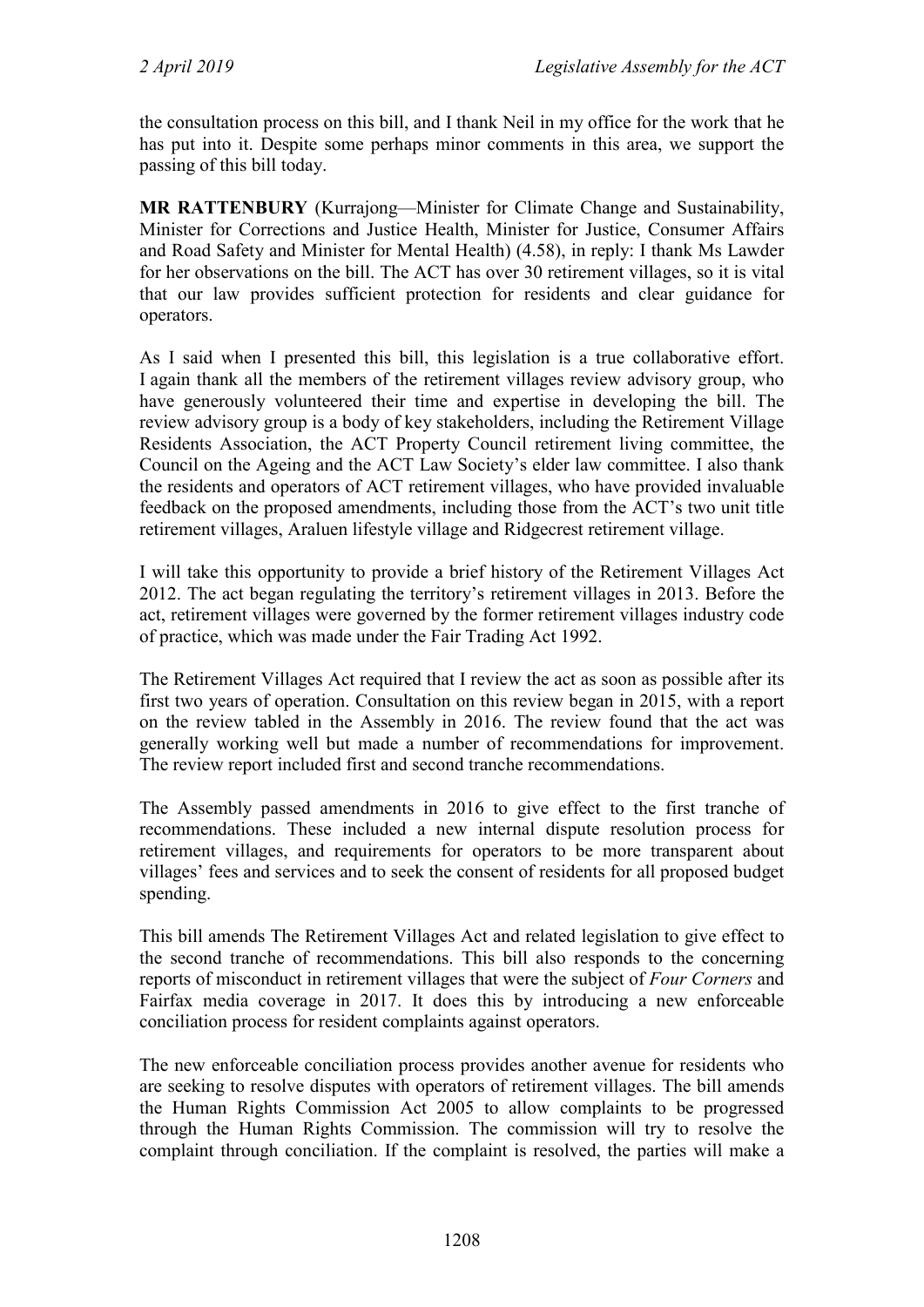the consultation process on this bill, and I thank Neil in my office for the work that he has put into it. Despite some perhaps minor comments in this area, we support the passing of this bill today.

**MR RATTENBURY** (Kurrajong—Minister for Climate Change and Sustainability, Minister for Corrections and Justice Health, Minister for Justice, Consumer Affairs and Road Safety and Minister for Mental Health) (4.58), in reply: I thank Ms Lawder for her observations on the bill. The ACT has over 30 retirement villages, so it is vital that our law provides sufficient protection for residents and clear guidance for operators.

As I said when I presented this bill, this legislation is a true collaborative effort. I again thank all the members of the retirement villages review advisory group, who have generously volunteered their time and expertise in developing the bill. The review advisory group is a body of key stakeholders, including the Retirement Village Residents Association, the ACT Property Council retirement living committee, the Council on the Ageing and the ACT Law Society's elder law committee. I also thank the residents and operators of ACT retirement villages, who have provided invaluable feedback on the proposed amendments, including those from the ACT's two unit title retirement villages, Araluen lifestyle village and Ridgecrest retirement village.

I will take this opportunity to provide a brief history of the Retirement Villages Act 2012. The act began regulating the territory's retirement villages in 2013. Before the act, retirement villages were governed by the former retirement villages industry code of practice, which was made under the Fair Trading Act 1992.

The Retirement Villages Act required that I review the act as soon as possible after its first two years of operation. Consultation on this review began in 2015, with a report on the review tabled in the Assembly in 2016. The review found that the act was generally working well but made a number of recommendations for improvement. The review report included first and second tranche recommendations.

The Assembly passed amendments in 2016 to give effect to the first tranche of recommendations. These included a new internal dispute resolution process for retirement villages, and requirements for operators to be more transparent about villages' fees and services and to seek the consent of residents for all proposed budget spending.

This bill amends The Retirement Villages Act and related legislation to give effect to the second tranche of recommendations. This bill also responds to the concerning reports of misconduct in retirement villages that were the subject of *Four Corners* and Fairfax media coverage in 2017. It does this by introducing a new enforceable conciliation process for resident complaints against operators.

The new enforceable conciliation process provides another avenue for residents who are seeking to resolve disputes with operators of retirement villages. The bill amends the Human Rights Commission Act 2005 to allow complaints to be progressed through the Human Rights Commission. The commission will try to resolve the complaint through conciliation. If the complaint is resolved, the parties will make a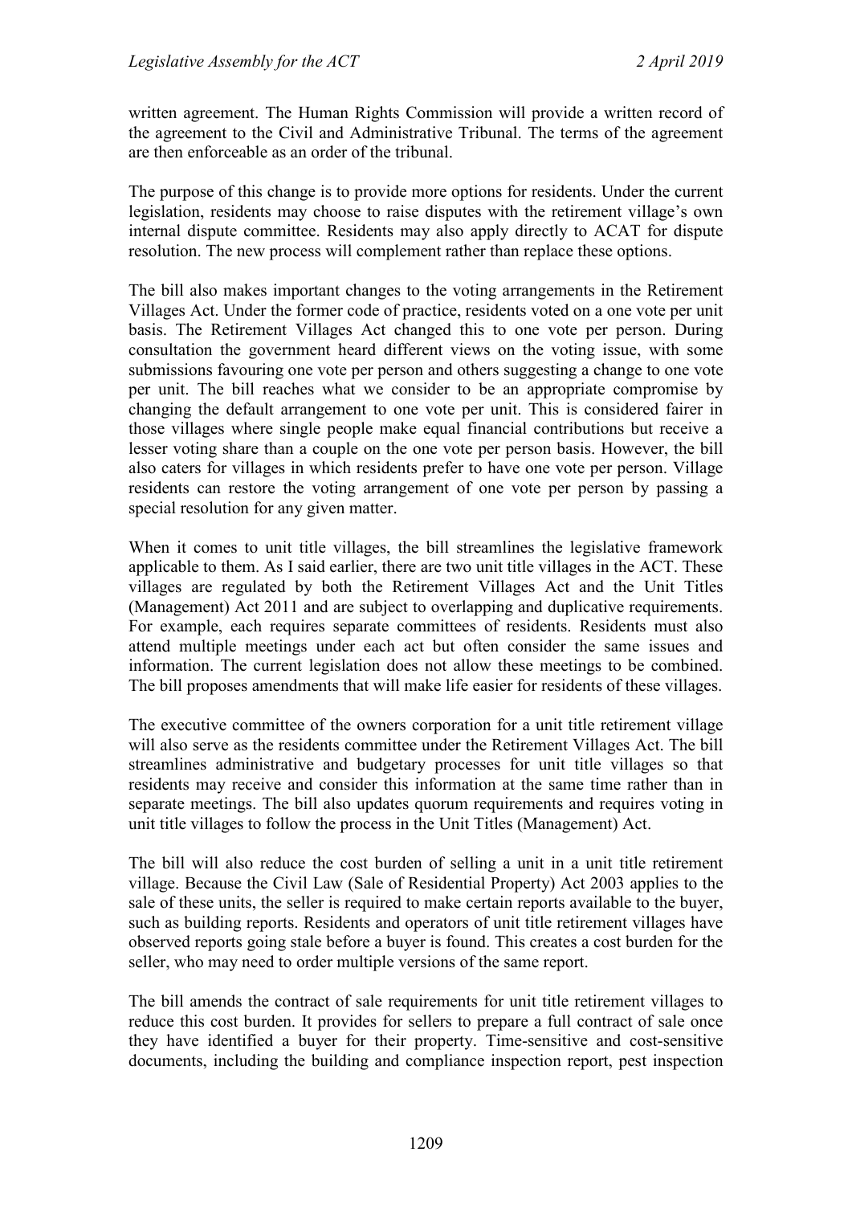written agreement. The Human Rights Commission will provide a written record of the agreement to the Civil and Administrative Tribunal. The terms of the agreement are then enforceable as an order of the tribunal.

The purpose of this change is to provide more options for residents. Under the current legislation, residents may choose to raise disputes with the retirement village's own internal dispute committee. Residents may also apply directly to ACAT for dispute resolution. The new process will complement rather than replace these options.

The bill also makes important changes to the voting arrangements in the Retirement Villages Act. Under the former code of practice, residents voted on a one vote per unit basis. The Retirement Villages Act changed this to one vote per person. During consultation the government heard different views on the voting issue, with some submissions favouring one vote per person and others suggesting a change to one vote per unit. The bill reaches what we consider to be an appropriate compromise by changing the default arrangement to one vote per unit. This is considered fairer in those villages where single people make equal financial contributions but receive a lesser voting share than a couple on the one vote per person basis. However, the bill also caters for villages in which residents prefer to have one vote per person. Village residents can restore the voting arrangement of one vote per person by passing a special resolution for any given matter.

When it comes to unit title villages, the bill streamlines the legislative framework applicable to them. As I said earlier, there are two unit title villages in the ACT. These villages are regulated by both the Retirement Villages Act and the Unit Titles (Management) Act 2011 and are subject to overlapping and duplicative requirements. For example, each requires separate committees of residents. Residents must also attend multiple meetings under each act but often consider the same issues and information. The current legislation does not allow these meetings to be combined. The bill proposes amendments that will make life easier for residents of these villages.

The executive committee of the owners corporation for a unit title retirement village will also serve as the residents committee under the Retirement Villages Act. The bill streamlines administrative and budgetary processes for unit title villages so that residents may receive and consider this information at the same time rather than in separate meetings. The bill also updates quorum requirements and requires voting in unit title villages to follow the process in the Unit Titles (Management) Act.

The bill will also reduce the cost burden of selling a unit in a unit title retirement village. Because the Civil Law (Sale of Residential Property) Act 2003 applies to the sale of these units, the seller is required to make certain reports available to the buyer, such as building reports. Residents and operators of unit title retirement villages have observed reports going stale before a buyer is found. This creates a cost burden for the seller, who may need to order multiple versions of the same report.

The bill amends the contract of sale requirements for unit title retirement villages to reduce this cost burden. It provides for sellers to prepare a full contract of sale once they have identified a buyer for their property. Time-sensitive and cost-sensitive documents, including the building and compliance inspection report, pest inspection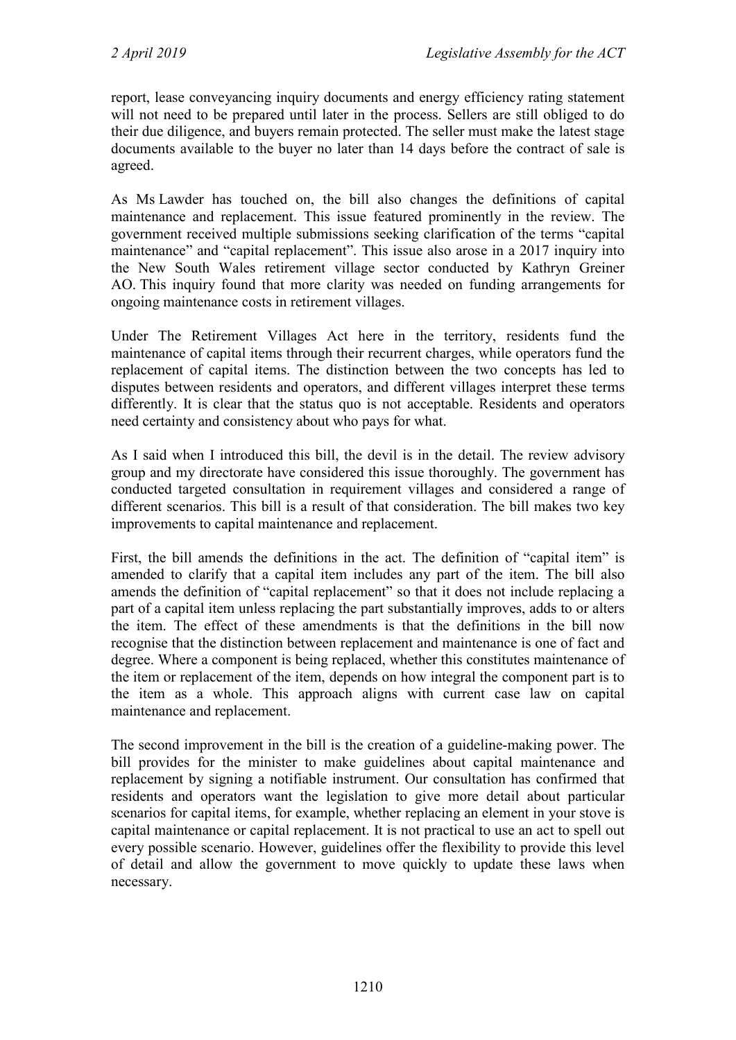report, lease conveyancing inquiry documents and energy efficiency rating statement will not need to be prepared until later in the process. Sellers are still obliged to do their due diligence, and buyers remain protected. The seller must make the latest stage documents available to the buyer no later than 14 days before the contract of sale is agreed.

As Ms Lawder has touched on, the bill also changes the definitions of capital maintenance and replacement. This issue featured prominently in the review. The government received multiple submissions seeking clarification of the terms "capital maintenance" and "capital replacement". This issue also arose in a 2017 inquiry into the New South Wales retirement village sector conducted by Kathryn Greiner AO. This inquiry found that more clarity was needed on funding arrangements for ongoing maintenance costs in retirement villages.

Under The Retirement Villages Act here in the territory, residents fund the maintenance of capital items through their recurrent charges, while operators fund the replacement of capital items. The distinction between the two concepts has led to disputes between residents and operators, and different villages interpret these terms differently. It is clear that the status quo is not acceptable. Residents and operators need certainty and consistency about who pays for what.

As I said when I introduced this bill, the devil is in the detail. The review advisory group and my directorate have considered this issue thoroughly. The government has conducted targeted consultation in requirement villages and considered a range of different scenarios. This bill is a result of that consideration. The bill makes two key improvements to capital maintenance and replacement.

First, the bill amends the definitions in the act. The definition of "capital item" is amended to clarify that a capital item includes any part of the item. The bill also amends the definition of "capital replacement" so that it does not include replacing a part of a capital item unless replacing the part substantially improves, adds to or alters the item. The effect of these amendments is that the definitions in the bill now recognise that the distinction between replacement and maintenance is one of fact and degree. Where a component is being replaced, whether this constitutes maintenance of the item or replacement of the item, depends on how integral the component part is to the item as a whole. This approach aligns with current case law on capital maintenance and replacement.

The second improvement in the bill is the creation of a guideline-making power. The bill provides for the minister to make guidelines about capital maintenance and replacement by signing a notifiable instrument. Our consultation has confirmed that residents and operators want the legislation to give more detail about particular scenarios for capital items, for example, whether replacing an element in your stove is capital maintenance or capital replacement. It is not practical to use an act to spell out every possible scenario. However, guidelines offer the flexibility to provide this level of detail and allow the government to move quickly to update these laws when necessary.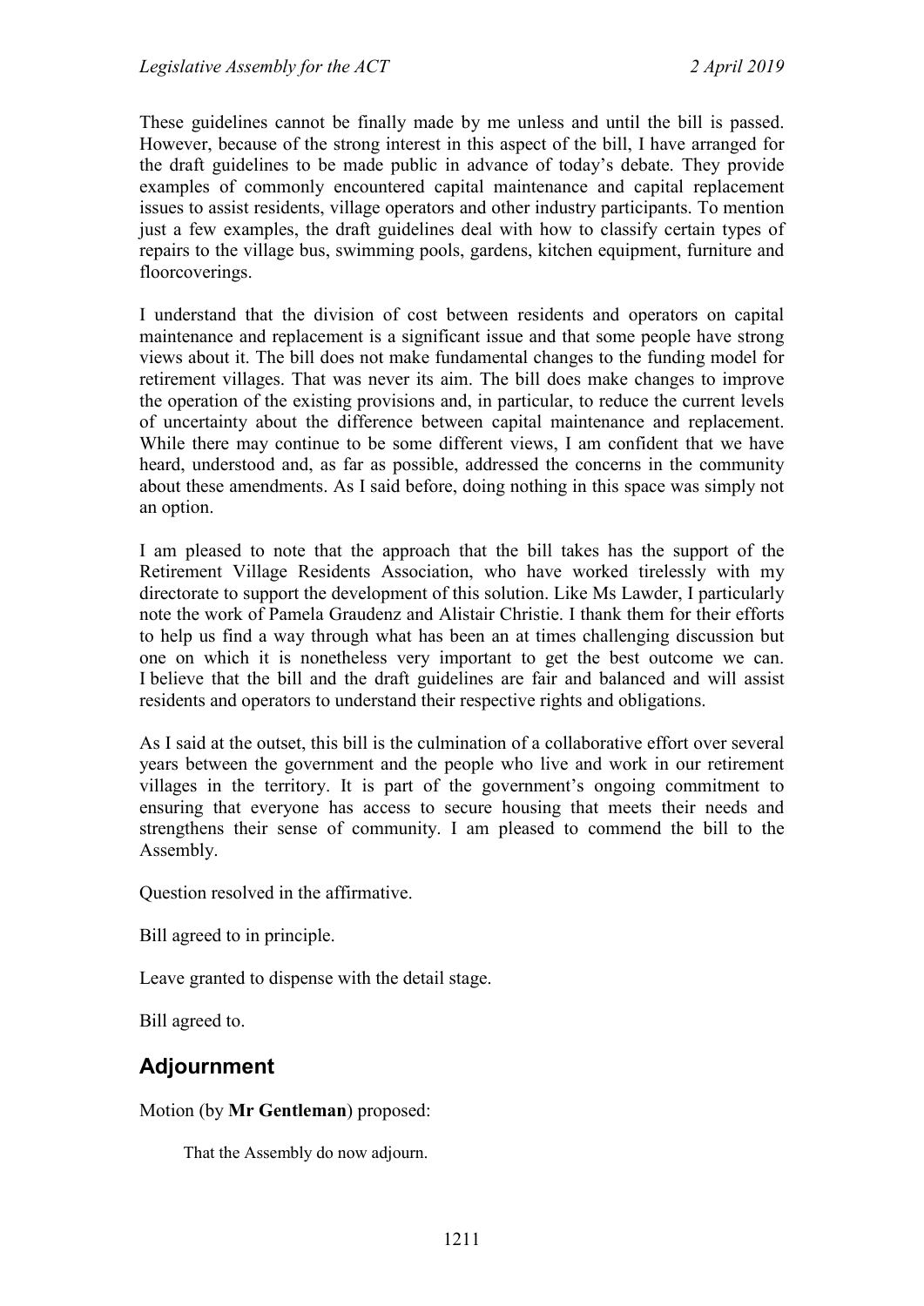These guidelines cannot be finally made by me unless and until the bill is passed. However, because of the strong interest in this aspect of the bill, I have arranged for the draft guidelines to be made public in advance of today's debate. They provide examples of commonly encountered capital maintenance and capital replacement issues to assist residents, village operators and other industry participants. To mention just a few examples, the draft guidelines deal with how to classify certain types of repairs to the village bus, swimming pools, gardens, kitchen equipment, furniture and floorcoverings.

I understand that the division of cost between residents and operators on capital maintenance and replacement is a significant issue and that some people have strong views about it. The bill does not make fundamental changes to the funding model for retirement villages. That was never its aim. The bill does make changes to improve the operation of the existing provisions and, in particular, to reduce the current levels of uncertainty about the difference between capital maintenance and replacement. While there may continue to be some different views, I am confident that we have heard, understood and, as far as possible, addressed the concerns in the community about these amendments. As I said before, doing nothing in this space was simply not an option.

I am pleased to note that the approach that the bill takes has the support of the Retirement Village Residents Association, who have worked tirelessly with my directorate to support the development of this solution. Like Ms Lawder, I particularly note the work of Pamela Graudenz and Alistair Christie. I thank them for their efforts to help us find a way through what has been an at times challenging discussion but one on which it is nonetheless very important to get the best outcome we can. I believe that the bill and the draft guidelines are fair and balanced and will assist residents and operators to understand their respective rights and obligations.

As I said at the outset, this bill is the culmination of a collaborative effort over several years between the government and the people who live and work in our retirement villages in the territory. It is part of the government's ongoing commitment to ensuring that everyone has access to secure housing that meets their needs and strengthens their sense of community. I am pleased to commend the bill to the Assembly.

Question resolved in the affirmative.

Bill agreed to in principle.

Leave granted to dispense with the detail stage.

Bill agreed to.

## Adjournment

Motion (by **Mr Gentleman**) proposed:

> That the Assembly do now adjourn.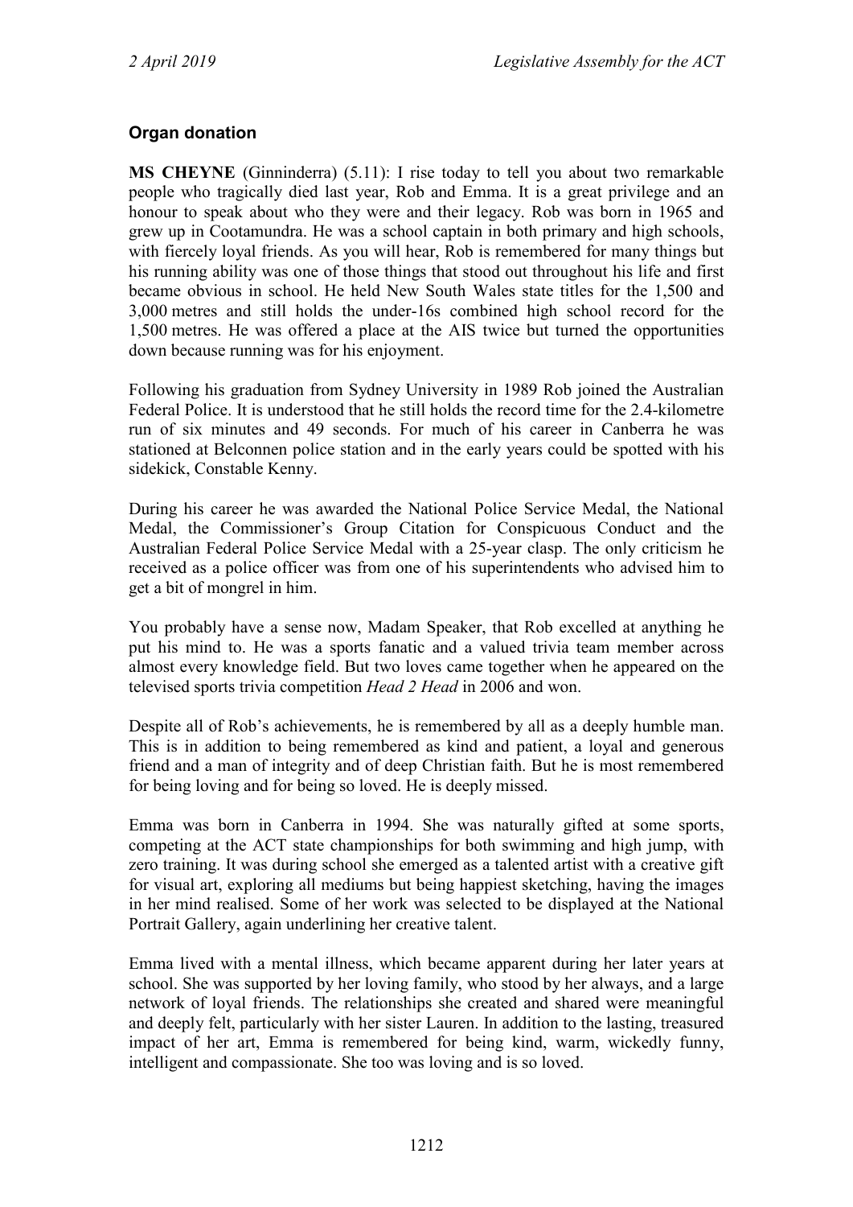## Organ donation

**MS CHEYNE** (Ginninderra) (5.11): I rise today to tell you about two remarkable people who tragically died last year, Rob and Emma. It is a great privilege and an honour to speak about who they were and their legacy. Rob was born in 1965 and grew up in Cootamundra. He was a school captain in both primary and high schools, with fiercely loyal friends. As you will hear, Rob is remembered for many things but his running ability was one of those things that stood out throughout his life and first became obvious in school. He held New South Wales state titles for the 1,500 and 3,000 metres and still holds the under-16s combined high school record for the 1,500 metres. He was offered a place at the AIS twice but turned the opportunities down because running was for his enjoyment.

Following his graduation from Sydney University in 1989 Rob joined the Australian Federal Police. It is understood that he still holds the record time for the 2.4-kilometre run of six minutes and 49 seconds. For much of his career in Canberra he was stationed at Belconnen police station and in the early years could be spotted with his sidekick, Constable Kenny.

During his career he was awarded the National Police Service Medal, the National Medal, the Commissioner's Group Citation for Conspicuous Conduct and the Australian Federal Police Service Medal with a 25-year clasp. The only criticism he received as a police officer was from one of his superintendents who advised him to get a bit of mongrel in him.

You probably have a sense now, Madam Speaker, that Rob excelled at anything he put his mind to. He was a sports fanatic and a valued trivia team member across almost every knowledge field. But two loves came together when he appeared on the televised sports trivia competition *Head 2 Head* in 2006 and won.

Despite all of Rob's achievements, he is remembered by all as a deeply humble man. This is in addition to being remembered as kind and patient, a loyal and generous friend and a man of integrity and of deep Christian faith. But he is most remembered for being loving and for being so loved. He is deeply missed.

Emma was born in Canberra in 1994. She was naturally gifted at some sports, competing at the ACT state championships for both swimming and high jump, with zero training. It was during school she emerged as a talented artist with a creative gift for visual art, exploring all mediums but being happiest sketching, having the images in her mind realised. Some of her work was selected to be displayed at the National Portrait Gallery, again underlining her creative talent.

Emma lived with a mental illness, which became apparent during her later years at school. She was supported by her loving family, who stood by her always, and a large network of loyal friends. The relationships she created and shared were meaningful and deeply felt, particularly with her sister Lauren. In addition to the lasting, treasured impact of her art, Emma is remembered for being kind, warm, wickedly funny, intelligent and compassionate. She too was loving and is so loved.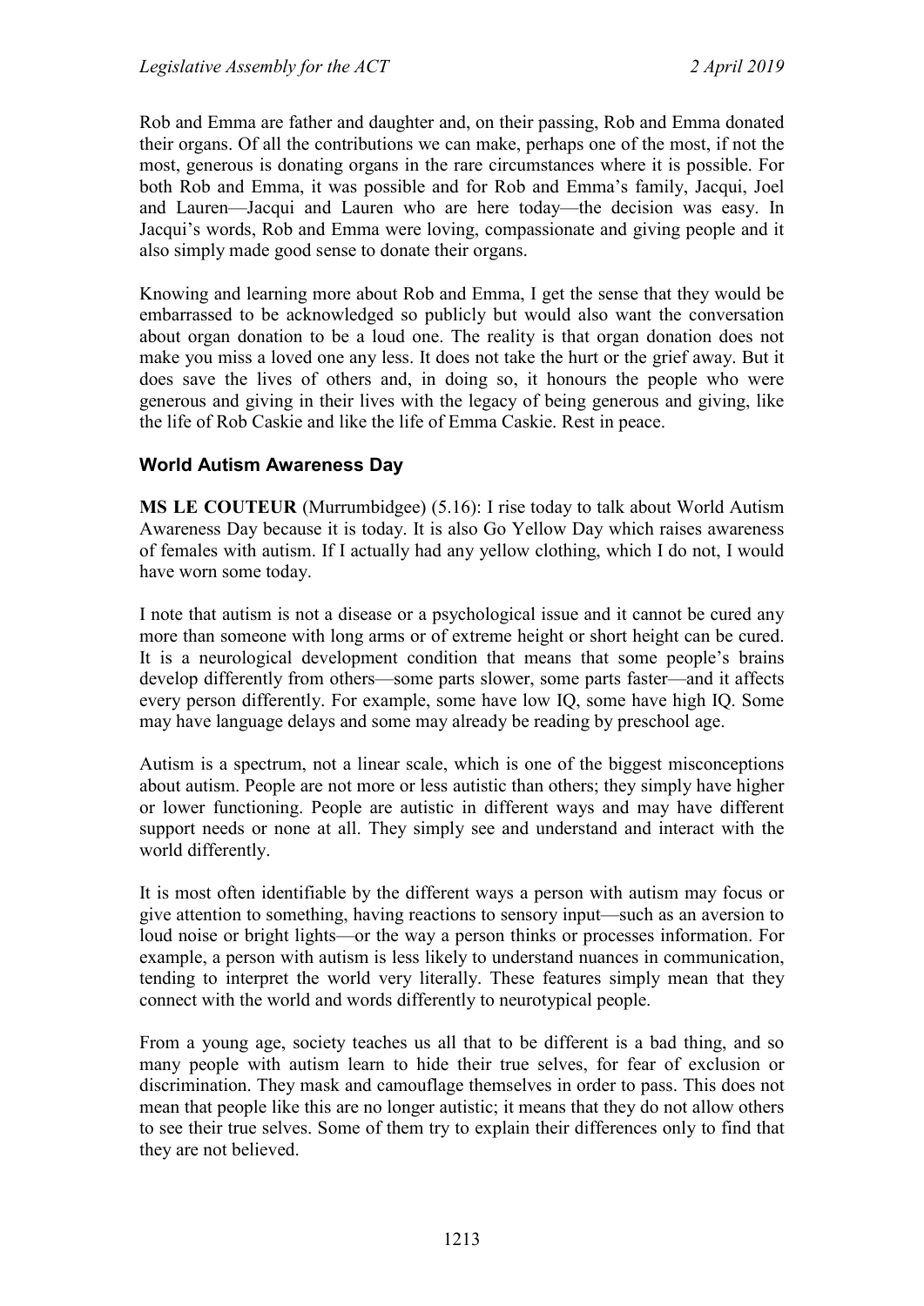Rob and Emma are father and daughter and, on their passing, Rob and Emma donated their organs. Of all the contributions we can make, perhaps one of the most, if not the most, generous is donating organs in the rare circumstances where it is possible. For both Rob and Emma, it was possible and for Rob and Emma's family, Jacqui, Joel and Lauren—Jacqui and Lauren who are here today—the decision was easy. In Jacqui's words, Rob and Emma were loving, compassionate and giving people and it also simply made good sense to donate their organs.

Knowing and learning more about Rob and Emma, I get the sense that they would be embarrassed to be acknowledged so publicly but would also want the conversation about organ donation to be a loud one. The reality is that organ donation does not make you miss a loved one any less. It does not take the hurt or the grief away. But it does save the lives of others and, in doing so, it honours the people who were generous and giving in their lives with the legacy of being generous and giving, like the life of Rob Caskie and like the life of Emma Caskie. Rest in peace.

### World Autism Awareness Day

**MS LE COUTEUR** (Murrumbidgee) (5.16): I rise today to talk about World Autism Awareness Day because it is today. It is also Go Yellow Day which raises awareness of females with autism. If I actually had any yellow clothing, which I do not, I would have worn some today.

I note that autism is not a disease or a psychological issue and it cannot be cured any more than someone with long arms or of extreme height or short height can be cured. It is a neurological development condition that means that some people's brains develop differently from others—some parts slower, some parts faster—and it affects every person differently. For example, some have low IQ, some have high IQ. Some may have language delays and some may already be reading by preschool age.

Autism is a spectrum, not a linear scale, which is one of the biggest misconceptions about autism. People are not more or less autistic than others; they simply have higher or lower functioning. People are autistic in different ways and may have different support needs or none at all. They simply see and understand and interact with the world differently.

It is most often identifiable by the different ways a person with autism may focus or give attention to something, having reactions to sensory input—such as an aversion to loud noise or bright lights—or the way a person thinks or processes information. For example, a person with autism is less likely to understand nuances in communication, tending to interpret the world very literally. These features simply mean that they connect with the world and words differently to neurotypical people.

From a young age, society teaches us all that to be different is a bad thing, and so many people with autism learn to hide their true selves, for fear of exclusion or discrimination. They mask and camouflage themselves in order to pass. This does not mean that people like this are no longer autistic; it means that they do not allow others to see their true selves. Some of them try to explain their differences only to find that they are not believed.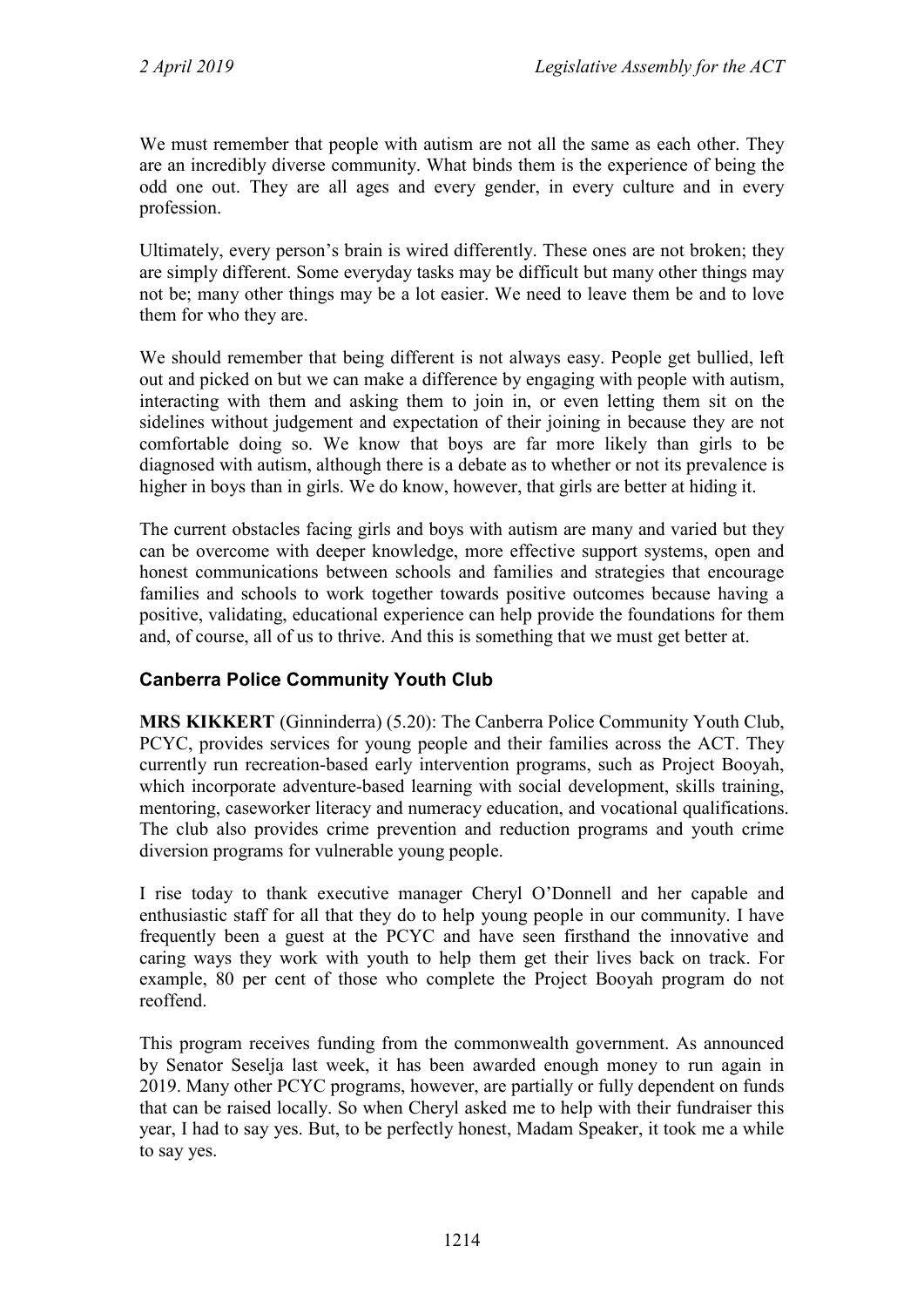We must remember that people with autism are not all the same as each other. They are an incredibly diverse community. What binds them is the experience of being the odd one out. They are all ages and every gender, in every culture and in every profession.

Ultimately, every person's brain is wired differently. These ones are not broken; they are simply different. Some everyday tasks may be difficult but many other things may not be; many other things may be a lot easier. We need to leave them be and to love them for who they are.

We should remember that being different is not always easy. People get bullied, left out and picked on but we can make a difference by engaging with people with autism, interacting with them and asking them to join in, or even letting them sit on the sidelines without judgement and expectation of their joining in because they are not comfortable doing so. We know that boys are far more likely than girls to be diagnosed with autism, although there is a debate as to whether or not its prevalence is higher in boys than in girls. We do know, however, that girls are better at hiding it.

The current obstacles facing girls and boys with autism are many and varied but they can be overcome with deeper knowledge, more effective support systems, open and honest communications between schools and families and strategies that encourage families and schools to work together towards positive outcomes because having a positive, validating, educational experience can help provide the foundations for them and, of course, all of us to thrive. And this is something that we must get better at.

### Canberra Police Community Youth Club

**MRS KIKKERT** (Ginninderra) (5.20): The Canberra Police Community Youth Club, PCYC, provides services for young people and their families across the ACT. They currently run recreation-based early intervention programs, such as Project Booyah, which incorporate adventure-based learning with social development, skills training, mentoring, caseworker literacy and numeracy education, and vocational qualifications. The club also provides crime prevention and reduction programs and youth crime diversion programs for vulnerable young people.

I rise today to thank executive manager Cheryl O'Donnell and her capable and enthusiastic staff for all that they do to help young people in our community. I have frequently been a guest at the PCYC and have seen firsthand the innovative and caring ways they work with youth to help them get their lives back on track. For example, 80 per cent of those who complete the Project Booyah program do not reoffend.

This program receives funding from the commonwealth government. As announced by Senator Seselja last week, it has been awarded enough money to run again in 2019. Many other PCYC programs, however, are partially or fully dependent on funds that can be raised locally. So when Cheryl asked me to help with their fundraiser this year, I had to say yes. But, to be perfectly honest, Madam Speaker, it took me a while to say yes.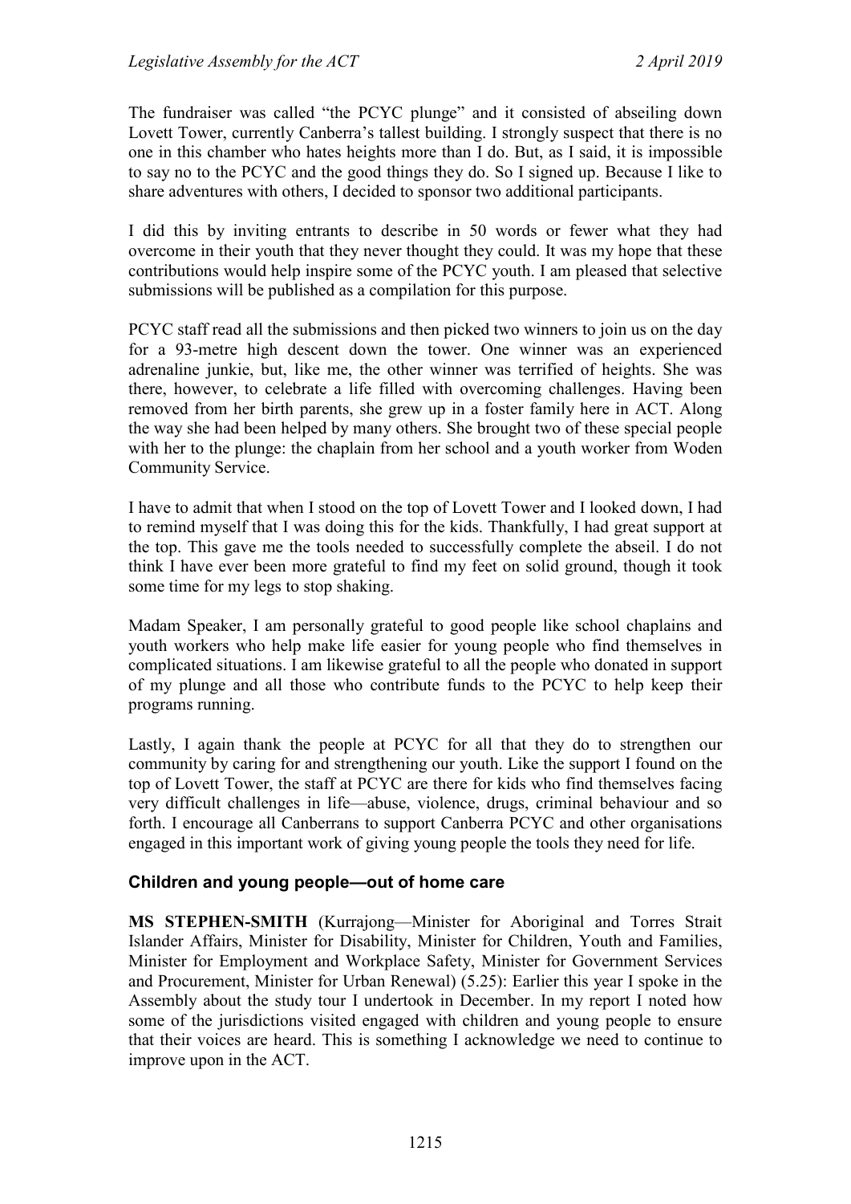The fundraiser was called "the PCYC plunge" and it consisted of abseiling down Lovett Tower, currently Canberra's tallest building. I strongly suspect that there is no one in this chamber who hates heights more than I do. But, as I said, it is impossible to say no to the PCYC and the good things they do. So I signed up. Because I like to share adventures with others, I decided to sponsor two additional participants.

I did this by inviting entrants to describe in 50 words or fewer what they had overcome in their youth that they never thought they could. It was my hope that these contributions would help inspire some of the PCYC youth. I am pleased that selective submissions will be published as a compilation for this purpose.

PCYC staff read all the submissions and then picked two winners to join us on the day for a 93-metre high descent down the tower. One winner was an experienced adrenaline junkie, but, like me, the other winner was terrified of heights. She was there, however, to celebrate a life filled with overcoming challenges. Having been removed from her birth parents, she grew up in a foster family here in ACT. Along the way she had been helped by many others. She brought two of these special people with her to the plunge: the chaplain from her school and a youth worker from Woden Community Service.

I have to admit that when I stood on the top of Lovett Tower and I looked down, I had to remind myself that I was doing this for the kids. Thankfully, I had great support at the top. This gave me the tools needed to successfully complete the abseil. I do not think I have ever been more grateful to find my feet on solid ground, though it took some time for my legs to stop shaking.

Madam Speaker, I am personally grateful to good people like school chaplains and youth workers who help make life easier for young people who find themselves in complicated situations. I am likewise grateful to all the people who donated in support of my plunge and all those who contribute funds to the PCYC to help keep their programs running.

Lastly, I again thank the people at PCYC for all that they do to strengthen our community by caring for and strengthening our youth. Like the support I found on the top of Lovett Tower, the staff at PCYC are there for kids who find themselves facing very difficult challenges in life—abuse, violence, drugs, criminal behaviour and so forth. I encourage all Canberrans to support Canberra PCYC and other organisations engaged in this important work of giving young people the tools they need for life.

### Children and young people—out of home care

**MS STEPHEN-SMITH** (Kurrajong—Minister for Aboriginal and Torres Strait Islander Affairs, Minister for Disability, Minister for Children, Youth and Families, Minister for Employment and Workplace Safety, Minister for Government Services and Procurement, Minister for Urban Renewal) (5.25): Earlier this year I spoke in the Assembly about the study tour I undertook in December. In my report I noted how some of the jurisdictions visited engaged with children and young people to ensure that their voices are heard. This is something I acknowledge we need to continue to improve upon in the ACT.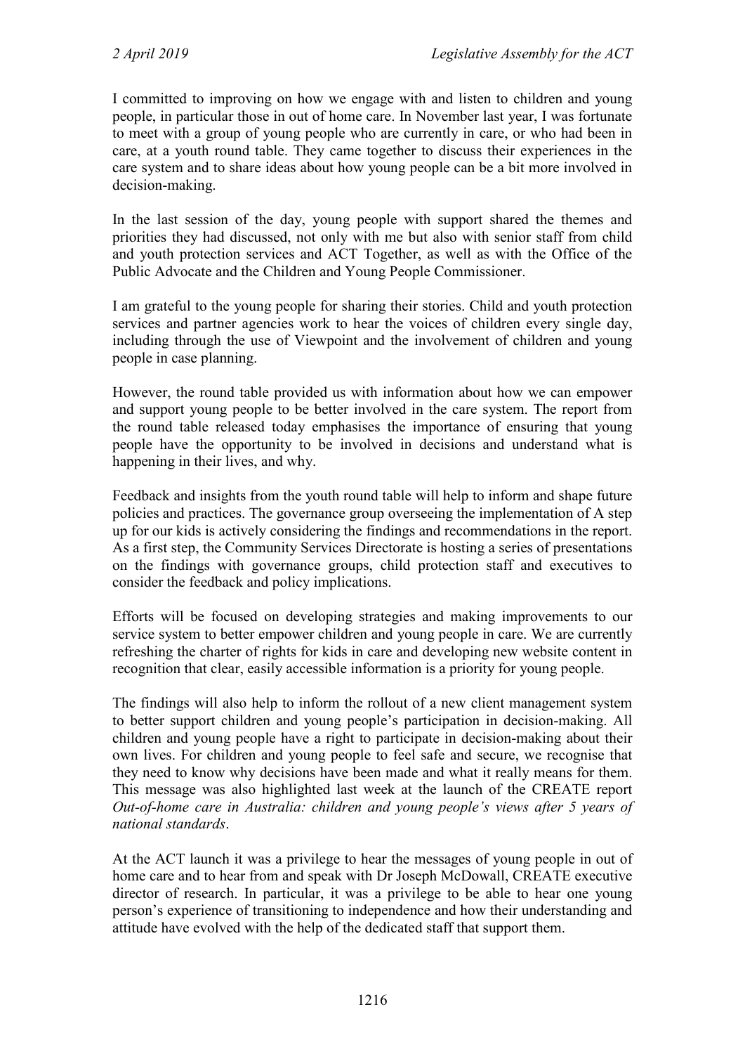I committed to improving on how we engage with and listen to children and young people, in particular those in out of home care. In November last year, I was fortunate to meet with a group of young people who are currently in care, or who had been in care, at a youth round table. They came together to discuss their experiences in the care system and to share ideas about how young people can be a bit more involved in decision-making.

In the last session of the day, young people with support shared the themes and priorities they had discussed, not only with me but also with senior staff from child and youth protection services and ACT Together, as well as with the Office of the Public Advocate and the Children and Young People Commissioner.

I am grateful to the young people for sharing their stories. Child and youth protection services and partner agencies work to hear the voices of children every single day, including through the use of Viewpoint and the involvement of children and young people in case planning.

However, the round table provided us with information about how we can empower and support young people to be better involved in the care system. The report from the round table released today emphasises the importance of ensuring that young people have the opportunity to be involved in decisions and understand what is happening in their lives, and why.

Feedback and insights from the youth round table will help to inform and shape future policies and practices. The governance group overseeing the implementation of A step up for our kids is actively considering the findings and recommendations in the report. As a first step, the Community Services Directorate is hosting a series of presentations on the findings with governance groups, child protection staff and executives to consider the feedback and policy implications.

Efforts will be focused on developing strategies and making improvements to our service system to better empower children and young people in care. We are currently refreshing the charter of rights for kids in care and developing new website content in recognition that clear, easily accessible information is a priority for young people.

The findings will also help to inform the rollout of a new client management system to better support children and young people's participation in decision-making. All children and young people have a right to participate in decision-making about their own lives. For children and young people to feel safe and secure, we recognise that they need to know why decisions have been made and what it really means for them. This message was also highlighted last week at the launch of the CREATE report *Out-of-home care in Australia: children and young people's views after 5 years of national standards*.

At the ACT launch it was a privilege to hear the messages of young people in out of home care and to hear from and speak with Dr Joseph McDowall, CREATE executive director of research. In particular, it was a privilege to be able to hear one young person's experience of transitioning to independence and how their understanding and attitude have evolved with the help of the dedicated staff that support them.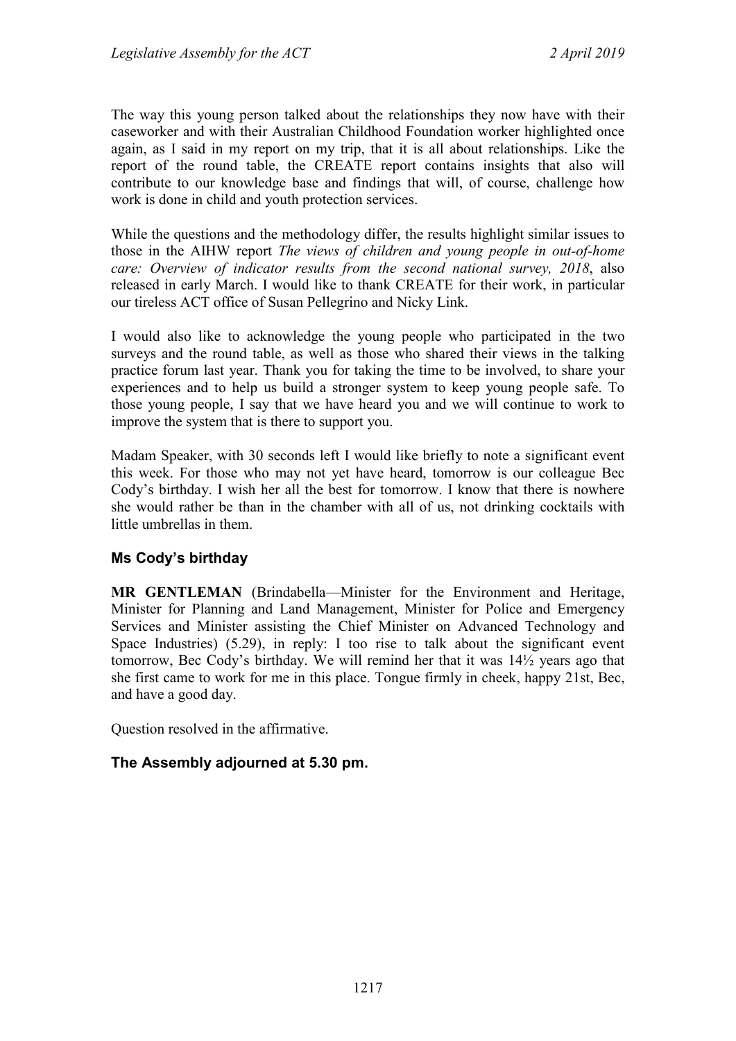The way this young person talked about the relationships they now have with their caseworker and with their Australian Childhood Foundation worker highlighted once again, as I said in my report on my trip, that it is all about relationships. Like the report of the round table, the CREATE report contains insights that also will contribute to our knowledge base and findings that will, of course, challenge how work is done in child and youth protection services.

While the questions and the methodology differ, the results highlight similar issues to those in the AIHW report *The views of children and young people in out-of-home care: Overview of indicator results from the second national survey, 2018*, also released in early March. I would like to thank CREATE for their work, in particular our tireless ACT office of Susan Pellegrino and Nicky Link.

I would also like to acknowledge the young people who participated in the two surveys and the round table, as well as those who shared their views in the talking practice forum last year. Thank you for taking the time to be involved, to share your experiences and to help us build a stronger system to keep young people safe. To those young people, I say that we have heard you and we will continue to work to improve the system that is there to support you.

Madam Speaker, with 30 seconds left I would like briefly to note a significant event this week. For those who may not yet have heard, tomorrow is our colleague Bec Cody's birthday. I wish her all the best for tomorrow. I know that there is nowhere she would rather be than in the chamber with all of us, not drinking cocktails with little umbrellas in them.

## Ms Cody's birthday

**MR GENTLEMAN** (Brindabella—Minister for the Environment and Heritage, Minister for Planning and Land Management, Minister for Police and Emergency Services and Minister assisting the Chief Minister on Advanced Technology and Space Industries) (5.29), in reply: I too rise to talk about the significant event tomorrow, Bec Cody's birthday. We will remind her that it was 14½ years ago that she first came to work for me in this place. Tongue firmly in cheek, happy 21st, Bec, and have a good day.

Question resolved in the affirmative.

## The Assembly adjourned at 5.30 pm.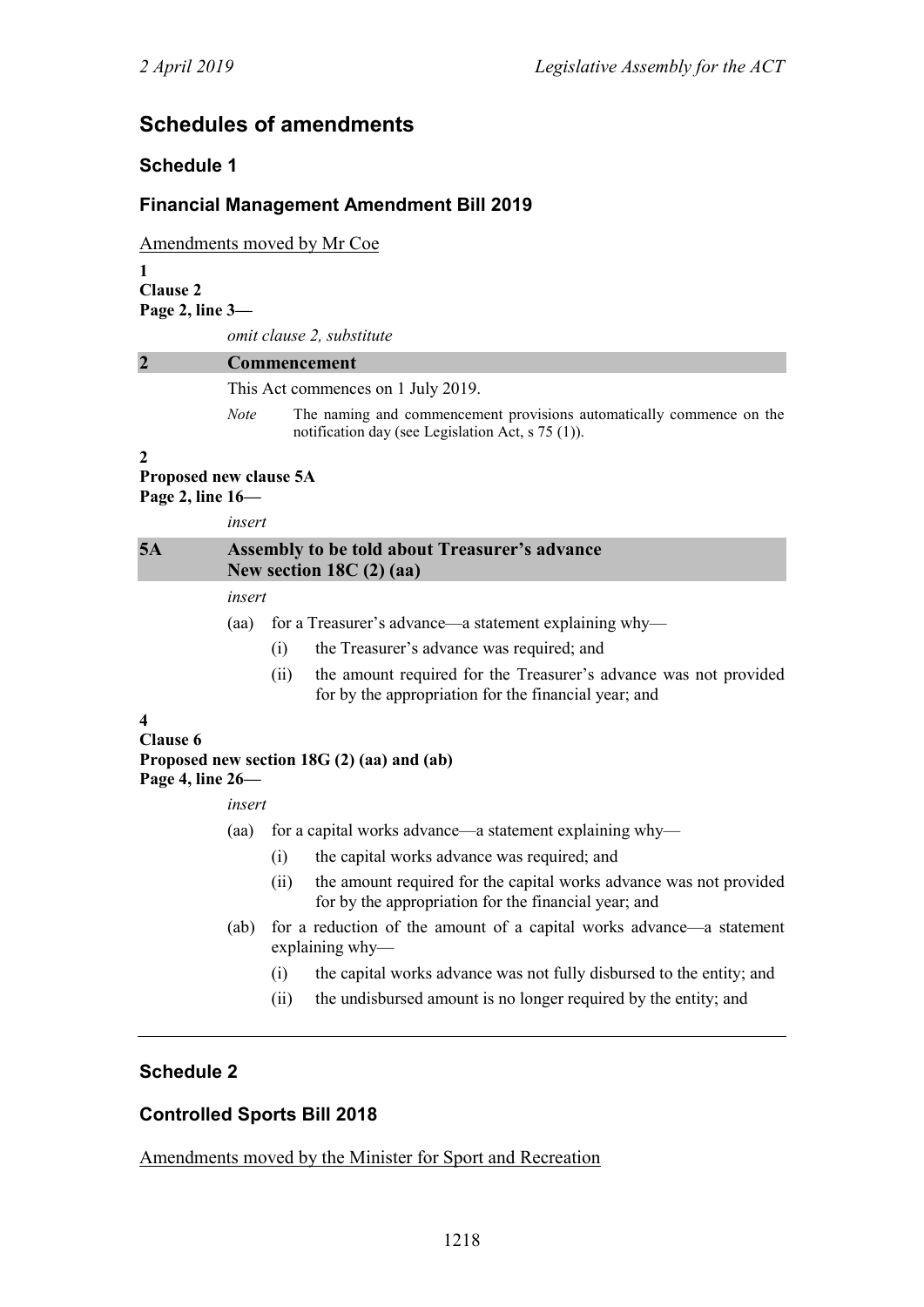## Schedules of amendments

### Schedule 1

### Financial Management Amendment Bill 2019

Amendments moved by Mr Coe

**1**
**Clause 2**
**Page 2, line 3—**

*omit clause 2, substitute*

**2 Commencement**

This Act commences on 1 July 2019.

*Note* The naming and commencement provisions automatically commence on the notification day (see Legislation Act, s 75 (1)).

**2**
**Proposed new clause 5A**
**Page 2, line 16—**

*insert*

**5A Assembly to be told about Treasurer's advance**
**New section 18C (2) (aa)**

*insert*

(aa) for a Treasurer's advance—a statement explaining why—

(i) the Treasurer's advance was required; and

(ii) the amount required for the Treasurer's advance was not provided for by the appropriation for the financial year; and

**4**
**Clause 6**
**Proposed new section 18G (2) (aa) and (ab)**
**Page 4, line 26—**

*insert*

(aa) for a capital works advance—a statement explaining why—

(i) the capital works advance was required; and

(ii) the amount required for the capital works advance was not provided for by the appropriation for the financial year; and

(ab) for a reduction of the amount of a capital works advance—a statement explaining why—

(i) the capital works advance was not fully disbursed to the entity; and

(ii) the undisbursed amount is no longer required by the entity; and

---

### Schedule 2

### Controlled Sports Bill 2018

Amendments moved by the Minister for Sport and Recreation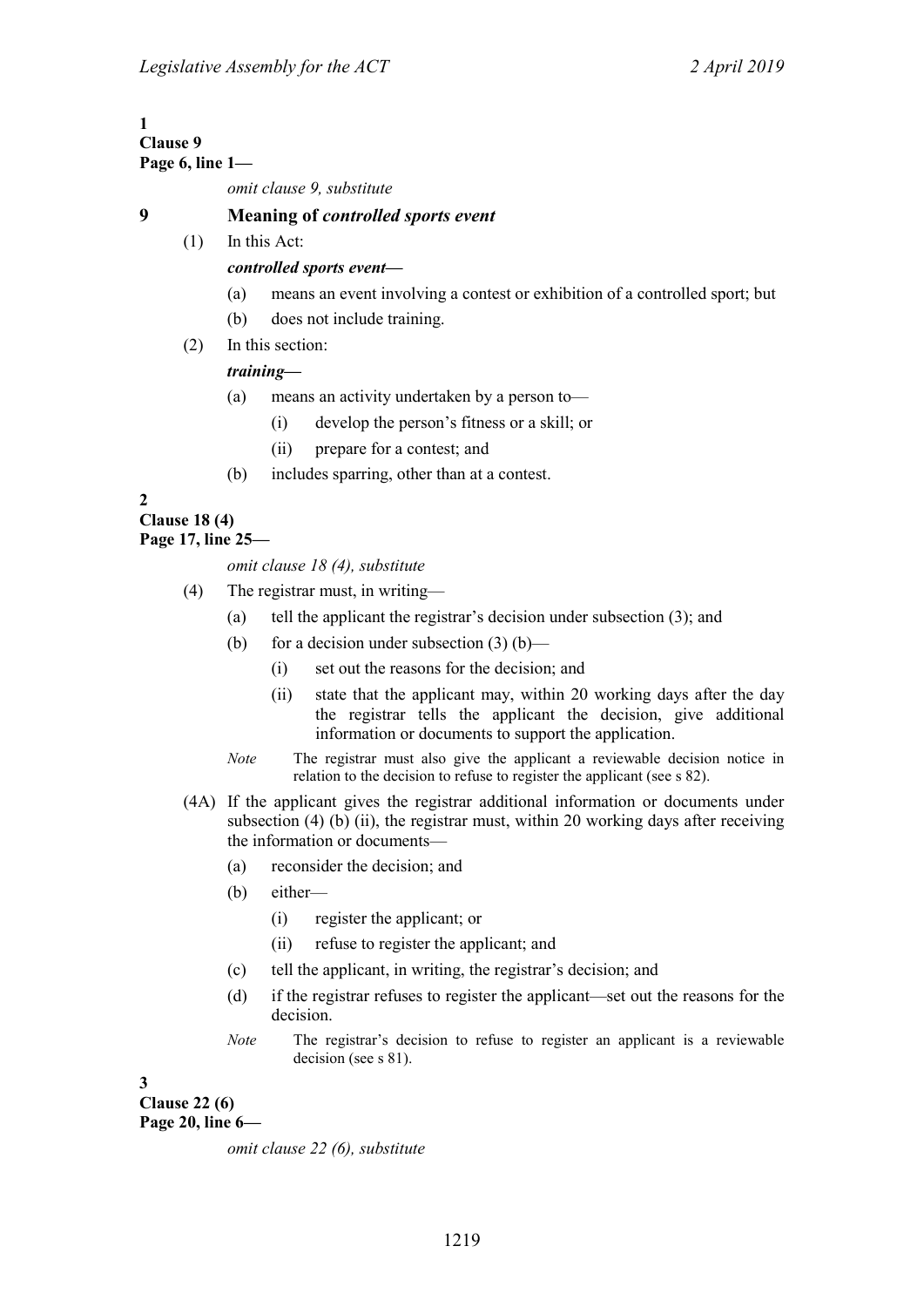**1**
**Clause 9**
**Page 6, line 1—**

*omit clause 9, substitute*

**9 Meaning of *controlled sports event***

(1) In this Act:

***controlled sports event—***

(a) means an event involving a contest or exhibition of a controlled sport; but

(b) does not include training.

(2) In this section:

***training—***

(a) means an activity undertaken by a person to—

(i) develop the person's fitness or a skill; or

(ii) prepare for a contest; and

(b) includes sparring, other than at a contest.

**2**
**Clause 18 (4)**
**Page 17, line 25—**

*omit clause 18 (4), substitute*

(4) The registrar must, in writing—

(a) tell the applicant the registrar's decision under subsection (3); and

(b) for a decision under subsection (3) (b)—

(i) set out the reasons for the decision; and

(ii) state that the applicant may, within 20 working days after the day the registrar tells the applicant the decision, give additional information or documents to support the application.

*Note* The registrar must also give the applicant a reviewable decision notice in relation to the decision to refuse to register the applicant (see s 82).

(4A) If the applicant gives the registrar additional information or documents under subsection (4) (b) (ii), the registrar must, within 20 working days after receiving the information or documents—

(a) reconsider the decision; and

(b) either—

(i) register the applicant; or

(ii) refuse to register the applicant; and

(c) tell the applicant, in writing, the registrar's decision; and

(d) if the registrar refuses to register the applicant—set out the reasons for the decision.

*Note* The registrar's decision to refuse to register an applicant is a reviewable decision (see s 81).

**3**
**Clause 22 (6)**
**Page 20, line 6—**

*omit clause 22 (6), substitute*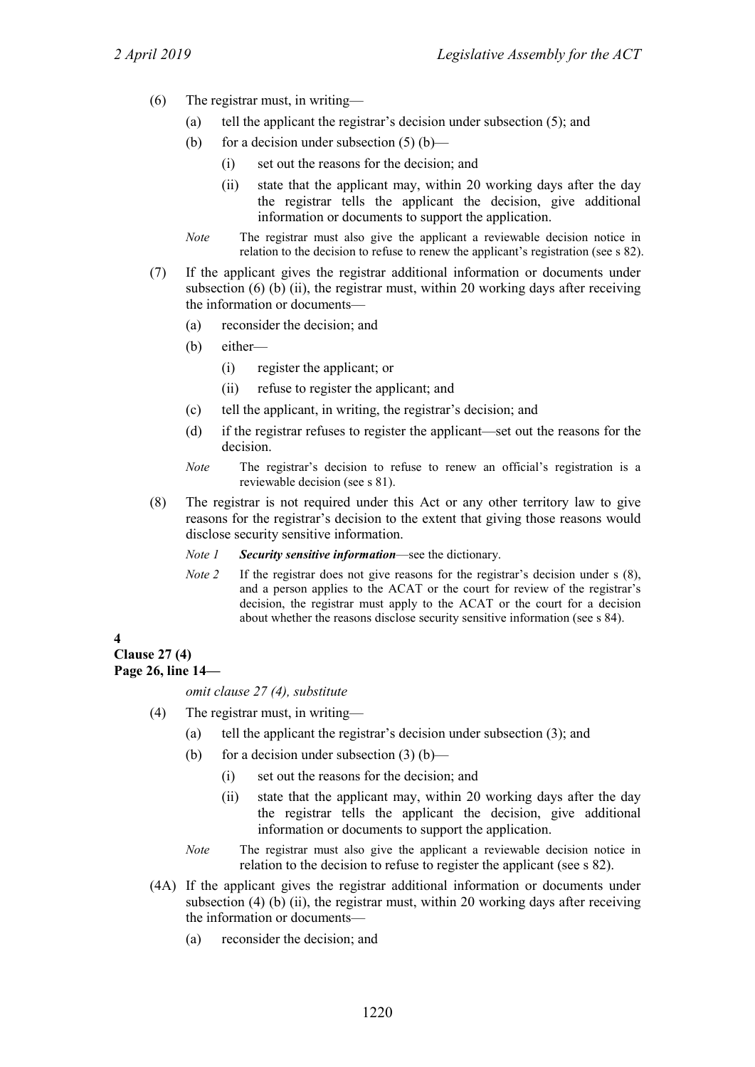(6) The registrar must, in writing—

(a) tell the applicant the registrar's decision under subsection (5); and

(b) for a decision under subsection (5) (b)—

(i) set out the reasons for the decision; and

(ii) state that the applicant may, within 20 working days after the day the registrar tells the applicant the decision, give additional information or documents to support the application.

*Note* The registrar must also give the applicant a reviewable decision notice in relation to the decision to refuse to renew the applicant's registration (see s 82).

(7) If the applicant gives the registrar additional information or documents under subsection (6) (b) (ii), the registrar must, within 20 working days after receiving the information or documents—

(a) reconsider the decision; and

(b) either—

(i) register the applicant; or

(ii) refuse to register the applicant; and

(c) tell the applicant, in writing, the registrar's decision; and

(d) if the registrar refuses to register the applicant—set out the reasons for the decision.

*Note* The registrar's decision to refuse to renew an official's registration is a reviewable decision (see s 81).

(8) The registrar is not required under this Act or any other territory law to give reasons for the registrar's decision to the extent that giving those reasons would disclose security sensitive information.

*Note 1* ***Security sensitive information***—see the dictionary.

*Note 2* If the registrar does not give reasons for the registrar's decision under s (8), and a person applies to the ACAT or the court for review of the registrar's decision, the registrar must apply to the ACAT or the court for a decision about whether the reasons disclose security sensitive information (see s 84).

**4**
**Clause 27 (4)**
**Page 26, line 14—**

*omit clause 27 (4), substitute*

(4) The registrar must, in writing—

(a) tell the applicant the registrar's decision under subsection (3); and

(b) for a decision under subsection (3) (b)—

(i) set out the reasons for the decision; and

(ii) state that the applicant may, within 20 working days after the day the registrar tells the applicant the decision, give additional information or documents to support the application.

*Note* The registrar must also give the applicant a reviewable decision notice in relation to the decision to refuse to register the applicant (see s 82).

(4A) If the applicant gives the registrar additional information or documents under subsection (4) (b) (ii), the registrar must, within 20 working days after receiving the information or documents—

(a) reconsider the decision; and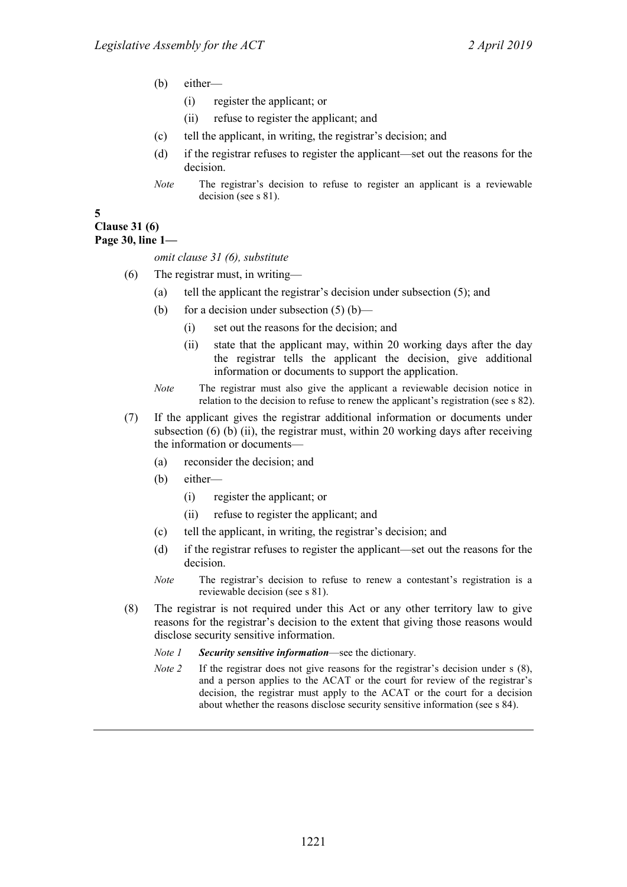(b) either—

  (i) register the applicant; or

  (ii) refuse to register the applicant; and

(c) tell the applicant, in writing, the registrar's decision; and

(d) if the registrar refuses to register the applicant—set out the reasons for the decision.

*Note* The registrar's decision to refuse to register an applicant is a reviewable decision (see s 81).

**5**
**Clause 31 (6)**
**Page 30, line 1—**

*omit clause 31 (6), substitute*

(6) The registrar must, in writing—

  (a) tell the applicant the registrar's decision under subsection (5); and

  (b) for a decision under subsection (5) (b)—

    (i) set out the reasons for the decision; and

    (ii) state that the applicant may, within 20 working days after the day the registrar tells the applicant the decision, give additional information or documents to support the application.

  *Note* The registrar must also give the applicant a reviewable decision notice in relation to the decision to refuse to renew the applicant's registration (see s 82).

(7) If the applicant gives the registrar additional information or documents under subsection (6) (b) (ii), the registrar must, within 20 working days after receiving the information or documents—

  (a) reconsider the decision; and

  (b) either—

    (i) register the applicant; or

    (ii) refuse to register the applicant; and

  (c) tell the applicant, in writing, the registrar's decision; and

  (d) if the registrar refuses to register the applicant—set out the reasons for the decision.

  *Note* The registrar's decision to refuse to renew a contestant's registration is a reviewable decision (see s 81).

(8) The registrar is not required under this Act or any other territory law to give reasons for the registrar's decision to the extent that giving those reasons would disclose security sensitive information.

  *Note 1* ***Security sensitive information***—see the dictionary.

  *Note 2* If the registrar does not give reasons for the registrar's decision under s (8), and a person applies to the ACAT or the court for review of the registrar's decision, the registrar must apply to the ACAT or the court for a decision about whether the reasons disclose security sensitive information (see s 84).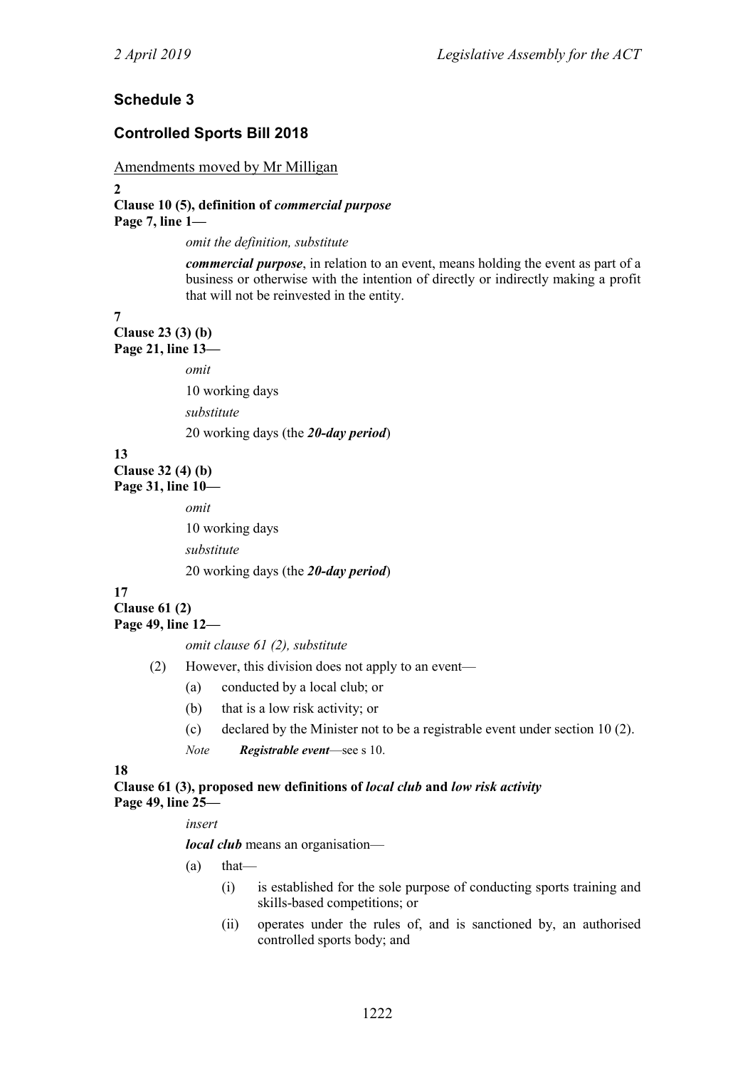## Schedule 3

## Controlled Sports Bill 2018

Amendments moved by Mr Milligan

**2**
**Clause 10 (5), definition of *commercial purpose***
**Page 7, line 1—**

*omit the definition, substitute*

***commercial purpose***, in relation to an event, means holding the event as part of a business or otherwise with the intention of directly or indirectly making a profit that will not be reinvested in the entity.

**7**
**Clause 23 (3) (b)**
**Page 21, line 13—**

*omit*

10 working days

*substitute*

20 working days (the ***20-day period***)

**13**
**Clause 32 (4) (b)**
**Page 31, line 10—**

*omit*

10 working days

*substitute*

20 working days (the ***20-day period***)

**17**
**Clause 61 (2)**
**Page 49, line 12—**

*omit clause 61 (2), substitute*

(2) However, this division does not apply to an event—

(a) conducted by a local club; or

(b) that is a low risk activity; or

(c) declared by the Minister not to be a registrable event under section 10 (2).

*Note* ***Registrable event***—see s 10.

**18**
**Clause 61 (3), proposed new definitions of *local club* and *low risk activity***
**Page 49, line 25—**

*insert*

***local club*** means an organisation—

(a) that—

(i) is established for the sole purpose of conducting sports training and skills-based competitions; or

(ii) operates under the rules of, and is sanctioned by, an authorised controlled sports body; and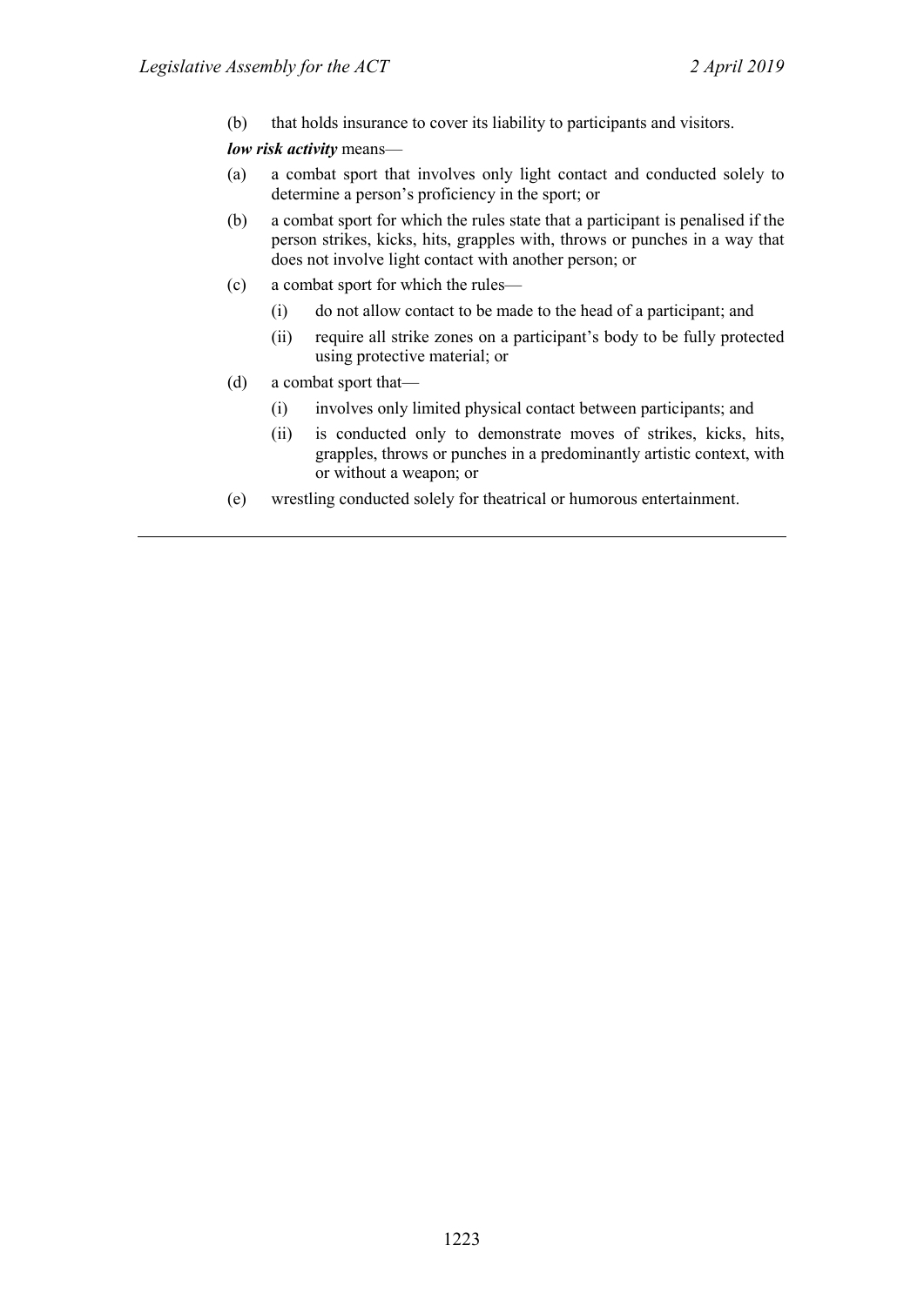(b) that holds insurance to cover its liability to participants and visitors.

***low risk activity*** means—

(a) a combat sport that involves only light contact and conducted solely to determine a person's proficiency in the sport; or

(b) a combat sport for which the rules state that a participant is penalised if the person strikes, kicks, hits, grapples with, throws or punches in a way that does not involve light contact with another person; or

(c) a combat sport for which the rules—

  (i) do not allow contact to be made to the head of a participant; and

  (ii) require all strike zones on a participant's body to be fully protected using protective material; or

(d) a combat sport that—

  (i) involves only limited physical contact between participants; and

  (ii) is conducted only to demonstrate moves of strikes, kicks, hits, grapples, throws or punches in a predominantly artistic context, with or without a weapon; or

(e) wrestling conducted solely for theatrical or humorous entertainment.